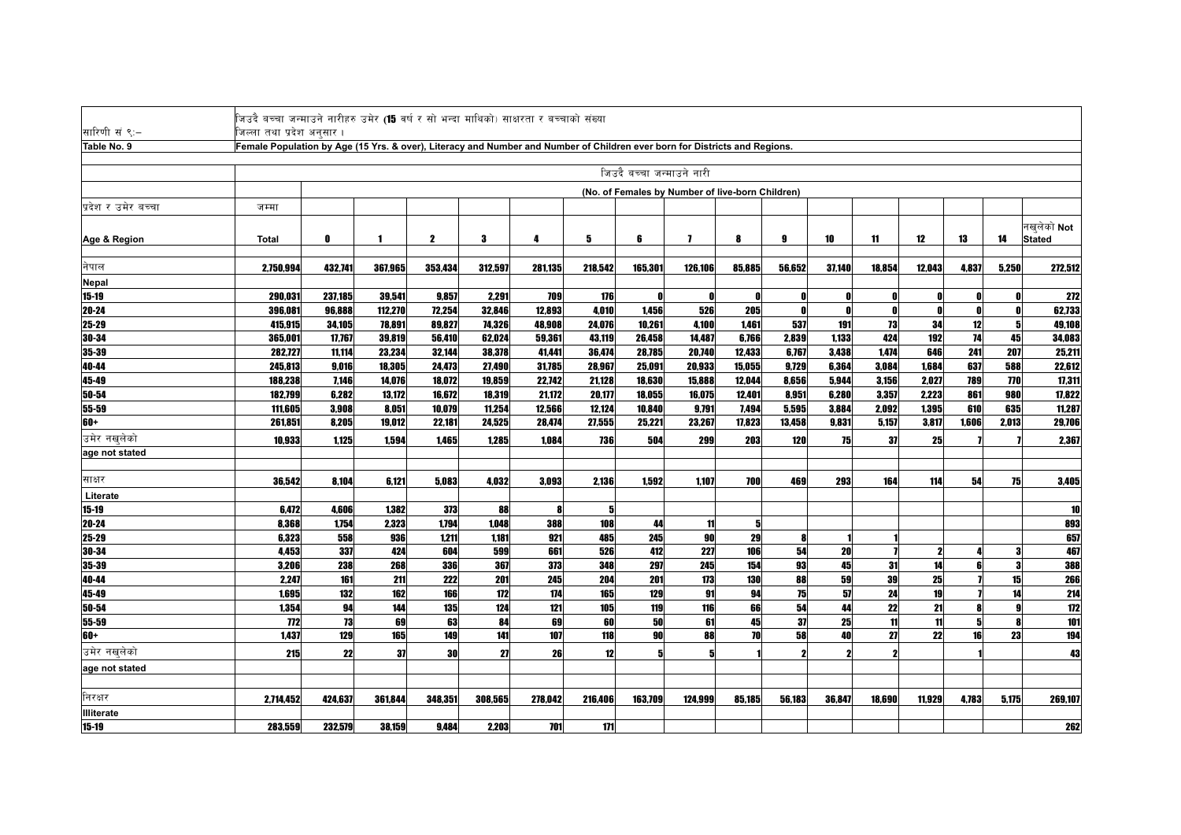सारिणी सं ९:– जिउदै बच्चा जन्माउने नारीहरु उमेर (15 वर्ष र सो भन्दा माथिको) साक्षरता र बच्चाको संख्या जिल्ला तथा प्रदेश अनुसार ।

Table No. 9 Female Population by Age (15 Yrs. & over), Literacy and Number and Number of Children ever born for Districts and Regions.

| प्रदेश र उमेर बच्चा | जम्मा | जिउदै बच्चा जन्माउने नारी (No. of Females by Number of live-born Children) | | | | | | | | | | | | | | | |
|---|---|---|---|---|---|---|---|---|---|---|---|---|---|---|---|---|---|
| Age & Region | Total | 0 | 1 | 2 | 3 | 4 | 5 | 6 | 7 | 8 | 9 | 10 | 11 | 12 | 13 | 14 | नखुलेको Not Stated |
| नेपाल Nepal | 2,750,994 | 432,741 | 367,965 | 353,434 | 312,597 | 281,135 | 218,542 | 165,301 | 126,106 | 85,885 | 56,652 | 37,140 | 18,854 | 12,043 | 4,837 | 5,250 | 272,512 |
| 15-19 | 290,031 | 237,185 | 39,541 | 9,857 | 2,291 | 709 | 176 | 0 | 0 | 0 | 0 | 0 | 0 | 0 | 0 | 0 | 272 |
| 20-24 | 396,081 | 96,888 | 112,270 | 72,254 | 32,846 | 12,893 | 4,010 | 1,456 | 526 | 205 | 0 | 0 | 0 | 0 | 0 | 0 | 62,733 |
| 25-29 | 415,915 | 34,105 | 78,891 | 89,827 | 74,326 | 48,908 | 24,076 | 10,261 | 4,100 | 1,461 | 537 | 191 | 73 | 34 | 12 | 5 | 49,108 |
| 30-34 | 365,001 | 17,767 | 39,819 | 56,410 | 62,024 | 59,361 | 43,119 | 26,458 | 14,487 | 6,766 | 2,839 | 1,133 | 424 | 192 | 74 | 45 | 34,083 |
| 35-39 | 282,727 | 11,114 | 23,234 | 32,144 | 38,378 | 41,441 | 36,474 | 28,785 | 20,740 | 12,433 | 6,767 | 3,438 | 1,474 | 646 | 241 | 207 | 25,211 |
| 40-44 | 245,813 | 9,016 | 18,305 | 24,473 | 27,490 | 31,785 | 28,967 | 25,091 | 20,933 | 15,055 | 9,729 | 6,364 | 3,084 | 1,684 | 637 | 588 | 22,612 |
| 45-49 | 188,238 | 7,146 | 14,076 | 18,072 | 19,859 | 22,742 | 21,128 | 18,630 | 15,888 | 12,044 | 8,656 | 5,944 | 3,156 | 2,027 | 789 | 770 | 17,311 |
| 50-54 | 182,799 | 6,282 | 13,172 | 16,672 | 18,319 | 21,172 | 20,177 | 18,055 | 16,075 | 12,401 | 8,951 | 6,280 | 3,357 | 2,223 | 861 | 980 | 17,822 |
| 55-59 | 111,605 | 3,908 | 8,051 | 10,079 | 11,254 | 12,566 | 12,124 | 10,840 | 9,791 | 7,494 | 5,595 | 3,884 | 2,092 | 1,395 | 610 | 635 | 11,287 |
| 60+ | 261,851 | 8,205 | 19,012 | 22,181 | 24,525 | 28,474 | 27,555 | 25,221 | 23,267 | 17,823 | 13,458 | 9,831 | 5,157 | 3,817 | 1,606 | 2,013 | 29,706 |
| उमेर नखुलेको age not stated | 10,933 | 1,125 | 1,594 | 1,465 | 1,285 | 1,084 | 736 | 504 | 299 | 203 | 120 | 75 | 37 | 25 | 7 | 7 | 2,367 |
| साक्षर Literate | 36,542 | 8,104 | 6,121 | 5,083 | 4,032 | 3,093 | 2,136 | 1,592 | 1,107 | 700 | 469 | 293 | 164 | 114 | 54 | 75 | 3,405 |
| 15-19 | 6,472 | 4,606 | 1,382 | 373 | 88 | 8 | 5 | | | | | | | | | | 10 |
| 20-24 | 8,368 | 1,754 | 2,323 | 1,794 | 1,048 | 388 | 108 | 44 | 11 | 5 | | | | | | | 893 |
| 25-29 | 6,323 | 558 | 936 | 1,211 | 1,181 | 921 | 485 | 245 | 90 | 29 | 8 | 1 | 1 | | | | 657 |
| 30-34 | 4,453 | 337 | 424 | 604 | 599 | 661 | 526 | 412 | 227 | 106 | 54 | 20 | 7 | 2 | 4 | 3 | 467 |
| 35-39 | 3,206 | 238 | 268 | 336 | 367 | 373 | 348 | 297 | 245 | 154 | 93 | 45 | 31 | 14 | 6 | 3 | 388 |
| 40-44 | 2,247 | 161 | 211 | 222 | 201 | 245 | 204 | 201 | 173 | 130 | 88 | 59 | 39 | 25 | 7 | 15 | 266 |
| 45-49 | 1,695 | 132 | 162 | 166 | 172 | 174 | 165 | 129 | 91 | 94 | 75 | 57 | 24 | 19 | 7 | 14 | 214 |
| 50-54 | 1,354 | 94 | 144 | 135 | 124 | 121 | 105 | 119 | 116 | 66 | 54 | 44 | 22 | 21 | 8 | 9 | 172 |
| 55-59 | 772 | 73 | 69 | 63 | 84 | 69 | 60 | 50 | 61 | 45 | 37 | 25 | 11 | 11 | 5 | 8 | 101 |
| 60+ | 1,437 | 129 | 165 | 149 | 141 | 107 | 118 | 90 | 88 | 70 | 58 | 40 | 27 | 22 | 16 | 23 | 194 |
| उमेर नखुलेको age not stated | 215 | 22 | 37 | 30 | 27 | 26 | 12 | 5 | 5 | 1 | 2 | 2 | 2 | | 1 | | 43 |
| निरक्षर Illiterate | 2,714,452 | 424,637 | 361,844 | 348,351 | 308,565 | 278,042 | 216,406 | 163,709 | 124,999 | 85,185 | 56,183 | 36,847 | 18,690 | 11,929 | 4,783 | 5,175 | 269,107 |
| 15-19 | 283,559 | 232,579 | 38,159 | 9,484 | 2,203 | 701 | 171 | | | | | | | | | | 262 |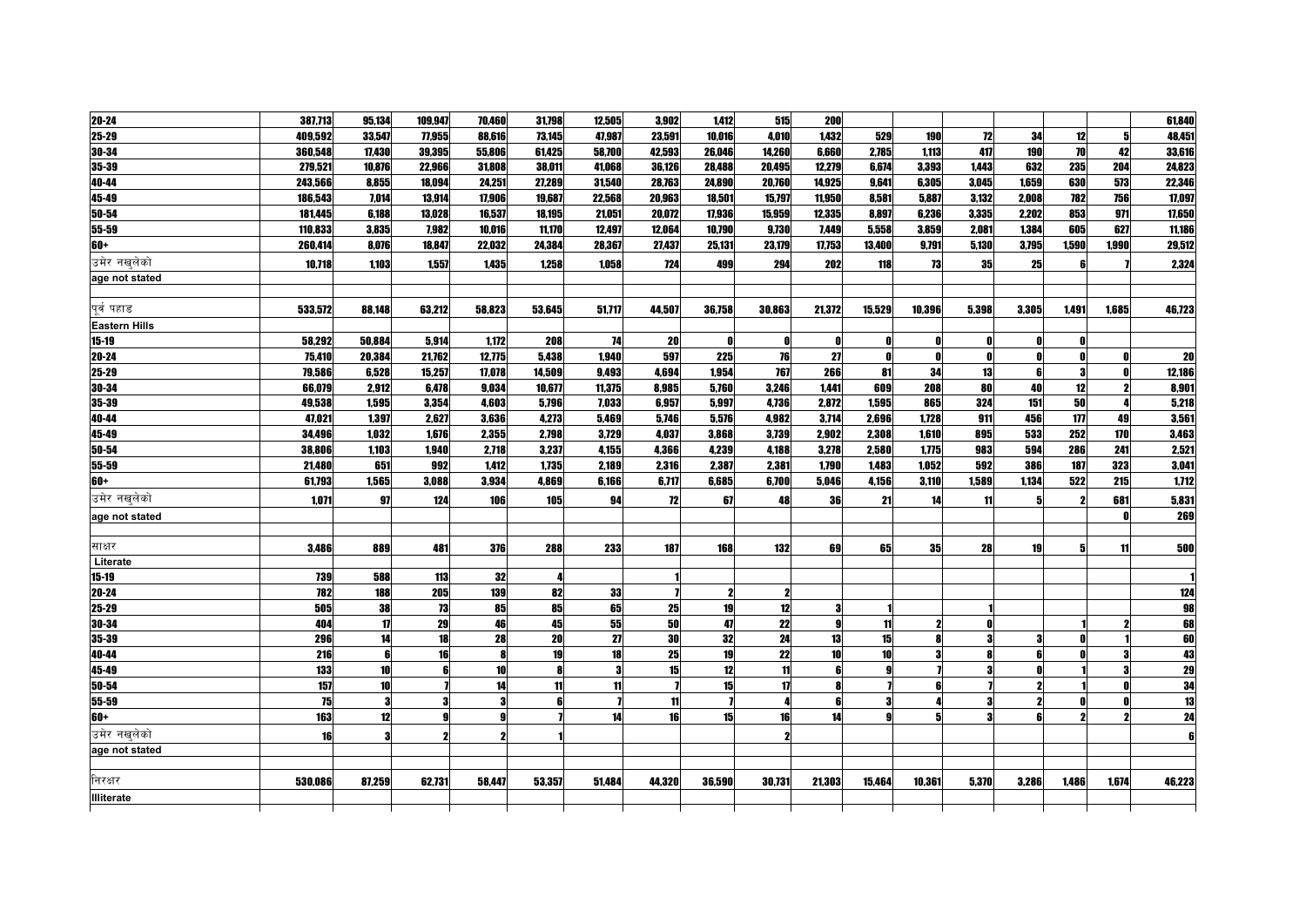| | | | | | | | | | | | | | | | | | |
|---|---|---|---|---|---|---|---|---|---|---|---|---|---|---|---|---|---|
| 20-24 | 387,713 | 95,134 | 109,947 | 70,460 | 31,798 | 12,505 | 3,902 | 1,412 | 515 | 200 | | | | | | | 61,840 |
| 25-29 | 409,592 | 33,547 | 77,955 | 88,616 | 73,145 | 47,987 | 23,591 | 10,016 | 4,010 | 1,432 | 529 | 190 | 72 | 34 | 12 | 5 | 48,451 |
| 30-34 | 360,548 | 17,430 | 39,395 | 55,806 | 61,425 | 58,700 | 42,593 | 26,046 | 14,260 | 6,660 | 2,785 | 1,113 | 417 | 190 | 70 | 42 | 33,616 |
| 35-39 | 279,521 | 10,876 | 22,966 | 31,808 | 38,011 | 41,068 | 36,126 | 28,488 | 20,495 | 12,279 | 6,674 | 3,393 | 1,443 | 632 | 235 | 204 | 24,823 |
| 40-44 | 243,566 | 8,855 | 18,094 | 24,251 | 27,289 | 31,540 | 28,763 | 24,890 | 20,760 | 14,925 | 9,641 | 6,305 | 3,045 | 1,659 | 630 | 573 | 22,346 |
| 45-49 | 186,543 | 7,014 | 13,914 | 17,906 | 19,687 | 22,568 | 20,963 | 18,501 | 15,797 | 11,950 | 8,581 | 5,887 | 3,132 | 2,008 | 782 | 756 | 17,097 |
| 50-54 | 181,445 | 6,188 | 13,028 | 16,537 | 18,195 | 21,051 | 20,072 | 17,936 | 15,959 | 12,335 | 8,897 | 6,236 | 3,335 | 2,202 | 853 | 971 | 17,650 |
| 55-59 | 110,833 | 3,835 | 7,982 | 10,016 | 11,170 | 12,497 | 12,064 | 10,790 | 9,730 | 7,449 | 5,558 | 3,859 | 2,081 | 1,384 | 605 | 627 | 11,186 |
| 60+ | 260,414 | 8,076 | 18,847 | 22,032 | 24,384 | 28,367 | 27,437 | 25,131 | 23,179 | 17,753 | 13,400 | 9,791 | 5,130 | 3,795 | 1,590 | 1,990 | 29,512 |
| उमेर नखुलेको | 10,718 | 1,103 | 1,557 | 1,435 | 1,258 | 1,058 | 724 | 499 | 294 | 202 | 118 | 73 | 35 | 25 | 6 | 7 | 2,324 |
| age not stated | | | | | | | | | | | | | | | | | |
| | | | | | | | | | | | | | | | | | |
| पूर्व पहाड | 533,572 | 88,148 | 63,212 | 58,823 | 53,645 | 51,717 | 44,507 | 36,758 | 30,863 | 21,372 | 15,529 | 10,396 | 5,398 | 3,305 | 1,491 | 1,685 | 46,723 |
| Eastern Hills | | | | | | | | | | | | | | | | | |
| 15-19 | 58,292 | 50,884 | 5,914 | 1,172 | 208 | 74 | 20 | 0 | 0 | 0 | 0 | 0 | 0 | 0 | 0 | | |
| 20-24 | 75,410 | 20,384 | 21,762 | 12,775 | 5,438 | 1,940 | 597 | 225 | 76 | 27 | 0 | 0 | 0 | 0 | 0 | 0 | 20 |
| 25-29 | 79,586 | 6,528 | 15,257 | 17,078 | 14,509 | 9,493 | 4,694 | 1,954 | 767 | 266 | 81 | 34 | 13 | 6 | 3 | 0 | 12,186 |
| 30-34 | 66,079 | 2,912 | 6,478 | 9,034 | 10,677 | 11,375 | 8,985 | 5,760 | 3,246 | 1,441 | 609 | 208 | 80 | 40 | 12 | 2 | 8,901 |
| 35-39 | 49,538 | 1,595 | 3,354 | 4,603 | 5,796 | 7,033 | 6,957 | 5,997 | 4,736 | 2,872 | 1,595 | 865 | 324 | 151 | 50 | 4 | 5,218 |
| 40-44 | 47,021 | 1,397 | 2,627 | 3,636 | 4,273 | 5,469 | 5,746 | 5,576 | 4,982 | 3,714 | 2,696 | 1,728 | 911 | 456 | 177 | 49 | 3,561 |
| 45-49 | 34,496 | 1,032 | 1,676 | 2,355 | 2,798 | 3,729 | 4,037 | 3,868 | 3,739 | 2,902 | 2,308 | 1,610 | 895 | 533 | 252 | 170 | 3,463 |
| 50-54 | 38,806 | 1,103 | 1,940 | 2,718 | 3,237 | 4,155 | 4,366 | 4,239 | 4,188 | 3,278 | 2,580 | 1,775 | 983 | 594 | 286 | 241 | 2,521 |
| 55-59 | 21,480 | 651 | 992 | 1,412 | 1,735 | 2,189 | 2,316 | 2,387 | 2,381 | 1,790 | 1,483 | 1,052 | 592 | 386 | 187 | 323 | 3,041 |
| 60+ | 61,793 | 1,565 | 3,088 | 3,934 | 4,869 | 6,166 | 6,717 | 6,685 | 6,700 | 5,046 | 4,156 | 3,110 | 1,589 | 1,134 | 522 | 215 | 1,712 |
| उमेर नखुलेको | 1,071 | 97 | 124 | 106 | 105 | 94 | 72 | 67 | 48 | 36 | 21 | 14 | 11 | 5 | 2 | 681 | 5,831 |
| age not stated | | | | | | | | | | | | | | | | 0 | 269 |
| | | | | | | | | | | | | | | | | | |
| साक्षर | 3,486 | 889 | 481 | 376 | 288 | 233 | 187 | 168 | 132 | 69 | 65 | 35 | 28 | 19 | 5 | 11 | 500 |
| Literate | | | | | | | | | | | | | | | | | |
| 15-19 | 739 | 588 | 113 | 32 | 4 | | 1 | | | | | | | | | | 1 |
| 20-24 | 782 | 188 | 205 | 139 | 82 | 33 | 7 | 2 | 2 | | | | | | | | 124 |
| 25-29 | 505 | 38 | 73 | 85 | 85 | 65 | 25 | 19 | 12 | 3 | 1 | | 1 | | | | 98 |
| 30-34 | 404 | 17 | 29 | 46 | 45 | 55 | 50 | 47 | 22 | 9 | 11 | 2 | 0 | | 1 | 2 | 68 |
| 35-39 | 296 | 14 | 18 | 28 | 20 | 27 | 30 | 32 | 24 | 13 | 15 | 8 | 3 | 3 | 0 | 1 | 60 |
| 40-44 | 216 | 6 | 16 | 8 | 19 | 18 | 25 | 19 | 22 | 10 | 10 | 3 | 8 | 6 | 0 | 3 | 43 |
| 45-49 | 133 | 10 | 6 | 10 | 8 | 3 | 15 | 12 | 11 | 6 | 9 | 7 | 3 | 0 | 1 | 3 | 29 |
| 50-54 | 157 | 10 | 7 | 14 | 11 | 11 | 7 | 15 | 17 | 8 | 7 | 6 | 7 | 2 | 1 | 0 | 34 |
| 55-59 | 75 | 3 | 3 | 3 | 6 | 7 | 11 | 7 | 4 | 6 | 3 | 4 | 3 | 2 | 0 | 0 | 13 |
| 60+ | 163 | 12 | 9 | 9 | 7 | 14 | 16 | 15 | 16 | 14 | 9 | 5 | 3 | 6 | 2 | 2 | 24 |
| उमेर नखुलेको | 16 | 3 | 2 | 2 | 1 | | | | 2 | | | | | | | | 6 |
| age not stated | | | | | | | | | | | | | | | | | |
| | | | | | | | | | | | | | | | | | |
| निरक्षर | 530,086 | 87,259 | 62,731 | 58,447 | 53,357 | 51,484 | 44,320 | 36,590 | 30,731 | 21,303 | 15,464 | 10,361 | 5,370 | 3,286 | 1,486 | 1,674 | 46,223 |
| Illiterate | | | | | | | | | | | | | | | | | |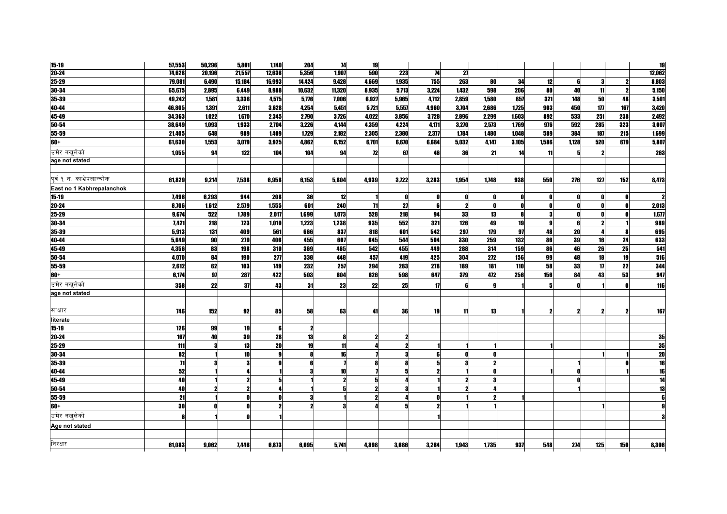| | | | | | | | | | | | | | | | | | |
|---|---|---|---|---|---|---|---|---|---|---|---|---|---|---|---|---|---|
| 15-19 | 57,553 | 50,296 | 5,801 | 1,140 | 204 | 74 | 19 | | | | | | | | | | 19 |
| 20-24 | 74,628 | 20,196 | 21,557 | 12,636 | 5,356 | 1,907 | 590 | 223 | 74 | 27 | | | | | | | 12,062 |
| 25-29 | 79,081 | 6,490 | 15,184 | 16,993 | 14,424 | 9,428 | 4,669 | 1,935 | 755 | 263 | 80 | 34 | 12 | 6 | 3 | 2 | 8,803 |
| 30-34 | 65,675 | 2,895 | 6,449 | 8,988 | 10,632 | 11,320 | 8,935 | 5,713 | 3,224 | 1,432 | 598 | 206 | 80 | 40 | 11 | 2 | 5,150 |
| 35-39 | 49,242 | 1,581 | 3,336 | 4,575 | 5,776 | 7,006 | 6,927 | 5,965 | 4,712 | 2,859 | 1,580 | 857 | 321 | 148 | 50 | 48 | 3,501 |
| 40-44 | 46,805 | 1,391 | 2,611 | 3,628 | 4,254 | 5,451 | 5,721 | 5,557 | 4,960 | 3,704 | 2,686 | 1,725 | 903 | 450 | 177 | 167 | 3,420 |
| 45-49 | 34,363 | 1,022 | 1,670 | 2,345 | 2,790 | 3,726 | 4,022 | 3,856 | 3,728 | 2,896 | 2,299 | 1,603 | 892 | 533 | 251 | 238 | 2,492 |
| 50-54 | 38,649 | 1,093 | 1,933 | 2,704 | 3,226 | 4,144 | 4,359 | 4,224 | 4,171 | 3,270 | 2,573 | 1,769 | 976 | 592 | 285 | 323 | 3,007 |
| 55-59 | 21,405 | 648 | 989 | 1,409 | 1,729 | 2,182 | 2,305 | 2,380 | 2,377 | 1,784 | 1,480 | 1,048 | 589 | 384 | 187 | 215 | 1,699 |
| 60+ | 61,630 | 1,553 | 3,079 | 3,925 | 4,862 | 6,152 | 6,701 | 6,670 | 6,684 | 5,032 | 4,147 | 3,105 | 1,586 | 1,128 | 520 | 679 | 5,807 |
| उमेर नखुलेको | 1,055 | 94 | 122 | 104 | 104 | 94 | 72 | 67 | 46 | 36 | 21 | 14 | 11 | 5 | 2 | | 263 |
| age not stated | | | | | | | | | | | | | | | | | |
| | | | | | | | | | | | | | | | | | |
| पूर्व १ न. काभ्रेपलान्चोक | 61,829 | 9,214 | 7,538 | 6,958 | 6,153 | 5,804 | 4,939 | 3,722 | 3,283 | 1,954 | 1,748 | 938 | 550 | 276 | 127 | 152 | 8,473 |
| East no 1 Kabhrepalanchok | | | | | | | | | | | | | | | | | |
| 15-19 | 7,496 | 6,293 | 944 | 208 | 36 | 12 | 1 | 0 | 0 | 0 | 0 | 0 | 0 | 0 | 0 | 0 | 2 |
| 20-24 | 8,706 | 1,612 | 2,579 | 1,555 | 601 | 240 | 71 | 27 | 6 | 2 | 0 | 0 | 0 | 0 | 0 | 0 | 2,013 |
| 25-29 | 9,674 | 522 | 1,789 | 2,017 | 1,699 | 1,073 | 528 | 218 | 94 | 33 | 13 | 8 | 3 | 0 | 0 | 0 | 1,677 |
| 30-34 | 7,421 | 218 | 723 | 1,010 | 1,223 | 1,238 | 935 | 552 | 321 | 126 | 49 | 19 | 9 | 6 | 2 | 1 | 989 |
| 35-39 | 5,913 | 131 | 409 | 561 | 666 | 837 | 818 | 601 | 542 | 297 | 179 | 97 | 48 | 20 | 4 | 8 | 695 |
| 40-44 | 5,049 | 90 | 279 | 406 | 455 | 607 | 645 | 544 | 504 | 330 | 259 | 132 | 86 | 39 | 16 | 24 | 633 |
| 45-49 | 4,356 | 83 | 198 | 310 | 369 | 465 | 542 | 455 | 449 | 288 | 314 | 159 | 86 | 46 | 26 | 25 | 541 |
| 50-54 | 4,070 | 84 | 190 | 277 | 338 | 448 | 457 | 419 | 425 | 304 | 272 | 156 | 99 | 48 | 18 | 19 | 516 |
| 55-59 | 2,612 | 62 | 103 | 149 | 232 | 257 | 294 | 283 | 278 | 189 | 181 | 110 | 58 | 33 | 17 | 22 | 344 |
| 60+ | 6,174 | 97 | 287 | 422 | 503 | 604 | 626 | 598 | 647 | 379 | 472 | 256 | 156 | 84 | 43 | 53 | 947 |
| उमेर नखुलेको | 358 | 22 | 37 | 43 | 31 | 23 | 22 | 25 | 17 | 6 | 9 | 1 | 5 | 0 | 1 | 0 | 116 |
| age not stated | | | | | | | | | | | | | | | | | |
| | | | | | | | | | | | | | | | | | |
| साक्षार | 746 | 152 | 92 | 85 | 58 | 63 | 41 | 36 | 19 | 11 | 13 | 1 | 2 | 2 | 2 | 2 | 167 |
| literate | | | | | | | | | | | | | | | | | |
| 15-19 | 126 | 99 | 19 | 6 | 2 | | | | | | | | | | | | |
| 20-24 | 167 | 40 | 39 | 28 | 13 | 8 | 2 | 2 | | | | | | | | | 35 |
| 25-29 | 111 | 3 | 13 | 20 | 19 | 11 | 4 | 2 | 1 | 1 | 1 | | 1 | | | | 35 |
| 30-34 | 82 | 1 | 10 | 9 | 8 | 16 | 7 | 3 | 6 | 0 | 0 | | | | 1 | 1 | 20 |
| 35-39 | 71 | 3 | 3 | 9 | 6 | 7 | 8 | 8 | 5 | 3 | 2 | | | 1 | | 0 | 16 |
| 40-44 | 52 | 1 | 4 | 1 | 3 | 10 | 7 | 5 | 2 | 1 | 0 | | 1 | 0 | | 1 | 16 |
| 45-49 | 40 | 1 | 2 | 5 | 1 | 2 | 5 | 4 | 1 | 2 | 3 | | | 0 | | | 14 |
| 50-54 | 40 | 2 | 2 | 4 | 1 | 5 | 2 | 3 | 1 | 2 | 4 | | | 1 | | | 13 |
| 55-59 | 21 | 1 | 0 | 0 | 3 | 1 | 2 | 4 | 0 | 1 | 2 | 1 | | | | | 6 |
| 60+ | 30 | 0 | 0 | 2 | 2 | 3 | 4 | 5 | 2 | 1 | 1 | | | | 1 | | 9 |
| उमेर नखुलेको | 6 | 1 | 0 | 1 | | | | | 1 | | | | | | | | 3 |
| Age not stated | | | | | | | | | | | | | | | | | |
| | | | | | | | | | | | | | | | | | |
| निरक्षर | 61,083 | 9,062 | 7,446 | 6,873 | 6,095 | 5,741 | 4,898 | 3,686 | 3,264 | 1,943 | 1,735 | 937 | 548 | 274 | 125 | 150 | 8,306 |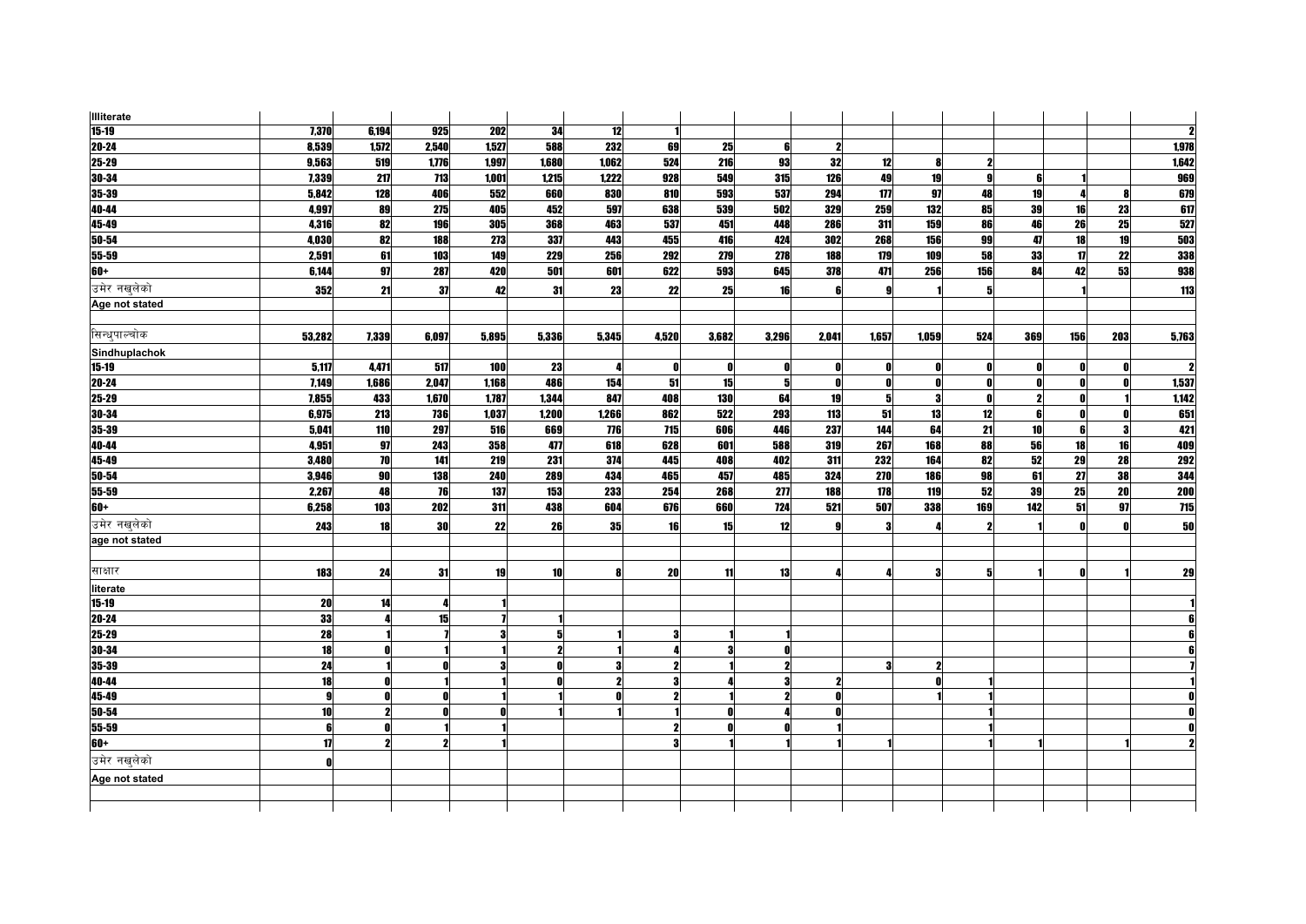| | | | | | | | | | | | | | | | | | |
|---|---|---|---|---|---|---|---|---|---|---|---|---|---|---|---|---|---|
| **Illiterate** | | | | | | | | | | | | | | | | | |
| 15-19 | 7,370 | 6,194 | 925 | 202 | 34 | 12 | 1 | | | | | | | | | | 2 |
| 20-24 | 8,539 | 1,572 | 2,540 | 1,527 | 588 | 232 | 69 | 25 | 6 | 2 | | | | | | | 1,978 |
| 25-29 | 9,563 | 519 | 1,776 | 1,997 | 1,680 | 1,062 | 524 | 216 | 93 | 32 | 12 | 8 | 2 | | | | 1,642 |
| 30-34 | 7,339 | 217 | 713 | 1,001 | 1,215 | 1,222 | 928 | 549 | 315 | 126 | 49 | 19 | 9 | 6 | 1 | | 969 |
| 35-39 | 5,842 | 128 | 406 | 552 | 660 | 830 | 810 | 593 | 537 | 294 | 177 | 97 | 48 | 19 | 4 | 8 | 679 |
| 40-44 | 4,997 | 89 | 275 | 405 | 452 | 597 | 638 | 539 | 502 | 329 | 259 | 132 | 85 | 39 | 16 | 23 | 617 |
| 45-49 | 4,316 | 82 | 196 | 305 | 368 | 463 | 537 | 451 | 448 | 286 | 311 | 159 | 86 | 46 | 26 | 25 | 527 |
| 50-54 | 4,030 | 82 | 188 | 273 | 337 | 443 | 455 | 416 | 424 | 302 | 268 | 156 | 99 | 47 | 18 | 19 | 503 |
| 55-59 | 2,591 | 61 | 103 | 149 | 229 | 256 | 292 | 279 | 278 | 188 | 179 | 109 | 58 | 33 | 17 | 22 | 338 |
| 60+ | 6,144 | 97 | 287 | 420 | 501 | 601 | 622 | 593 | 645 | 378 | 471 | 256 | 156 | 84 | 42 | 53 | 938 |
| उमेर नखुलेको | 352 | 21 | 37 | 42 | 31 | 23 | 22 | 25 | 16 | 6 | 9 | 1 | 5 | | 1 | | 113 |
| Age not stated | | | | | | | | | | | | | | | | | |
| | | | | | | | | | | | | | | | | | |
| सिन्धुपाल्चोक | 53,282 | 7,339 | 6,097 | 5,895 | 5,336 | 5,345 | 4,520 | 3,682 | 3,296 | 2,041 | 1,657 | 1,059 | 524 | 369 | 156 | 203 | 5,763 |
| **Sindhuplachok** | | | | | | | | | | | | | | | | | |
| 15-19 | 5,117 | 4,471 | 517 | 100 | 23 | 4 | 0 | 0 | 0 | 0 | 0 | 0 | 0 | 0 | 0 | 0 | 2 |
| 20-24 | 7,149 | 1,686 | 2,047 | 1,168 | 486 | 154 | 51 | 15 | 5 | 0 | 0 | 0 | 0 | 0 | 0 | 0 | 1,537 |
| 25-29 | 7,855 | 433 | 1,670 | 1,787 | 1,344 | 847 | 408 | 130 | 64 | 19 | 5 | 3 | 0 | 2 | 0 | 1 | 1,142 |
| 30-34 | 6,975 | 213 | 736 | 1,037 | 1,200 | 1,266 | 862 | 522 | 293 | 113 | 51 | 13 | 12 | 6 | 0 | 0 | 651 |
| 35-39 | 5,041 | 110 | 297 | 516 | 669 | 776 | 715 | 606 | 446 | 237 | 144 | 64 | 21 | 10 | 6 | 3 | 421 |
| 40-44 | 4,951 | 97 | 243 | 358 | 477 | 618 | 628 | 601 | 588 | 319 | 267 | 168 | 88 | 56 | 18 | 16 | 409 |
| 45-49 | 3,480 | 70 | 141 | 219 | 231 | 374 | 445 | 408 | 402 | 311 | 232 | 164 | 82 | 52 | 29 | 28 | 292 |
| 50-54 | 3,946 | 90 | 138 | 240 | 289 | 434 | 465 | 457 | 485 | 324 | 270 | 186 | 98 | 61 | 27 | 38 | 344 |
| 55-59 | 2,267 | 48 | 76 | 137 | 153 | 233 | 254 | 268 | 277 | 188 | 178 | 119 | 52 | 39 | 25 | 20 | 200 |
| 60+ | 6,258 | 103 | 202 | 311 | 438 | 604 | 676 | 660 | 724 | 521 | 507 | 338 | 169 | 142 | 51 | 97 | 715 |
| उमेर नखुलेको | 243 | 18 | 30 | 22 | 26 | 35 | 16 | 15 | 12 | 9 | 3 | 4 | 2 | 1 | 0 | 0 | 50 |
| age not stated | | | | | | | | | | | | | | | | | |
| | | | | | | | | | | | | | | | | | |
| साक्षार | 183 | 24 | 31 | 19 | 10 | 8 | 20 | 11 | 13 | 4 | 4 | 3 | 5 | 1 | 0 | 1 | 29 |
| literate | | | | | | | | | | | | | | | | | |
| 15-19 | 20 | 14 | 4 | 1 | | | | | | | | | | | | | 1 |
| 20-24 | 33 | 4 | 15 | 7 | 1 | | | | | | | | | | | | 6 |
| 25-29 | 28 | 1 | 7 | 3 | 5 | 1 | 3 | 1 | 1 | | | | | | | | 6 |
| 30-34 | 18 | 0 | 1 | 1 | 2 | 1 | 4 | 3 | 0 | | | | | | | | 6 |
| 35-39 | 24 | 1 | 0 | 3 | 0 | 3 | 2 | 1 | 2 | | 3 | 2 | | | | | 7 |
| 40-44 | 18 | 0 | 1 | 1 | 0 | 2 | 3 | 4 | 3 | 2 | | 0 | 1 | | | | 1 |
| 45-49 | 9 | 0 | 0 | 1 | 1 | 0 | 2 | 1 | 2 | 0 | | 1 | 1 | | | | 0 |
| 50-54 | 10 | 2 | 0 | 0 | 1 | 1 | 1 | 0 | 4 | 0 | | | 1 | | | | 0 |
| 55-59 | 6 | 0 | 1 | 1 | | | 2 | 0 | 0 | 1 | | | 1 | | | | 0 |
| 60+ | 17 | 2 | 2 | 1 | | | 3 | 1 | 1 | 1 | 1 | | 1 | 1 | | 1 | 2 |
| उमेर नखुलेको | 0 | | | | | | | | | | | | | | | | |
| Age not stated | | | | | | | | | | | | | | | | | |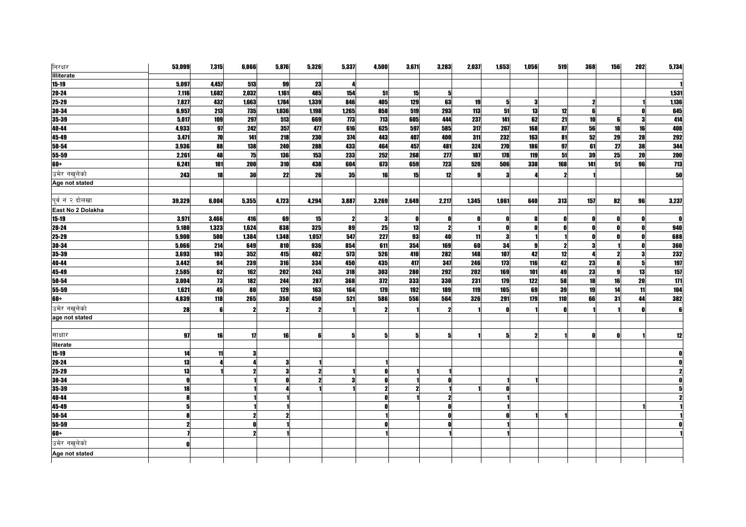| | | | | | | | | | | | | | | | | | |
|---|---|---|---|---|---|---|---|---|---|---|---|---|---|---|---|---|---|
| निरक्षर | 53,099 | 7,315 | 6,066 | 5,876 | 5,326 | 5,337 | 4,500 | 3,671 | 3,283 | 2,037 | 1,653 | 1,056 | 519 | 368 | 156 | 202 | 5,734 |
| Illiterate | | | | | | | | | | | | | | | | | |
| 15-19 | 5,097 | 4,457 | 513 | 99 | 23 | 4 | | | | | | | | | | | 1 |
| 20-24 | 7,116 | 1,682 | 2,032 | 1,161 | 485 | 154 | 51 | 15 | 5 | | | | | | | | 1,531 |
| 25-29 | 7,827 | 432 | 1,663 | 1,784 | 1,339 | 846 | 405 | 129 | 63 | 19 | 5 | 3 | | 2 | | 1 | 1,136 |
| 30-34 | 6,957 | 213 | 735 | 1,036 | 1,198 | 1,265 | 858 | 519 | 293 | 113 | 51 | 13 | 12 | 6 | | 0 | 645 |
| 35-39 | 5,017 | 109 | 297 | 513 | 669 | 773 | 713 | 605 | 444 | 237 | 141 | 62 | 21 | 10 | 6 | 3 | 414 |
| 40-44 | 4,933 | 97 | 242 | 357 | 477 | 616 | 625 | 597 | 585 | 317 | 267 | 168 | 87 | 56 | 18 | 16 | 408 |
| 45-49 | 3,471 | 70 | 141 | 218 | 230 | 374 | 443 | 407 | 400 | 311 | 232 | 163 | 81 | 52 | 29 | 28 | 292 |
| 50-54 | 3,936 | 88 | 138 | 240 | 288 | 433 | 464 | 457 | 481 | 324 | 270 | 186 | 97 | 61 | 27 | 38 | 344 |
| 55-59 | 2,261 | 48 | 75 | 136 | 153 | 233 | 252 | 268 | 277 | 187 | 178 | 119 | 51 | 39 | 25 | 20 | 200 |
| 60+ | 6,241 | 101 | 200 | 310 | 438 | 604 | 673 | 659 | 723 | 520 | 506 | 338 | 168 | 141 | 51 | 96 | 713 |
| उमेर नखुलेको | 243 | 18 | 30 | 22 | 26 | 35 | 16 | 15 | 12 | 9 | 3 | 4 | 2 | 1 | | | 50 |
| Age not stated | | | | | | | | | | | | | | | | | |
| | | | | | | | | | | | | | | | | | |
| पूर्व नं २ दोलखा | 39,329 | 6,004 | 5,355 | 4,723 | 4,294 | 3,887 | 3,269 | 2,649 | 2,217 | 1,345 | 1,061 | 640 | 313 | 157 | 82 | 96 | 3,237 |
| East No 2 Dolakha | | | | | | | | | | | | | | | | | |
| 15-19 | 3,971 | 3,466 | 416 | 69 | 15 | 2 | 3 | 0 | 0 | 0 | 0 | 0 | 0 | 0 | 0 | 0 | 0 |
| 20-24 | 5,180 | 1,323 | 1,624 | 838 | 325 | 89 | 25 | 13 | 2 | 1 | 0 | 0 | 0 | 0 | 0 | 0 | 940 |
| 25-29 | 5,900 | 500 | 1,384 | 1,348 | 1,057 | 547 | 227 | 93 | 40 | 11 | 3 | 1 | 1 | 0 | 0 | 0 | 688 |
| 30-34 | 5,066 | 214 | 649 | 810 | 936 | 854 | 611 | 354 | 169 | 60 | 34 | 9 | 2 | 3 | 1 | 0 | 360 |
| 35-39 | 3,693 | 103 | 352 | 415 | 482 | 573 | 526 | 410 | 282 | 148 | 107 | 42 | 12 | 4 | 2 | 3 | 232 |
| 40-44 | 3,442 | 94 | 239 | 316 | 334 | 450 | 435 | 417 | 347 | 246 | 173 | 116 | 42 | 23 | 8 | 5 | 197 |
| 45-49 | 2,585 | 62 | 162 | 202 | 243 | 318 | 303 | 280 | 292 | 202 | 169 | 101 | 49 | 23 | 9 | 13 | 157 |
| 50-54 | 3,004 | 73 | 182 | 244 | 287 | 368 | 372 | 333 | 330 | 231 | 179 | 122 | 58 | 18 | 16 | 20 | 171 |
| 55-59 | 1,621 | 45 | 80 | 129 | 163 | 164 | 179 | 192 | 189 | 119 | 105 | 69 | 39 | 19 | 14 | 11 | 104 |
| 60+ | 4,839 | 118 | 265 | 350 | 450 | 521 | 586 | 556 | 564 | 326 | 291 | 179 | 110 | 66 | 31 | 44 | 382 |
| उमेर नखुलेको | 28 | 6 | 2 | 2 | 2 | 1 | 2 | 1 | 2 | 1 | 0 | 1 | 0 | 1 | 1 | 0 | 6 |
| age not stated | | | | | | | | | | | | | | | | | |
| | | | | | | | | | | | | | | | | | |
| साक्षार | 97 | 16 | 17 | 16 | 6 | 5 | 5 | 5 | 5 | 1 | 5 | 2 | 1 | 0 | 0 | 1 | 12 |
| literate | | | | | | | | | | | | | | | | | |
| 15-19 | 14 | 11 | 3 | | | | | | | | | | | | | | 0 |
| 20-24 | 13 | 4 | 4 | 3 | 1 | | 1 | | | | | | | | | | 0 |
| 25-29 | 13 | 1 | 2 | 3 | 2 | 1 | 0 | 1 | 1 | | | | | | | | 2 |
| 30-34 | 9 | | 1 | 0 | 2 | 3 | 0 | 1 | 0 | | 1 | 1 | | | | | 0 |
| 35-39 | 18 | | 1 | 4 | 1 | 1 | 2 | 2 | 1 | 1 | 0 | | | | | | 5 |
| 40-44 | 8 | | 1 | 1 | | | 0 | 1 | 2 | | 1 | | | | | | 2 |
| 45-49 | 5 | | 1 | 1 | | | 0 | | 0 | | 1 | | | | | 1 | 1 |
| 50-54 | 8 | | 2 | 2 | | | 1 | | 0 | | 0 | 1 | 1 | | | | 1 |
| 55-59 | 2 | | 0 | 1 | | | 0 | | 0 | | 1 | | | | | | 0 |
| 60+ | 7 | | 2 | 1 | | | 1 | | 1 | | 1 | | | | | | 1 |
| उमेर नखुलेको | 0 | | | | | | | | | | | | | | | | |
| Age not stated | | | | | | | | | | | | | | | | | |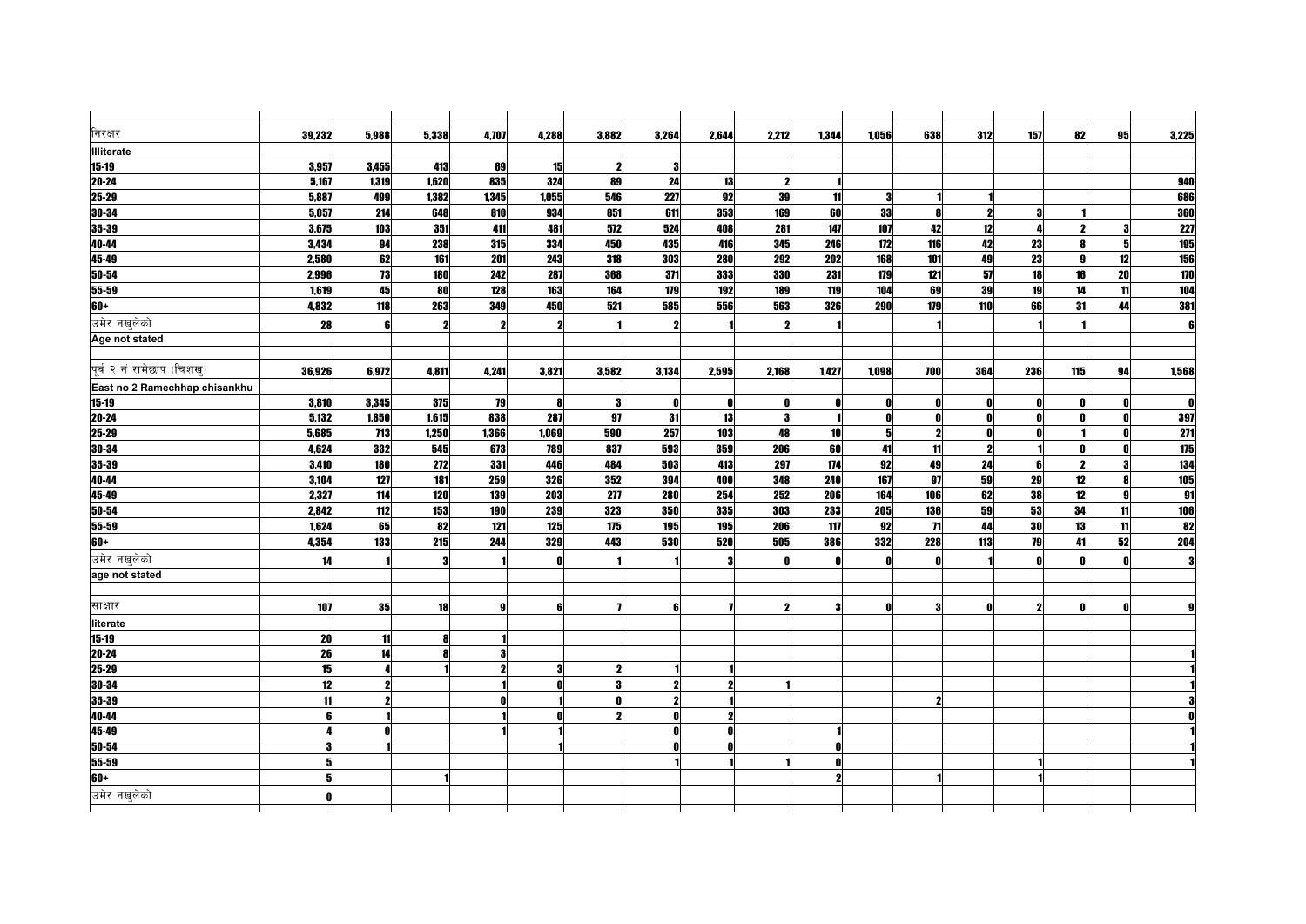| | | | | | | | | | | | | | | | | | |
|---|---|---|---|---|---|---|---|---|---|---|---|---|---|---|---|---|---|
| निरक्षर | 39,232 | 5,988 | 5,338 | 4,707 | 4,288 | 3,882 | 3,264 | 2,644 | 2,212 | 1,344 | 1,056 | 638 | 312 | 157 | 82 | 95 | 3,225 |
| **Illiterate** | | | | | | | | | | | | | | | | | |
| 15-19 | 3,957 | 3,455 | 413 | 69 | 15 | 2 | 3 | | | | | | | | | | |
| 20-24 | 5,167 | 1,319 | 1,620 | 835 | 324 | 89 | 24 | 13 | 2 | 1 | | | | | | | 940 |
| 25-29 | 5,887 | 499 | 1,382 | 1,345 | 1,055 | 546 | 227 | 92 | 39 | 11 | 3 | 1 | 1 | | | | 686 |
| 30-34 | 5,057 | 214 | 648 | 810 | 934 | 851 | 611 | 353 | 169 | 60 | 33 | 8 | 2 | 3 | 1 | | 360 |
| 35-39 | 3,675 | 103 | 351 | 411 | 481 | 572 | 524 | 408 | 281 | 147 | 107 | 42 | 12 | 4 | 2 | 3 | 227 |
| 40-44 | 3,434 | 94 | 238 | 315 | 334 | 450 | 435 | 416 | 345 | 246 | 172 | 116 | 42 | 23 | 8 | 5 | 195 |
| 45-49 | 2,580 | 62 | 161 | 201 | 243 | 318 | 303 | 280 | 292 | 202 | 168 | 101 | 49 | 23 | 9 | 12 | 156 |
| 50-54 | 2,996 | 73 | 180 | 242 | 287 | 368 | 371 | 333 | 330 | 231 | 179 | 121 | 57 | 18 | 16 | 20 | 170 |
| 55-59 | 1,619 | 45 | 80 | 128 | 163 | 164 | 179 | 192 | 189 | 119 | 104 | 69 | 39 | 19 | 14 | 11 | 104 |
| 60+ | 4,832 | 118 | 263 | 349 | 450 | 521 | 585 | 556 | 563 | 326 | 290 | 179 | 110 | 66 | 31 | 44 | 381 |
| उमेर नखुलेको | 28 | 6 | 2 | 2 | 2 | 1 | 2 | 1 | 2 | 1 | | 1 | | 1 | 1 | | 6 |
| **Age not stated** | | | | | | | | | | | | | | | | | |
| | | | | | | | | | | | | | | | | | |
| पूर्व २ नं रामेछाप (चिशखु) | 36,926 | 6,972 | 4,811 | 4,241 | 3,821 | 3,582 | 3,134 | 2,595 | 2,168 | 1,427 | 1,098 | 700 | 364 | 236 | 115 | 94 | 1,568 |
| **East no 2 Ramechhap chisankhu** | | | | | | | | | | | | | | | | | |
| 15-19 | 3,810 | 3,345 | 375 | 79 | 8 | 3 | 0 | 0 | 0 | 0 | 0 | 0 | 0 | 0 | 0 | 0 | 0 |
| 20-24 | 5,132 | 1,850 | 1,615 | 838 | 287 | 97 | 31 | 13 | 3 | 1 | 0 | 0 | 0 | 0 | 0 | 0 | 397 |
| 25-29 | 5,685 | 713 | 1,250 | 1,366 | 1,069 | 590 | 257 | 103 | 48 | 10 | 5 | 2 | 0 | 0 | 1 | 0 | 271 |
| 30-34 | 4,624 | 332 | 545 | 673 | 789 | 837 | 593 | 359 | 206 | 60 | 41 | 11 | 2 | 1 | 0 | 0 | 175 |
| 35-39 | 3,410 | 180 | 272 | 331 | 446 | 484 | 503 | 413 | 297 | 174 | 92 | 49 | 24 | 6 | 2 | 3 | 134 |
| 40-44 | 3,104 | 127 | 181 | 259 | 326 | 352 | 394 | 400 | 348 | 240 | 167 | 97 | 59 | 29 | 12 | 8 | 105 |
| 45-49 | 2,327 | 114 | 120 | 139 | 203 | 277 | 280 | 254 | 252 | 206 | 164 | 106 | 62 | 38 | 12 | 9 | 91 |
| 50-54 | 2,842 | 112 | 153 | 190 | 239 | 323 | 350 | 335 | 303 | 233 | 205 | 136 | 59 | 53 | 34 | 11 | 106 |
| 55-59 | 1,624 | 65 | 82 | 121 | 125 | 175 | 195 | 195 | 206 | 117 | 92 | 71 | 44 | 30 | 13 | 11 | 82 |
| 60+ | 4,354 | 133 | 215 | 244 | 329 | 443 | 530 | 520 | 505 | 386 | 332 | 228 | 113 | 79 | 41 | 52 | 204 |
| उमेर नखुलेको | 14 | 1 | 3 | 1 | 0 | 1 | 1 | 3 | 0 | 0 | 0 | 0 | 1 | 0 | 0 | 0 | 3 |
| **age not stated** | | | | | | | | | | | | | | | | | |
| | | | | | | | | | | | | | | | | | |
| साक्षार | 107 | 35 | 18 | 9 | 6 | 7 | 6 | 7 | 2 | 3 | 0 | 3 | 0 | 2 | 0 | 0 | 9 |
| **literate** | | | | | | | | | | | | | | | | | |
| 15-19 | 20 | 11 | 8 | 1 | | | | | | | | | | | | | |
| 20-24 | 26 | 14 | 8 | 3 | | | | | | | | | | | | | 1 |
| 25-29 | 15 | 4 | 1 | 2 | 3 | 2 | 1 | 1 | | | | | | | | | 1 |
| 30-34 | 12 | 2 | | 1 | 0 | 3 | 2 | 2 | 1 | | | | | | | | 1 |
| 35-39 | 11 | 2 | | 0 | 1 | 0 | 2 | 1 | | | | 2 | | | | | 3 |
| 40-44 | 6 | 1 | | 1 | 0 | 2 | 0 | 2 | | | | | | | | | 0 |
| 45-49 | 4 | 0 | | 1 | 1 | | 0 | 0 | | 1 | | | | | | | 1 |
| 50-54 | 3 | 1 | | | 1 | | 0 | 0 | | 0 | | | | | | | 1 |
| 55-59 | 5 | | | | | | 1 | 1 | 1 | 0 | | | | 1 | | | 1 |
| 60+ | 5 | | 1 | | | | | | | 2 | | 1 | | 1 | | | |
| उमेर नखुलेको | 0 | | | | | | | | | | | | | | | | |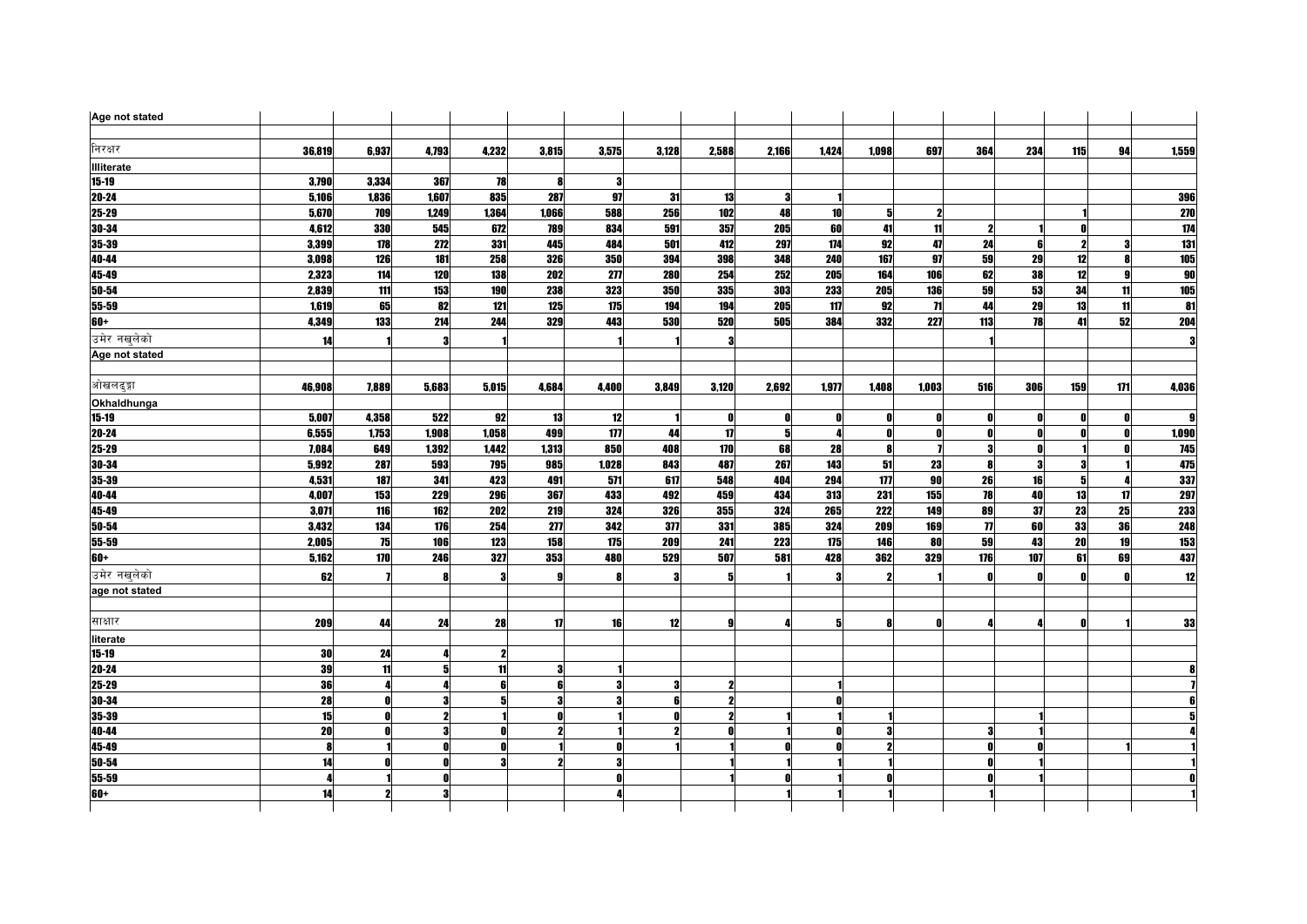| | | | | | | | | | | | | | | | | |
|---|---|---|---|---|---|---|---|---|---|---|---|---|---|---|---|---|
| Age not stated | | | | | | | | | | | | | | | | | |
| | | | | | | | | | | | | | | | | | |
| निरक्षर | 36,819 | 6,937 | 4,793 | 4,232 | 3,815 | 3,575 | 3,128 | 2,588 | 2,166 | 1,424 | 1,098 | 697 | 364 | 234 | 115 | 94 | 1,559 |
| Illiterate | | | | | | | | | | | | | | | | | |
| 15-19 | 3,790 | 3,334 | 367 | 78 | 8 | 3 | | | | | | | | | | | |
| 20-24 | 5,106 | 1,836 | 1,607 | 835 | 287 | 97 | 31 | 13 | 3 | 1 | | | | | | | 396 |
| 25-29 | 5,670 | 709 | 1,249 | 1,364 | 1,066 | 588 | 256 | 102 | 48 | 10 | 5 | 2 | | | 1 | | 270 |
| 30-34 | 4,612 | 330 | 545 | 672 | 789 | 834 | 591 | 357 | 205 | 60 | 41 | 11 | 2 | 1 | 0 | | 174 |
| 35-39 | 3,399 | 178 | 272 | 331 | 445 | 484 | 501 | 412 | 297 | 174 | 92 | 47 | 24 | 6 | 2 | 3 | 131 |
| 40-44 | 3,098 | 126 | 181 | 258 | 326 | 350 | 394 | 398 | 348 | 240 | 167 | 97 | 59 | 29 | 12 | 8 | 105 |
| 45-49 | 2,323 | 114 | 120 | 138 | 202 | 277 | 280 | 254 | 252 | 205 | 164 | 106 | 62 | 38 | 12 | 9 | 90 |
| 50-54 | 2,839 | 111 | 153 | 190 | 238 | 323 | 350 | 335 | 303 | 233 | 205 | 136 | 59 | 53 | 34 | 11 | 105 |
| 55-59 | 1,619 | 65 | 82 | 121 | 125 | 175 | 194 | 194 | 205 | 117 | 92 | 71 | 44 | 29 | 13 | 11 | 81 |
| 60+ | 4,349 | 133 | 214 | 244 | 329 | 443 | 530 | 520 | 505 | 384 | 332 | 227 | 113 | 78 | 41 | 52 | 204 |
| उमेर नखुलेको | 14 | 1 | 3 | 1 | | 1 | 1 | 3 | | | | | 1 | | | | 3 |
| Age not stated | | | | | | | | | | | | | | | | | |
| | | | | | | | | | | | | | | | | | |
| ओखलढुङ्गा | 46,908 | 7,889 | 5,683 | 5,015 | 4,684 | 4,400 | 3,849 | 3,120 | 2,692 | 1,977 | 1,408 | 1,003 | 516 | 306 | 159 | 171 | 4,036 |
| Okhaldhunga | | | | | | | | | | | | | | | | | |
| 15-19 | 5,007 | 4,358 | 522 | 92 | 13 | 12 | 1 | 0 | 0 | 0 | 0 | 0 | 0 | 0 | 0 | 0 | 9 |
| 20-24 | 6,555 | 1,753 | 1,908 | 1,058 | 499 | 177 | 44 | 17 | 5 | 4 | 0 | 0 | 0 | 0 | 0 | 0 | 1,090 |
| 25-29 | 7,084 | 649 | 1,392 | 1,442 | 1,313 | 850 | 408 | 170 | 68 | 28 | 8 | 7 | 3 | 0 | 1 | 0 | 745 |
| 30-34 | 5,992 | 287 | 593 | 795 | 985 | 1,028 | 843 | 487 | 267 | 143 | 51 | 23 | 8 | 3 | 3 | 1 | 475 |
| 35-39 | 4,531 | 187 | 341 | 423 | 491 | 571 | 617 | 548 | 404 | 294 | 177 | 90 | 26 | 16 | 5 | 4 | 337 |
| 40-44 | 4,007 | 153 | 229 | 296 | 367 | 433 | 492 | 459 | 434 | 313 | 231 | 155 | 78 | 40 | 13 | 17 | 297 |
| 45-49 | 3,071 | 116 | 162 | 202 | 219 | 324 | 326 | 355 | 324 | 265 | 222 | 149 | 89 | 37 | 23 | 25 | 233 |
| 50-54 | 3,432 | 134 | 176 | 254 | 277 | 342 | 377 | 331 | 385 | 324 | 209 | 169 | 77 | 60 | 33 | 36 | 248 |
| 55-59 | 2,005 | 75 | 106 | 123 | 158 | 175 | 209 | 241 | 223 | 175 | 146 | 80 | 59 | 43 | 20 | 19 | 153 |
| 60+ | 5,162 | 170 | 246 | 327 | 353 | 480 | 529 | 507 | 581 | 428 | 362 | 329 | 176 | 107 | 61 | 69 | 437 |
| उमेर नखुलेको | 62 | 7 | 8 | 3 | 9 | 8 | 3 | 5 | 1 | 3 | 2 | 1 | 0 | 0 | 0 | 0 | 12 |
| age not stated | | | | | | | | | | | | | | | | | |
| | | | | | | | | | | | | | | | | | |
| साक्षार | 209 | 44 | 24 | 28 | 17 | 16 | 12 | 9 | 4 | 5 | 8 | 0 | 4 | 4 | 0 | 1 | 33 |
| literate | | | | | | | | | | | | | | | | | |
| 15-19 | 30 | 24 | 4 | 2 | | | | | | | | | | | | | |
| 20-24 | 39 | 11 | 5 | 11 | 3 | 1 | | | | | | | | | | | 8 |
| 25-29 | 36 | 4 | 4 | 6 | 6 | 3 | 3 | 2 | | 1 | | | | | | | 7 |
| 30-34 | 28 | 0 | 3 | 5 | 3 | 3 | 6 | 2 | | 0 | | | | | | | 6 |
| 35-39 | 15 | 0 | 2 | 1 | 0 | 1 | 0 | 2 | 1 | 1 | 1 | | | 1 | | | 5 |
| 40-44 | 20 | 0 | 3 | 0 | 2 | 1 | 2 | 0 | 1 | 0 | 3 | | 3 | 1 | | | 4 |
| 45-49 | 8 | 1 | 0 | 0 | 1 | 0 | 1 | 1 | 0 | 0 | 2 | | 0 | 0 | | 1 | 1 |
| 50-54 | 14 | 0 | 0 | 3 | 2 | 3 | | 1 | 1 | 1 | 1 | | 0 | 1 | | | 1 |
| 55-59 | 4 | 1 | 0 | | | 0 | | 1 | 0 | 1 | 0 | | 0 | 1 | | | 0 |
| 60+ | 14 | 2 | 3 | | | 4 | | | 1 | 1 | 1 | | 1 | | | | 1 |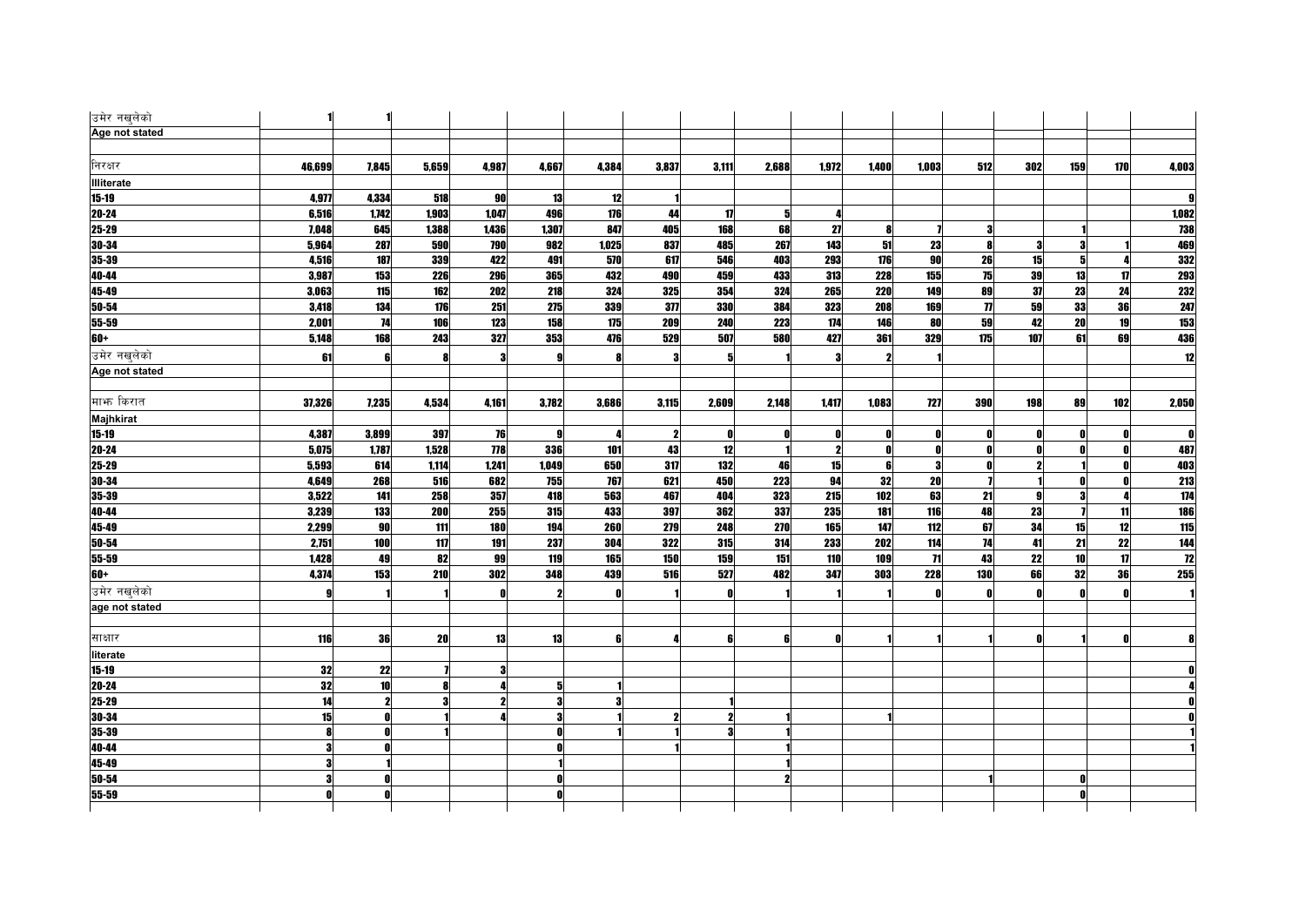| | | | | | | | | | | | | | | | | | |
|---|---|---|---|---|---|---|---|---|---|---|---|---|---|---|---|---|---|
| उमेर नखुलेको Age not stated | 1 | 1 | | | | | | | | | | | | | | | |
| निरक्षर Illiterate | 46,699 | 7,845 | 5,659 | 4,987 | 4,667 | 4,384 | 3,837 | 3,111 | 2,688 | 1,972 | 1,400 | 1,003 | 512 | 302 | 159 | 170 | 4,003 |
| 15-19 | 4,977 | 4,334 | 518 | 90 | 13 | 12 | 1 | | | | | | | | | | 9 |
| 20-24 | 6,516 | 1,742 | 1,903 | 1,047 | 496 | 176 | 44 | 17 | 5 | 4 | | | | | | | 1,082 |
| 25-29 | 7,048 | 645 | 1,388 | 1,436 | 1,307 | 847 | 405 | 168 | 68 | 27 | 8 | 7 | 3 | | 1 | | 738 |
| 30-34 | 5,964 | 287 | 590 | 790 | 982 | 1,025 | 837 | 485 | 267 | 143 | 51 | 23 | 8 | 3 | 3 | 1 | 469 |
| 35-39 | 4,516 | 187 | 339 | 422 | 491 | 570 | 617 | 546 | 403 | 293 | 176 | 90 | 26 | 15 | 5 | 4 | 332 |
| 40-44 | 3,987 | 153 | 226 | 296 | 365 | 432 | 490 | 459 | 433 | 313 | 228 | 155 | 75 | 39 | 13 | 17 | 293 |
| 45-49 | 3,063 | 115 | 162 | 202 | 218 | 324 | 325 | 354 | 324 | 265 | 220 | 149 | 89 | 37 | 23 | 24 | 232 |
| 50-54 | 3,418 | 134 | 176 | 251 | 275 | 339 | 377 | 330 | 384 | 323 | 208 | 169 | 77 | 59 | 33 | 36 | 247 |
| 55-59 | 2,001 | 74 | 106 | 123 | 158 | 175 | 209 | 240 | 223 | 174 | 146 | 80 | 59 | 42 | 20 | 19 | 153 |
| 60+ | 5,148 | 168 | 243 | 327 | 353 | 476 | 529 | 507 | 580 | 427 | 361 | 329 | 175 | 107 | 61 | 69 | 436 |
| उमेर नखुलेको Age not stated | 61 | 6 | 8 | 3 | 9 | 8 | 3 | 5 | 1 | 3 | 2 | 1 | | | | | 12 |
| माझ किरात Majhkirat | 37,326 | 7,235 | 4,534 | 4,161 | 3,782 | 3,686 | 3,115 | 2,609 | 2,148 | 1,417 | 1,083 | 727 | 390 | 198 | 89 | 102 | 2,050 |
| 15-19 | 4,387 | 3,899 | 397 | 76 | 9 | 4 | 2 | 0 | 0 | 0 | 0 | 0 | 0 | 0 | 0 | 0 | 0 |
| 20-24 | 5,075 | 1,787 | 1,528 | 778 | 336 | 101 | 43 | 12 | 1 | 2 | 0 | 0 | 0 | 0 | 0 | 0 | 487 |
| 25-29 | 5,593 | 614 | 1,114 | 1,241 | 1,049 | 650 | 317 | 132 | 46 | 15 | 6 | 3 | 0 | 2 | 1 | 0 | 403 |
| 30-34 | 4,649 | 268 | 516 | 682 | 755 | 767 | 621 | 450 | 223 | 94 | 32 | 20 | 7 | 1 | 0 | 0 | 213 |
| 35-39 | 3,522 | 141 | 258 | 357 | 418 | 563 | 467 | 404 | 323 | 215 | 102 | 63 | 21 | 9 | 3 | 4 | 174 |
| 40-44 | 3,239 | 133 | 200 | 255 | 315 | 433 | 397 | 362 | 337 | 235 | 181 | 116 | 48 | 23 | 7 | 11 | 186 |
| 45-49 | 2,299 | 90 | 111 | 180 | 194 | 260 | 279 | 248 | 270 | 165 | 147 | 112 | 67 | 34 | 15 | 12 | 115 |
| 50-54 | 2,751 | 100 | 117 | 191 | 237 | 304 | 322 | 315 | 314 | 233 | 202 | 114 | 74 | 41 | 21 | 22 | 144 |
| 55-59 | 1,428 | 49 | 82 | 99 | 119 | 165 | 150 | 159 | 151 | 110 | 109 | 71 | 43 | 22 | 10 | 17 | 72 |
| 60+ | 4,374 | 153 | 210 | 302 | 348 | 439 | 516 | 527 | 482 | 347 | 303 | 228 | 130 | 66 | 32 | 36 | 255 |
| उमेर नखुलेको age not stated | 9 | 1 | 1 | 0 | 2 | 0 | 1 | 0 | 1 | 1 | 1 | 0 | 0 | 0 | 0 | 0 | 1 |
| साक्षार literate | 116 | 36 | 20 | 13 | 13 | 6 | 4 | 6 | 6 | 0 | 1 | 1 | 1 | 0 | 1 | 0 | 8 |
| 15-19 | 32 | 22 | 7 | 3 | | | | | | | | | | | | | 0 |
| 20-24 | 32 | 10 | 8 | 4 | 5 | 1 | | | | | | | | | | | 4 |
| 25-29 | 14 | 2 | 3 | 2 | 3 | 3 | | 1 | | | | | | | | | 0 |
| 30-34 | 15 | 0 | 1 | 4 | 3 | 1 | 2 | 2 | 1 | | 1 | | | | | | 0 |
| 35-39 | 8 | 0 | 1 | | 0 | 1 | 1 | 3 | 1 | | | | | | | | 1 |
| 40-44 | 3 | 0 | | | 0 | | 1 | | 1 | | | | | | | | 1 |
| 45-49 | 3 | 1 | | | 1 | | | | 1 | | | | | | | | |
| 50-54 | 3 | 0 | | | 0 | | | | 2 | | | | 1 | | 0 | | |
| 55-59 | 0 | 0 | | | 0 | | | | | | | | | | 0 | | |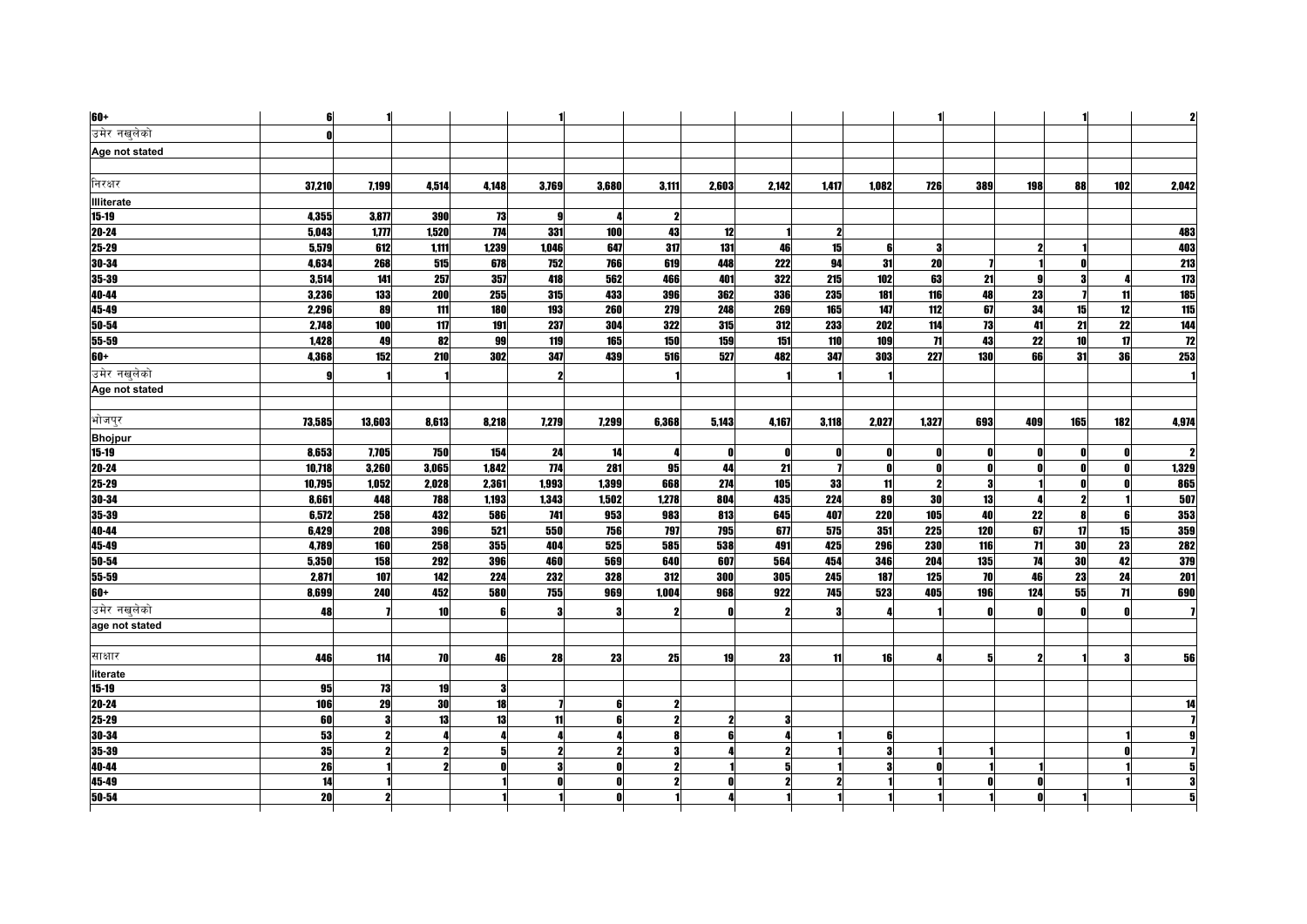| | | | | | | | | | | | | | | | | | |
|---|---|---|---|---|---|---|---|---|---|---|---|---|---|---|---|---|---|
| 60+ | 6 | 1 | | | 1 | | | | | | | 1 | | | 1 | | 2 |
| उमेर नखुलेको | 0 | | | | | | | | | | | | | | | | |
| Age not stated | | | | | | | | | | | | | | | | | |
| | | | | | | | | | | | | | | | | | |
| निरक्षर | 37,210 | 7,199 | 4,514 | 4,148 | 3,769 | 3,680 | 3,111 | 2,603 | 2,142 | 1,417 | 1,082 | 726 | 389 | 198 | 88 | 102 | 2,042 |
| Illiterate | | | | | | | | | | | | | | | | | |
| 15-19 | 4,355 | 3,877 | 390 | 73 | 9 | 4 | 2 | | | | | | | | | | |
| 20-24 | 5,043 | 1,777 | 1,520 | 774 | 331 | 100 | 43 | 12 | 1 | 2 | | | | | | | 483 |
| 25-29 | 5,579 | 612 | 1,111 | 1,239 | 1,046 | 647 | 317 | 131 | 46 | 15 | 6 | 3 | | 2 | 1 | | 403 |
| 30-34 | 4,634 | 268 | 515 | 678 | 752 | 766 | 619 | 448 | 222 | 94 | 31 | 20 | 7 | 1 | 0 | | 213 |
| 35-39 | 3,514 | 141 | 257 | 357 | 418 | 562 | 466 | 401 | 322 | 215 | 102 | 63 | 21 | 9 | 3 | 4 | 173 |
| 40-44 | 3,236 | 133 | 200 | 255 | 315 | 433 | 396 | 362 | 336 | 235 | 181 | 116 | 48 | 23 | 7 | 11 | 185 |
| 45-49 | 2,296 | 89 | 111 | 180 | 193 | 260 | 279 | 248 | 269 | 165 | 147 | 112 | 67 | 34 | 15 | 12 | 115 |
| 50-54 | 2,748 | 100 | 117 | 191 | 237 | 304 | 322 | 315 | 312 | 233 | 202 | 114 | 73 | 41 | 21 | 22 | 144 |
| 55-59 | 1,428 | 49 | 82 | 99 | 119 | 165 | 150 | 159 | 151 | 110 | 109 | 71 | 43 | 22 | 10 | 17 | 72 |
| 60+ | 4,368 | 152 | 210 | 302 | 347 | 439 | 516 | 527 | 482 | 347 | 303 | 227 | 130 | 66 | 31 | 36 | 253 |
| उमेर नखुलेको | 9 | 1 | 1 | | 2 | | 1 | | 1 | 1 | 1 | | | | | | 1 |
| Age not stated | | | | | | | | | | | | | | | | | |
| | | | | | | | | | | | | | | | | | |
| भोजपुर | 73,585 | 13,603 | 8,613 | 8,218 | 7,279 | 7,299 | 6,368 | 5,143 | 4,167 | 3,118 | 2,027 | 1,327 | 693 | 409 | 165 | 182 | 4,974 |
| Bhojpur | | | | | | | | | | | | | | | | | |
| 15-19 | 8,653 | 7,705 | 750 | 154 | 24 | 14 | 4 | 0 | 0 | 0 | 0 | 0 | 0 | 0 | 0 | 0 | 2 |
| 20-24 | 10,718 | 3,260 | 3,065 | 1,842 | 774 | 281 | 95 | 44 | 21 | 7 | 0 | 0 | 0 | 0 | 0 | 0 | 1,329 |
| 25-29 | 10,795 | 1,052 | 2,028 | 2,361 | 1,993 | 1,399 | 668 | 274 | 105 | 33 | 11 | 2 | 3 | 1 | 0 | 0 | 865 |
| 30-34 | 8,661 | 448 | 788 | 1,193 | 1,343 | 1,502 | 1,278 | 804 | 435 | 224 | 89 | 30 | 13 | 4 | 2 | 1 | 507 |
| 35-39 | 6,572 | 258 | 432 | 586 | 741 | 953 | 983 | 813 | 645 | 407 | 220 | 105 | 40 | 22 | 8 | 6 | 353 |
| 40-44 | 6,429 | 208 | 396 | 521 | 550 | 756 | 797 | 795 | 677 | 575 | 351 | 225 | 120 | 67 | 17 | 15 | 359 |
| 45-49 | 4,789 | 160 | 258 | 355 | 404 | 525 | 585 | 538 | 491 | 425 | 296 | 230 | 116 | 71 | 30 | 23 | 282 |
| 50-54 | 5,350 | 158 | 292 | 396 | 460 | 569 | 640 | 607 | 564 | 454 | 346 | 204 | 135 | 74 | 30 | 42 | 379 |
| 55-59 | 2,871 | 107 | 142 | 224 | 232 | 328 | 312 | 300 | 305 | 245 | 187 | 125 | 70 | 46 | 23 | 24 | 201 |
| 60+ | 8,699 | 240 | 452 | 580 | 755 | 969 | 1,004 | 968 | 922 | 745 | 523 | 405 | 196 | 124 | 55 | 71 | 690 |
| उमेर नखुलेको | 48 | 7 | 10 | 6 | 3 | 3 | 2 | 0 | 2 | 3 | 4 | 1 | 0 | 0 | 0 | 0 | 7 |
| age not stated | | | | | | | | | | | | | | | | | |
| | | | | | | | | | | | | | | | | | |
| साक्षार | 446 | 114 | 70 | 46 | 28 | 23 | 25 | 19 | 23 | 11 | 16 | 4 | 5 | 2 | 1 | 3 | 56 |
| literate | | | | | | | | | | | | | | | | | |
| 15-19 | 95 | 73 | 19 | 3 | | | | | | | | | | | | | |
| 20-24 | 106 | 29 | 30 | 18 | 7 | 6 | 2 | | | | | | | | | | 14 |
| 25-29 | 60 | 3 | 13 | 13 | 11 | 6 | 2 | 2 | 3 | | | | | | | | 7 |
| 30-34 | 53 | 2 | 4 | 4 | 4 | 4 | 8 | 6 | 4 | 1 | 6 | | | | | 1 | 9 |
| 35-39 | 35 | 2 | 2 | 5 | 2 | 2 | 3 | 4 | 2 | 1 | 3 | 1 | 1 | | | 0 | 7 |
| 40-44 | 26 | 1 | 2 | 0 | 3 | 0 | 2 | 1 | 5 | 1 | 3 | 0 | 1 | 1 | | 1 | 5 |
| 45-49 | 14 | 1 | | 1 | 0 | 0 | 2 | 0 | 2 | 2 | 1 | 1 | 0 | 0 | | 1 | 3 |
| 50-54 | 20 | 2 | | 1 | 1 | 0 | 1 | 4 | 1 | 1 | 1 | 1 | 1 | 0 | 1 | | 5 |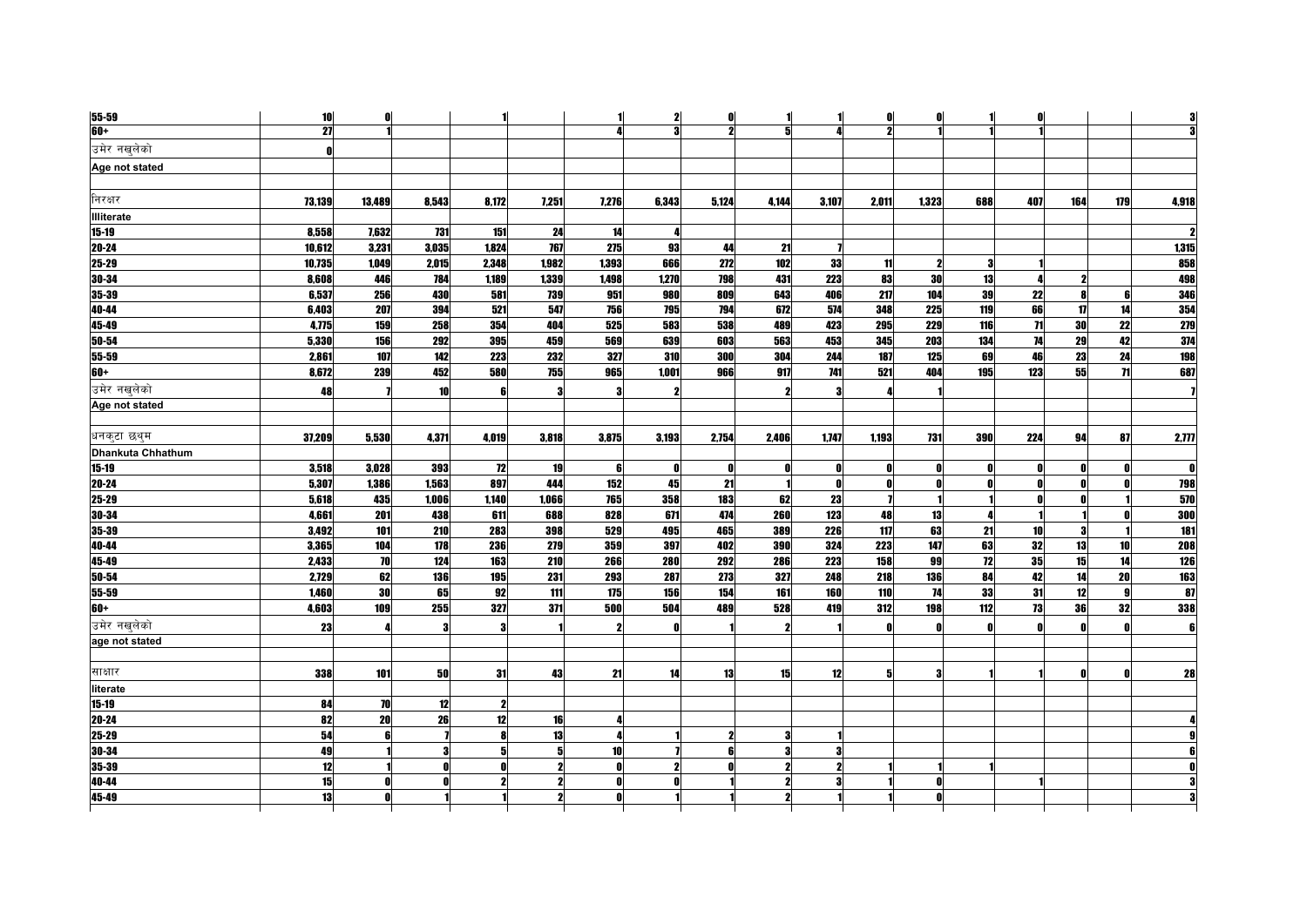| | | | | | | | | | | | | | | | | |
|---|---|---|---|---|---|---|---|---|---|---|---|---|---|---|---|---|
| 55-59 | 10 | 0 | | 1 | | 1 | 2 | 0 | 1 | 1 | 0 | 0 | 1 | 0 | | | 3 |
| 60+ | 27 | 1 | | | | 4 | 3 | 2 | 5 | 4 | 2 | 1 | 1 | 1 | | | 3 |
| उमेर नखुलेको | 0 | | | | | | | | | | | | | | | | |
| Age not stated | | | | | | | | | | | | | | | | | |
| | | | | | | | | | | | | | | | | | |
| निरक्षर | 73,139 | 13,489 | 8,543 | 8,172 | 7,251 | 7,276 | 6,343 | 5,124 | 4,144 | 3,107 | 2,011 | 1,323 | 688 | 407 | 164 | 179 | 4,918 |
| Illiterate | | | | | | | | | | | | | | | | | |
| 15-19 | 8,558 | 7,632 | 731 | 151 | 24 | 14 | 4 | | | | | | | | | | 2 |
| 20-24 | 10,612 | 3,231 | 3,035 | 1,824 | 767 | 275 | 93 | 44 | 21 | 7 | | | | | | | 1,315 |
| 25-29 | 10,735 | 1,049 | 2,015 | 2,348 | 1,982 | 1,393 | 666 | 272 | 102 | 33 | 11 | 2 | 3 | 1 | | | 858 |
| 30-34 | 8,608 | 446 | 784 | 1,189 | 1,339 | 1,498 | 1,270 | 798 | 431 | 223 | 83 | 30 | 13 | 4 | 2 | | 498 |
| 35-39 | 6,537 | 256 | 430 | 581 | 739 | 951 | 980 | 809 | 643 | 406 | 217 | 104 | 39 | 22 | 8 | 6 | 346 |
| 40-44 | 6,403 | 207 | 394 | 521 | 547 | 756 | 795 | 794 | 672 | 574 | 348 | 225 | 119 | 66 | 17 | 14 | 354 |
| 45-49 | 4,775 | 159 | 258 | 354 | 404 | 525 | 583 | 538 | 489 | 423 | 295 | 229 | 116 | 71 | 30 | 22 | 279 |
| 50-54 | 5,330 | 156 | 292 | 395 | 459 | 569 | 639 | 603 | 563 | 453 | 345 | 203 | 134 | 74 | 29 | 42 | 374 |
| 55-59 | 2,861 | 107 | 142 | 223 | 232 | 327 | 310 | 300 | 304 | 244 | 187 | 125 | 69 | 46 | 23 | 24 | 198 |
| 60+ | 8,672 | 239 | 452 | 580 | 755 | 965 | 1,001 | 966 | 917 | 741 | 521 | 404 | 195 | 123 | 55 | 71 | 687 |
| उमेर नखुलेको | 48 | 7 | 10 | 6 | 3 | 3 | 2 | | 2 | 3 | 4 | 1 | | | | | 7 |
| Age not stated | | | | | | | | | | | | | | | | | |
| | | | | | | | | | | | | | | | | | |
| धनकुटा छथुम | 37,209 | 5,530 | 4,371 | 4,019 | 3,818 | 3,875 | 3,193 | 2,754 | 2,406 | 1,747 | 1,193 | 731 | 390 | 224 | 94 | 87 | 2,777 |
| Dhankuta Chhathum | | | | | | | | | | | | | | | | | |
| 15-19 | 3,518 | 3,028 | 393 | 72 | 19 | 6 | 0 | 0 | 0 | 0 | 0 | 0 | 0 | 0 | 0 | 0 | 0 |
| 20-24 | 5,307 | 1,386 | 1,563 | 897 | 444 | 152 | 45 | 21 | 1 | 0 | 0 | 0 | 0 | 0 | 0 | 0 | 798 |
| 25-29 | 5,618 | 435 | 1,006 | 1,140 | 1,066 | 765 | 358 | 183 | 62 | 23 | 7 | 1 | 1 | 0 | 0 | 1 | 570 |
| 30-34 | 4,661 | 201 | 438 | 611 | 688 | 828 | 671 | 474 | 260 | 123 | 48 | 13 | 4 | 1 | 1 | 0 | 300 |
| 35-39 | 3,492 | 101 | 210 | 283 | 398 | 529 | 495 | 465 | 389 | 226 | 117 | 63 | 21 | 10 | 3 | 1 | 181 |
| 40-44 | 3,365 | 104 | 178 | 236 | 279 | 359 | 397 | 402 | 390 | 324 | 223 | 147 | 63 | 32 | 13 | 10 | 208 |
| 45-49 | 2,433 | 70 | 124 | 163 | 210 | 266 | 280 | 292 | 286 | 223 | 158 | 99 | 72 | 35 | 15 | 14 | 126 |
| 50-54 | 2,729 | 62 | 136 | 195 | 231 | 293 | 287 | 273 | 327 | 248 | 218 | 136 | 84 | 42 | 14 | 20 | 163 |
| 55-59 | 1,460 | 30 | 65 | 92 | 111 | 175 | 156 | 154 | 161 | 160 | 110 | 74 | 33 | 31 | 12 | 9 | 87 |
| 60+ | 4,603 | 109 | 255 | 327 | 371 | 500 | 504 | 489 | 528 | 419 | 312 | 198 | 112 | 73 | 36 | 32 | 338 |
| उमेर नखुलेको | 23 | 4 | 3 | 3 | 1 | 2 | 0 | 1 | 2 | 1 | 0 | 0 | 0 | 0 | 0 | 0 | 6 |
| age not stated | | | | | | | | | | | | | | | | | |
| | | | | | | | | | | | | | | | | | |
| साक्षार | 338 | 101 | 50 | 31 | 43 | 21 | 14 | 13 | 15 | 12 | 5 | 3 | 1 | 1 | 0 | 0 | 28 |
| literate | | | | | | | | | | | | | | | | | |
| 15-19 | 84 | 70 | 12 | 2 | | | | | | | | | | | | | |
| 20-24 | 82 | 20 | 26 | 12 | 16 | 4 | | | | | | | | | | | 4 |
| 25-29 | 54 | 6 | 7 | 8 | 13 | 4 | 1 | 2 | 3 | 1 | | | | | | | 9 |
| 30-34 | 49 | 1 | 3 | 5 | 5 | 10 | 7 | 6 | 3 | 3 | | | | | | | 6 |
| 35-39 | 12 | 1 | 0 | 0 | 2 | 0 | 2 | 0 | 2 | 2 | 1 | 1 | 1 | | | | 0 |
| 40-44 | 15 | 0 | 0 | 2 | 2 | 0 | 0 | 1 | 2 | 3 | 1 | 0 | | 1 | | | 3 |
| 45-49 | 13 | 0 | 1 | 1 | 2 | 0 | 1 | 1 | 2 | 1 | 1 | 0 | | | | | 3 |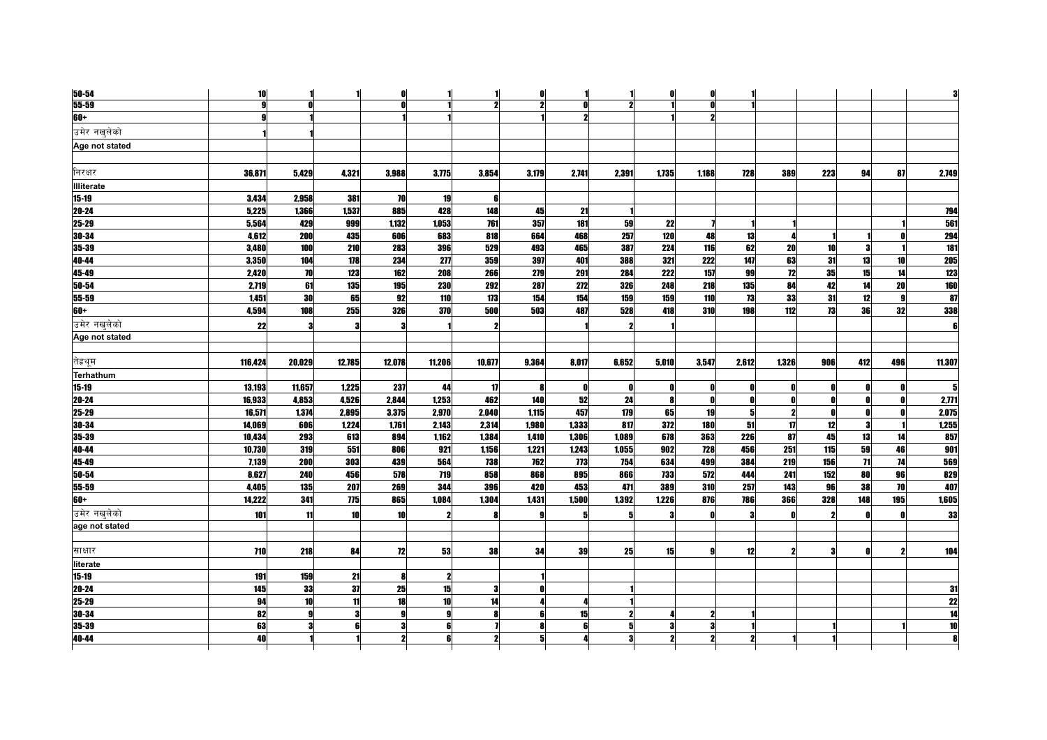| | | | | | | | | | | | | | | | | | |
|---|---|---|---|---|---|---|---|---|---|---|---|---|---|---|---|---|---|
| 50-54 | 10 | 1 | 1 | 0 | 1 | 1 | 0 | 1 | 1 | 0 | 0 | 1 | | | | | 3 |
| 55-59 | 9 | 0 | | 0 | 1 | 2 | 2 | 0 | 2 | 1 | 0 | 1 | | | | | |
| 60+ | 9 | 1 | | 1 | 1 | | 1 | 2 | | 1 | 2 | | | | | | |
| उमेर नखुलेको | 1 | 1 | | | | | | | | | | | | | | | |
| Age not stated | | | | | | | | | | | | | | | | | |
| | | | | | | | | | | | | | | | | | |
| निरक्षर | 36,871 | 5,429 | 4,321 | 3,988 | 3,775 | 3,854 | 3,179 | 2,741 | 2,391 | 1,735 | 1,188 | 728 | 389 | 223 | 94 | 87 | 2,749 |
| Illiterate | | | | | | | | | | | | | | | | | |
| 15-19 | 3,434 | 2,958 | 381 | 70 | 19 | 6 | | | | | | | | | | | |
| 20-24 | 5,225 | 1,366 | 1,537 | 885 | 428 | 148 | 45 | 21 | 1 | | | | | | | | 794 |
| 25-29 | 5,564 | 429 | 999 | 1,132 | 1,053 | 761 | 357 | 181 | 59 | 22 | 7 | 1 | 1 | | | 1 | 561 |
| 30-34 | 4,612 | 200 | 435 | 606 | 683 | 818 | 664 | 468 | 257 | 120 | 48 | 13 | 4 | 1 | 1 | 0 | 294 |
| 35-39 | 3,480 | 100 | 210 | 283 | 396 | 529 | 493 | 465 | 387 | 224 | 116 | 62 | 20 | 10 | 3 | 1 | 181 |
| 40-44 | 3,350 | 104 | 178 | 234 | 277 | 359 | 397 | 401 | 388 | 321 | 222 | 147 | 63 | 31 | 13 | 10 | 205 |
| 45-49 | 2,420 | 70 | 123 | 162 | 208 | 266 | 279 | 291 | 284 | 222 | 157 | 99 | 72 | 35 | 15 | 14 | 123 |
| 50-54 | 2,719 | 61 | 135 | 195 | 230 | 292 | 287 | 272 | 326 | 248 | 218 | 135 | 84 | 42 | 14 | 20 | 160 |
| 55-59 | 1,451 | 30 | 65 | 92 | 110 | 173 | 154 | 154 | 159 | 159 | 110 | 73 | 33 | 31 | 12 | 9 | 87 |
| 60+ | 4,594 | 108 | 255 | 326 | 370 | 500 | 503 | 487 | 528 | 418 | 310 | 198 | 112 | 73 | 36 | 32 | 338 |
| उमेर नखुलेको | 22 | 3 | 3 | 3 | 1 | 2 | | 1 | 2 | 1 | | | | | | | 6 |
| Age not stated | | | | | | | | | | | | | | | | | |
| | | | | | | | | | | | | | | | | | |
| तेह्रथुम | 116,424 | 20,029 | 12,785 | 12,078 | 11,206 | 10,677 | 9,364 | 8,017 | 6,652 | 5,010 | 3,547 | 2,612 | 1,326 | 906 | 412 | 496 | 11,307 |
| Terhathum | | | | | | | | | | | | | | | | | |
| 15-19 | 13,193 | 11,657 | 1,225 | 237 | 44 | 17 | 8 | 0 | 0 | 0 | 0 | 0 | 0 | 0 | 0 | 0 | 5 |
| 20-24 | 16,933 | 4,853 | 4,526 | 2,844 | 1,253 | 462 | 140 | 52 | 24 | 8 | 0 | 0 | 0 | 0 | 0 | 0 | 2,771 |
| 25-29 | 16,571 | 1,374 | 2,895 | 3,375 | 2,970 | 2,040 | 1,115 | 457 | 179 | 65 | 19 | 5 | 2 | 0 | 0 | 0 | 2,075 |
| 30-34 | 14,069 | 606 | 1,224 | 1,761 | 2,143 | 2,314 | 1,980 | 1,333 | 817 | 372 | 180 | 51 | 17 | 12 | 3 | 1 | 1,255 |
| 35-39 | 10,434 | 293 | 613 | 894 | 1,162 | 1,384 | 1,410 | 1,306 | 1,089 | 678 | 363 | 226 | 87 | 45 | 13 | 14 | 857 |
| 40-44 | 10,730 | 319 | 551 | 806 | 921 | 1,156 | 1,221 | 1,243 | 1,055 | 902 | 728 | 456 | 251 | 115 | 59 | 46 | 901 |
| 45-49 | 7,139 | 200 | 303 | 439 | 564 | 738 | 762 | 773 | 754 | 634 | 499 | 384 | 219 | 156 | 71 | 74 | 569 |
| 50-54 | 8,627 | 240 | 456 | 578 | 719 | 858 | 868 | 895 | 866 | 733 | 572 | 444 | 241 | 152 | 80 | 96 | 829 |
| 55-59 | 4,405 | 135 | 207 | 269 | 344 | 396 | 420 | 453 | 471 | 389 | 310 | 257 | 143 | 96 | 38 | 70 | 407 |
| 60+ | 14,222 | 341 | 775 | 865 | 1,084 | 1,304 | 1,431 | 1,500 | 1,392 | 1,226 | 876 | 786 | 366 | 328 | 148 | 195 | 1,605 |
| उमेर नखुलेको | 101 | 11 | 10 | 10 | 2 | 8 | 9 | 5 | 5 | 3 | 0 | 3 | 0 | 2 | 0 | 0 | 33 |
| age not stated | | | | | | | | | | | | | | | | | |
| | | | | | | | | | | | | | | | | | |
| साक्षार | 710 | 218 | 84 | 72 | 53 | 38 | 34 | 39 | 25 | 15 | 9 | 12 | 2 | 3 | 0 | 2 | 104 |
| literate | | | | | | | | | | | | | | | | | |
| 15-19 | 191 | 159 | 21 | 8 | 2 | | 1 | | | | | | | | | | |
| 20-24 | 145 | 33 | 37 | 25 | 15 | 3 | 0 | | 1 | | | | | | | | 31 |
| 25-29 | 94 | 10 | 11 | 18 | 10 | 14 | 4 | 4 | 1 | | | | | | | | 22 |
| 30-34 | 82 | 9 | 3 | 9 | 9 | 8 | 6 | 15 | 2 | 4 | 2 | 1 | | | | | 14 |
| 35-39 | 63 | 3 | 6 | 3 | 6 | 7 | 8 | 6 | 5 | 3 | 3 | 1 | | 1 | | 1 | 10 |
| 40-44 | 40 | 1 | 1 | 2 | 6 | 2 | 5 | 4 | 3 | 2 | 2 | 2 | 1 | 1 | | | 8 |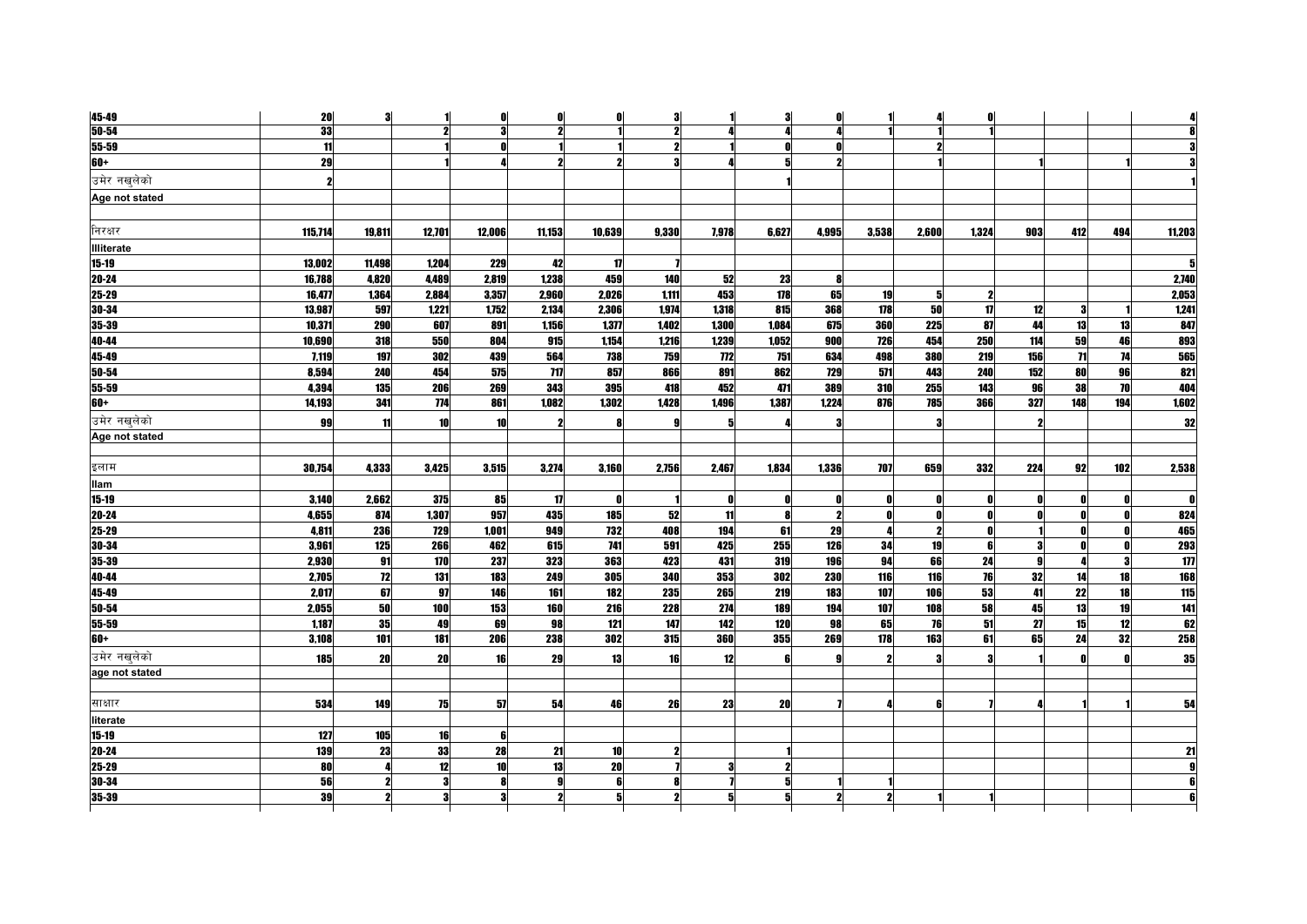| | | | | | | | | | | | | | | | | | |
|---|---|---|---|---|---|---|---|---|---|---|---|---|---|---|---|---|---|
| 45-49 | 20 | 3 | 1 | 0 | 0 | 0 | 3 | 1 | 3 | 0 | 1 | 4 | 0 | | | | 4 |
| 50-54 | 33 | | 2 | 3 | 2 | 1 | 2 | 4 | 4 | 4 | 1 | 1 | 1 | | | | 8 |
| 55-59 | 11 | | 1 | 0 | 1 | 1 | 2 | 1 | 0 | 0 | | 2 | | | | | 3 |
| 60+ | 29 | | 1 | 4 | 2 | 2 | 3 | 4 | 5 | 2 | | 1 | | 1 | | 1 | 3 |
| उमेर नखुलेको | 2 | | | | | | | | 1 | | | | | | | | 1 |
| Age not stated | | | | | | | | | | | | | | | | | |
| निरक्षर | 115,714 | 19,811 | 12,701 | 12,006 | 11,153 | 10,639 | 9,330 | 7,978 | 6,627 | 4,995 | 3,538 | 2,600 | 1,324 | 903 | 412 | 494 | 11,203 |
| Illiterate | | | | | | | | | | | | | | | | | |
| 15-19 | 13,002 | 11,498 | 1,204 | 229 | 42 | 17 | 7 | | | | | | | | | | 5 |
| 20-24 | 16,788 | 4,820 | 4,489 | 2,819 | 1,238 | 459 | 140 | 52 | 23 | 8 | | | | | | | 2,740 |
| 25-29 | 16,477 | 1,364 | 2,884 | 3,357 | 2,960 | 2,026 | 1,111 | 453 | 178 | 65 | 19 | 5 | 2 | | | | 2,053 |
| 30-34 | 13,987 | 597 | 1,221 | 1,752 | 2,134 | 2,306 | 1,974 | 1,318 | 815 | 368 | 178 | 50 | 17 | 12 | 3 | 1 | 1,241 |
| 35-39 | 10,371 | 290 | 607 | 891 | 1,156 | 1,377 | 1,402 | 1,300 | 1,084 | 675 | 360 | 225 | 87 | 44 | 13 | 13 | 847 |
| 40-44 | 10,690 | 318 | 550 | 804 | 915 | 1,154 | 1,216 | 1,239 | 1,052 | 900 | 726 | 454 | 250 | 114 | 59 | 46 | 893 |
| 45-49 | 7,119 | 197 | 302 | 439 | 564 | 738 | 759 | 772 | 751 | 634 | 498 | 380 | 219 | 156 | 71 | 74 | 565 |
| 50-54 | 8,594 | 240 | 454 | 575 | 717 | 857 | 866 | 891 | 862 | 729 | 571 | 443 | 240 | 152 | 80 | 96 | 821 |
| 55-59 | 4,394 | 135 | 206 | 269 | 343 | 395 | 418 | 452 | 471 | 389 | 310 | 255 | 143 | 96 | 38 | 70 | 404 |
| 60+ | 14,193 | 341 | 774 | 861 | 1,082 | 1,302 | 1,428 | 1,496 | 1,387 | 1,224 | 876 | 785 | 366 | 327 | 148 | 194 | 1,602 |
| उमेर नखुलेको | 99 | 11 | 10 | 10 | 2 | 8 | 9 | 5 | 4 | 3 | | 3 | | 2 | | | 32 |
| Age not stated | | | | | | | | | | | | | | | | | |
| इलाम | 30,754 | 4,333 | 3,425 | 3,515 | 3,274 | 3,160 | 2,756 | 2,467 | 1,834 | 1,336 | 707 | 659 | 332 | 224 | 92 | 102 | 2,538 |
| Ilam | | | | | | | | | | | | | | | | | |
| 15-19 | 3,140 | 2,662 | 375 | 85 | 17 | 0 | 1 | 0 | 0 | 0 | 0 | 0 | 0 | 0 | 0 | 0 | 0 |
| 20-24 | 4,655 | 874 | 1,307 | 957 | 435 | 185 | 52 | 11 | 8 | 2 | 0 | 0 | 0 | 0 | 0 | 0 | 824 |
| 25-29 | 4,811 | 236 | 729 | 1,001 | 949 | 732 | 408 | 194 | 61 | 29 | 4 | 2 | 0 | 1 | 0 | 0 | 465 |
| 30-34 | 3,961 | 125 | 266 | 462 | 615 | 741 | 591 | 425 | 255 | 126 | 34 | 19 | 6 | 3 | 0 | 0 | 293 |
| 35-39 | 2,930 | 91 | 170 | 237 | 323 | 363 | 423 | 431 | 319 | 196 | 94 | 66 | 24 | 9 | 4 | 3 | 177 |
| 40-44 | 2,705 | 72 | 131 | 183 | 249 | 305 | 340 | 353 | 302 | 230 | 116 | 116 | 76 | 32 | 14 | 18 | 168 |
| 45-49 | 2,017 | 67 | 97 | 146 | 161 | 182 | 235 | 265 | 219 | 183 | 107 | 106 | 53 | 41 | 22 | 18 | 115 |
| 50-54 | 2,055 | 50 | 100 | 153 | 160 | 216 | 228 | 274 | 189 | 194 | 107 | 108 | 58 | 45 | 13 | 19 | 141 |
| 55-59 | 1,187 | 35 | 49 | 69 | 98 | 121 | 147 | 142 | 120 | 98 | 65 | 76 | 51 | 27 | 15 | 12 | 62 |
| 60+ | 3,108 | 101 | 181 | 206 | 238 | 302 | 315 | 360 | 355 | 269 | 178 | 163 | 61 | 65 | 24 | 32 | 258 |
| उमेर नखुलेको | 185 | 20 | 20 | 16 | 29 | 13 | 16 | 12 | 6 | 9 | 2 | 3 | 3 | 1 | 0 | 0 | 35 |
| age not stated | | | | | | | | | | | | | | | | | |
| साक्षार | 534 | 149 | 75 | 57 | 54 | 46 | 26 | 23 | 20 | 7 | 4 | 6 | 7 | 4 | 1 | 1 | 54 |
| literate | | | | | | | | | | | | | | | | | |
| 15-19 | 127 | 105 | 16 | 6 | | | | | | | | | | | | | |
| 20-24 | 139 | 23 | 33 | 28 | 21 | 10 | 2 | | 1 | | | | | | | | 21 |
| 25-29 | 80 | 4 | 12 | 10 | 13 | 20 | 7 | 3 | 2 | | | | | | | | 9 |
| 30-34 | 56 | 2 | 3 | 8 | 9 | 6 | 8 | 7 | 5 | 1 | 1 | | | | | | 6 |
| 35-39 | 39 | 2 | 3 | 3 | 2 | 5 | 2 | 5 | 5 | 2 | 2 | 1 | 1 | | | | 6 |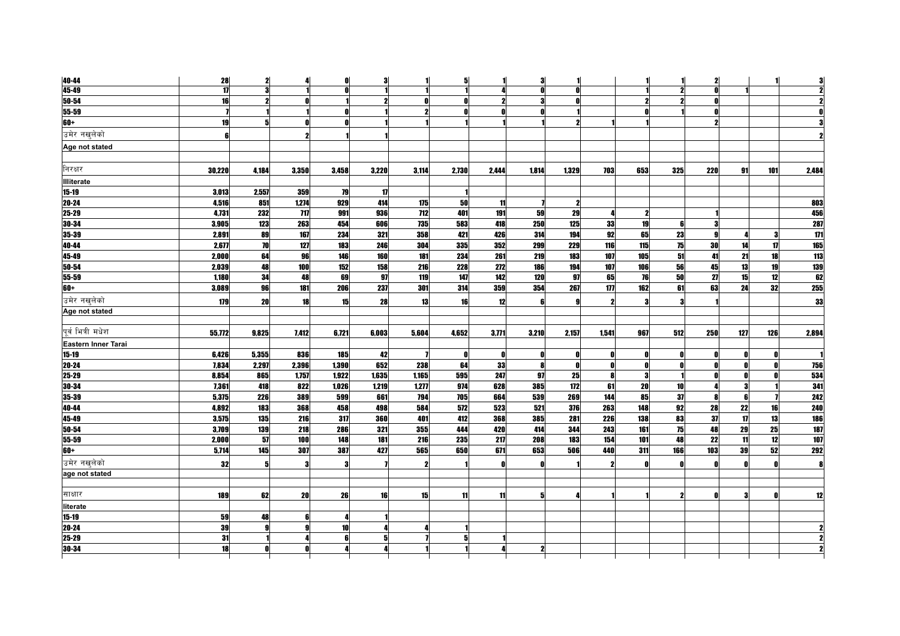| | | | | | | | | | | | | | | | | | |
|---|---|---|---|---|---|---|---|---|---|---|---|---|---|---|---|---|---|
| 40-44 | 28 | 2 | 4 | 0 | 3 | 1 | 5 | 1 | 3 | 1 | | 1 | 1 | 2 | | 1 | 3 |
| 45-49 | 17 | 3 | 1 | 0 | 1 | 1 | 1 | 4 | 0 | 0 | | 1 | 2 | 0 | 1 | | 2 |
| 50-54 | 16 | 2 | 0 | 1 | 2 | 0 | 0 | 2 | 3 | 0 | | 2 | 2 | 0 | | | 2 |
| 55-59 | 7 | 1 | 1 | 0 | 1 | 2 | 0 | 0 | 0 | 1 | | 0 | 1 | 0 | | | 0 |
| 60+ | 19 | 5 | 0 | 0 | 1 | 1 | 1 | 1 | 1 | 2 | 1 | 1 | | 2 | | | 3 |
| उमेर नखुलेको | 6 | | 2 | 1 | 1 | | | | | | | | | | | | 2 |
| Age not stated | | | | | | | | | | | | | | | | | |
| | | | | | | | | | | | | | | | | | |
| निरक्षर | 30,220 | 4,184 | 3,350 | 3,458 | 3,220 | 3,114 | 2,730 | 2,444 | 1,814 | 1,329 | 703 | 653 | 325 | 220 | 91 | 101 | 2,484 |
| Illiterate | | | | | | | | | | | | | | | | | |
| 15-19 | 3,013 | 2,557 | 359 | 79 | 17 | | 1 | | | | | | | | | | |
| 20-24 | 4,516 | 851 | 1,274 | 929 | 414 | 175 | 50 | 11 | 7 | 2 | | | | | | | 803 |
| 25-29 | 4,731 | 232 | 717 | 991 | 936 | 712 | 401 | 191 | 59 | 29 | 4 | 2 | | 1 | | | 456 |
| 30-34 | 3,905 | 123 | 263 | 454 | 606 | 735 | 583 | 418 | 250 | 125 | 33 | 19 | 6 | 3 | | | 287 |
| 35-39 | 2,891 | 89 | 167 | 234 | 321 | 358 | 421 | 426 | 314 | 194 | 92 | 65 | 23 | 9 | 4 | 3 | 171 |
| 40-44 | 2,677 | 70 | 127 | 183 | 246 | 304 | 335 | 352 | 299 | 229 | 116 | 115 | 75 | 30 | 14 | 17 | 165 |
| 45-49 | 2,000 | 64 | 96 | 146 | 160 | 181 | 234 | 261 | 219 | 183 | 107 | 105 | 51 | 41 | 21 | 18 | 113 |
| 50-54 | 2,039 | 48 | 100 | 152 | 158 | 216 | 228 | 272 | 186 | 194 | 107 | 106 | 56 | 45 | 13 | 19 | 139 |
| 55-59 | 1,180 | 34 | 48 | 69 | 97 | 119 | 147 | 142 | 120 | 97 | 65 | 76 | 50 | 27 | 15 | 12 | 62 |
| 60+ | 3,089 | 96 | 181 | 206 | 237 | 301 | 314 | 359 | 354 | 267 | 177 | 162 | 61 | 63 | 24 | 32 | 255 |
| उमेर नखुलेको | 179 | 20 | 18 | 15 | 28 | 13 | 16 | 12 | 6 | 9 | 2 | 3 | 3 | 1 | | | 33 |
| Age not stated | | | | | | | | | | | | | | | | | |
| | | | | | | | | | | | | | | | | | |
| पूर्व भित्री मधेश | 55,772 | 9,825 | 7,412 | 6,721 | 6,003 | 5,604 | 4,652 | 3,771 | 3,210 | 2,157 | 1,541 | 967 | 512 | 250 | 127 | 126 | 2,894 |
| Eastern Inner Tarai | | | | | | | | | | | | | | | | | |
| 15-19 | 6,426 | 5,355 | 836 | 185 | 42 | 7 | 0 | 0 | 0 | 0 | 0 | 0 | 0 | 0 | 0 | 0 | 1 |
| 20-24 | 7,834 | 2,297 | 2,396 | 1,390 | 652 | 238 | 64 | 33 | 8 | 0 | 0 | 0 | 0 | 0 | 0 | 0 | 756 |
| 25-29 | 8,854 | 865 | 1,757 | 1,922 | 1,635 | 1,165 | 595 | 247 | 97 | 25 | 8 | 3 | 1 | 0 | 0 | 0 | 534 |
| 30-34 | 7,361 | 418 | 822 | 1,026 | 1,219 | 1,277 | 974 | 628 | 385 | 172 | 61 | 20 | 10 | 4 | 3 | 1 | 341 |
| 35-39 | 5,375 | 226 | 389 | 599 | 661 | 794 | 705 | 664 | 539 | 269 | 144 | 85 | 37 | 8 | 6 | 7 | 242 |
| 40-44 | 4,892 | 183 | 368 | 458 | 498 | 584 | 572 | 523 | 521 | 376 | 263 | 148 | 92 | 28 | 22 | 16 | 240 |
| 45-49 | 3,575 | 135 | 216 | 317 | 360 | 401 | 412 | 368 | 385 | 281 | 226 | 138 | 83 | 37 | 17 | 13 | 186 |
| 50-54 | 3,709 | 139 | 218 | 286 | 321 | 355 | 444 | 420 | 414 | 344 | 243 | 161 | 75 | 48 | 29 | 25 | 187 |
| 55-59 | 2,000 | 57 | 100 | 148 | 181 | 216 | 235 | 217 | 208 | 183 | 154 | 101 | 48 | 22 | 11 | 12 | 107 |
| 60+ | 5,714 | 145 | 307 | 387 | 427 | 565 | 650 | 671 | 653 | 506 | 440 | 311 | 166 | 103 | 39 | 52 | 292 |
| उमेर नखुलेको | 32 | 5 | 3 | 3 | 7 | 2 | 1 | 0 | 0 | 1 | 2 | 0 | 0 | 0 | 0 | 0 | 8 |
| age not stated | | | | | | | | | | | | | | | | | |
| | | | | | | | | | | | | | | | | | |
| साक्षार | 189 | 62 | 20 | 26 | 16 | 15 | 11 | 11 | 5 | 4 | 1 | 1 | 2 | 0 | 3 | 0 | 12 |
| literate | | | | | | | | | | | | | | | | | |
| 15-19 | 59 | 48 | 6 | 4 | 1 | | | | | | | | | | | | |
| 20-24 | 39 | 9 | 9 | 10 | 4 | 4 | 1 | | | | | | | | | | 2 |
| 25-29 | 31 | 1 | 4 | 6 | 5 | 7 | 5 | 1 | | | | | | | | | 2 |
| 30-34 | 18 | 0 | 0 | 4 | 4 | 1 | 1 | 4 | 2 | | | | | | | | 2 |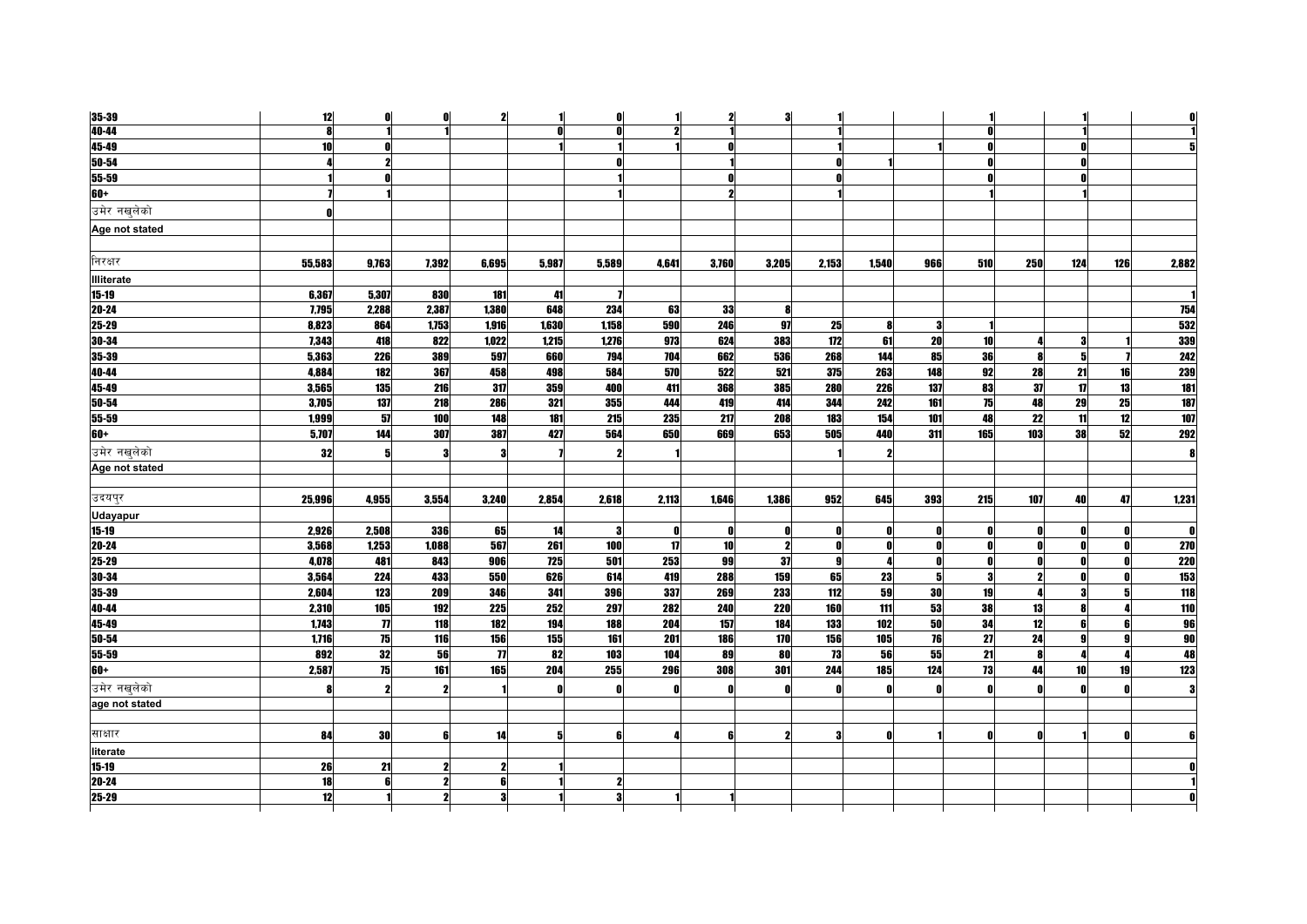| | | | | | | | | | | | | | | | | | |
|---|---|---|---|---|---|---|---|---|---|---|---|---|---|---|---|---|---|
| 35-39 | 12 | 0 | 0 | 2 | 1 | 0 | 1 | 2 | 3 | 1 | | | 1 | | 1 | | 0 |
| 40-44 | 8 | 1 | 1 | | 0 | 0 | 2 | 1 | | 1 | | | 0 | | 1 | | 1 |
| 45-49 | 10 | 0 | | | 1 | 1 | 1 | 0 | | 1 | | 1 | 0 | | 0 | | 5 |
| 50-54 | 4 | 2 | | | | 0 | | 1 | | 0 | 1 | | 0 | | 0 | | |
| 55-59 | 1 | 0 | | | | 1 | | 0 | | 0 | | | 0 | | 0 | | |
| 60+ | 7 | 1 | | | | 1 | | 2 | | 1 | | | 1 | | 1 | | |
| उमेर नखुलेको | 0 | | | | | | | | | | | | | | | | |
| Age not stated | | | | | | | | | | | | | | | | | |
| | | | | | | | | | | | | | | | | | |
| निरक्षर | 55,583 | 9,763 | 7,392 | 6,695 | 5,987 | 5,589 | 4,641 | 3,760 | 3,205 | 2,153 | 1,540 | 966 | 510 | 250 | 124 | 126 | 2,882 |
| Illiterate | | | | | | | | | | | | | | | | | |
| 15-19 | 6,367 | 5,307 | 830 | 181 | 41 | 7 | | | | | | | | | | | 1 |
| 20-24 | 7,795 | 2,288 | 2,387 | 1,380 | 648 | 234 | 63 | 33 | 8 | | | | | | | | 754 |
| 25-29 | 8,823 | 864 | 1,753 | 1,916 | 1,630 | 1,158 | 590 | 246 | 97 | 25 | 8 | 3 | 1 | | | | 532 |
| 30-34 | 7,343 | 418 | 822 | 1,022 | 1,215 | 1,276 | 973 | 624 | 383 | 172 | 61 | 20 | 10 | 4 | 3 | 1 | 339 |
| 35-39 | 5,363 | 226 | 389 | 597 | 660 | 794 | 704 | 662 | 536 | 268 | 144 | 85 | 36 | 8 | 5 | 7 | 242 |
| 40-44 | 4,884 | 182 | 367 | 458 | 498 | 584 | 570 | 522 | 521 | 375 | 263 | 148 | 92 | 28 | 21 | 16 | 239 |
| 45-49 | 3,565 | 135 | 216 | 317 | 359 | 400 | 411 | 368 | 385 | 280 | 226 | 137 | 83 | 37 | 17 | 13 | 181 |
| 50-54 | 3,705 | 137 | 218 | 286 | 321 | 355 | 444 | 419 | 414 | 344 | 242 | 161 | 75 | 48 | 29 | 25 | 187 |
| 55-59 | 1,999 | 57 | 100 | 148 | 181 | 215 | 235 | 217 | 208 | 183 | 154 | 101 | 48 | 22 | 11 | 12 | 107 |
| 60+ | 5,707 | 144 | 307 | 387 | 427 | 564 | 650 | 669 | 653 | 505 | 440 | 311 | 165 | 103 | 38 | 52 | 292 |
| उमेर नखुलेको | 32 | 5 | 3 | 3 | 7 | 2 | 1 | | | 1 | 2 | | | | | | 8 |
| Age not stated | | | | | | | | | | | | | | | | | |
| | | | | | | | | | | | | | | | | | |
| उदयपुर | 25,996 | 4,955 | 3,554 | 3,240 | 2,854 | 2,618 | 2,113 | 1,646 | 1,386 | 952 | 645 | 393 | 215 | 107 | 40 | 47 | 1,231 |
| Udayapur | | | | | | | | | | | | | | | | | |
| 15-19 | 2,926 | 2,508 | 336 | 65 | 14 | 3 | 0 | 0 | 0 | 0 | 0 | 0 | 0 | 0 | 0 | 0 | 0 |
| 20-24 | 3,568 | 1,253 | 1,088 | 567 | 261 | 100 | 17 | 10 | 2 | 0 | 0 | 0 | 0 | 0 | 0 | 0 | 270 |
| 25-29 | 4,078 | 481 | 843 | 906 | 725 | 501 | 253 | 99 | 37 | 9 | 4 | 0 | 0 | 0 | 0 | 0 | 220 |
| 30-34 | 3,564 | 224 | 433 | 550 | 626 | 614 | 419 | 288 | 159 | 65 | 23 | 5 | 3 | 2 | 0 | 0 | 153 |
| 35-39 | 2,604 | 123 | 209 | 346 | 341 | 396 | 337 | 269 | 233 | 112 | 59 | 30 | 19 | 4 | 3 | 5 | 118 |
| 40-44 | 2,310 | 105 | 192 | 225 | 252 | 297 | 282 | 240 | 220 | 160 | 111 | 53 | 38 | 13 | 8 | 4 | 110 |
| 45-49 | 1,743 | 77 | 118 | 182 | 194 | 188 | 204 | 157 | 184 | 133 | 102 | 50 | 34 | 12 | 6 | 6 | 96 |
| 50-54 | 1,716 | 75 | 116 | 156 | 155 | 161 | 201 | 186 | 170 | 156 | 105 | 76 | 27 | 24 | 9 | 9 | 90 |
| 55-59 | 892 | 32 | 56 | 77 | 82 | 103 | 104 | 89 | 80 | 73 | 56 | 55 | 21 | 8 | 4 | 4 | 48 |
| 60+ | 2,587 | 75 | 161 | 165 | 204 | 255 | 296 | 308 | 301 | 244 | 185 | 124 | 73 | 44 | 10 | 19 | 123 |
| उमेर नखुलेको | 8 | 2 | 2 | 1 | 0 | 0 | 0 | 0 | 0 | 0 | 0 | 0 | 0 | 0 | 0 | 0 | 3 |
| age not stated | | | | | | | | | | | | | | | | | |
| | | | | | | | | | | | | | | | | | |
| साक्षार | 84 | 30 | 6 | 14 | 5 | 6 | 4 | 6 | 2 | 3 | 0 | 1 | 0 | 0 | 1 | 0 | 6 |
| literate | | | | | | | | | | | | | | | | | |
| 15-19 | 26 | 21 | 2 | 2 | 1 | | | | | | | | | | | | 0 |
| 20-24 | 18 | 6 | 2 | 6 | 1 | 2 | | | | | | | | | | | 1 |
| 25-29 | 12 | 1 | 2 | 3 | 1 | 3 | 1 | 1 | | | | | | | | | 0 |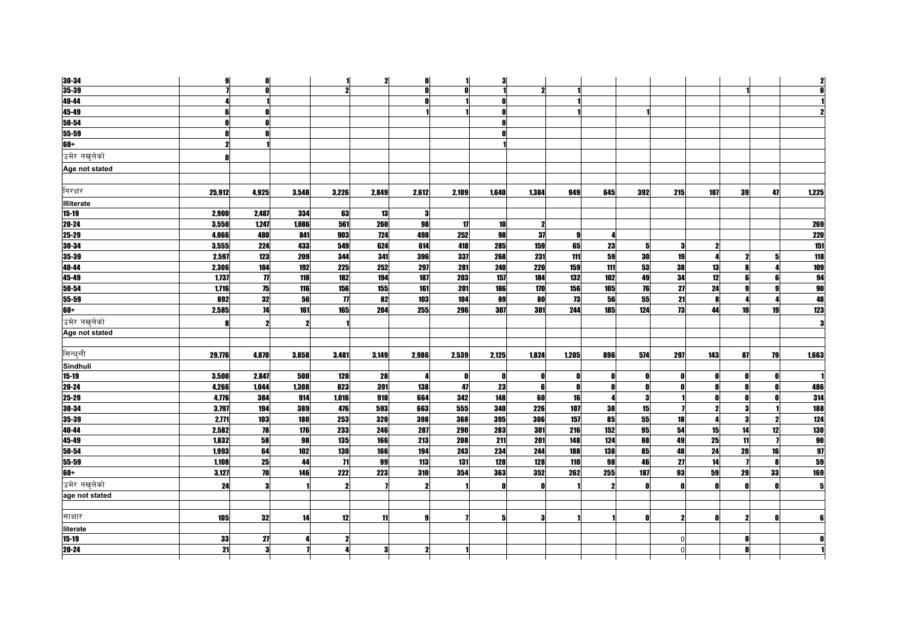| | | | | | | | | | | | | | | | | |
|---|---|---|---|---|---|---|---|---|---|---|---|---|---|---|---|---|
| 30-34 | 9 | 0 | | 1 | 2 | 0 | 1 | 3 | | | | | | | | | 2 |
| 35-39 | 7 | 0 | | 2 | | 0 | 0 | 1 | 2 | 1 | | | | | 1 | | 0 |
| 40-44 | 4 | 1 | | | | 0 | 1 | 0 | | 1 | | | | | | | 1 |
| 45-49 | 6 | 0 | | | | 1 | 1 | 0 | | 1 | | 1 | | | | | 2 |
| 50-54 | 0 | 0 | | | | | | 0 | | | | | | | | | |
| 55-59 | 0 | 0 | | | | | | 0 | | | | | | | | | |
| 60+ | 2 | 1 | | | | | | 1 | | | | | | | | | |
| उमेर नखुलेको | 0 | | | | | | | | | | | | | | | | |
| Age not stated | | | | | | | | | | | | | | | | | |
| | | | | | | | | | | | | | | | | | |
| निरक्षर | 25,912 | 4,925 | 3,548 | 3,226 | 2,849 | 2,612 | 2,109 | 1,640 | 1,384 | 949 | 645 | 392 | 215 | 107 | 39 | 47 | 1,225 |
| Illiterate | | | | | | | | | | | | | | | | | |
| 15-19 | 2,900 | 2,487 | 334 | 63 | 13 | 3 | | | | | | | | | | | |
| 20-24 | 3,550 | 1,247 | 1,086 | 561 | 260 | 98 | 17 | 10 | 2 | | | | | | | | 269 |
| 25-29 | 4,066 | 480 | 841 | 903 | 724 | 498 | 252 | 98 | 37 | 9 | 4 | | | | | | 220 |
| 30-34 | 3,555 | 224 | 433 | 549 | 624 | 614 | 418 | 285 | 159 | 65 | 23 | 5 | 3 | 2 | | | 151 |
| 35-39 | 2,597 | 123 | 209 | 344 | 341 | 396 | 337 | 268 | 231 | 111 | 59 | 30 | 19 | 4 | 2 | 5 | 118 |
| 40-44 | 2,306 | 104 | 192 | 225 | 252 | 297 | 281 | 240 | 220 | 159 | 111 | 53 | 38 | 13 | 8 | 4 | 109 |
| 45-49 | 1,737 | 77 | 118 | 182 | 194 | 187 | 203 | 157 | 184 | 132 | 102 | 49 | 34 | 12 | 6 | 6 | 94 |
| 50-54 | 1,716 | 75 | 116 | 156 | 155 | 161 | 201 | 186 | 170 | 156 | 105 | 76 | 27 | 24 | 9 | 9 | 90 |
| 55-59 | 892 | 32 | 56 | 77 | 82 | 103 | 104 | 89 | 80 | 73 | 56 | 55 | 21 | 8 | 4 | 4 | 48 |
| 60+ | 2,585 | 74 | 161 | 165 | 204 | 255 | 296 | 307 | 301 | 244 | 185 | 124 | 73 | 44 | 10 | 19 | 123 |
| उमेर नखुलेको | 8 | 2 | 2 | 1 | | | | | | | | | | | | | 3 |
| Age not stated | | | | | | | | | | | | | | | | | |
| | | | | | | | | | | | | | | | | | |
| सिन्धुली | 29,776 | 4,870 | 3,858 | 3,481 | 3,149 | 2,986 | 2,539 | 2,125 | 1,824 | 1,205 | 896 | 574 | 297 | 143 | 87 | 79 | 1,663 |
| Sindhuli | | | | | | | | | | | | | | | | | |
| 15-19 | 3,500 | 2,847 | 500 | 120 | 28 | 4 | 0 | 0 | 0 | 0 | 0 | 0 | 0 | 0 | 0 | 0 | 1 |
| 20-24 | 4,266 | 1,044 | 1,308 | 823 | 391 | 138 | 47 | 23 | 6 | 0 | 0 | 0 | 0 | 0 | 0 | 0 | 486 |
| 25-29 | 4,776 | 384 | 914 | 1,016 | 910 | 664 | 342 | 148 | 60 | 16 | 4 | 3 | 1 | 0 | 0 | 0 | 314 |
| 30-34 | 3,797 | 194 | 389 | 476 | 593 | 663 | 555 | 340 | 226 | 107 | 38 | 15 | 7 | 2 | 3 | 1 | 188 |
| 35-39 | 2,771 | 103 | 180 | 253 | 320 | 398 | 368 | 395 | 306 | 157 | 85 | 55 | 18 | 4 | 3 | 2 | 124 |
| 40-44 | 2,582 | 78 | 176 | 233 | 246 | 287 | 290 | 283 | 301 | 216 | 152 | 95 | 54 | 15 | 14 | 12 | 130 |
| 45-49 | 1,832 | 58 | 98 | 135 | 166 | 213 | 208 | 211 | 201 | 148 | 124 | 88 | 49 | 25 | 11 | 7 | 90 |
| 50-54 | 1,993 | 64 | 102 | 130 | 166 | 194 | 243 | 234 | 244 | 188 | 138 | 85 | 48 | 24 | 20 | 16 | 97 |
| 55-59 | 1,108 | 25 | 44 | 71 | 99 | 113 | 131 | 128 | 128 | 110 | 98 | 46 | 27 | 14 | 7 | 8 | 59 |
| 60+ | 3,127 | 70 | 146 | 222 | 223 | 310 | 354 | 363 | 352 | 262 | 255 | 187 | 93 | 59 | 29 | 33 | 169 |
| उमेर नखुलेको | 24 | 3 | 1 | 2 | 7 | 2 | 1 | 0 | 0 | 1 | 2 | 0 | 0 | 0 | 0 | 0 | 5 |
| age not stated | | | | | | | | | | | | | | | | | |
| | | | | | | | | | | | | | | | | | |
| साक्षार | 105 | 32 | 14 | 12 | 11 | 9 | 7 | 5 | 3 | 1 | 1 | 0 | 2 | 0 | 2 | 0 | 6 |
| literate | | | | | | | | | | | | | | | | | |
| 15-19 | 33 | 27 | 4 | 2 | | | | | | | | | 0 | | 0 | | 0 |
| 20-24 | 21 | 3 | 7 | 4 | 3 | 2 | 1 | | | | | | 0 | | 0 | | 1 |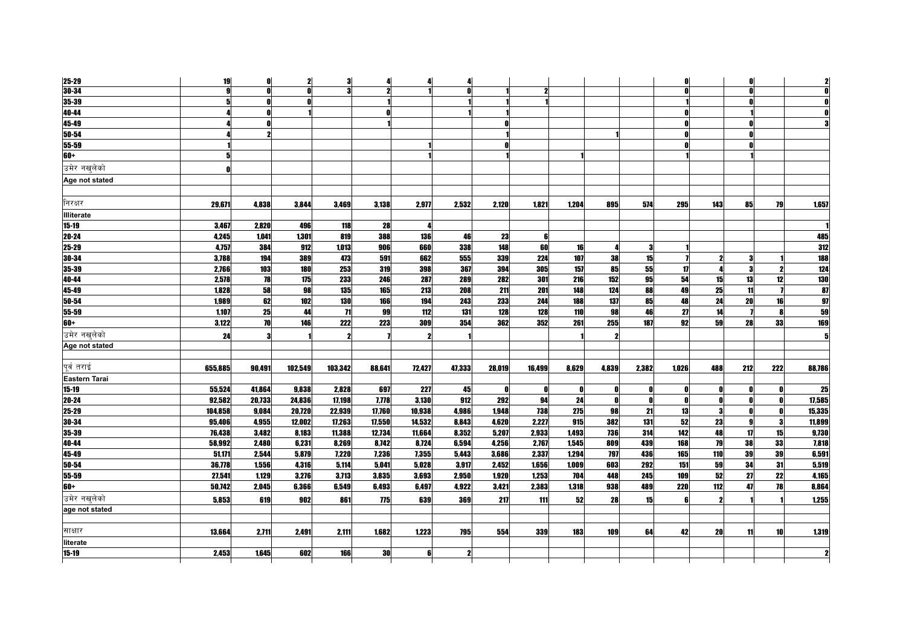| | | | | | | | | | | | | | | | | |
|---|---|---|---|---|---|---|---|---|---|---|---|---|---|---|---|---|
| 25-29 | 19 | 0 | 2 | 3 | 4 | 4 | 4 | | | | | | 0 | | 0 | | 2 |
| 30-34 | 9 | 0 | 0 | 3 | 2 | 1 | 0 | 1 | 2 | | | | 0 | | 0 | | 0 |
| 35-39 | 5 | 0 | 0 | | 1 | | 1 | 1 | 1 | | | | 1 | | 0 | | 0 |
| 40-44 | 4 | 0 | 1 | | 0 | | 1 | 1 | | | | | 0 | | 1 | | 0 |
| 45-49 | 4 | 0 | | | 1 | | | 0 | | | | | 0 | | 0 | | 3 |
| 50-54 | 4 | 2 | | | | | | 1 | | | 1 | | 0 | | 0 | | |
| 55-59 | 1 | | | | | 1 | | 0 | | | | | 0 | | 0 | | |
| 60+ | 5 | | | | | 1 | | 1 | | 1 | | | 1 | | 1 | | |
| उमेर नखुलेको | 0 | | | | | | | | | | | | | | | | |
| Age not stated | | | | | | | | | | | | | | | | | |
| निरक्षर | 29,671 | 4,838 | 3,844 | 3,469 | 3,138 | 2,977 | 2,532 | 2,120 | 1,821 | 1,204 | 895 | 574 | 295 | 143 | 85 | 79 | 1,657 |
| Illiterate | | | | | | | | | | | | | | | | | |
| 15-19 | 3,467 | 2,820 | 496 | 118 | 28 | 4 | | | | | | | | | | | 1 |
| 20-24 | 4,245 | 1,041 | 1,301 | 819 | 388 | 136 | 46 | 23 | 6 | | | | | | | | 485 |
| 25-29 | 4,757 | 384 | 912 | 1,013 | 906 | 660 | 338 | 148 | 60 | 16 | 4 | 3 | 1 | | | | 312 |
| 30-34 | 3,788 | 194 | 389 | 473 | 591 | 662 | 555 | 339 | 224 | 107 | 38 | 15 | 7 | 2 | 3 | 1 | 188 |
| 35-39 | 2,766 | 103 | 180 | 253 | 319 | 398 | 367 | 394 | 305 | 157 | 85 | 55 | 17 | 4 | 3 | 2 | 124 |
| 40-44 | 2,578 | 78 | 175 | 233 | 246 | 287 | 289 | 282 | 301 | 216 | 152 | 95 | 54 | 15 | 13 | 12 | 130 |
| 45-49 | 1,828 | 58 | 98 | 135 | 165 | 213 | 208 | 211 | 201 | 148 | 124 | 88 | 49 | 25 | 11 | 7 | 87 |
| 50-54 | 1,989 | 62 | 102 | 130 | 166 | 194 | 243 | 233 | 244 | 188 | 137 | 85 | 48 | 24 | 20 | 16 | 97 |
| 55-59 | 1,107 | 25 | 44 | 71 | 99 | 112 | 131 | 128 | 128 | 110 | 98 | 46 | 27 | 14 | 7 | 8 | 59 |
| 60+ | 3,122 | 70 | 146 | 222 | 223 | 309 | 354 | 362 | 352 | 261 | 255 | 187 | 92 | 59 | 28 | 33 | 169 |
| उमेर नखुलेको | 24 | 3 | 1 | 2 | 7 | 2 | 1 | | | 1 | 2 | | | | | | 5 |
| Age not stated | | | | | | | | | | | | | | | | | |
| पूर्व तराई | 655,885 | 90,491 | 102,549 | 103,342 | 88,641 | 72,427 | 47,333 | 28,019 | 16,499 | 8,629 | 4,839 | 2,382 | 1,026 | 488 | 212 | 222 | 88,786 |
| Eastern Tarai | | | | | | | | | | | | | | | | | |
| 15-19 | 55,524 | 41,864 | 9,838 | 2,828 | 697 | 227 | 45 | 0 | 0 | 0 | 0 | 0 | 0 | 0 | 0 | 0 | 25 |
| 20-24 | 92,582 | 20,733 | 24,836 | 17,198 | 7,778 | 3,130 | 912 | 292 | 94 | 24 | 0 | 0 | 0 | 0 | 0 | 0 | 17,585 |
| 25-29 | 104,858 | 9,084 | 20,720 | 22,939 | 17,760 | 10,938 | 4,986 | 1,948 | 738 | 275 | 98 | 21 | 13 | 3 | 0 | 0 | 15,335 |
| 30-34 | 95,406 | 4,955 | 12,002 | 17,263 | 17,550 | 14,532 | 8,843 | 4,620 | 2,227 | 915 | 382 | 131 | 52 | 23 | 9 | 3 | 11,899 |
| 35-39 | 76,438 | 3,482 | 8,183 | 11,388 | 12,734 | 11,664 | 8,352 | 5,207 | 2,933 | 1,493 | 736 | 314 | 142 | 48 | 17 | 15 | 9,730 |
| 40-44 | 58,992 | 2,480 | 6,231 | 8,269 | 8,742 | 8,724 | 6,594 | 4,256 | 2,767 | 1,545 | 809 | 439 | 168 | 79 | 38 | 33 | 7,818 |
| 45-49 | 51,171 | 2,544 | 5,879 | 7,220 | 7,236 | 7,355 | 5,443 | 3,686 | 2,337 | 1,294 | 797 | 436 | 165 | 110 | 39 | 39 | 6,591 |
| 50-54 | 36,778 | 1,556 | 4,316 | 5,114 | 5,041 | 5,028 | 3,917 | 2,452 | 1,656 | 1,009 | 603 | 292 | 151 | 59 | 34 | 31 | 5,519 |
| 55-59 | 27,541 | 1,129 | 3,276 | 3,713 | 3,835 | 3,693 | 2,950 | 1,920 | 1,253 | 704 | 448 | 245 | 109 | 52 | 27 | 22 | 4,165 |
| 60+ | 50,742 | 2,045 | 6,366 | 6,549 | 6,493 | 6,497 | 4,922 | 3,421 | 2,383 | 1,318 | 938 | 489 | 220 | 112 | 47 | 78 | 8,864 |
| उमेर नखुलेको | 5,853 | 619 | 902 | 861 | 775 | 639 | 369 | 217 | 111 | 52 | 28 | 15 | 6 | 2 | 1 | 1 | 1,255 |
| age not stated | | | | | | | | | | | | | | | | | |
| साक्षार | 13,664 | 2,711 | 2,491 | 2,111 | 1,682 | 1,223 | 795 | 554 | 339 | 183 | 109 | 64 | 42 | 20 | 11 | 10 | 1,319 |
| literate | | | | | | | | | | | | | | | | | |
| 15-19 | 2,453 | 1,645 | 602 | 166 | 30 | 6 | 2 | | | | | | | | | | 2 |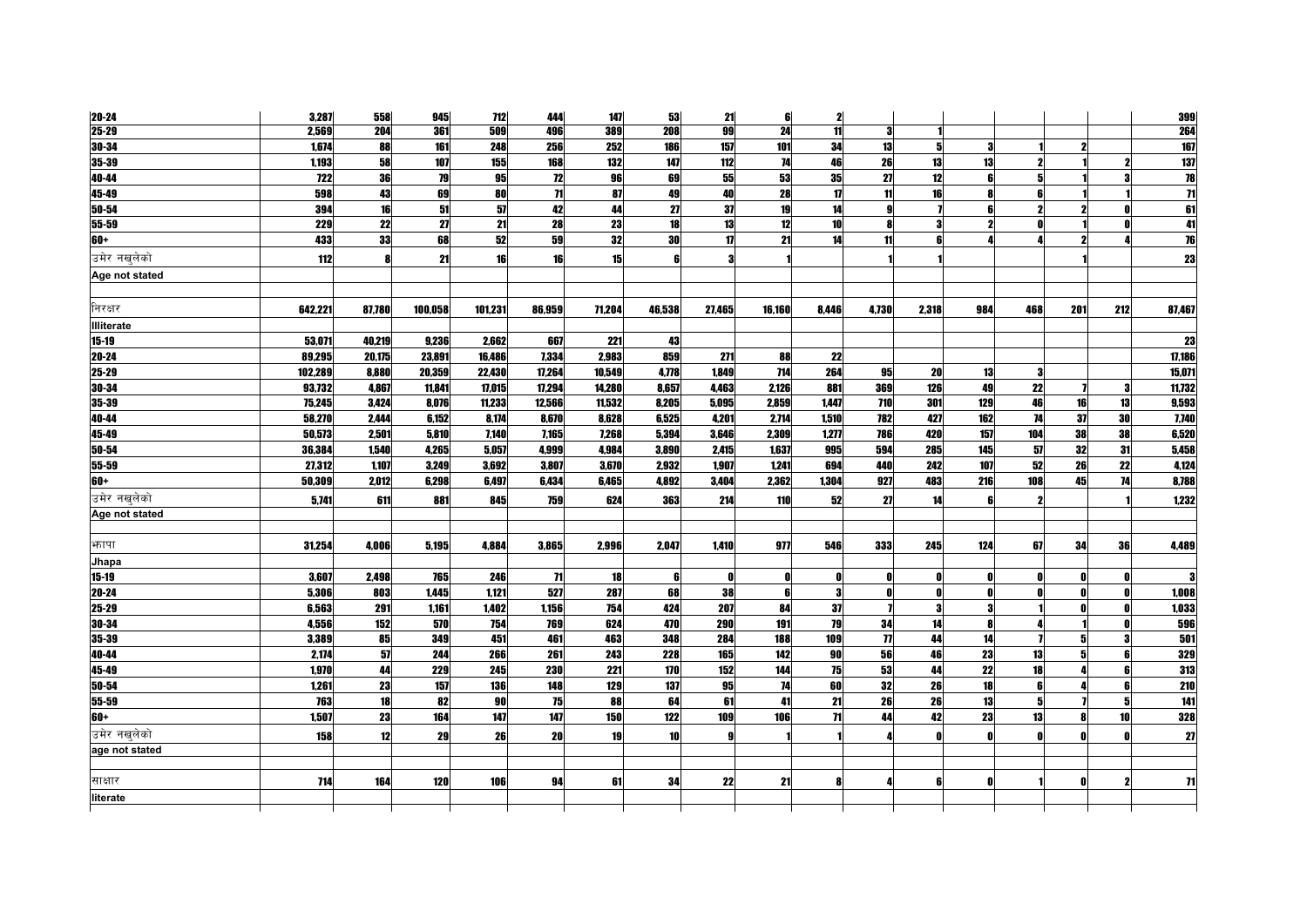| | | | | | | | | | | | | | | | | | |
|---|---|---|---|---|---|---|---|---|---|---|---|---|---|---|---|---|---|
| 20-24 | 3,287 | 558 | 945 | 712 | 444 | 147 | 53 | 21 | 6 | 2 | | | | | | | 399 |
| 25-29 | 2,569 | 204 | 361 | 509 | 496 | 389 | 208 | 99 | 24 | 11 | 3 | 1 | | | | | 264 |
| 30-34 | 1,674 | 88 | 161 | 248 | 256 | 252 | 186 | 157 | 101 | 34 | 13 | 5 | 3 | 1 | 2 | | 167 |
| 35-39 | 1,193 | 58 | 107 | 155 | 168 | 132 | 147 | 112 | 74 | 46 | 26 | 13 | 13 | 2 | 1 | 2 | 137 |
| 40-44 | 722 | 36 | 79 | 95 | 72 | 96 | 69 | 55 | 53 | 35 | 27 | 12 | 6 | 5 | 1 | 3 | 78 |
| 45-49 | 598 | 43 | 69 | 80 | 71 | 87 | 49 | 40 | 28 | 17 | 11 | 16 | 8 | 6 | 1 | 1 | 71 |
| 50-54 | 394 | 16 | 51 | 57 | 42 | 44 | 27 | 37 | 19 | 14 | 9 | 7 | 6 | 2 | 2 | 0 | 61 |
| 55-59 | 229 | 22 | 27 | 21 | 28 | 23 | 18 | 13 | 12 | 10 | 8 | 3 | 2 | 0 | 1 | 0 | 41 |
| 60+ | 433 | 33 | 68 | 52 | 59 | 32 | 30 | 17 | 21 | 14 | 11 | 6 | 4 | 4 | 2 | 4 | 76 |
| उमेर नखुलेको | 112 | 8 | 21 | 16 | 16 | 15 | 6 | 3 | 1 | | 1 | 1 | | | 1 | | 23 |
| Age not stated | | | | | | | | | | | | | | | | | |
| | | | | | | | | | | | | | | | | | |
| निरक्षर | 642,221 | 87,780 | 100,058 | 101,231 | 86,959 | 71,204 | 46,538 | 27,465 | 16,160 | 8,446 | 4,730 | 2,318 | 984 | 468 | 201 | 212 | 87,467 |
| Illiterate | | | | | | | | | | | | | | | | | |
| 15-19 | 53,071 | 40,219 | 9,236 | 2,662 | 667 | 221 | 43 | | | | | | | | | | 23 |
| 20-24 | 89,295 | 20,175 | 23,891 | 16,486 | 7,334 | 2,983 | 859 | 271 | 88 | 22 | | | | | | | 17,186 |
| 25-29 | 102,289 | 8,880 | 20,359 | 22,430 | 17,264 | 10,549 | 4,778 | 1,849 | 714 | 264 | 95 | 20 | 13 | 3 | | | 15,071 |
| 30-34 | 93,732 | 4,867 | 11,841 | 17,015 | 17,294 | 14,280 | 8,657 | 4,463 | 2,126 | 881 | 369 | 126 | 49 | 22 | 7 | 3 | 11,732 |
| 35-39 | 75,245 | 3,424 | 8,076 | 11,233 | 12,566 | 11,532 | 8,205 | 5,095 | 2,859 | 1,447 | 710 | 301 | 129 | 46 | 16 | 13 | 9,593 |
| 40-44 | 58,270 | 2,444 | 6,152 | 8,174 | 8,670 | 8,628 | 6,525 | 4,201 | 2,714 | 1,510 | 782 | 427 | 162 | 74 | 37 | 30 | 7,740 |
| 45-49 | 50,573 | 2,501 | 5,810 | 7,140 | 7,165 | 7,268 | 5,394 | 3,646 | 2,309 | 1,277 | 786 | 420 | 157 | 104 | 38 | 38 | 6,520 |
| 50-54 | 36,384 | 1,540 | 4,265 | 5,057 | 4,999 | 4,984 | 3,890 | 2,415 | 1,637 | 995 | 594 | 285 | 145 | 57 | 32 | 31 | 5,458 |
| 55-59 | 27,312 | 1,107 | 3,249 | 3,692 | 3,807 | 3,670 | 2,932 | 1,907 | 1,241 | 694 | 440 | 242 | 107 | 52 | 26 | 22 | 4,124 |
| 60+ | 50,309 | 2,012 | 6,298 | 6,497 | 6,434 | 6,465 | 4,892 | 3,404 | 2,362 | 1,304 | 927 | 483 | 216 | 108 | 45 | 74 | 8,788 |
| उमेर नखुलेको | 5,741 | 611 | 881 | 845 | 759 | 624 | 363 | 214 | 110 | 52 | 27 | 14 | 6 | 2 | | 1 | 1,232 |
| Age not stated | | | | | | | | | | | | | | | | | |
| | | | | | | | | | | | | | | | | | |
| झापा | 31,254 | 4,006 | 5,195 | 4,884 | 3,865 | 2,996 | 2,047 | 1,410 | 977 | 546 | 333 | 245 | 124 | 67 | 34 | 36 | 4,489 |
| Jhapa | | | | | | | | | | | | | | | | | |
| 15-19 | 3,607 | 2,498 | 765 | 246 | 71 | 18 | 6 | 0 | 0 | 0 | 0 | 0 | 0 | 0 | 0 | 0 | 3 |
| 20-24 | 5,306 | 803 | 1,445 | 1,121 | 527 | 287 | 68 | 38 | 6 | 3 | 0 | 0 | 0 | 0 | 0 | 0 | 1,008 |
| 25-29 | 6,563 | 291 | 1,161 | 1,402 | 1,156 | 754 | 424 | 207 | 84 | 37 | 7 | 3 | 3 | 1 | 0 | 0 | 1,033 |
| 30-34 | 4,556 | 152 | 570 | 754 | 769 | 624 | 470 | 290 | 191 | 79 | 34 | 14 | 8 | 4 | 1 | 0 | 596 |
| 35-39 | 3,389 | 85 | 349 | 451 | 461 | 463 | 348 | 284 | 188 | 109 | 77 | 44 | 14 | 7 | 5 | 3 | 501 |
| 40-44 | 2,174 | 57 | 244 | 266 | 261 | 243 | 228 | 165 | 142 | 90 | 56 | 46 | 23 | 13 | 5 | 6 | 329 |
| 45-49 | 1,970 | 44 | 229 | 245 | 230 | 221 | 170 | 152 | 144 | 75 | 53 | 44 | 22 | 18 | 4 | 6 | 313 |
| 50-54 | 1,261 | 23 | 157 | 136 | 148 | 129 | 137 | 95 | 74 | 60 | 32 | 26 | 18 | 6 | 4 | 6 | 210 |
| 55-59 | 763 | 18 | 82 | 90 | 75 | 88 | 64 | 61 | 41 | 21 | 26 | 26 | 13 | 5 | 7 | 5 | 141 |
| 60+ | 1,507 | 23 | 164 | 147 | 147 | 150 | 122 | 109 | 106 | 71 | 44 | 42 | 23 | 13 | 8 | 10 | 328 |
| उमेर नखुलेको | 158 | 12 | 29 | 26 | 20 | 19 | 10 | 9 | 1 | 1 | 4 | 0 | 0 | 0 | 0 | 0 | 27 |
| age not stated | | | | | | | | | | | | | | | | | |
| | | | | | | | | | | | | | | | | | |
| साक्षर | 714 | 164 | 120 | 106 | 94 | 61 | 34 | 22 | 21 | 8 | 4 | 6 | 0 | 1 | 0 | 2 | 71 |
| literate | | | | | | | | | | | | | | | | | |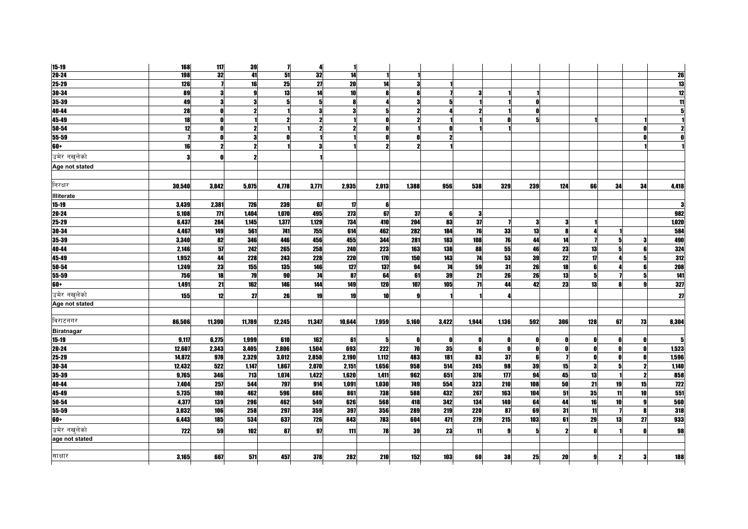| | | | | | | | | | | | | | | | | | |
|---|---|---|---|---|---|---|---|---|---|---|---|---|---|---|---|---|---|
| 15-19 | 168 | 117 | 39 | 7 | 4 | 1 | | | | | | | | | | | |
| 20-24 | 198 | 32 | 41 | 51 | 32 | 14 | 1 | 1 | | | | | | | | | 26 |
| 25-29 | 126 | 7 | 16 | 25 | 27 | 20 | 14 | 3 | 1 | | | | | | | | 13 |
| 30-34 | 89 | 3 | 9 | 13 | 14 | 10 | 8 | 8 | 7 | 3 | 1 | 1 | | | | | 12 |
| 35-39 | 49 | 3 | 3 | 5 | 5 | 8 | 4 | 3 | 5 | 1 | 1 | 0 | | | | | 11 |
| 40-44 | 28 | 0 | 2 | 1 | 3 | 3 | 5 | 2 | 4 | 2 | 1 | 0 | | | | | 5 |
| 45-49 | 18 | 0 | 1 | 2 | 2 | 1 | 0 | 2 | 1 | 1 | 0 | 5 | | 1 | | 1 | 1 |
| 50-54 | 12 | 0 | 2 | 1 | 2 | 2 | 0 | 1 | 0 | 1 | 1 | | | | | 0 | 2 |
| 55-59 | 7 | 0 | 3 | 0 | 1 | 1 | 0 | 0 | 2 | | | | | | | 0 | 0 |
| 60+ | 16 | 2 | 2 | 1 | 3 | 1 | 2 | 2 | 1 | | | | | | | 1 | 1 |
| उमेर नखुलेको | 3 | 0 | 2 | | 1 | | | | | | | | | | | | |
| Age not stated | | | | | | | | | | | | | | | | | |
| | | | | | | | | | | | | | | | | | |
| निरक्षर | 30,540 | 3,842 | 5,075 | 4,778 | 3,771 | 2,935 | 2,013 | 1,388 | 956 | 538 | 329 | 239 | 124 | 66 | 34 | 34 | 4,418 |
| Illiterate | | | | | | | | | | | | | | | | | |
| 15-19 | 3,439 | 2,381 | 726 | 239 | 67 | 17 | 6 | | | | | | | | | | 3 |
| 20-24 | 5,108 | 771 | 1,404 | 1,070 | 495 | 273 | 67 | 37 | 6 | 3 | | | | | | | 982 |
| 25-29 | 6,437 | 284 | 1,145 | 1,377 | 1,129 | 734 | 410 | 204 | 83 | 37 | 7 | 3 | 3 | 1 | | | 1,020 |
| 30-34 | 4,467 | 149 | 561 | 741 | 755 | 614 | 462 | 282 | 184 | 76 | 33 | 13 | 8 | 4 | 1 | | 584 |
| 35-39 | 3,340 | 82 | 346 | 446 | 456 | 455 | 344 | 281 | 183 | 108 | 76 | 44 | 14 | 7 | 5 | 3 | 490 |
| 40-44 | 2,146 | 57 | 242 | 265 | 258 | 240 | 223 | 163 | 138 | 88 | 55 | 46 | 23 | 13 | 5 | 6 | 324 |
| 45-49 | 1,952 | 44 | 228 | 243 | 228 | 220 | 170 | 150 | 143 | 74 | 53 | 39 | 22 | 17 | 4 | 5 | 312 |
| 50-54 | 1,249 | 23 | 155 | 135 | 146 | 127 | 137 | 94 | 74 | 59 | 31 | 26 | 18 | 6 | 4 | 6 | 208 |
| 55-59 | 756 | 18 | 79 | 90 | 74 | 87 | 64 | 61 | 39 | 21 | 26 | 26 | 13 | 5 | 7 | 5 | 141 |
| 60+ | 1,491 | 21 | 162 | 146 | 144 | 149 | 120 | 107 | 105 | 71 | 44 | 42 | 23 | 13 | 8 | 9 | 327 |
| उमेर नखुलेको | 155 | 12 | 27 | 26 | 19 | 19 | 10 | 9 | 1 | 1 | 4 | | | | | | 27 |
| Age not stated | | | | | | | | | | | | | | | | | |
| | | | | | | | | | | | | | | | | | |
| विराटनगर | 86,506 | 11,390 | 11,789 | 12,245 | 11,347 | 10,644 | 7,959 | 5,160 | 3,422 | 1,944 | 1,136 | 592 | 306 | 128 | 67 | 73 | 8,304 |
| Biratnagar | | | | | | | | | | | | | | | | | |
| 15-19 | 9,117 | 6,275 | 1,999 | 610 | 162 | 61 | 5 | 0 | 0 | 0 | 0 | 0 | 0 | 0 | 0 | 0 | 5 |
| 20-24 | 12,607 | 2,343 | 3,405 | 2,806 | 1,504 | 693 | 222 | 70 | 35 | 6 | 0 | 0 | 0 | 0 | 0 | 0 | 1,523 |
| 25-29 | 14,872 | 978 | 2,329 | 3,012 | 2,858 | 2,190 | 1,112 | 483 | 181 | 83 | 37 | 6 | 7 | 0 | 0 | 0 | 1,596 |
| 30-34 | 12,432 | 522 | 1,147 | 1,867 | 2,070 | 2,151 | 1,656 | 958 | 514 | 245 | 98 | 39 | 15 | 3 | 5 | 2 | 1,140 |
| 35-39 | 9,765 | 346 | 713 | 1,074 | 1,422 | 1,620 | 1,411 | 962 | 651 | 376 | 177 | 94 | 45 | 13 | 1 | 2 | 858 |
| 40-44 | 7,404 | 257 | 544 | 797 | 914 | 1,091 | 1,030 | 749 | 554 | 323 | 210 | 108 | 50 | 21 | 19 | 15 | 722 |
| 45-49 | 5,735 | 180 | 462 | 596 | 686 | 861 | 738 | 588 | 432 | 267 | 163 | 104 | 51 | 35 | 11 | 10 | 551 |
| 50-54 | 4,377 | 139 | 296 | 462 | 549 | 626 | 568 | 418 | 342 | 134 | 140 | 64 | 44 | 16 | 10 | 9 | 560 |
| 55-59 | 3,032 | 106 | 258 | 297 | 359 | 397 | 356 | 289 | 219 | 220 | 87 | 69 | 31 | 11 | 7 | 8 | 318 |
| 60+ | 6,443 | 185 | 534 | 637 | 726 | 843 | 783 | 604 | 471 | 279 | 215 | 103 | 61 | 29 | 13 | 27 | 933 |
| उमेर नखुलेको | 722 | 59 | 102 | 87 | 97 | 111 | 78 | 39 | 23 | 11 | 9 | 5 | 2 | 0 | 1 | 0 | 98 |
| age not stated | | | | | | | | | | | | | | | | | |
| | | | | | | | | | | | | | | | | | |
| साक्षार | 3,165 | 667 | 571 | 457 | 378 | 282 | 210 | 152 | 103 | 60 | 38 | 25 | 20 | 9 | 2 | 3 | 188 |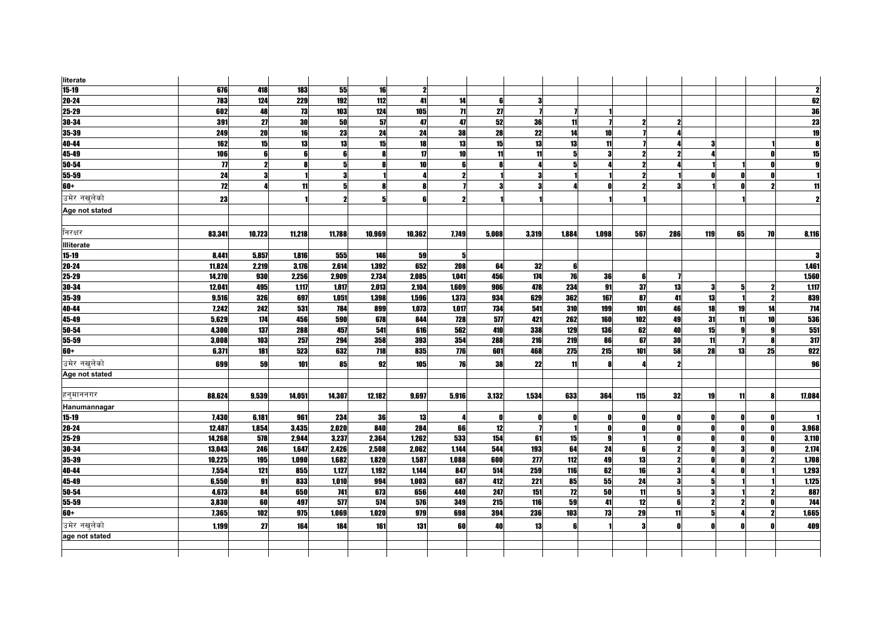| | | | | | | | | | | | | | | | | | |
|---|---|---|---|---|---|---|---|---|---|---|---|---|---|---|---|---|---|
| literate | | | | | | | | | | | | | | | | | |
| 15-19 | 676 | 418 | 183 | 55 | 16 | 2 | | | | | | | | | | | 2 |
| 20-24 | 783 | 124 | 229 | 192 | 112 | 41 | 14 | 6 | 3 | | | | | | | | 62 |
| 25-29 | 602 | 48 | 73 | 103 | 124 | 105 | 71 | 27 | 7 | 7 | 1 | | | | | | 36 |
| 30-34 | 391 | 27 | 30 | 50 | 57 | 47 | 47 | 52 | 36 | 11 | 7 | 2 | 2 | | | | 23 |
| 35-39 | 249 | 20 | 16 | 23 | 24 | 24 | 38 | 28 | 22 | 14 | 10 | 7 | 4 | | | | 19 |
| 40-44 | 162 | 15 | 13 | 13 | 15 | 18 | 13 | 15 | 13 | 13 | 11 | 7 | 4 | 3 | | 1 | 8 |
| 45-49 | 106 | 6 | 6 | 6 | 8 | 17 | 10 | 11 | 11 | 5 | 3 | 2 | 2 | 4 | | 0 | 15 |
| 50-54 | 77 | 2 | 8 | 5 | 8 | 10 | 6 | 8 | 4 | 5 | 4 | 2 | 4 | 1 | 1 | 0 | 9 |
| 55-59 | 24 | 3 | 1 | 3 | 1 | 4 | 2 | 1 | 3 | 1 | 1 | 2 | 1 | 0 | 0 | 0 | 1 |
| 60+ | 72 | 4 | 11 | 5 | 8 | 8 | 7 | 3 | 3 | 4 | 0 | 2 | 3 | 1 | 0 | 2 | 11 |
| उमेर नखुलेको | 23 | | 1 | 2 | 5 | 6 | 2 | 1 | 1 | | 1 | 1 | | | 1 | | 2 |
| Age not stated | | | | | | | | | | | | | | | | | |
| | | | | | | | | | | | | | | | | | |
| निरक्षर | 83,341 | 10,723 | 11,218 | 11,788 | 10,969 | 10,362 | 7,749 | 5,008 | 3,319 | 1,884 | 1,098 | 567 | 286 | 119 | 65 | 70 | 8,116 |
| Illiterate | | | | | | | | | | | | | | | | | |
| 15-19 | 8,441 | 5,857 | 1,816 | 555 | 146 | 59 | 5 | | | | | | | | | | 3 |
| 20-24 | 11,824 | 2,219 | 3,176 | 2,614 | 1,392 | 652 | 208 | 64 | 32 | 6 | | | | | | | 1,461 |
| 25-29 | 14,270 | 930 | 2,256 | 2,909 | 2,734 | 2,085 | 1,041 | 456 | 174 | 76 | 36 | 6 | 7 | | | | 1,560 |
| 30-34 | 12,041 | 495 | 1,117 | 1,817 | 2,013 | 2,104 | 1,609 | 906 | 478 | 234 | 91 | 37 | 13 | 3 | 5 | 2 | 1,117 |
| 35-39 | 9,516 | 326 | 697 | 1,051 | 1,398 | 1,596 | 1,373 | 934 | 629 | 362 | 167 | 87 | 41 | 13 | 1 | 2 | 839 |
| 40-44 | 7,242 | 242 | 531 | 784 | 899 | 1,073 | 1,017 | 734 | 541 | 310 | 199 | 101 | 46 | 18 | 19 | 14 | 714 |
| 45-49 | 5,629 | 174 | 456 | 590 | 678 | 844 | 728 | 577 | 421 | 262 | 160 | 102 | 49 | 31 | 11 | 10 | 536 |
| 50-54 | 4,300 | 137 | 288 | 457 | 541 | 616 | 562 | 410 | 338 | 129 | 136 | 62 | 40 | 15 | 9 | 9 | 551 |
| 55-59 | 3,008 | 103 | 257 | 294 | 358 | 393 | 354 | 288 | 216 | 219 | 86 | 67 | 30 | 11 | 7 | 8 | 317 |
| 60+ | 6,371 | 181 | 523 | 632 | 718 | 835 | 776 | 601 | 468 | 275 | 215 | 101 | 58 | 28 | 13 | 25 | 922 |
| उमेर नखुलेको | 699 | 59 | 101 | 85 | 92 | 105 | 76 | 38 | 22 | 11 | 8 | 4 | 2 | | | | 96 |
| Age not stated | | | | | | | | | | | | | | | | | |
| | | | | | | | | | | | | | | | | | |
| हनुमाननगर | 88,624 | 9,539 | 14,051 | 14,307 | 12,182 | 9,697 | 5,916 | 3,132 | 1,534 | 633 | 364 | 115 | 32 | 19 | 11 | 8 | 17,084 |
| Hanumannagar | | | | | | | | | | | | | | | | | |
| 15-19 | 7,430 | 6,181 | 961 | 234 | 36 | 13 | 4 | 0 | 0 | 0 | 0 | 0 | 0 | 0 | 0 | 0 | 1 |
| 20-24 | 12,487 | 1,854 | 3,435 | 2,020 | 840 | 284 | 66 | 12 | 7 | 1 | 0 | 0 | 0 | 0 | 0 | 0 | 3,968 |
| 25-29 | 14,268 | 578 | 2,944 | 3,237 | 2,364 | 1,262 | 533 | 154 | 61 | 15 | 9 | 1 | 0 | 0 | 0 | 0 | 3,110 |
| 30-34 | 13,043 | 246 | 1,647 | 2,426 | 2,508 | 2,062 | 1,144 | 544 | 193 | 64 | 24 | 6 | 2 | 0 | 3 | 0 | 2,174 |
| 35-39 | 10,225 | 195 | 1,090 | 1,682 | 1,820 | 1,587 | 1,088 | 600 | 277 | 112 | 49 | 13 | 2 | 0 | 0 | 2 | 1,708 |
| 40-44 | 7,554 | 121 | 855 | 1,127 | 1,192 | 1,144 | 847 | 514 | 259 | 116 | 62 | 16 | 3 | 4 | 0 | 1 | 1,293 |
| 45-49 | 6,550 | 91 | 833 | 1,010 | 994 | 1,003 | 687 | 412 | 221 | 85 | 55 | 24 | 3 | 5 | 1 | 1 | 1,125 |
| 50-54 | 4,673 | 84 | 650 | 741 | 673 | 656 | 440 | 247 | 151 | 72 | 50 | 11 | 5 | 3 | 1 | 2 | 887 |
| 55-59 | 3,830 | 60 | 497 | 577 | 574 | 576 | 349 | 215 | 116 | 59 | 41 | 12 | 6 | 2 | 2 | 0 | 744 |
| 60+ | 7,365 | 102 | 975 | 1,069 | 1,020 | 979 | 698 | 394 | 236 | 103 | 73 | 29 | 11 | 5 | 4 | 2 | 1,665 |
| उमेर नखुलेको | 1,199 | 27 | 164 | 184 | 161 | 131 | 60 | 40 | 13 | 6 | 1 | 3 | 0 | 0 | 0 | 0 | 409 |
| age not stated | | | | | | | | | | | | | | | | | |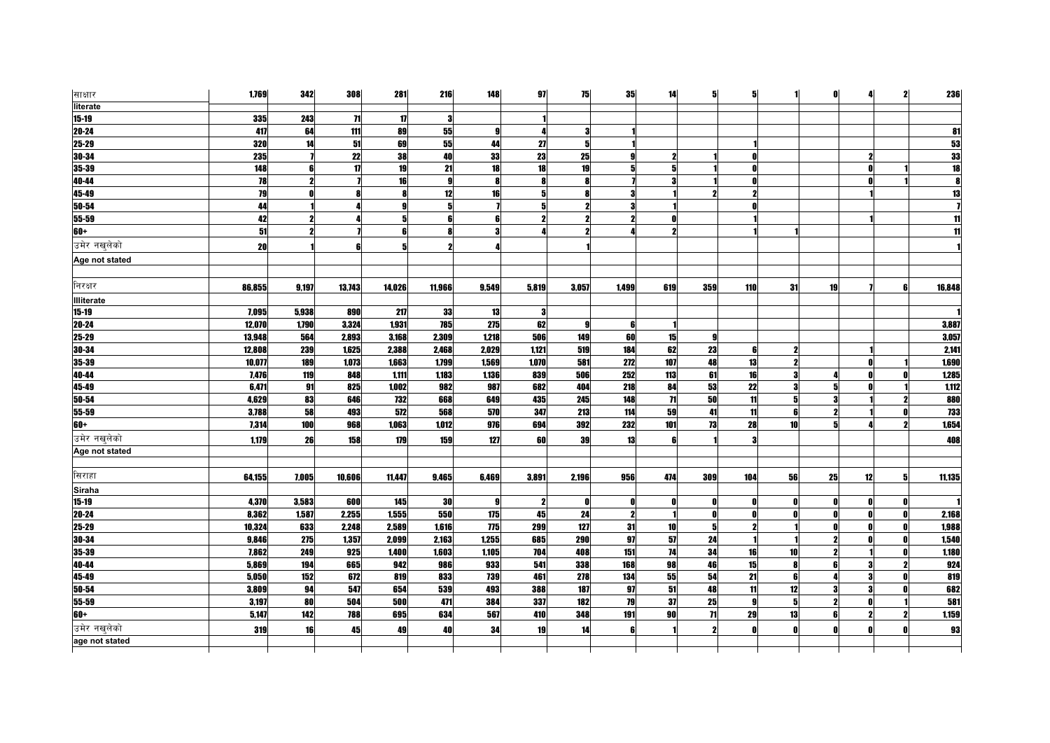| | | | | | | | | | | | | | | | | | |
|---|---|---|---|---|---|---|---|---|---|---|---|---|---|---|---|---|---|
| साक्षर literate | 1,769 | 342 | 308 | 281 | 216 | 148 | 97 | 75 | 35 | 14 | 5 | 5 | 1 | 0 | 4 | 2 | 236 |
| 15-19 | 335 | 243 | 71 | 17 | 3 | | 1 | | | | | | | | | | |
| 20-24 | 417 | 64 | 111 | 89 | 55 | 9 | 4 | 3 | 1 | | | | | | | | 81 |
| 25-29 | 320 | 14 | 51 | 69 | 55 | 44 | 27 | 5 | 1 | | | 1 | | | | | 53 |
| 30-34 | 235 | 7 | 22 | 38 | 40 | 33 | 23 | 25 | 9 | 2 | 1 | 0 | | | 2 | | 33 |
| 35-39 | 148 | 6 | 17 | 19 | 21 | 18 | 18 | 19 | 5 | 5 | 1 | 0 | | | 0 | 1 | 18 |
| 40-44 | 78 | 2 | 7 | 16 | 9 | 8 | 8 | 8 | 7 | 3 | 1 | 0 | | | 0 | 1 | 8 |
| 45-49 | 79 | 0 | 8 | 8 | 12 | 16 | 5 | 8 | 3 | 1 | 2 | 2 | | | 1 | | 13 |
| 50-54 | 44 | 1 | 4 | 9 | 5 | 7 | 5 | 2 | 3 | 1 | | 0 | | | | | 7 |
| 55-59 | 42 | 2 | 4 | 5 | 6 | 6 | 2 | 2 | 2 | 0 | | 1 | | | 1 | | 11 |
| 60+ | 51 | 2 | 7 | 6 | 8 | 3 | 4 | 2 | 4 | 2 | | 1 | 1 | | | | 11 |
| उमेर नखुलेको Age not stated | 20 | 1 | 6 | 5 | 2 | 4 | | 1 | | | | | | | | | 1 |
| निरक्षर Illiterate | 86,855 | 9,197 | 13,743 | 14,026 | 11,966 | 9,549 | 5,819 | 3,057 | 1,499 | 619 | 359 | 110 | 31 | 19 | 7 | 6 | 16,848 |
| 15-19 | 7,095 | 5,938 | 890 | 217 | 33 | 13 | 3 | | | | | | | | | | 1 |
| 20-24 | 12,070 | 1,790 | 3,324 | 1,931 | 785 | 275 | 62 | 9 | 6 | 1 | | | | | | | 3,887 |
| 25-29 | 13,948 | 564 | 2,893 | 3,168 | 2,309 | 1,218 | 506 | 149 | 60 | 15 | 9 | | | | | | 3,057 |
| 30-34 | 12,808 | 239 | 1,625 | 2,388 | 2,468 | 2,029 | 1,121 | 519 | 184 | 62 | 23 | 6 | 2 | | 1 | | 2,141 |
| 35-39 | 10,077 | 189 | 1,073 | 1,663 | 1,799 | 1,569 | 1,070 | 581 | 272 | 107 | 48 | 13 | 2 | | 0 | 1 | 1,690 |
| 40-44 | 7,476 | 119 | 848 | 1,111 | 1,183 | 1,136 | 839 | 506 | 252 | 113 | 61 | 16 | 3 | 4 | 0 | 0 | 1,285 |
| 45-49 | 6,471 | 91 | 825 | 1,002 | 982 | 987 | 682 | 404 | 218 | 84 | 53 | 22 | 3 | 5 | 0 | 1 | 1,112 |
| 50-54 | 4,629 | 83 | 646 | 732 | 668 | 649 | 435 | 245 | 148 | 71 | 50 | 11 | 5 | 3 | 1 | 2 | 880 |
| 55-59 | 3,788 | 58 | 493 | 572 | 568 | 570 | 347 | 213 | 114 | 59 | 41 | 11 | 6 | 2 | 1 | 0 | 733 |
| 60+ | 7,314 | 100 | 968 | 1,063 | 1,012 | 976 | 694 | 392 | 232 | 101 | 73 | 28 | 10 | 5 | 4 | 2 | 1,654 |
| उमेर नखुलेको Age not stated | 1,179 | 26 | 158 | 179 | 159 | 127 | 60 | 39 | 13 | 6 | 1 | 3 | | | | | 408 |
| सिराहा Siraha | 64,155 | 7,005 | 10,606 | 11,447 | 9,465 | 6,469 | 3,891 | 2,196 | 956 | 474 | 309 | 104 | 56 | 25 | 12 | 5 | 11,135 |
| 15-19 | 4,370 | 3,583 | 600 | 145 | 30 | 9 | 2 | 0 | 0 | 0 | 0 | 0 | 0 | 0 | 0 | 0 | 1 |
| 20-24 | 8,362 | 1,587 | 2,255 | 1,555 | 550 | 175 | 45 | 24 | 2 | 1 | 0 | 0 | 0 | 0 | 0 | 0 | 2,168 |
| 25-29 | 10,324 | 633 | 2,248 | 2,589 | 1,616 | 775 | 299 | 127 | 31 | 10 | 5 | 2 | 1 | 0 | 0 | 0 | 1,988 |
| 30-34 | 9,846 | 275 | 1,357 | 2,099 | 2,163 | 1,255 | 685 | 290 | 97 | 57 | 24 | 1 | 1 | 2 | 0 | 0 | 1,540 |
| 35-39 | 7,862 | 249 | 925 | 1,400 | 1,603 | 1,105 | 704 | 408 | 151 | 74 | 34 | 16 | 10 | 2 | 1 | 0 | 1,180 |
| 40-44 | 5,869 | 194 | 665 | 942 | 986 | 933 | 541 | 338 | 168 | 98 | 46 | 15 | 8 | 6 | 3 | 2 | 924 |
| 45-49 | 5,050 | 152 | 672 | 819 | 833 | 739 | 461 | 278 | 134 | 55 | 54 | 21 | 6 | 4 | 3 | 0 | 819 |
| 50-54 | 3,809 | 94 | 547 | 654 | 539 | 493 | 388 | 187 | 97 | 51 | 48 | 11 | 12 | 3 | 3 | 0 | 682 |
| 55-59 | 3,197 | 80 | 504 | 500 | 471 | 384 | 337 | 182 | 79 | 37 | 25 | 9 | 5 | 2 | 0 | 1 | 581 |
| 60+ | 5,147 | 142 | 788 | 695 | 634 | 567 | 410 | 348 | 191 | 90 | 71 | 29 | 13 | 6 | 2 | 2 | 1,159 |
| उमेर नखुलेको age not stated | 319 | 16 | 45 | 49 | 40 | 34 | 19 | 14 | 6 | 1 | 2 | 0 | 0 | 0 | 0 | 0 | 93 |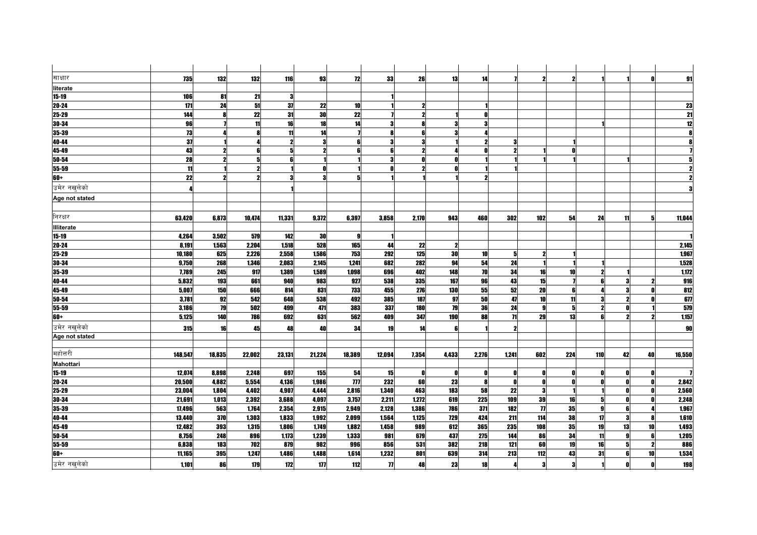| | | | | | | | | | | | | | | | | | |
|---|---|---|---|---|---|---|---|---|---|---|---|---|---|---|---|---|---|
| साक्षार | 735 | 132 | 132 | 116 | 93 | 72 | 33 | 26 | 13 | 14 | 7 | 2 | 2 | 1 | 1 | 0 | 91 |
| literate | | | | | | | | | | | | | | | | | |
| 15-19 | 106 | 81 | 21 | 3 | | | 1 | | | | | | | | | | |
| 20-24 | 171 | 24 | 51 | 37 | 22 | 10 | 1 | 2 | | 1 | | | | | | | 23 |
| 25-29 | 144 | 8 | 22 | 31 | 30 | 22 | 7 | 2 | 1 | 0 | | | | | | | 21 |
| 30-34 | 96 | 7 | 11 | 16 | 18 | 14 | 3 | 8 | 3 | 3 | | | | 1 | | | 12 |
| 35-39 | 73 | 4 | 8 | 11 | 14 | 7 | 8 | 6 | 3 | 4 | | | | | | | 8 |
| 40-44 | 37 | 1 | 4 | 2 | 3 | 6 | 3 | 3 | 1 | 2 | 3 | | 1 | | | | 8 |
| 45-49 | 43 | 2 | 6 | 5 | 2 | 6 | 6 | 2 | 4 | 0 | 2 | 1 | 0 | | | | 7 |
| 50-54 | 28 | 2 | 5 | 6 | 1 | 1 | 3 | 0 | 0 | 1 | 1 | 1 | 1 | | 1 | | 5 |
| 55-59 | 11 | 1 | 2 | 1 | 0 | 1 | 0 | 2 | 0 | 1 | 1 | | | | | | 2 |
| 60+ | 22 | 2 | 2 | 3 | 3 | 5 | 1 | 1 | 1 | 2 | | | | | | | 2 |
| उमेर नखुलेको | 4 | | | 1 | | | | | | | | | | | | | 3 |
| Age not stated | | | | | | | | | | | | | | | | | |
| निरक्षर | 63,420 | 6,873 | 10,474 | 11,331 | 9,372 | 6,397 | 3,858 | 2,170 | 943 | 460 | 302 | 102 | 54 | 24 | 11 | 5 | 11,044 |
| Illiterate | | | | | | | | | | | | | | | | | |
| 15-19 | 4,264 | 3,502 | 579 | 142 | 30 | 9 | 1 | | | | | | | | | | 1 |
| 20-24 | 8,191 | 1,563 | 2,204 | 1,518 | 528 | 165 | 44 | 22 | 2 | | | | | | | | 2,145 |
| 25-29 | 10,180 | 625 | 2,226 | 2,558 | 1,586 | 753 | 292 | 125 | 30 | 10 | 5 | 2 | 1 | | | | 1,967 |
| 30-34 | 9,750 | 268 | 1,346 | 2,083 | 2,145 | 1,241 | 682 | 282 | 94 | 54 | 24 | 1 | 1 | 1 | | | 1,528 |
| 35-39 | 7,789 | 245 | 917 | 1,389 | 1,589 | 1,098 | 696 | 402 | 148 | 70 | 34 | 16 | 10 | 2 | 1 | | 1,172 |
| 40-44 | 5,832 | 193 | 661 | 940 | 983 | 927 | 538 | 335 | 167 | 96 | 43 | 15 | 7 | 6 | 3 | 2 | 916 |
| 45-49 | 5,007 | 150 | 666 | 814 | 831 | 733 | 455 | 276 | 130 | 55 | 52 | 20 | 6 | 4 | 3 | 0 | 812 |
| 50-54 | 3,781 | 92 | 542 | 648 | 538 | 492 | 385 | 187 | 97 | 50 | 47 | 10 | 11 | 3 | 2 | 0 | 677 |
| 55-59 | 3,186 | 79 | 502 | 499 | 471 | 383 | 337 | 180 | 79 | 36 | 24 | 9 | 5 | 2 | 0 | 1 | 579 |
| 60+ | 5,125 | 140 | 786 | 692 | 631 | 562 | 409 | 347 | 190 | 88 | 71 | 29 | 13 | 6 | 2 | 2 | 1,157 |
| उमेर नखुलेको | 315 | 16 | 45 | 48 | 40 | 34 | 19 | 14 | 6 | 1 | 2 | | | | | | 90 |
| Age not stated | | | | | | | | | | | | | | | | | |
| महोत्तरी | 148,547 | 18,835 | 22,002 | 23,131 | 21,224 | 18,389 | 12,094 | 7,354 | 4,433 | 2,276 | 1,241 | 602 | 224 | 110 | 42 | 40 | 16,550 |
| Mahottari | | | | | | | | | | | | | | | | | |
| 15-19 | 12,074 | 8,898 | 2,248 | 697 | 155 | 54 | 15 | 0 | 0 | 0 | 0 | 0 | 0 | 0 | 0 | 0 | 7 |
| 20-24 | 20,500 | 4,882 | 5,554 | 4,136 | 1,986 | 777 | 232 | 60 | 23 | 8 | 0 | 0 | 0 | 0 | 0 | 0 | 2,842 |
| 25-29 | 23,004 | 1,804 | 4,402 | 4,907 | 4,444 | 2,816 | 1,340 | 463 | 183 | 58 | 22 | 3 | 1 | 1 | 0 | 0 | 2,560 |
| 30-34 | 21,691 | 1,013 | 2,392 | 3,688 | 4,097 | 3,757 | 2,211 | 1,272 | 619 | 225 | 109 | 39 | 16 | 5 | 0 | 0 | 2,248 |
| 35-39 | 17,496 | 563 | 1,764 | 2,354 | 2,915 | 2,949 | 2,128 | 1,386 | 786 | 371 | 182 | 77 | 35 | 9 | 6 | 4 | 1,967 |
| 40-44 | 13,440 | 370 | 1,303 | 1,833 | 1,992 | 2,099 | 1,564 | 1,125 | 729 | 424 | 211 | 114 | 38 | 17 | 3 | 8 | 1,610 |
| 45-49 | 12,482 | 393 | 1,315 | 1,806 | 1,749 | 1,882 | 1,458 | 989 | 612 | 365 | 235 | 108 | 35 | 19 | 13 | 10 | 1,493 |
| 50-54 | 8,756 | 248 | 896 | 1,173 | 1,239 | 1,333 | 981 | 679 | 437 | 275 | 144 | 86 | 34 | 11 | 9 | 6 | 1,205 |
| 55-59 | 6,838 | 183 | 702 | 879 | 982 | 996 | 856 | 531 | 382 | 218 | 121 | 60 | 19 | 16 | 5 | 2 | 886 |
| 60+ | 11,165 | 395 | 1,247 | 1,486 | 1,488 | 1,614 | 1,232 | 801 | 639 | 314 | 213 | 112 | 43 | 31 | 6 | 10 | 1,534 |
| उमेर नखुलेको | 1,101 | 86 | 179 | 172 | 177 | 112 | 77 | 48 | 23 | 18 | 4 | 3 | 3 | 1 | 0 | 0 | 198 |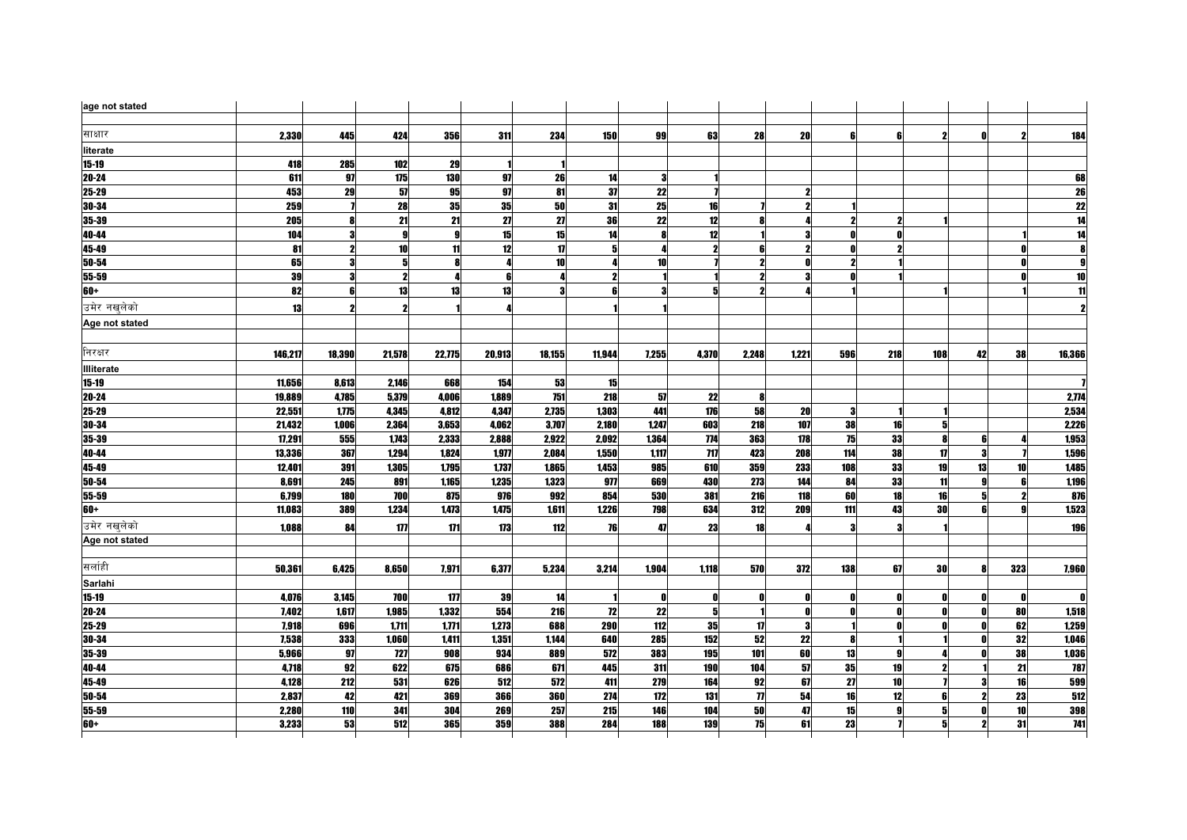| age not stated | | | | | | | | | | | | | | | | |
|---|---|---|---|---|---|---|---|---|---|---|---|---|---|---|---|---|
| | | | | | | | | | | | | | | | | |
| साक्षर | 2,330 | 445 | 424 | 356 | 311 | 234 | 150 | 99 | 63 | 28 | 20 | 6 | 6 | 2 | 0 | 2 | 184 |
| literate | | | | | | | | | | | | | | | | | |
| 15-19 | 418 | 285 | 102 | 29 | 1 | 1 | | | | | | | | | | | |
| 20-24 | 611 | 97 | 175 | 130 | 97 | 26 | 14 | 3 | 1 | | | | | | | | 68 |
| 25-29 | 453 | 29 | 57 | 95 | 97 | 81 | 37 | 22 | 7 | | 2 | | | | | | 26 |
| 30-34 | 259 | 7 | 28 | 35 | 35 | 50 | 31 | 25 | 16 | 7 | 2 | 1 | | | | | 22 |
| 35-39 | 205 | 8 | 21 | 21 | 27 | 27 | 36 | 22 | 12 | 8 | 4 | 2 | 2 | 1 | | | 14 |
| 40-44 | 104 | 3 | 9 | 9 | 15 | 15 | 14 | 8 | 12 | 1 | 3 | 0 | 0 | | | 1 | 14 |
| 45-49 | 81 | 2 | 10 | 11 | 12 | 17 | 5 | 4 | 2 | 6 | 2 | 0 | 2 | | | 0 | 8 |
| 50-54 | 65 | 3 | 5 | 8 | 4 | 10 | 4 | 10 | 7 | 2 | 0 | 2 | 1 | | | 0 | 9 |
| 55-59 | 39 | 3 | 2 | 4 | 6 | 4 | 2 | 1 | 1 | 2 | 3 | 0 | 1 | | | 0 | 10 |
| 60+ | 82 | 6 | 13 | 13 | 13 | 3 | 6 | 3 | 5 | 2 | 4 | 1 | | 1 | | 1 | 11 |
| उमेर नखुलेको | 13 | 2 | 2 | 1 | 4 | | 1 | 1 | | | | | | | | | 2 |
| Age not stated | | | | | | | | | | | | | | | | | |
| | | | | | | | | | | | | | | | | | |
| निरक्षर | 146,217 | 18,390 | 21,578 | 22,775 | 20,913 | 18,155 | 11,944 | 7,255 | 4,370 | 2,248 | 1,221 | 596 | 218 | 108 | 42 | 38 | 16,366 |
| Illiterate | | | | | | | | | | | | | | | | | |
| 15-19 | 11,656 | 8,613 | 2,146 | 668 | 154 | 53 | 15 | | | | | | | | | | 7 |
| 20-24 | 19,889 | 4,785 | 5,379 | 4,006 | 1,889 | 751 | 218 | 57 | 22 | 8 | | | | | | | 2,774 |
| 25-29 | 22,551 | 1,775 | 4,345 | 4,812 | 4,347 | 2,735 | 1,303 | 441 | 176 | 58 | 20 | 3 | 1 | 1 | | | 2,534 |
| 30-34 | 21,432 | 1,006 | 2,364 | 3,653 | 4,062 | 3,707 | 2,180 | 1,247 | 603 | 218 | 107 | 38 | 16 | 5 | | | 2,226 |
| 35-39 | 17,291 | 555 | 1,743 | 2,333 | 2,888 | 2,922 | 2,092 | 1,364 | 774 | 363 | 178 | 75 | 33 | 8 | 6 | 4 | 1,953 |
| 40-44 | 13,336 | 367 | 1,294 | 1,824 | 1,977 | 2,084 | 1,550 | 1,117 | 717 | 423 | 208 | 114 | 38 | 17 | 3 | 7 | 1,596 |
| 45-49 | 12,401 | 391 | 1,305 | 1,795 | 1,737 | 1,865 | 1,453 | 985 | 610 | 359 | 233 | 108 | 33 | 19 | 13 | 10 | 1,485 |
| 50-54 | 8,691 | 245 | 891 | 1,165 | 1,235 | 1,323 | 977 | 669 | 430 | 273 | 144 | 84 | 33 | 11 | 9 | 6 | 1,196 |
| 55-59 | 6,799 | 180 | 700 | 875 | 976 | 992 | 854 | 530 | 381 | 216 | 118 | 60 | 18 | 16 | 5 | 2 | 876 |
| 60+ | 11,083 | 389 | 1,234 | 1,473 | 1,475 | 1,611 | 1,226 | 798 | 634 | 312 | 209 | 111 | 43 | 30 | 6 | 9 | 1,523 |
| उमेर नखुलेको | 1,088 | 84 | 177 | 171 | 173 | 112 | 76 | 47 | 23 | 18 | 4 | 3 | 3 | 1 | | | 196 |
| Age not stated | | | | | | | | | | | | | | | | | |
| | | | | | | | | | | | | | | | | | |
| सर्लाही | 50,361 | 6,425 | 8,650 | 7,971 | 6,377 | 5,234 | 3,214 | 1,904 | 1,118 | 570 | 372 | 138 | 67 | 30 | 8 | 323 | 7,960 |
| Sarlahi | | | | | | | | | | | | | | | | | |
| 15-19 | 4,076 | 3,145 | 700 | 177 | 39 | 14 | 1 | 0 | 0 | 0 | 0 | 0 | 0 | 0 | 0 | 0 | 0 |
| 20-24 | 7,402 | 1,617 | 1,985 | 1,332 | 554 | 216 | 72 | 22 | 5 | 1 | 0 | 0 | 0 | 0 | 0 | 80 | 1,518 |
| 25-29 | 7,918 | 696 | 1,711 | 1,771 | 1,273 | 688 | 290 | 112 | 35 | 17 | 3 | 1 | 0 | 0 | 0 | 62 | 1,259 |
| 30-34 | 7,538 | 333 | 1,060 | 1,411 | 1,351 | 1,144 | 640 | 285 | 152 | 52 | 22 | 8 | 1 | 1 | 0 | 32 | 1,046 |
| 35-39 | 5,966 | 97 | 727 | 908 | 934 | 889 | 572 | 383 | 195 | 101 | 60 | 13 | 9 | 4 | 0 | 38 | 1,036 |
| 40-44 | 4,718 | 92 | 622 | 675 | 686 | 671 | 445 | 311 | 190 | 104 | 57 | 35 | 19 | 2 | 1 | 21 | 787 |
| 45-49 | 4,128 | 212 | 531 | 626 | 512 | 572 | 411 | 279 | 164 | 92 | 67 | 27 | 10 | 7 | 3 | 16 | 599 |
| 50-54 | 2,837 | 42 | 421 | 369 | 366 | 360 | 274 | 172 | 131 | 77 | 54 | 16 | 12 | 6 | 2 | 23 | 512 |
| 55-59 | 2,280 | 110 | 341 | 304 | 269 | 257 | 215 | 146 | 104 | 50 | 47 | 15 | 9 | 5 | 0 | 10 | 398 |
| 60+ | 3,233 | 53 | 512 | 365 | 359 | 388 | 284 | 188 | 139 | 75 | 61 | 23 | 7 | 5 | 2 | 31 | 741 |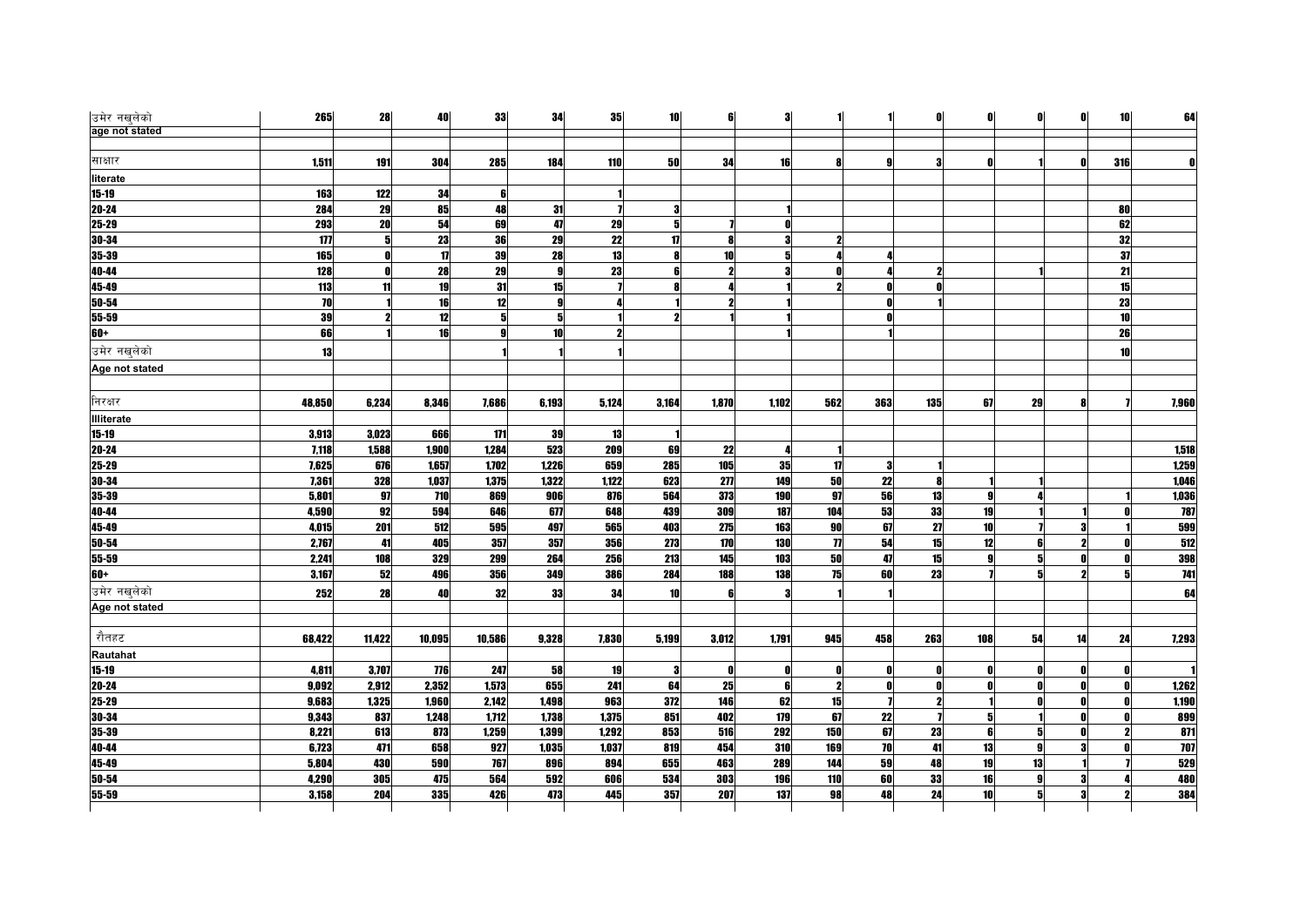| | | | | | | | | | | | | | | | | | |
|---|---|---|---|---|---|---|---|---|---|---|---|---|---|---|---|---|---|
| उमेर नखुलेको | 265 | 28 | 40 | 33 | 34 | 35 | 10 | 6 | 3 | 1 | 1 | 0 | 0 | 0 | 0 | 10 | 64 |
| age not stated | | | | | | | | | | | | | | | | | |
| साक्षार | 1,511 | 191 | 304 | 285 | 184 | 110 | 50 | 34 | 16 | 8 | 9 | 3 | 0 | 1 | 0 | 316 | 0 |
| literate | | | | | | | | | | | | | | | | | |
| 15-19 | 163 | 122 | 34 | 6 | | 1 | | | | | | | | | | | |
| 20-24 | 284 | 29 | 85 | 48 | 31 | 7 | 3 | | 1 | | | | | | | 80 | |
| 25-29 | 293 | 20 | 54 | 69 | 47 | 29 | 5 | 7 | 0 | | | | | | | 62 | |
| 30-34 | 177 | 5 | 23 | 36 | 29 | 22 | 17 | 8 | 3 | 2 | | | | | | 32 | |
| 35-39 | 165 | 0 | 17 | 39 | 28 | 13 | 8 | 10 | 5 | 4 | 4 | | | | | 37 | |
| 40-44 | 128 | 0 | 28 | 29 | 9 | 23 | 6 | 2 | 3 | 0 | 4 | 2 | | 1 | | 21 | |
| 45-49 | 113 | 11 | 19 | 31 | 15 | 7 | 8 | 4 | 1 | 2 | 0 | 0 | | | | 15 | |
| 50-54 | 70 | 1 | 16 | 12 | 9 | 4 | 1 | 2 | 1 | | 0 | 1 | | | | 23 | |
| 55-59 | 39 | 2 | 12 | 5 | 5 | 1 | 2 | 1 | 1 | | 0 | | | | | 10 | |
| 60+ | 66 | 1 | 16 | 9 | 10 | 2 | | | 1 | | 1 | | | | | 26 | |
| उमेर नखुलेको | 13 | | | 1 | 1 | 1 | | | | | | | | | | 10 | |
| Age not stated | | | | | | | | | | | | | | | | | |
| निरक्षर | 48,850 | 6,234 | 8,346 | 7,686 | 6,193 | 5,124 | 3,164 | 1,870 | 1,102 | 562 | 363 | 135 | 67 | 29 | 8 | 7 | 7,960 |
| Illiterate | | | | | | | | | | | | | | | | | |
| 15-19 | 3,913 | 3,023 | 666 | 171 | 39 | 13 | 1 | | | | | | | | | | |
| 20-24 | 7,118 | 1588 | 1,900 | 1,284 | 523 | 209 | 69 | 22 | 4 | 1 | | | | | | | 1,518 |
| 25-29 | 7,625 | 676 | 1,657 | 1,702 | 1,226 | 659 | 285 | 105 | 35 | 17 | 3 | 1 | | | | | 1,259 |
| 30-34 | 7,361 | 328 | 1,037 | 1,375 | 1,322 | 1,122 | 623 | 277 | 149 | 50 | 22 | 8 | 1 | 1 | | | 1,046 |
| 35-39 | 5,801 | 97 | 710 | 869 | 906 | 876 | 564 | 373 | 190 | 97 | 56 | 13 | 9 | 4 | | 1 | 1,036 |
| 40-44 | 4,590 | 92 | 594 | 646 | 677 | 648 | 439 | 309 | 187 | 104 | 53 | 33 | 19 | 1 | 1 | 0 | 787 |
| 45-49 | 4,015 | 201 | 512 | 595 | 497 | 565 | 403 | 275 | 163 | 90 | 67 | 27 | 10 | 7 | 3 | 1 | 599 |
| 50-54 | 2,767 | 41 | 405 | 357 | 357 | 356 | 273 | 170 | 130 | 77 | 54 | 15 | 12 | 6 | 2 | 0 | 512 |
| 55-59 | 2,241 | 108 | 329 | 299 | 264 | 256 | 213 | 145 | 103 | 50 | 47 | 15 | 9 | 5 | 0 | 0 | 398 |
| 60+ | 3,167 | 52 | 496 | 356 | 349 | 386 | 284 | 188 | 138 | 75 | 60 | 23 | 7 | 5 | 2 | 5 | 741 |
| उमेर नखुलेको | 252 | 28 | 40 | 32 | 33 | 34 | 10 | 6 | 3 | 1 | 1 | | | | | | 64 |
| Age not stated | | | | | | | | | | | | | | | | | |
| रौतहट | 68,422 | 11,422 | 10,095 | 10,586 | 9,328 | 7,830 | 5,199 | 3,012 | 1,791 | 945 | 458 | 263 | 108 | 54 | 14 | 24 | 7,293 |
| Rautahat | | | | | | | | | | | | | | | | | |
| 15-19 | 4,811 | 3,707 | 776 | 247 | 58 | 19 | 3 | 0 | 0 | 0 | 0 | 0 | 0 | 0 | 0 | 0 | 1 |
| 20-24 | 9,092 | 2,912 | 2,352 | 1,573 | 655 | 241 | 64 | 25 | 6 | 2 | 0 | 0 | 0 | 0 | 0 | 0 | 1,262 |
| 25-29 | 9,683 | 1,325 | 1,960 | 2,142 | 1,498 | 963 | 372 | 146 | 62 | 15 | 7 | 2 | 1 | 0 | 0 | 0 | 1,190 |
| 30-34 | 9,343 | 837 | 1,248 | 1,712 | 1,738 | 1,375 | 851 | 402 | 179 | 67 | 22 | 7 | 5 | 1 | 0 | 0 | 899 |
| 35-39 | 8,221 | 613 | 873 | 1,259 | 1,399 | 1,292 | 853 | 516 | 292 | 150 | 67 | 23 | 6 | 5 | 0 | 2 | 871 |
| 40-44 | 6,723 | 471 | 658 | 927 | 1,035 | 1,037 | 819 | 454 | 310 | 169 | 70 | 41 | 13 | 9 | 3 | 0 | 707 |
| 45-49 | 5,804 | 430 | 590 | 767 | 896 | 894 | 655 | 463 | 289 | 144 | 59 | 48 | 19 | 13 | 1 | 7 | 529 |
| 50-54 | 4,290 | 305 | 475 | 564 | 592 | 606 | 534 | 303 | 196 | 110 | 60 | 33 | 16 | 9 | 3 | 4 | 480 |
| 55-59 | 3,158 | 204 | 335 | 426 | 473 | 445 | 357 | 207 | 137 | 98 | 48 | 24 | 10 | 5 | 3 | 2 | 384 |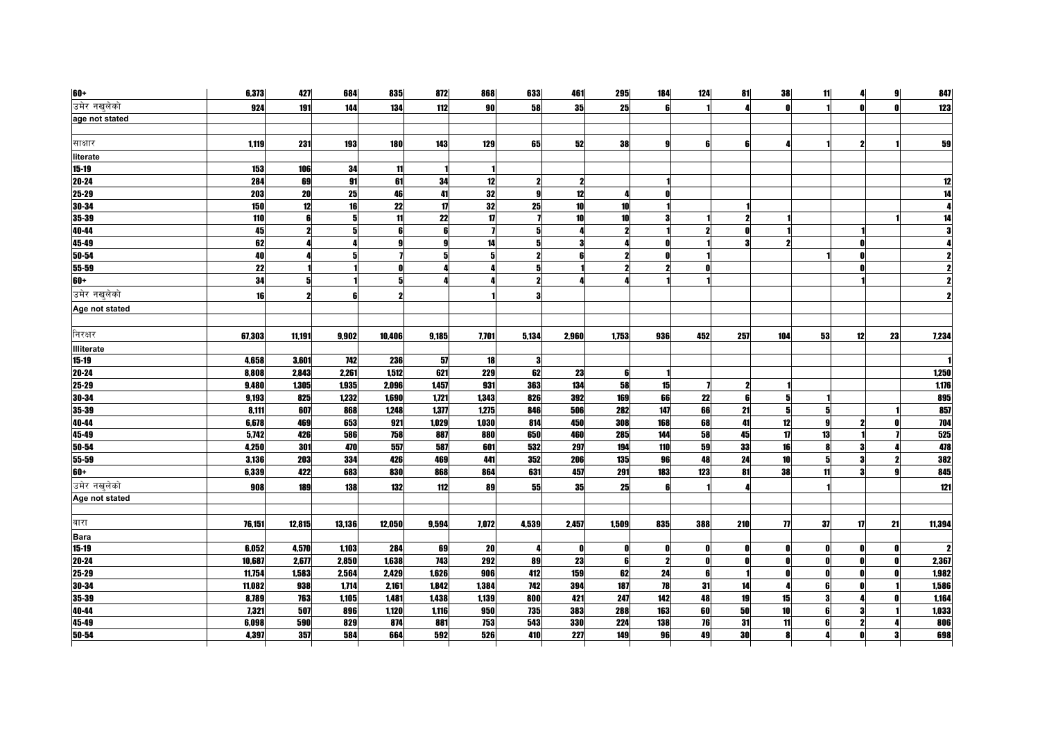| | | | | | | | | | | | | | | | | | |
|---|---|---|---|---|---|---|---|---|---|---|---|---|---|---|---|---|---|
| 60+ | 6,373 | 427 | 684 | 835 | 872 | 868 | 633 | 461 | 295 | 184 | 124 | 81 | 38 | 11 | 4 | 9 | 847 |
| उमेर नखुलेको | 924 | 191 | 144 | 134 | 112 | 90 | 58 | 35 | 25 | 6 | 1 | 4 | 0 | 1 | 0 | 0 | 123 |
| age not stated | | | | | | | | | | | | | | | | | |
| | | | | | | | | | | | | | | | | | |
| साक्षार | 1,119 | 231 | 193 | 180 | 143 | 129 | 65 | 52 | 38 | 9 | 6 | 6 | 4 | 1 | 2 | 1 | 59 |
| literate | | | | | | | | | | | | | | | | | |
| 15-19 | 153 | 106 | 34 | 11 | 1 | 1 | | | | | | | | | | | |
| 20-24 | 284 | 69 | 91 | 61 | 34 | 12 | 2 | 2 | | 1 | | | | | | | 12 |
| 25-29 | 203 | 20 | 25 | 46 | 41 | 32 | 9 | 12 | 4 | 0 | | | | | | | 14 |
| 30-34 | 150 | 12 | 16 | 22 | 17 | 32 | 25 | 10 | 10 | 1 | | 1 | | | | | 4 |
| 35-39 | 110 | 6 | 5 | 11 | 22 | 17 | 7 | 10 | 10 | 3 | 1 | 2 | 1 | | | 1 | 14 |
| 40-44 | 45 | 2 | 5 | 6 | 6 | 7 | 5 | 4 | 2 | 1 | 2 | 0 | 1 | | 1 | | 3 |
| 45-49 | 62 | 4 | 4 | 9 | 9 | 14 | 5 | 3 | 4 | 0 | 1 | 3 | 2 | | 0 | | 4 |
| 50-54 | 40 | 4 | 5 | 7 | 5 | 5 | 2 | 6 | 2 | 0 | 1 | | | 1 | 0 | | 2 |
| 55-59 | 22 | 1 | 1 | 0 | 4 | 4 | 5 | 1 | 2 | 2 | 0 | | | | 0 | | 2 |
| 60+ | 34 | 5 | 1 | 5 | 4 | 4 | 2 | 4 | 4 | 1 | 1 | | | | 1 | | 2 |
| उमेर नखुलेको | 16 | 2 | 6 | 2 | | 1 | 3 | | | | | | | | | | 2 |
| Age not stated | | | | | | | | | | | | | | | | | |
| | | | | | | | | | | | | | | | | | |
| निरक्षर | 67,303 | 11,191 | 9,902 | 10,406 | 9,185 | 7,701 | 5,134 | 2,960 | 1,753 | 936 | 452 | 257 | 104 | 53 | 12 | 23 | 7,234 |
| Illiterate | | | | | | | | | | | | | | | | | |
| 15-19 | 4,658 | 3,601 | 742 | 236 | 57 | 18 | 3 | | | | | | | | | | 1 |
| 20-24 | 8,808 | 2,843 | 2,261 | 1,512 | 621 | 229 | 62 | 23 | 6 | 1 | | | | | | | 1,250 |
| 25-29 | 9,480 | 1,305 | 1,935 | 2,096 | 1,457 | 931 | 363 | 134 | 58 | 15 | 7 | 2 | 1 | | | | 1,176 |
| 30-34 | 9,193 | 825 | 1,232 | 1,690 | 1,721 | 1,343 | 826 | 392 | 169 | 66 | 22 | 6 | 5 | 1 | | | 895 |
| 35-39 | 8,111 | 607 | 868 | 1,248 | 1,377 | 1,275 | 846 | 506 | 282 | 147 | 66 | 21 | 5 | 5 | | 1 | 857 |
| 40-44 | 6,678 | 469 | 653 | 921 | 1,029 | 1,030 | 814 | 450 | 308 | 168 | 68 | 41 | 12 | 9 | 2 | 0 | 704 |
| 45-49 | 5,742 | 426 | 586 | 758 | 887 | 880 | 650 | 460 | 285 | 144 | 58 | 45 | 17 | 13 | 1 | 7 | 525 |
| 50-54 | 4,250 | 301 | 470 | 557 | 587 | 601 | 532 | 297 | 194 | 110 | 59 | 33 | 16 | 8 | 3 | 4 | 478 |
| 55-59 | 3,136 | 203 | 334 | 426 | 469 | 441 | 352 | 206 | 135 | 96 | 48 | 24 | 10 | 5 | 3 | 2 | 382 |
| 60+ | 6,339 | 422 | 683 | 830 | 868 | 864 | 631 | 457 | 291 | 183 | 123 | 81 | 38 | 11 | 3 | 9 | 845 |
| उमेर नखुलेको | 908 | 189 | 138 | 132 | 112 | 89 | 55 | 35 | 25 | 6 | 1 | 4 | | 1 | | | 121 |
| Age not stated | | | | | | | | | | | | | | | | | |
| | | | | | | | | | | | | | | | | | |
| बारा | 76,151 | 12,815 | 13,136 | 12,050 | 9,594 | 7,072 | 4,539 | 2,457 | 1,509 | 835 | 388 | 210 | 77 | 37 | 17 | 21 | 11,394 |
| Bara | | | | | | | | | | | | | | | | | |
| 15-19 | 6,052 | 4,570 | 1,103 | 284 | 69 | 20 | 4 | 0 | 0 | 0 | 0 | 0 | 0 | 0 | 0 | 0 | 2 |
| 20-24 | 10,687 | 2,677 | 2,850 | 1,638 | 743 | 292 | 89 | 23 | 6 | 2 | 0 | 0 | 0 | 0 | 0 | 0 | 2,367 |
| 25-29 | 11,754 | 1,583 | 2,564 | 2,429 | 1,626 | 906 | 412 | 159 | 62 | 24 | 6 | 1 | 0 | 0 | 0 | 0 | 1,982 |
| 30-34 | 11,082 | 938 | 1,714 | 2,161 | 1,842 | 1,384 | 742 | 394 | 187 | 78 | 31 | 14 | 4 | 6 | 0 | 1 | 1,586 |
| 35-39 | 8,789 | 763 | 1,105 | 1,481 | 1,438 | 1,139 | 800 | 421 | 247 | 142 | 48 | 19 | 15 | 3 | 4 | 0 | 1,164 |
| 40-44 | 7,321 | 507 | 896 | 1,120 | 1,116 | 950 | 735 | 383 | 288 | 163 | 60 | 50 | 10 | 6 | 3 | 1 | 1,033 |
| 45-49 | 6,098 | 590 | 829 | 874 | 881 | 753 | 543 | 330 | 224 | 138 | 76 | 31 | 11 | 6 | 2 | 4 | 806 |
| 50-54 | 4,397 | 357 | 584 | 664 | 592 | 526 | 410 | 227 | 149 | 96 | 49 | 30 | 8 | 4 | 0 | 3 | 698 |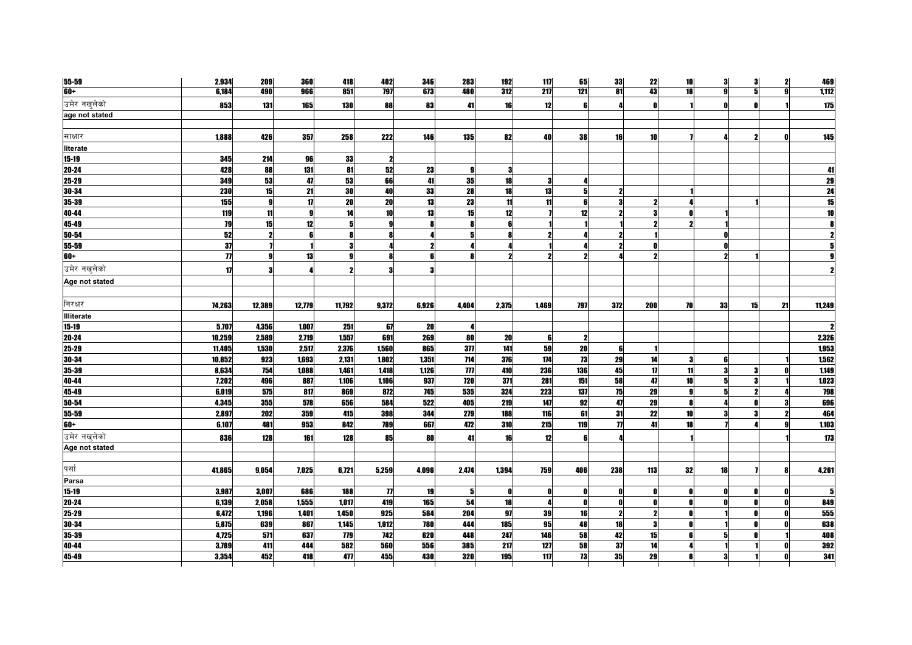| | | | | | | | | | | | | | | | | | |
|---|---|---|---|---|---|---|---|---|---|---|---|---|---|---|---|---|---|
| 55-59 | 2,934 | 209 | 360 | 418 | 402 | 346 | 283 | 192 | 117 | 65 | 33 | 22 | 10 | 3 | 3 | 2 | 469 |
| 60+ | 6,184 | 490 | 966 | 851 | 797 | 673 | 480 | 312 | 217 | 121 | 81 | 43 | 18 | 9 | 5 | 9 | 1,112 |
| उमेर नखुलेको | 853 | 131 | 165 | 130 | 88 | 83 | 41 | 16 | 12 | 6 | 4 | 0 | 1 | 0 | 0 | 1 | 175 |
| age not stated | | | | | | | | | | | | | | | | | |
| | | | | | | | | | | | | | | | | | |
| साक्षर | 1,888 | 426 | 357 | 258 | 222 | 146 | 135 | 82 | 40 | 38 | 16 | 10 | 7 | 4 | 2 | 0 | 145 |
| literate | | | | | | | | | | | | | | | | | |
| 15-19 | 345 | 214 | 96 | 33 | 2 | | | | | | | | | | | | |
| 20-24 | 428 | 88 | 131 | 81 | 52 | 23 | 9 | 3 | | | | | | | | | 41 |
| 25-29 | 349 | 53 | 47 | 53 | 66 | 41 | 35 | 18 | 3 | 4 | | | | | | | 29 |
| 30-34 | 230 | 15 | 21 | 30 | 40 | 33 | 28 | 18 | 13 | 5 | 2 | | 1 | | | | 24 |
| 35-39 | 155 | 9 | 17 | 20 | 20 | 13 | 23 | 11 | 11 | 6 | 3 | 2 | 4 | | 1 | | 15 |
| 40-44 | 119 | 11 | 9 | 14 | 10 | 13 | 15 | 12 | 7 | 12 | 2 | 3 | 0 | 1 | | | 10 |
| 45-49 | 79 | 15 | 12 | 5 | 9 | 8 | 8 | 6 | 1 | 1 | 1 | 2 | 2 | 1 | | | 8 |
| 50-54 | 52 | 2 | 6 | 8 | 8 | 4 | 5 | 8 | 2 | 4 | 2 | 1 | | 0 | | | 2 |
| 55-59 | 37 | 7 | 1 | 3 | 4 | 2 | 4 | 4 | 1 | 4 | 2 | 0 | | 0 | | | 5 |
| 60+ | 77 | 9 | 13 | 9 | 8 | 6 | 8 | 2 | 2 | 2 | 4 | 2 | | 2 | 1 | | 9 |
| उमेर नखुलेको | 17 | 3 | 4 | 2 | 3 | 3 | | | | | | | | | | | 2 |
| Age not stated | | | | | | | | | | | | | | | | | |
| | | | | | | | | | | | | | | | | | |
| निरक्षर | 74,263 | 12,389 | 12,779 | 11,792 | 9,372 | 6,926 | 4,404 | 2,375 | 1,469 | 797 | 372 | 200 | 70 | 33 | 15 | 21 | 11,249 |
| Illiterate | | | | | | | | | | | | | | | | | |
| 15-19 | 5,707 | 4,356 | 1,007 | 251 | 67 | 20 | 4 | | | | | | | | | | 2 |
| 20-24 | 10,259 | 2,589 | 2,719 | 1,557 | 691 | 269 | 80 | 20 | 6 | 2 | | | | | | | 2,326 |
| 25-29 | 11,405 | 1,530 | 2,517 | 2,376 | 1,560 | 865 | 377 | 141 | 59 | 20 | 6 | 1 | | | | | 1,953 |
| 30-34 | 10,852 | 923 | 1,693 | 2,131 | 1,802 | 1,351 | 714 | 376 | 174 | 73 | 29 | 14 | 3 | 6 | | 1 | 1,562 |
| 35-39 | 8,634 | 754 | 1,088 | 1,461 | 1,418 | 1,126 | 777 | 410 | 236 | 136 | 45 | 17 | 11 | 3 | 3 | 0 | 1,149 |
| 40-44 | 7,202 | 496 | 887 | 1,106 | 1,106 | 937 | 720 | 371 | 281 | 151 | 58 | 47 | 10 | 5 | 3 | 1 | 1,023 |
| 45-49 | 6,019 | 575 | 817 | 869 | 872 | 745 | 535 | 324 | 223 | 137 | 75 | 29 | 9 | 5 | 2 | 4 | 798 |
| 50-54 | 4,345 | 355 | 578 | 656 | 584 | 522 | 405 | 219 | 147 | 92 | 47 | 29 | 8 | 4 | 0 | 3 | 696 |
| 55-59 | 2,897 | 202 | 359 | 415 | 398 | 344 | 279 | 188 | 116 | 61 | 31 | 22 | 10 | 3 | 3 | 2 | 464 |
| 60+ | 6,107 | 481 | 953 | 842 | 789 | 667 | 472 | 310 | 215 | 119 | 77 | 41 | 18 | 7 | 4 | 9 | 1,103 |
| उमेर नखुलेको | 836 | 128 | 161 | 128 | 85 | 80 | 41 | 16 | 12 | 6 | 4 | | 1 | | | 1 | 173 |
| Age not stated | | | | | | | | | | | | | | | | | |
| | | | | | | | | | | | | | | | | | |
| पर्सा | 41,865 | 9,054 | 7,025 | 6,721 | 5,259 | 4,096 | 2,474 | 1,394 | 759 | 406 | 238 | 113 | 32 | 18 | 7 | 8 | 4,261 |
| Parsa | | | | | | | | | | | | | | | | | |
| 15-19 | 3,987 | 3,007 | 686 | 188 | 77 | 19 | 5 | 0 | 0 | 0 | 0 | 0 | 0 | 0 | 0 | 0 | 5 |
| 20-24 | 6,139 | 2,058 | 1,555 | 1,017 | 419 | 165 | 54 | 18 | 4 | 0 | 0 | 0 | 0 | 0 | 0 | 0 | 849 |
| 25-29 | 6,472 | 1,196 | 1,401 | 1,450 | 925 | 584 | 204 | 97 | 39 | 16 | 2 | 2 | 0 | 1 | 0 | 0 | 555 |
| 30-34 | 5,875 | 639 | 867 | 1,145 | 1,012 | 780 | 444 | 185 | 95 | 48 | 18 | 3 | 0 | 1 | 0 | 0 | 638 |
| 35-39 | 4,725 | 571 | 637 | 779 | 742 | 620 | 448 | 247 | 146 | 58 | 42 | 15 | 6 | 5 | 0 | 1 | 408 |
| 40-44 | 3,789 | 411 | 444 | 582 | 560 | 556 | 385 | 217 | 127 | 58 | 37 | 14 | 4 | 1 | 1 | 0 | 392 |
| 45-49 | 3,354 | 452 | 418 | 477 | 455 | 430 | 320 | 195 | 117 | 73 | 35 | 29 | 8 | 3 | 1 | 0 | 341 |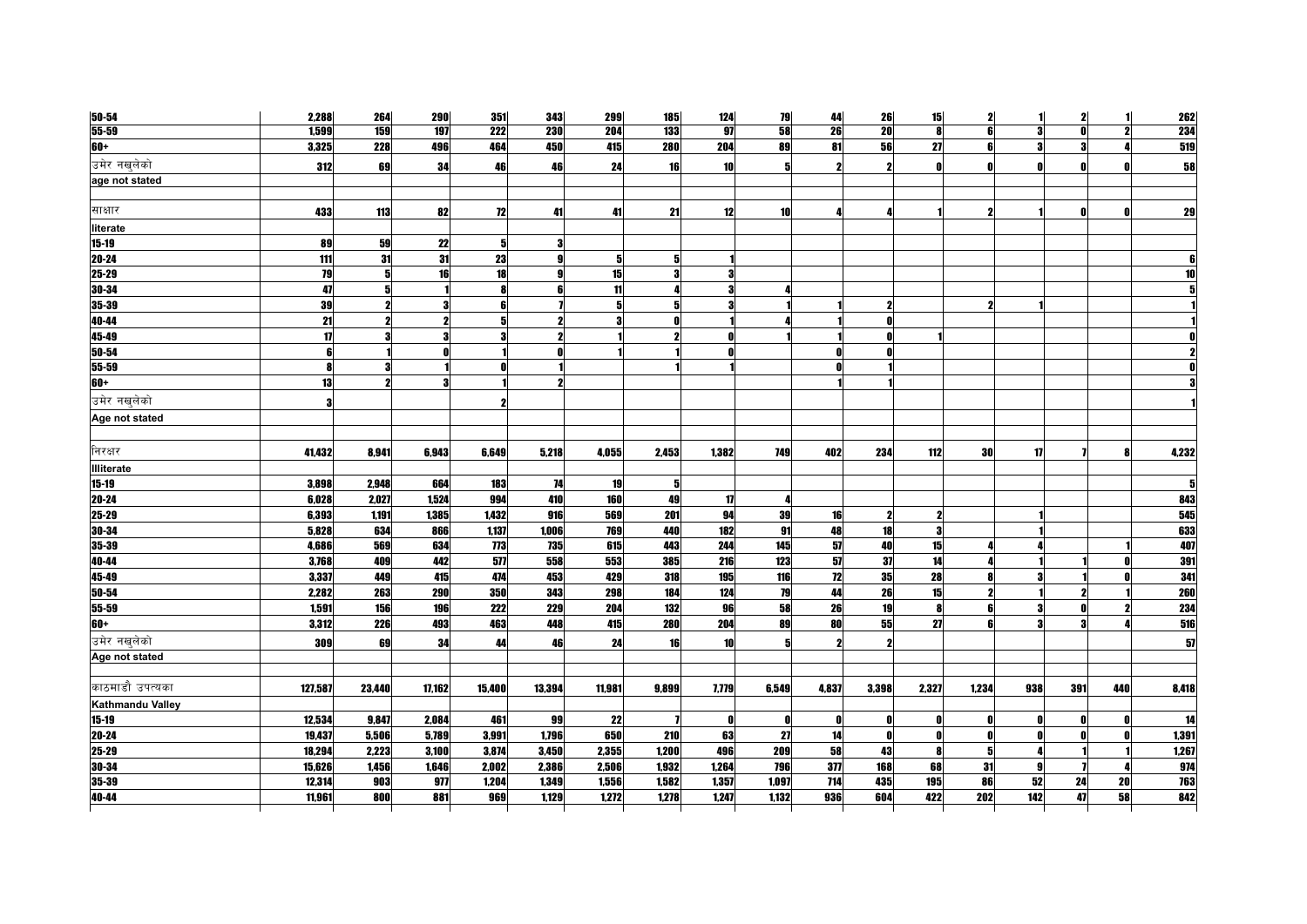| | | | | | | | | | | | | | | | | | |
|---|---|---|---|---|---|---|---|---|---|---|---|---|---|---|---|---|---|
| 50-54 | 2,288 | 264 | 290 | 351 | 343 | 299 | 185 | 124 | 79 | 44 | 26 | 15 | 2 | 1 | 2 | 1 | 262 |
| 55-59 | 1,599 | 159 | 197 | 222 | 230 | 204 | 133 | 97 | 58 | 26 | 20 | 8 | 6 | 3 | 0 | 2 | 234 |
| 60+ | 3,325 | 228 | 496 | 464 | 450 | 415 | 280 | 204 | 89 | 81 | 56 | 27 | 6 | 3 | 3 | 4 | 519 |
| उमेर नखुलेको | 312 | 69 | 34 | 46 | 46 | 24 | 16 | 10 | 5 | 2 | 2 | 0 | 0 | 0 | 0 | 0 | 58 |
| age not stated | | | | | | | | | | | | | | | | | |
| | | | | | | | | | | | | | | | | | |
| साक्षार | 433 | 113 | 82 | 72 | 41 | 41 | 21 | 12 | 10 | 4 | 4 | 1 | 2 | 1 | 0 | 0 | 29 |
| literate | | | | | | | | | | | | | | | | | |
| 15-19 | 89 | 59 | 22 | 5 | 3 | | | | | | | | | | | | |
| 20-24 | 111 | 31 | 31 | 23 | 9 | 5 | 5 | 1 | | | | | | | | | 6 |
| 25-29 | 79 | 5 | 16 | 18 | 9 | 15 | 3 | 3 | | | | | | | | | 10 |
| 30-34 | 47 | 5 | 1 | 8 | 6 | 11 | 4 | 3 | 4 | | | | | | | | 5 |
| 35-39 | 39 | 2 | 3 | 6 | 7 | 5 | 5 | 3 | 1 | 1 | 2 | | 2 | 1 | | | 1 |
| 40-44 | 21 | 2 | 2 | 5 | 2 | 3 | 0 | 1 | 4 | 1 | 0 | | | | | | 1 |
| 45-49 | 17 | 3 | 3 | 3 | 2 | 1 | 2 | 0 | 1 | 1 | 0 | 1 | | | | | 0 |
| 50-54 | 6 | 1 | 0 | 1 | 0 | 1 | 1 | 0 | | 0 | 0 | | | | | | 2 |
| 55-59 | 8 | 3 | 1 | 0 | 1 | | 1 | 1 | | 0 | 1 | | | | | | 0 |
| 60+ | 13 | 2 | 3 | 1 | 2 | | | | | 1 | 1 | | | | | | 3 |
| उमेर नखुलेको | 3 | | | 2 | | | | | | | | | | | | | 1 |
| Age not stated | | | | | | | | | | | | | | | | | |
| | | | | | | | | | | | | | | | | | |
| निरक्षर | 41,432 | 8,941 | 6,943 | 6,649 | 5,218 | 4,055 | 2,453 | 1,382 | 749 | 402 | 234 | 112 | 30 | 17 | 7 | 8 | 4,232 |
| Illiterate | | | | | | | | | | | | | | | | | |
| 15-19 | 3,898 | 2,948 | 664 | 183 | 74 | 19 | 5 | | | | | | | | | | 5 |
| 20-24 | 6,028 | 2,027 | 1,524 | 994 | 410 | 160 | 49 | 17 | 4 | | | | | | | | 843 |
| 25-29 | 6,393 | 1,191 | 1,385 | 1,432 | 916 | 569 | 201 | 94 | 39 | 16 | 2 | 2 | | 1 | | | 545 |
| 30-34 | 5,828 | 634 | 866 | 1,137 | 1,006 | 769 | 440 | 182 | 91 | 48 | 18 | 3 | | 1 | | | 633 |
| 35-39 | 4,686 | 569 | 634 | 773 | 735 | 615 | 443 | 244 | 145 | 57 | 40 | 15 | 4 | 4 | | 1 | 407 |
| 40-44 | 3,768 | 409 | 442 | 577 | 558 | 553 | 385 | 216 | 123 | 57 | 37 | 14 | 4 | 1 | 1 | 0 | 391 |
| 45-49 | 3,337 | 449 | 415 | 474 | 453 | 429 | 318 | 195 | 116 | 72 | 35 | 28 | 8 | 3 | 1 | 0 | 341 |
| 50-54 | 2,282 | 263 | 290 | 350 | 343 | 298 | 184 | 124 | 79 | 44 | 26 | 15 | 2 | 1 | 2 | 1 | 260 |
| 55-59 | 1,591 | 156 | 196 | 222 | 229 | 204 | 132 | 96 | 58 | 26 | 19 | 8 | 6 | 3 | 0 | 2 | 234 |
| 60+ | 3,312 | 226 | 493 | 463 | 448 | 415 | 280 | 204 | 89 | 80 | 55 | 27 | 6 | 3 | 3 | 4 | 516 |
| उमेर नखुलेको | 309 | 69 | 34 | 44 | 46 | 24 | 16 | 10 | 5 | 2 | 2 | | | | | | 57 |
| Age not stated | | | | | | | | | | | | | | | | | |
| | | | | | | | | | | | | | | | | | |
| काठमाडौं उपत्यका | 127,587 | 23,440 | 17,162 | 15,400 | 13,394 | 11,981 | 9,899 | 7,779 | 6,549 | 4,837 | 3,398 | 2,327 | 1,234 | 938 | 391 | 440 | 8,418 |
| Kathmandu Valley | | | | | | | | | | | | | | | | | |
| 15-19 | 12,534 | 9,847 | 2,084 | 461 | 99 | 22 | 7 | 0 | 0 | 0 | 0 | 0 | 0 | 0 | 0 | 0 | 14 |
| 20-24 | 19,437 | 5,506 | 5,789 | 3,991 | 1,796 | 650 | 210 | 63 | 27 | 14 | 0 | 0 | 0 | 0 | 0 | 0 | 1,391 |
| 25-29 | 18,294 | 2,223 | 3,100 | 3,874 | 3,450 | 2,355 | 1,200 | 496 | 209 | 58 | 43 | 8 | 5 | 4 | 1 | 1 | 1,267 |
| 30-34 | 15,626 | 1,456 | 1,646 | 2,002 | 2,386 | 2,506 | 1,932 | 1,264 | 796 | 377 | 168 | 68 | 31 | 9 | 7 | 4 | 974 |
| 35-39 | 12,314 | 903 | 977 | 1,204 | 1,349 | 1,556 | 1,582 | 1,357 | 1,097 | 714 | 435 | 195 | 86 | 52 | 24 | 20 | 763 |
| 40-44 | 11,961 | 800 | 881 | 969 | 1,129 | 1,272 | 1,278 | 1,247 | 1,132 | 936 | 604 | 422 | 202 | 142 | 47 | 58 | 842 |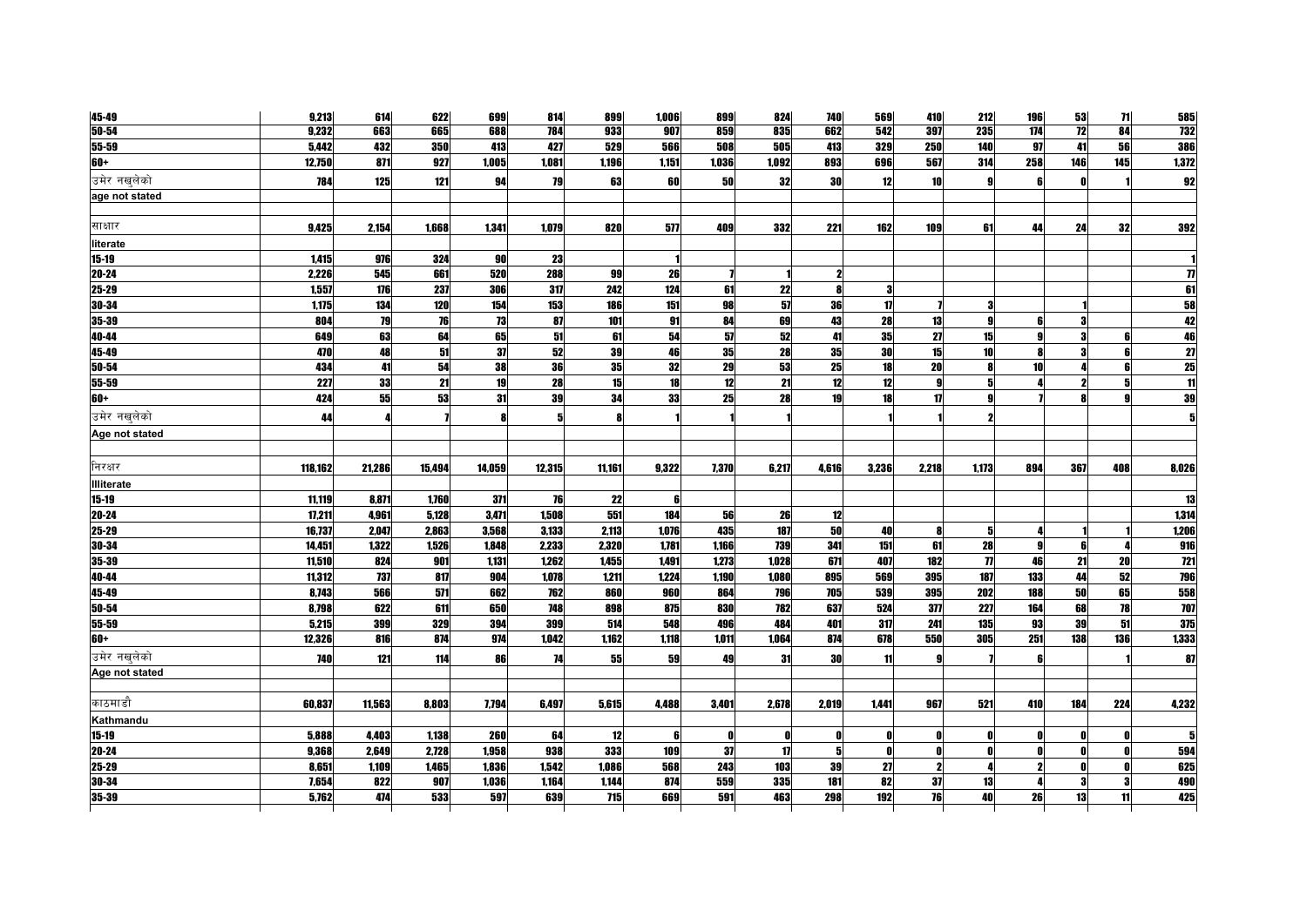| | | | | | | | | | | | | | | | | | |
|---|---|---|---|---|---|---|---|---|---|---|---|---|---|---|---|---|---|
| 45-49 | 9,213 | 614 | 622 | 699 | 814 | 899 | 1,006 | 899 | 824 | 740 | 569 | 410 | 212 | 196 | 53 | 71 | 585 |
| 50-54 | 9,232 | 663 | 665 | 688 | 784 | 933 | 907 | 859 | 835 | 662 | 542 | 397 | 235 | 174 | 72 | 84 | 732 |
| 55-59 | 5,442 | 432 | 350 | 413 | 427 | 529 | 566 | 508 | 505 | 413 | 329 | 250 | 140 | 97 | 41 | 56 | 386 |
| 60+ | 12,750 | 871 | 927 | 1,005 | 1,081 | 1,196 | 1,151 | 1,036 | 1,092 | 893 | 696 | 567 | 314 | 258 | 146 | 145 | 1,372 |
| उमेर नखुलेको | 784 | 125 | 121 | 94 | 79 | 63 | 60 | 50 | 32 | 30 | 12 | 10 | 9 | 6 | 0 | 1 | 92 |
| age not stated | | | | | | | | | | | | | | | | | |
| | | | | | | | | | | | | | | | | | |
| साक्षार | 9,425 | 2,154 | 1,668 | 1,341 | 1,079 | 820 | 577 | 409 | 332 | 221 | 162 | 109 | 61 | 44 | 24 | 32 | 392 |
| literate | | | | | | | | | | | | | | | | | |
| 15-19 | 1,415 | 976 | 324 | 90 | 23 | | 1 | | | | | | | | | | 1 |
| 20-24 | 2,226 | 545 | 661 | 520 | 288 | 99 | 26 | 7 | 1 | 2 | | | | | | | 77 |
| 25-29 | 1,557 | 176 | 237 | 306 | 317 | 242 | 124 | 61 | 22 | 8 | 3 | | | | | | 61 |
| 30-34 | 1,175 | 134 | 120 | 154 | 153 | 186 | 151 | 98 | 57 | 36 | 17 | 7 | 3 | | 1 | | 58 |
| 35-39 | 804 | 79 | 76 | 73 | 87 | 101 | 91 | 84 | 69 | 43 | 28 | 13 | 9 | 6 | 3 | | 42 |
| 40-44 | 649 | 63 | 64 | 65 | 51 | 61 | 54 | 57 | 52 | 41 | 35 | 27 | 15 | 9 | 3 | 6 | 46 |
| 45-49 | 470 | 48 | 51 | 37 | 52 | 39 | 46 | 35 | 28 | 35 | 30 | 15 | 10 | 8 | 3 | 6 | 27 |
| 50-54 | 434 | 41 | 54 | 38 | 36 | 35 | 32 | 29 | 53 | 25 | 18 | 20 | 8 | 10 | 4 | 6 | 25 |
| 55-59 | 227 | 33 | 21 | 19 | 28 | 15 | 18 | 12 | 21 | 12 | 12 | 9 | 5 | 4 | 2 | 5 | 11 |
| 60+ | 424 | 55 | 53 | 31 | 39 | 34 | 33 | 25 | 28 | 19 | 18 | 17 | 9 | 7 | 8 | 9 | 39 |
| उमेर नखुलेको | 44 | 4 | 7 | 8 | 5 | 8 | 1 | 1 | 1 | | 1 | 1 | 2 | | | | 5 |
| Age not stated | | | | | | | | | | | | | | | | | |
| | | | | | | | | | | | | | | | | | |
| निरक्षर | 118,162 | 21,286 | 15,494 | 14,059 | 12,315 | 11,161 | 9,322 | 7,370 | 6,217 | 4,616 | 3,236 | 2,218 | 1,173 | 894 | 367 | 408 | 8,026 |
| Illiterate | | | | | | | | | | | | | | | | | |
| 15-19 | 11,119 | 8,871 | 1,760 | 371 | 76 | 22 | 6 | | | | | | | | | | 13 |
| 20-24 | 17,211 | 4,961 | 5,128 | 3,471 | 1,508 | 551 | 184 | 56 | 26 | 12 | | | | | | | 1,314 |
| 25-29 | 16,737 | 2,047 | 2,863 | 3,568 | 3,133 | 2,113 | 1,076 | 435 | 187 | 50 | 40 | 8 | 5 | 4 | 1 | 1 | 1,206 |
| 30-34 | 14,451 | 1,322 | 1,526 | 1,848 | 2,233 | 2,320 | 1,781 | 1,166 | 739 | 341 | 151 | 61 | 28 | 9 | 6 | 4 | 916 |
| 35-39 | 11,510 | 824 | 901 | 1,131 | 1,262 | 1,455 | 1,491 | 1,273 | 1,028 | 671 | 407 | 182 | 77 | 46 | 21 | 20 | 721 |
| 40-44 | 11,312 | 737 | 817 | 904 | 1,078 | 1,211 | 1,224 | 1,190 | 1,080 | 895 | 569 | 395 | 187 | 133 | 44 | 52 | 796 |
| 45-49 | 8,743 | 566 | 571 | 662 | 762 | 860 | 960 | 864 | 796 | 705 | 539 | 395 | 202 | 188 | 50 | 65 | 558 |
| 50-54 | 8,798 | 622 | 611 | 650 | 748 | 898 | 875 | 830 | 782 | 637 | 524 | 377 | 227 | 164 | 68 | 78 | 707 |
| 55-59 | 5,215 | 399 | 329 | 394 | 399 | 514 | 548 | 496 | 484 | 401 | 317 | 241 | 135 | 93 | 39 | 51 | 375 |
| 60+ | 12,326 | 816 | 874 | 974 | 1,042 | 1,162 | 1,118 | 1,011 | 1,064 | 874 | 678 | 550 | 305 | 251 | 138 | 136 | 1,333 |
| उमेर नखुलेको | 740 | 121 | 114 | 86 | 74 | 55 | 59 | 49 | 31 | 30 | 11 | 9 | 7 | 6 | | 1 | 87 |
| Age not stated | | | | | | | | | | | | | | | | | |
| | | | | | | | | | | | | | | | | | |
| काठमाडौं | 60,837 | 11,563 | 8,803 | 7,794 | 6,497 | 5,615 | 4,488 | 3,401 | 2,678 | 2,019 | 1,441 | 967 | 521 | 410 | 184 | 224 | 4,232 |
| Kathmandu | | | | | | | | | | | | | | | | | |
| 15-19 | 5,888 | 4,403 | 1,138 | 260 | 64 | 12 | 6 | 0 | 0 | 0 | 0 | 0 | 0 | 0 | 0 | 0 | 5 |
| 20-24 | 9,368 | 2,649 | 2,728 | 1,958 | 938 | 333 | 109 | 37 | 17 | 5 | 0 | 0 | 0 | 0 | 0 | 0 | 594 |
| 25-29 | 8,651 | 1,109 | 1,465 | 1,836 | 1,542 | 1,086 | 568 | 243 | 103 | 39 | 27 | 2 | 4 | 2 | 0 | 0 | 625 |
| 30-34 | 7,654 | 822 | 907 | 1,036 | 1,164 | 1,144 | 874 | 559 | 335 | 181 | 82 | 37 | 13 | 4 | 3 | 3 | 490 |
| 35-39 | 5,762 | 474 | 533 | 597 | 639 | 715 | 669 | 591 | 463 | 298 | 192 | 76 | 40 | 26 | 13 | 11 | 425 |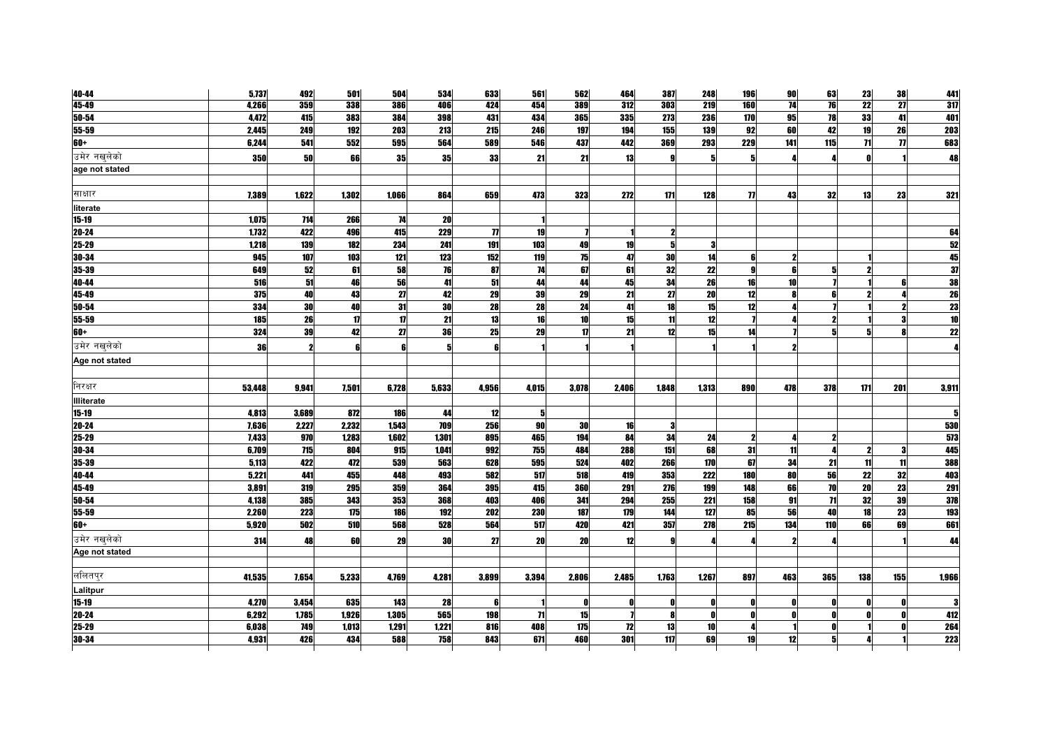| | | | | | | | | | | | | | | | | |
|---|---|---|---|---|---|---|---|---|---|---|---|---|---|---|---|---|
| 40-44 | 5,737 | 492 | 501 | 504 | 534 | 633 | 561 | 562 | 464 | 387 | 248 | 196 | 90 | 63 | 23 | 38 | 441 |
| 45-49 | 4,266 | 359 | 338 | 386 | 406 | 424 | 454 | 389 | 312 | 303 | 219 | 160 | 74 | 76 | 22 | 27 | 317 |
| 50-54 | 4,472 | 415 | 383 | 384 | 398 | 431 | 434 | 365 | 335 | 273 | 236 | 170 | 95 | 78 | 33 | 41 | 401 |
| 55-59 | 2,445 | 249 | 192 | 203 | 213 | 215 | 246 | 197 | 194 | 155 | 139 | 92 | 60 | 42 | 19 | 26 | 203 |
| 60+ | 6,244 | 541 | 552 | 595 | 564 | 589 | 546 | 437 | 442 | 369 | 293 | 229 | 141 | 115 | 71 | 77 | 683 |
| उमेर नखुलेको | 350 | 50 | 66 | 35 | 35 | 33 | 21 | 21 | 13 | 9 | 5 | 5 | 4 | 4 | 0 | 1 | 48 |
| age not stated | | | | | | | | | | | | | | | | | |
| | | | | | | | | | | | | | | | | | |
| साक्षार | 7,389 | 1,622 | 1,302 | 1,066 | 864 | 659 | 473 | 323 | 272 | 171 | 128 | 77 | 43 | 32 | 13 | 23 | 321 |
| literate | | | | | | | | | | | | | | | | | |
| 15-19 | 1,075 | 714 | 266 | 74 | 20 | | 1 | | | | | | | | | | |
| 20-24 | 1,732 | 422 | 496 | 415 | 229 | 77 | 19 | 7 | 1 | 2 | | | | | | | 64 |
| 25-29 | 1,218 | 139 | 182 | 234 | 241 | 191 | 103 | 49 | 19 | 5 | 3 | | | | | | 52 |
| 30-34 | 945 | 107 | 103 | 121 | 123 | 152 | 119 | 75 | 47 | 30 | 14 | 6 | 2 | | 1 | | 45 |
| 35-39 | 649 | 52 | 61 | 58 | 76 | 87 | 74 | 67 | 61 | 32 | 22 | 9 | 6 | 5 | 2 | | 37 |
| 40-44 | 516 | 51 | 46 | 56 | 41 | 51 | 44 | 44 | 45 | 34 | 26 | 16 | 10 | 7 | 1 | 6 | 38 |
| 45-49 | 375 | 40 | 43 | 27 | 42 | 29 | 39 | 29 | 21 | 27 | 20 | 12 | 8 | 6 | 2 | 4 | 26 |
| 50-54 | 334 | 30 | 40 | 31 | 30 | 28 | 28 | 24 | 41 | 18 | 15 | 12 | 4 | 7 | 1 | 2 | 23 |
| 55-59 | 185 | 26 | 17 | 17 | 21 | 13 | 16 | 10 | 15 | 11 | 12 | 7 | 4 | 2 | 1 | 3 | 10 |
| 60+ | 324 | 39 | 42 | 27 | 36 | 25 | 29 | 17 | 21 | 12 | 15 | 14 | 7 | 5 | 5 | 8 | 22 |
| उमेर नखुलेको | 36 | 2 | 6 | 6 | 5 | 6 | 1 | 1 | 1 | | 1 | 1 | 2 | | | | 4 |
| Age not stated | | | | | | | | | | | | | | | | | |
| | | | | | | | | | | | | | | | | | |
| निरक्षर | 53,448 | 9,941 | 7,501 | 6,728 | 5,633 | 4,956 | 4,015 | 3,078 | 2,406 | 1,848 | 1,313 | 890 | 478 | 378 | 171 | 201 | 3,911 |
| Illiterate | | | | | | | | | | | | | | | | | |
| 15-19 | 4,813 | 3,689 | 872 | 186 | 44 | 12 | 5 | | | | | | | | | | 5 |
| 20-24 | 7,636 | 2,227 | 2,232 | 1,543 | 709 | 256 | 90 | 30 | 16 | 3 | | | | | | | 530 |
| 25-29 | 7,433 | 970 | 1,283 | 1,602 | 1,301 | 895 | 465 | 194 | 84 | 34 | 24 | 2 | 4 | 2 | | | 573 |
| 30-34 | 6,709 | 715 | 804 | 915 | 1,041 | 992 | 755 | 484 | 288 | 151 | 68 | 31 | 11 | 4 | 2 | 3 | 445 |
| 35-39 | 5,113 | 422 | 472 | 539 | 563 | 628 | 595 | 524 | 402 | 266 | 170 | 67 | 34 | 21 | 11 | 11 | 388 |
| 40-44 | 5,221 | 441 | 455 | 448 | 493 | 582 | 517 | 518 | 419 | 353 | 222 | 180 | 80 | 56 | 22 | 32 | 403 |
| 45-49 | 3,891 | 319 | 295 | 359 | 364 | 395 | 415 | 360 | 291 | 276 | 199 | 148 | 66 | 70 | 20 | 23 | 291 |
| 50-54 | 4,138 | 385 | 343 | 353 | 368 | 403 | 406 | 341 | 294 | 255 | 221 | 158 | 91 | 71 | 32 | 39 | 378 |
| 55-59 | 2,260 | 223 | 175 | 186 | 192 | 202 | 230 | 187 | 179 | 144 | 127 | 85 | 56 | 40 | 18 | 23 | 193 |
| 60+ | 5,920 | 502 | 510 | 568 | 528 | 564 | 517 | 420 | 421 | 357 | 278 | 215 | 134 | 110 | 66 | 69 | 661 |
| उमेर नखुलेको | 314 | 48 | 60 | 29 | 30 | 27 | 20 | 20 | 12 | 9 | 4 | 4 | 2 | 4 | | 1 | 44 |
| Age not stated | | | | | | | | | | | | | | | | | |
| | | | | | | | | | | | | | | | | | |
| ललितपुर | 41,535 | 7,654 | 5,233 | 4,769 | 4,281 | 3,899 | 3,394 | 2,806 | 2,485 | 1,763 | 1,267 | 897 | 463 | 365 | 138 | 155 | 1,966 |
| Lalitpur | | | | | | | | | | | | | | | | | |
| 15-19 | 4,270 | 3,454 | 635 | 143 | 28 | 6 | 1 | 0 | 0 | 0 | 0 | 0 | 0 | 0 | 0 | 0 | 3 |
| 20-24 | 6,292 | 1,785 | 1,926 | 1,305 | 565 | 198 | 71 | 15 | 7 | 8 | 0 | 0 | 0 | 0 | 0 | 0 | 412 |
| 25-29 | 6,038 | 749 | 1,013 | 1,291 | 1,221 | 816 | 408 | 175 | 72 | 13 | 10 | 4 | 1 | 0 | 1 | 0 | 264 |
| 30-34 | 4,931 | 426 | 434 | 588 | 758 | 843 | 671 | 460 | 301 | 117 | 69 | 19 | 12 | 5 | 4 | 1 | 223 |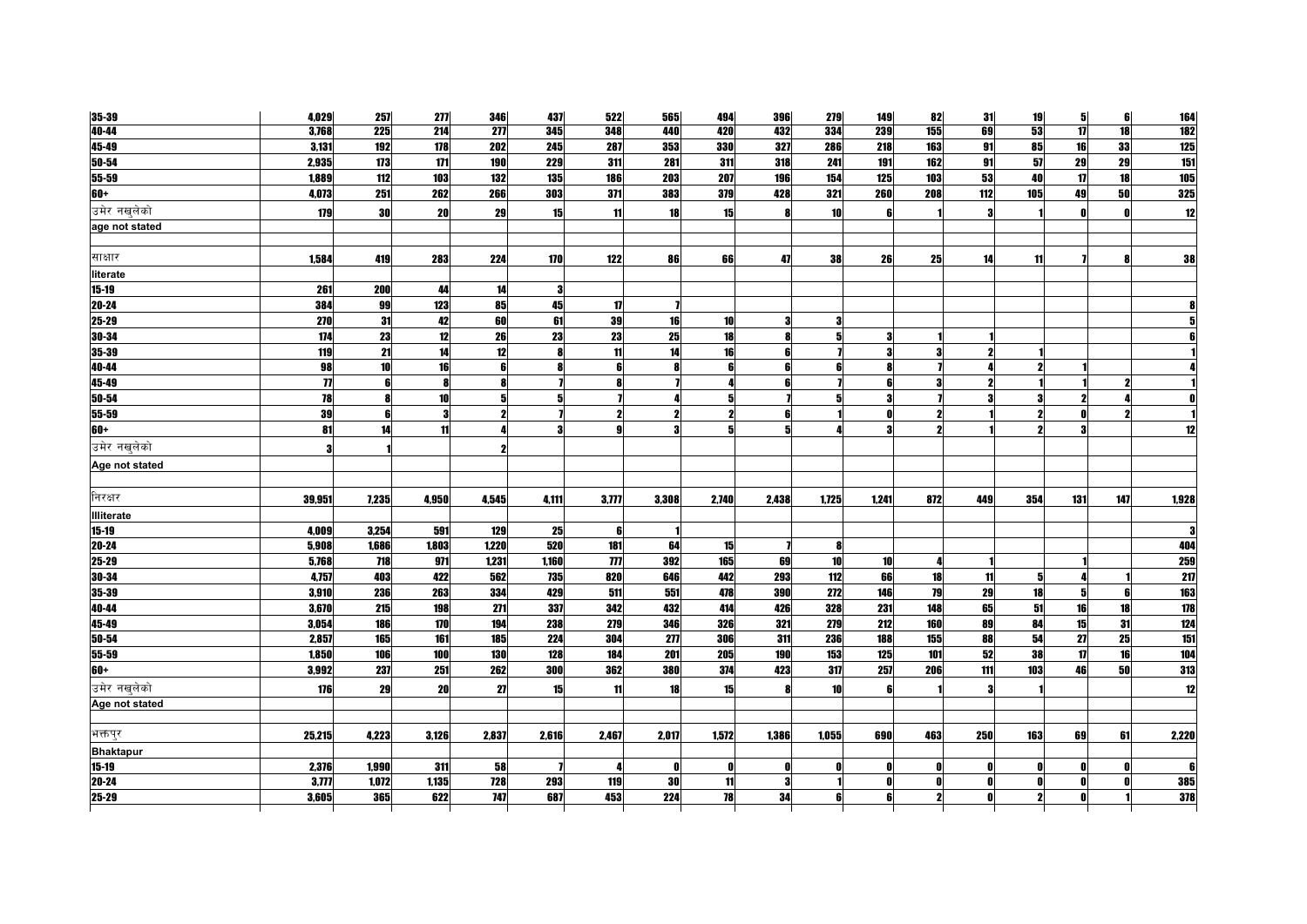| | | | | | | | | | | | | | | | | |
|---|---|---|---|---|---|---|---|---|---|---|---|---|---|---|---|---|
| **35-39** | 4,029 | 257 | 277 | 346 | 437 | 522 | 565 | 494 | 396 | 279 | 149 | 82 | 31 | 19 | 5 | 6 | 164 |
| **40-44** | 3,768 | 225 | 214 | 277 | 345 | 348 | 440 | 420 | 432 | 334 | 239 | 155 | 69 | 53 | 17 | 18 | 182 |
| **45-49** | 3,131 | 192 | 178 | 202 | 245 | 287 | 353 | 330 | 327 | 286 | 218 | 163 | 91 | 85 | 16 | 33 | 125 |
| **50-54** | 2,935 | 173 | 171 | 190 | 229 | 311 | 281 | 311 | 318 | 241 | 191 | 162 | 91 | 57 | 29 | 29 | 151 |
| **55-59** | 1,889 | 112 | 103 | 132 | 135 | 186 | 203 | 207 | 196 | 154 | 125 | 103 | 53 | 40 | 17 | 18 | 105 |
| **60+** | 4,073 | 251 | 262 | 266 | 303 | 371 | 383 | 379 | 428 | 321 | 260 | 208 | 112 | 105 | 49 | 50 | 325 |
| उमेर नखुलेको | 179 | 30 | 20 | 29 | 15 | 11 | 18 | 15 | 8 | 10 | 6 | 1 | 3 | 1 | 0 | 0 | 12 |
| **age not stated** | | | | | | | | | | | | | | | | | |
| | | | | | | | | | | | | | | | | | |
| साक्षार | 1,584 | 419 | 283 | 224 | 170 | 122 | 86 | 66 | 47 | 38 | 26 | 25 | 14 | 11 | 7 | 8 | 38 |
| **literate** | | | | | | | | | | | | | | | | | |
| **15-19** | 261 | 200 | 44 | 14 | 3 | | | | | | | | | | | | |
| **20-24** | 384 | 99 | 123 | 85 | 45 | 17 | 7 | | | | | | | | | | 8 |
| **25-29** | 270 | 31 | 42 | 60 | 61 | 39 | 16 | 10 | 3 | 3 | | | | | | | 5 |
| **30-34** | 174 | 23 | 12 | 26 | 23 | 23 | 25 | 18 | 8 | 5 | 3 | 1 | 1 | | | | 6 |
| **35-39** | 119 | 21 | 14 | 12 | 8 | 11 | 14 | 16 | 6 | 7 | 3 | 3 | 2 | 1 | | | 1 |
| **40-44** | 98 | 10 | 16 | 6 | 8 | 6 | 8 | 6 | 6 | 6 | 8 | 7 | 4 | 2 | 1 | | 4 |
| **45-49** | 77 | 6 | 8 | 8 | 7 | 8 | 7 | 4 | 6 | 7 | 6 | 3 | 2 | 1 | 1 | 2 | 1 |
| **50-54** | 78 | 8 | 10 | 5 | 5 | 7 | 4 | 5 | 7 | 5 | 3 | 7 | 3 | 3 | 2 | 4 | 0 |
| **55-59** | 39 | 6 | 3 | 2 | 7 | 2 | 2 | 2 | 6 | 1 | 0 | 2 | 1 | 2 | 0 | 2 | 1 |
| **60+** | 81 | 14 | 11 | 4 | 3 | 9 | 3 | 5 | 5 | 4 | 3 | 2 | 1 | 2 | 3 | | 12 |
| उमेर नखुलेको | 3 | 1 | | 2 | | | | | | | | | | | | | |
| **Age not stated** | | | | | | | | | | | | | | | | | |
| | | | | | | | | | | | | | | | | | |
| निरक्षर | 39,951 | 7,235 | 4,950 | 4,545 | 4,111 | 3,777 | 3,308 | 2,740 | 2,438 | 1,725 | 1,241 | 872 | 449 | 354 | 131 | 147 | 1,928 |
| **Illiterate** | | | | | | | | | | | | | | | | | |
| **15-19** | 4,009 | 3,254 | 591 | 129 | 25 | 6 | 1 | | | | | | | | | | 3 |
| **20-24** | 5,908 | 1,686 | 1,803 | 1,220 | 520 | 181 | 64 | 15 | 7 | 8 | | | | | | | 404 |
| **25-29** | 5,768 | 718 | 971 | 1,231 | 1,160 | 777 | 392 | 165 | 69 | 10 | 10 | 4 | 1 | | 1 | | 259 |
| **30-34** | 4,757 | 403 | 422 | 562 | 735 | 820 | 646 | 442 | 293 | 112 | 66 | 18 | 11 | 5 | 4 | 1 | 217 |
| **35-39** | 3,910 | 236 | 263 | 334 | 429 | 511 | 551 | 478 | 390 | 272 | 146 | 79 | 29 | 18 | 5 | 6 | 163 |
| **40-44** | 3,670 | 215 | 198 | 271 | 337 | 342 | 432 | 414 | 426 | 328 | 231 | 148 | 65 | 51 | 16 | 18 | 178 |
| **45-49** | 3,054 | 186 | 170 | 194 | 238 | 279 | 346 | 326 | 321 | 279 | 212 | 160 | 89 | 84 | 15 | 31 | 124 |
| **50-54** | 2,857 | 165 | 161 | 185 | 224 | 304 | 277 | 306 | 311 | 236 | 188 | 155 | 88 | 54 | 27 | 25 | 151 |
| **55-59** | 1,850 | 106 | 100 | 130 | 128 | 184 | 201 | 205 | 190 | 153 | 125 | 101 | 52 | 38 | 17 | 16 | 104 |
| **60+** | 3,992 | 237 | 251 | 262 | 300 | 362 | 380 | 374 | 423 | 317 | 257 | 206 | 111 | 103 | 46 | 50 | 313 |
| उमेर नखुलेको | 176 | 29 | 20 | 27 | 15 | 11 | 18 | 15 | 8 | 10 | 6 | 1 | 3 | 1 | | | 12 |
| **Age not stated** | | | | | | | | | | | | | | | | | |
| | | | | | | | | | | | | | | | | | |
| भक्तपुर | 25,215 | 4,223 | 3,126 | 2,837 | 2,616 | 2,467 | 2,017 | 1,572 | 1,386 | 1,055 | 690 | 463 | 250 | 163 | 69 | 61 | 2,220 |
| **Bhaktapur** | | | | | | | | | | | | | | | | | |
| **15-19** | 2,376 | 1,990 | 311 | 58 | 7 | 4 | 0 | 0 | 0 | 0 | 0 | 0 | 0 | 0 | 0 | 0 | 6 |
| **20-24** | 3,777 | 1,072 | 1,135 | 728 | 293 | 119 | 30 | 11 | 3 | 1 | 0 | 0 | 0 | 0 | 0 | 0 | 385 |
| **25-29** | 3,605 | 365 | 622 | 747 | 687 | 453 | 224 | 78 | 34 | 6 | 6 | 2 | 0 | 2 | 0 | 1 | 378 |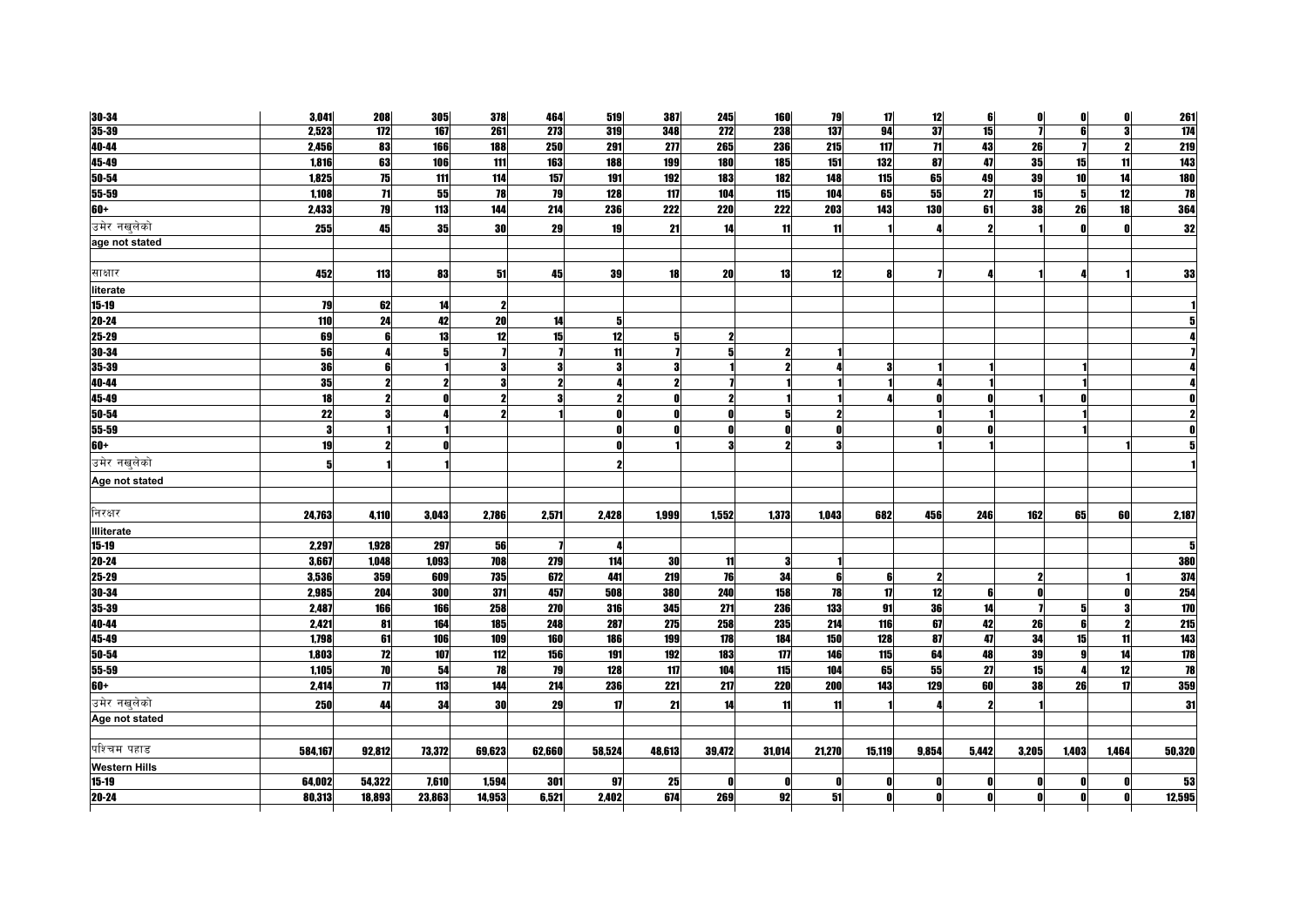| | | | | | | | | | | | | | | | | | |
|---|---|---|---|---|---|---|---|---|---|---|---|---|---|---|---|---|---|
| 30-34 | 3,041 | 208 | 305 | 378 | 464 | 519 | 387 | 245 | 160 | 79 | 17 | 12 | 6 | 0 | 0 | 0 | 261 |
| 35-39 | 2,523 | 172 | 167 | 261 | 273 | 319 | 348 | 272 | 238 | 137 | 94 | 37 | 15 | 7 | 6 | 3 | 174 |
| 40-44 | 2,456 | 83 | 166 | 188 | 250 | 291 | 277 | 265 | 236 | 215 | 117 | 71 | 43 | 26 | 7 | 2 | 219 |
| 45-49 | 1,816 | 63 | 106 | 111 | 163 | 188 | 199 | 180 | 185 | 151 | 132 | 87 | 47 | 35 | 15 | 11 | 143 |
| 50-54 | 1,825 | 75 | 111 | 114 | 157 | 191 | 192 | 183 | 182 | 148 | 115 | 65 | 49 | 39 | 10 | 14 | 180 |
| 55-59 | 1,108 | 71 | 55 | 78 | 79 | 128 | 117 | 104 | 115 | 104 | 65 | 55 | 27 | 15 | 5 | 12 | 78 |
| 60+ | 2,433 | 79 | 113 | 144 | 214 | 236 | 222 | 220 | 222 | 203 | 143 | 130 | 61 | 38 | 26 | 18 | 364 |
| उमेर नखुलेको | 255 | 45 | 35 | 30 | 29 | 19 | 21 | 14 | 11 | 11 | 1 | 4 | 2 | 1 | 0 | 0 | 32 |
| age not stated | | | | | | | | | | | | | | | | | |
| | | | | | | | | | | | | | | | | | |
| साक्षार | 452 | 113 | 83 | 51 | 45 | 39 | 18 | 20 | 13 | 12 | 8 | 7 | 4 | 1 | 4 | 1 | 33 |
| literate | | | | | | | | | | | | | | | | | |
| 15-19 | 79 | 62 | 14 | 2 | | | | | | | | | | | | | 1 |
| 20-24 | 110 | 24 | 42 | 20 | 14 | 5 | | | | | | | | | | | 5 |
| 25-29 | 69 | 6 | 13 | 12 | 15 | 12 | 5 | 2 | | | | | | | | | 4 |
| 30-34 | 56 | 4 | 5 | 7 | 7 | 11 | 7 | 5 | 2 | 1 | | | | | | | 7 |
| 35-39 | 36 | 6 | 1 | 3 | 3 | 3 | 3 | 1 | 2 | 4 | 3 | 1 | 1 | | 1 | | 4 |
| 40-44 | 35 | 2 | 2 | 3 | 2 | 4 | 2 | 7 | 1 | 1 | 1 | 4 | 1 | | 1 | | 4 |
| 45-49 | 18 | 2 | 0 | 2 | 3 | 2 | 0 | 2 | 1 | 1 | 4 | 0 | 0 | 1 | 0 | | 0 |
| 50-54 | 22 | 3 | 4 | 2 | 1 | 0 | 0 | 0 | 5 | 2 | | 1 | 1 | | 1 | | 2 |
| 55-59 | 3 | 1 | 1 | | | 0 | 0 | 0 | 0 | 0 | | 0 | 0 | | 1 | | 0 |
| 60+ | 19 | 2 | 0 | | | 0 | 1 | 3 | 2 | 3 | | 1 | 1 | | | 1 | 5 |
| उमेर नखुलेको | 5 | 1 | 1 | | | 2 | | | | | | | | | | | 1 |
| Age not stated | | | | | | | | | | | | | | | | | |
| | | | | | | | | | | | | | | | | | |
| निरक्षर | 24,763 | 4,110 | 3,043 | 2,786 | 2,571 | 2,428 | 1,999 | 1,552 | 1,373 | 1,043 | 682 | 456 | 246 | 162 | 65 | 60 | 2,187 |
| Illiterate | | | | | | | | | | | | | | | | | |
| 15-19 | 2,297 | 1,928 | 297 | 56 | 7 | 4 | | | | | | | | | | | 5 |
| 20-24 | 3,667 | 1,048 | 1,093 | 708 | 279 | 114 | 30 | 11 | 3 | 1 | | | | | | | 380 |
| 25-29 | 3,536 | 359 | 609 | 735 | 672 | 441 | 219 | 76 | 34 | 6 | 6 | 2 | | 2 | | 1 | 374 |
| 30-34 | 2,985 | 204 | 300 | 371 | 457 | 508 | 380 | 240 | 158 | 78 | 17 | 12 | 6 | 0 | | 0 | 254 |
| 35-39 | 2,487 | 166 | 166 | 258 | 270 | 316 | 345 | 271 | 236 | 133 | 91 | 36 | 14 | 7 | 5 | 3 | 170 |
| 40-44 | 2,421 | 81 | 164 | 185 | 248 | 287 | 275 | 258 | 235 | 214 | 116 | 67 | 42 | 26 | 6 | 2 | 215 |
| 45-49 | 1,798 | 61 | 106 | 109 | 160 | 186 | 199 | 178 | 184 | 150 | 128 | 87 | 47 | 34 | 15 | 11 | 143 |
| 50-54 | 1,803 | 72 | 107 | 112 | 156 | 191 | 192 | 183 | 177 | 146 | 115 | 64 | 48 | 39 | 9 | 14 | 178 |
| 55-59 | 1,105 | 70 | 54 | 78 | 79 | 128 | 117 | 104 | 115 | 104 | 65 | 55 | 27 | 15 | 4 | 12 | 78 |
| 60+ | 2,414 | 77 | 113 | 144 | 214 | 236 | 221 | 217 | 220 | 200 | 143 | 129 | 60 | 38 | 26 | 17 | 359 |
| उमेर नखुलेको | 250 | 44 | 34 | 30 | 29 | 17 | 21 | 14 | 11 | 11 | 1 | 4 | 2 | 1 | | | 31 |
| Age not stated | | | | | | | | | | | | | | | | | |
| | | | | | | | | | | | | | | | | | |
| पश्चिम पहाड | 584,167 | 92,812 | 73,372 | 69,623 | 62,660 | 58,524 | 48,613 | 39,472 | 31,014 | 21,270 | 15,119 | 9,854 | 5,442 | 3,205 | 1,403 | 1,464 | 50,320 |
| Western Hills | | | | | | | | | | | | | | | | | |
| 15-19 | 64,002 | 54,322 | 7,610 | 1,594 | 301 | 97 | 25 | 0 | 0 | 0 | 0 | 0 | 0 | 0 | 0 | 0 | 53 |
| 20-24 | 80,313 | 18,893 | 23,863 | 14,953 | 6,521 | 2,402 | 674 | 269 | 92 | 51 | 0 | 0 | 0 | 0 | 0 | 0 | 12,595 |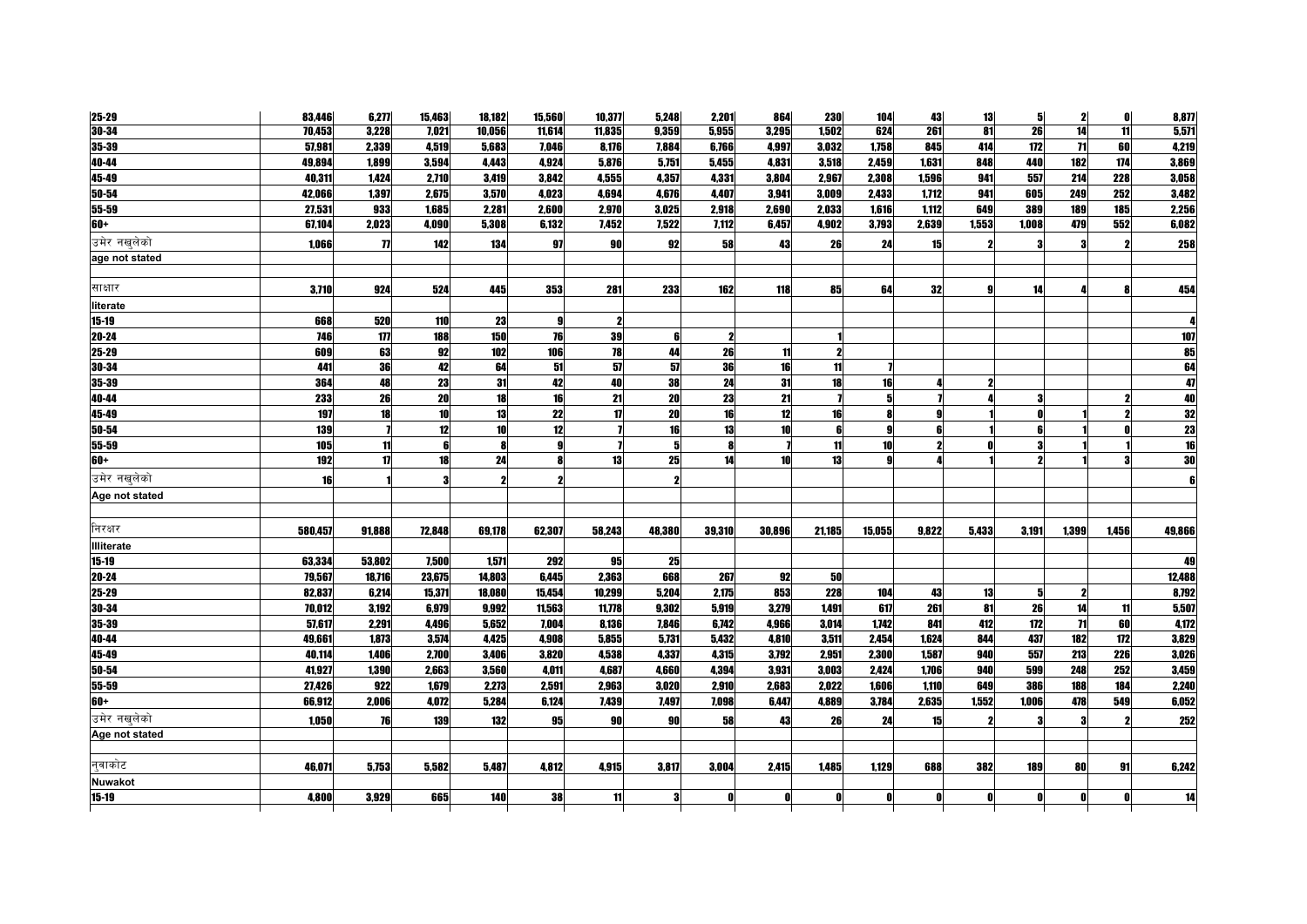| | | | | | | | | | | | | | | | | |
|---|---|---|---|---|---|---|---|---|---|---|---|---|---|---|---|---|
| 25-29 | 83,446 | 6,277 | 15,463 | 18,182 | 15,560 | 10,377 | 5,248 | 2,201 | 864 | 230 | 104 | 43 | 13 | 5 | 2 | 0 | 8,877 |
| 30-34 | 70,453 | 3,228 | 7,021 | 10,056 | 11,614 | 11,835 | 9,359 | 5,955 | 3,295 | 1,502 | 624 | 261 | 81 | 26 | 14 | 11 | 5,571 |
| 35-39 | 57,981 | 2,339 | 4,519 | 5,683 | 7,046 | 8,176 | 7,884 | 6,766 | 4,997 | 3,032 | 1,758 | 845 | 414 | 172 | 71 | 60 | 4,219 |
| 40-44 | 49,894 | 1,899 | 3,594 | 4,443 | 4,924 | 5,876 | 5,751 | 5,455 | 4,831 | 3,518 | 2,459 | 1,631 | 848 | 440 | 182 | 174 | 3,869 |
| 45-49 | 40,311 | 1,424 | 2,710 | 3,419 | 3,842 | 4,555 | 4,357 | 4,331 | 3,804 | 2,967 | 2,308 | 1,596 | 941 | 557 | 214 | 228 | 3,058 |
| 50-54 | 42,066 | 1,397 | 2,675 | 3,570 | 4,023 | 4,694 | 4,676 | 4,407 | 3,941 | 3,009 | 2,433 | 1,712 | 941 | 605 | 249 | 252 | 3,482 |
| 55-59 | 27,531 | 933 | 1,685 | 2,281 | 2,600 | 2,970 | 3,025 | 2,918 | 2,690 | 2,033 | 1,616 | 1,112 | 649 | 389 | 189 | 185 | 2,256 |
| 60+ | 67,104 | 2,023 | 4,090 | 5,308 | 6,132 | 7,452 | 7,522 | 7,112 | 6,457 | 4,902 | 3,793 | 2,639 | 1,553 | 1,008 | 479 | 552 | 6,082 |
| उमेर नखुलेको | 1,066 | 77 | 142 | 134 | 97 | 90 | 92 | 58 | 43 | 26 | 24 | 15 | 2 | 3 | 3 | 2 | 258 |
| age not stated | | | | | | | | | | | | | | | | | |
| साक्षार | 3,710 | 924 | 524 | 445 | 353 | 281 | 233 | 162 | 118 | 85 | 64 | 32 | 9 | 14 | 4 | 8 | 454 |
| literate | | | | | | | | | | | | | | | | | |
| 15-19 | 668 | 520 | 110 | 23 | 9 | 2 | | | | | | | | | | | 4 |
| 20-24 | 746 | 177 | 188 | 150 | 76 | 39 | 6 | 2 | | 1 | | | | | | | 107 |
| 25-29 | 609 | 63 | 92 | 102 | 106 | 78 | 44 | 26 | 11 | 2 | | | | | | | 85 |
| 30-34 | 441 | 36 | 42 | 64 | 51 | 57 | 57 | 36 | 16 | 11 | 7 | | | | | | 64 |
| 35-39 | 364 | 48 | 23 | 31 | 42 | 40 | 38 | 24 | 31 | 18 | 16 | 4 | 2 | | | | 47 |
| 40-44 | 233 | 26 | 20 | 18 | 16 | 21 | 20 | 23 | 21 | 7 | 5 | 7 | 4 | 3 | | 2 | 40 |
| 45-49 | 197 | 18 | 10 | 13 | 22 | 17 | 20 | 16 | 12 | 16 | 8 | 9 | 1 | 0 | 1 | 2 | 32 |
| 50-54 | 139 | 7 | 12 | 10 | 12 | 7 | 16 | 13 | 10 | 6 | 9 | 6 | 1 | 6 | 1 | 0 | 23 |
| 55-59 | 105 | 11 | 6 | 8 | 9 | 7 | 5 | 8 | 7 | 11 | 10 | 2 | 0 | 3 | 1 | 1 | 16 |
| 60+ | 192 | 17 | 18 | 24 | 8 | 13 | 25 | 14 | 10 | 13 | 9 | 4 | 1 | 2 | 1 | 3 | 30 |
| उमेर नखुलेको | 16 | 1 | 3 | 2 | 2 | | 2 | | | | | | | | | | 6 |
| Age not stated | | | | | | | | | | | | | | | | | |
| निरक्षर | 580,457 | 91,888 | 72,848 | 69,178 | 62,307 | 58,243 | 48,380 | 39,310 | 30,896 | 21,185 | 15,055 | 9,822 | 5,433 | 3,191 | 1,399 | 1,456 | 49,866 |
| Illiterate | | | | | | | | | | | | | | | | | |
| 15-19 | 63,334 | 53,802 | 7,500 | 1,571 | 292 | 95 | 25 | | | | | | | | | | 49 |
| 20-24 | 79,567 | 18,716 | 23,675 | 14,803 | 6,445 | 2,363 | 668 | 267 | 92 | 50 | | | | | | | 12,488 |
| 25-29 | 82,837 | 6,214 | 15,371 | 18,080 | 15,454 | 10,299 | 5,204 | 2,175 | 853 | 228 | 104 | 43 | 13 | 5 | 2 | | 8,792 |
| 30-34 | 70,012 | 3,192 | 6,979 | 9,992 | 11,563 | 11,778 | 9,302 | 5,919 | 3,279 | 1,491 | 617 | 261 | 81 | 26 | 14 | 11 | 5,507 |
| 35-39 | 57,617 | 2,291 | 4,496 | 5,652 | 7,004 | 8,136 | 7,846 | 6,742 | 4,966 | 3,014 | 1,742 | 841 | 412 | 172 | 71 | 60 | 4,172 |
| 40-44 | 49,661 | 1,873 | 3,574 | 4,425 | 4,908 | 5,855 | 5,731 | 5,432 | 4,810 | 3,511 | 2,454 | 1,624 | 844 | 437 | 182 | 172 | 3,829 |
| 45-49 | 40,114 | 1,406 | 2,700 | 3,406 | 3,820 | 4,538 | 4,337 | 4,315 | 3,792 | 2,951 | 2,300 | 1,587 | 940 | 557 | 213 | 226 | 3,026 |
| 50-54 | 41,927 | 1,390 | 2,663 | 3,560 | 4,011 | 4,687 | 4,660 | 4,394 | 3,931 | 3,003 | 2,424 | 1,706 | 940 | 599 | 248 | 252 | 3,459 |
| 55-59 | 27,426 | 922 | 1,679 | 2,273 | 2,591 | 2,963 | 3,020 | 2,910 | 2,683 | 2,022 | 1,606 | 1,110 | 649 | 386 | 188 | 184 | 2,240 |
| 60+ | 66,912 | 2,006 | 4,072 | 5,284 | 6,124 | 7,439 | 7,497 | 7,098 | 6,447 | 4,889 | 3,784 | 2,635 | 1,552 | 1,006 | 478 | 549 | 6,052 |
| उमेर नखुलेको | 1,050 | 76 | 139 | 132 | 95 | 90 | 90 | 58 | 43 | 26 | 24 | 15 | 2 | 3 | 3 | 2 | 252 |
| Age not stated | | | | | | | | | | | | | | | | | |
| नुवाकोट | 46,071 | 5,753 | 5,582 | 5,487 | 4,812 | 4,915 | 3,817 | 3,004 | 2,415 | 1,485 | 1,129 | 688 | 382 | 189 | 80 | 91 | 6,242 |
| Nuwakot | | | | | | | | | | | | | | | | | |
| 15-19 | 4,800 | 3,929 | 665 | 140 | 38 | 11 | 3 | 0 | 0 | 0 | 0 | 0 | 0 | 0 | 0 | 0 | 14 |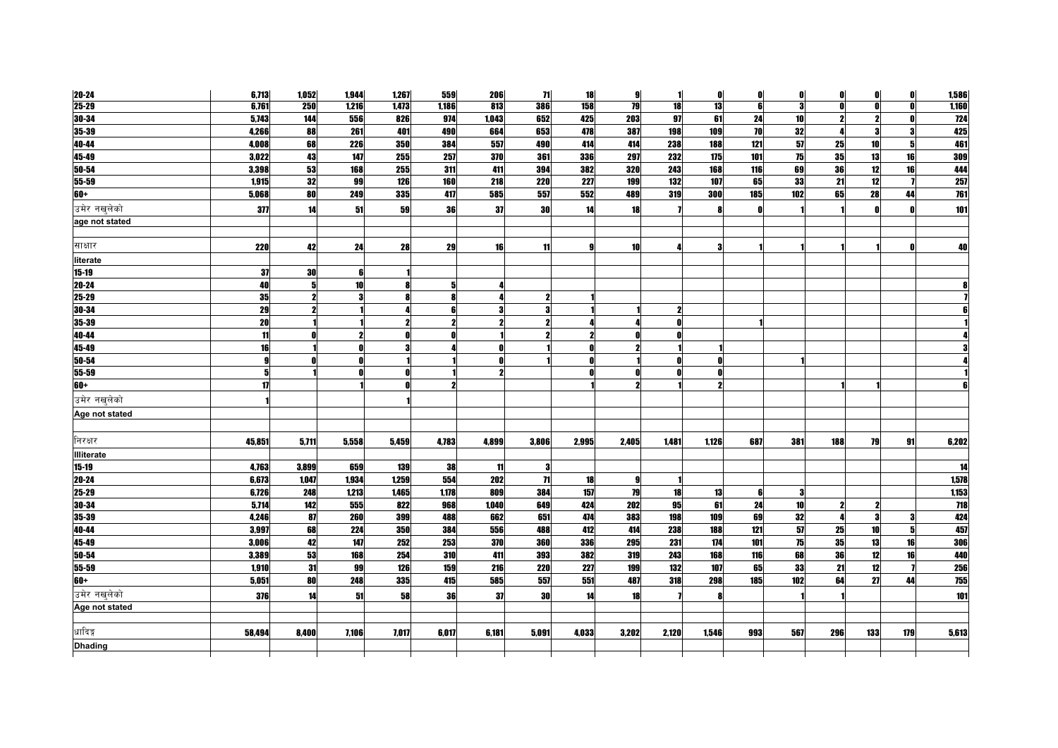| | | | | | | | | | | | | | | | | |
|---|---|---|---|---|---|---|---|---|---|---|---|---|---|---|---|---|
| **20-24** | **6,713** | **1,052** | **1,944** | **1,267** | **559** | **206** | **71** | **18** | **9** | **1** | **0** | **0** | **0** | **0** | **0** | **0** | **1,586** |
| **25-29** | **6,761** | **250** | **1,216** | **1,473** | **1,186** | **813** | **386** | **158** | **79** | **18** | **13** | **6** | **3** | **0** | **0** | **0** | **1,160** |
| **30-34** | **5,743** | **144** | **556** | **826** | **974** | **1,043** | **652** | **425** | **203** | **97** | **61** | **24** | **10** | **2** | **2** | **0** | **724** |
| **35-39** | **4,266** | **88** | **261** | **401** | **490** | **664** | **653** | **478** | **387** | **198** | **109** | **70** | **32** | **4** | **3** | **3** | **425** |
| **40-44** | **4,008** | **68** | **226** | **350** | **384** | **557** | **490** | **414** | **414** | **238** | **188** | **121** | **57** | **25** | **10** | **5** | **461** |
| **45-49** | **3,022** | **43** | **147** | **255** | **257** | **370** | **361** | **336** | **297** | **232** | **175** | **101** | **75** | **35** | **13** | **16** | **309** |
| **50-54** | **3,398** | **53** | **168** | **255** | **311** | **411** | **394** | **382** | **320** | **243** | **168** | **116** | **69** | **36** | **12** | **16** | **444** |
| **55-59** | **1,915** | **32** | **99** | **126** | **160** | **218** | **220** | **227** | **199** | **132** | **107** | **65** | **33** | **21** | **12** | **7** | **257** |
| **60+** | **5,068** | **80** | **249** | **335** | **417** | **585** | **557** | **552** | **489** | **319** | **300** | **185** | **102** | **65** | **28** | **44** | **761** |
| उमेर नखुलेको | **377** | **14** | **51** | **59** | **36** | **37** | **30** | **14** | **18** | **7** | **8** | **0** | **1** | **1** | **0** | **0** | **101** |
| **age not stated** | | | | | | | | | | | | | | | | | |
| | | | | | | | | | | | | | | | | | |
| साक्षार | **220** | **42** | **24** | **28** | **29** | **16** | **11** | **9** | **10** | **4** | **3** | **1** | **1** | **1** | **1** | **0** | **40** |
| **literate** | | | | | | | | | | | | | | | | | |
| **15-19** | **37** | **30** | **6** | **1** | | | | | | | | | | | | | |
| **20-24** | **40** | **5** | **10** | **8** | **5** | **4** | | | | | | | | | | | **8** |
| **25-29** | **35** | **2** | **3** | **8** | **8** | **4** | **2** | **1** | | | | | | | | | **7** |
| **30-34** | **29** | **2** | **1** | **4** | **6** | **3** | **3** | **1** | **1** | **2** | | | | | | | **6** |
| **35-39** | **20** | **1** | **1** | **2** | **2** | **2** | **2** | **4** | **4** | **0** | | **1** | | | | | **1** |
| **40-44** | **11** | **0** | **2** | **0** | **0** | **1** | **2** | **2** | **0** | **0** | | | | | | | **4** |
| **45-49** | **16** | **1** | **0** | **3** | **4** | **0** | **1** | **0** | **2** | **1** | **1** | | | | | | **3** |
| **50-54** | **9** | **0** | **0** | **1** | **1** | **0** | **1** | **0** | **1** | **0** | **0** | | **1** | | | | **4** |
| **55-59** | **5** | **1** | **0** | **0** | **1** | **2** | | **0** | **0** | **0** | **0** | | | | | | **1** |
| **60+** | **17** | | **1** | **0** | **2** | | | **1** | **2** | **1** | **2** | | | **1** | **1** | | **6** |
| उमेर नखुलेको | **1** | | | **1** | | | | | | | | | | | | | |
| **Age not stated** | | | | | | | | | | | | | | | | | |
| | | | | | | | | | | | | | | | | | |
| निरक्षर | **45,851** | **5,711** | **5,558** | **5,459** | **4,783** | **4,899** | **3,806** | **2,995** | **2,405** | **1,481** | **1,126** | **687** | **381** | **188** | **79** | **91** | **6,202** |
| **Illiterate** | | | | | | | | | | | | | | | | | |
| **15-19** | **4,763** | **3,899** | **659** | **139** | **38** | **11** | **3** | | | | | | | | | | **14** |
| **20-24** | **6,673** | **1,047** | **1,934** | **1,259** | **554** | **202** | **71** | **18** | **9** | **1** | | | | | | | **1,578** |
| **25-29** | **6,726** | **248** | **1,213** | **1,465** | **1,178** | **809** | **384** | **157** | **79** | **18** | **13** | **6** | **3** | | | | **1,153** |
| **30-34** | **5,714** | **142** | **555** | **822** | **968** | **1,040** | **649** | **424** | **202** | **95** | **61** | **24** | **10** | **2** | **2** | | **718** |
| **35-39** | **4,246** | **87** | **260** | **399** | **488** | **662** | **651** | **474** | **383** | **198** | **109** | **69** | **32** | **4** | **3** | **3** | **424** |
| **40-44** | **3,997** | **68** | **224** | **350** | **384** | **556** | **488** | **412** | **414** | **238** | **188** | **121** | **57** | **25** | **10** | **5** | **457** |
| **45-49** | **3,006** | **42** | **147** | **252** | **253** | **370** | **360** | **336** | **295** | **231** | **174** | **101** | **75** | **35** | **13** | **16** | **306** |
| **50-54** | **3,389** | **53** | **168** | **254** | **310** | **411** | **393** | **382** | **319** | **243** | **168** | **116** | **68** | **36** | **12** | **16** | **440** |
| **55-59** | **1,910** | **31** | **99** | **126** | **159** | **216** | **220** | **227** | **199** | **132** | **107** | **65** | **33** | **21** | **12** | **7** | **256** |
| **60+** | **5,051** | **80** | **248** | **335** | **415** | **585** | **557** | **551** | **487** | **318** | **298** | **185** | **102** | **64** | **27** | **44** | **755** |
| उमेर नखुलेको | **376** | **14** | **51** | **58** | **36** | **37** | **30** | **14** | **18** | **7** | **8** | | **1** | **1** | | | **101** |
| **Age not stated** | | | | | | | | | | | | | | | | | |
| | | | | | | | | | | | | | | | | | |
| धादिङ्ग | **58,494** | **8,400** | **7,106** | **7,017** | **6,017** | **6,181** | **5,091** | **4,033** | **3,202** | **2,120** | **1,546** | **993** | **567** | **296** | **133** | **179** | **5,613** |
| **Dhading** | | | | | | | | | | | | | | | | | |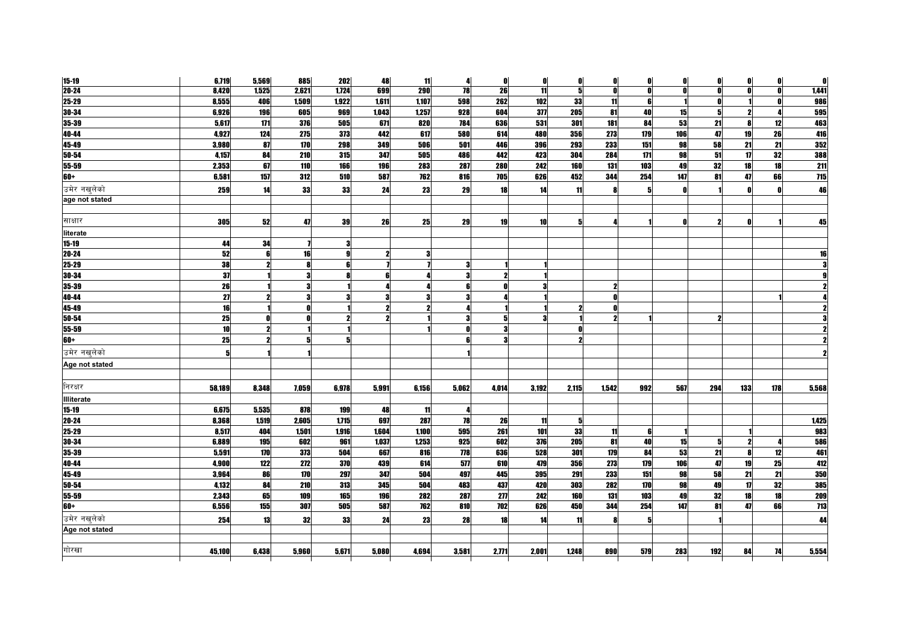| | | | | | | | | | | | | | | | | |
|---|---|---|---|---|---|---|---|---|---|---|---|---|---|---|---|---|
| 15-19 | 6,719 | 5,569 | 885 | 202 | 48 | 11 | 4 | 0 | 0 | 0 | 0 | 0 | 0 | 0 | 0 | 0 | 0 |
| 20-24 | 8,420 | 1,525 | 2,621 | 1,724 | 699 | 290 | 78 | 26 | 11 | 5 | 0 | 0 | 0 | 0 | 0 | 0 | 1,441 |
| 25-29 | 8,555 | 406 | 1,509 | 1,922 | 1,611 | 1,107 | 598 | 262 | 102 | 33 | 11 | 6 | 1 | 0 | 1 | 0 | 986 |
| 30-34 | 6,926 | 196 | 605 | 969 | 1,043 | 1,257 | 928 | 604 | 377 | 205 | 81 | 40 | 15 | 5 | 2 | 4 | 595 |
| 35-39 | 5,617 | 171 | 376 | 505 | 671 | 820 | 784 | 636 | 531 | 301 | 181 | 84 | 53 | 21 | 8 | 12 | 463 |
| 40-44 | 4,927 | 124 | 275 | 373 | 442 | 617 | 580 | 614 | 480 | 356 | 273 | 179 | 106 | 47 | 19 | 26 | 416 |
| 45-49 | 3,980 | 87 | 170 | 298 | 349 | 506 | 501 | 446 | 396 | 293 | 233 | 151 | 98 | 58 | 21 | 21 | 352 |
| 50-54 | 4,157 | 84 | 210 | 315 | 347 | 505 | 486 | 442 | 423 | 304 | 284 | 171 | 98 | 51 | 17 | 32 | 388 |
| 55-59 | 2,353 | 67 | 110 | 166 | 196 | 283 | 287 | 280 | 242 | 160 | 131 | 103 | 49 | 32 | 18 | 18 | 211 |
| 60+ | 6,581 | 157 | 312 | 510 | 587 | 762 | 816 | 705 | 626 | 452 | 344 | 254 | 147 | 81 | 47 | 66 | 715 |
| उमेर नखुलेको | 259 | 14 | 33 | 33 | 24 | 23 | 29 | 18 | 14 | 11 | 8 | 5 | 0 | 1 | 0 | 0 | 46 |
| age not stated | | | | | | | | | | | | | | | | | |
| | | | | | | | | | | | | | | | | | |
| साक्षार | 305 | 52 | 47 | 39 | 26 | 25 | 29 | 19 | 10 | 5 | 4 | 1 | 0 | 2 | 0 | 1 | 45 |
| literate | | | | | | | | | | | | | | | | | |
| 15-19 | 44 | 34 | 7 | 3 | | | | | | | | | | | | | |
| 20-24 | 52 | 6 | 16 | 9 | 2 | 3 | | | | | | | | | | | 16 |
| 25-29 | 38 | 2 | 8 | 6 | 7 | 7 | 3 | 1 | 1 | | | | | | | | 3 |
| 30-34 | 37 | 1 | 3 | 8 | 6 | 4 | 3 | 2 | 1 | | | | | | | | 9 |
| 35-39 | 26 | 1 | 3 | 1 | 4 | 4 | 6 | 0 | 3 | | 2 | | | | | | 2 |
| 40-44 | 27 | 2 | 3 | 3 | 3 | 3 | 3 | 4 | 1 | | 0 | | | | | 1 | 4 |
| 45-49 | 16 | 1 | 0 | 1 | 2 | 2 | 4 | 1 | 1 | 2 | 0 | | | | | | 2 |
| 50-54 | 25 | 0 | 0 | 2 | 2 | 1 | 3 | 5 | 3 | 1 | 2 | 1 | | 2 | | | 3 |
| 55-59 | 10 | 2 | 1 | 1 | | 1 | 0 | 3 | | 0 | | | | | | | 2 |
| 60+ | 25 | 2 | 5 | 5 | | | 6 | 3 | | 2 | | | | | | | 2 |
| उमेर नखुलेको | 5 | 1 | 1 | | | | 1 | | | | | | | | | | 2 |
| Age not stated | | | | | | | | | | | | | | | | | |
| | | | | | | | | | | | | | | | | | |
| निरक्षर | 58,189 | 8,348 | 7,059 | 6,978 | 5,991 | 6,156 | 5,062 | 4,014 | 3,192 | 2,115 | 1,542 | 992 | 567 | 294 | 133 | 178 | 5,568 |
| Illiterate | | | | | | | | | | | | | | | | | |
| 15-19 | 6,675 | 5,535 | 878 | 199 | 48 | 11 | 4 | | | | | | | | | | |
| 20-24 | 8,368 | 1,519 | 2,605 | 1,715 | 697 | 287 | 78 | 26 | 11 | 5 | | | | | | | 1,425 |
| 25-29 | 8,517 | 404 | 1,501 | 1,916 | 1,604 | 1,100 | 595 | 261 | 101 | 33 | 11 | 6 | 1 | | 1 | | 983 |
| 30-34 | 6,889 | 195 | 602 | 961 | 1,037 | 1,253 | 925 | 602 | 376 | 205 | 81 | 40 | 15 | 5 | 2 | 4 | 586 |
| 35-39 | 5,591 | 170 | 373 | 504 | 667 | 816 | 778 | 636 | 528 | 301 | 179 | 84 | 53 | 21 | 8 | 12 | 461 |
| 40-44 | 4,900 | 122 | 272 | 370 | 439 | 614 | 577 | 610 | 479 | 356 | 273 | 179 | 106 | 47 | 19 | 25 | 412 |
| 45-49 | 3,964 | 86 | 170 | 297 | 347 | 504 | 497 | 445 | 395 | 291 | 233 | 151 | 98 | 58 | 21 | 21 | 350 |
| 50-54 | 4,132 | 84 | 210 | 313 | 345 | 504 | 483 | 437 | 420 | 303 | 282 | 170 | 98 | 49 | 17 | 32 | 385 |
| 55-59 | 2,343 | 65 | 109 | 165 | 196 | 282 | 287 | 277 | 242 | 160 | 131 | 103 | 49 | 32 | 18 | 18 | 209 |
| 60+ | 6,556 | 155 | 307 | 505 | 587 | 762 | 810 | 702 | 626 | 450 | 344 | 254 | 147 | 81 | 47 | 66 | 713 |
| उमेर नखुलेको | 254 | 13 | 32 | 33 | 24 | 23 | 28 | 18 | 14 | 11 | 8 | 5 | | 1 | | | 44 |
| Age not stated | | | | | | | | | | | | | | | | | |
| | | | | | | | | | | | | | | | | | |
| गोरखा | 45,100 | 6,438 | 5,960 | 5,671 | 5,080 | 4,694 | 3,581 | 2,771 | 2,001 | 1,248 | 890 | 579 | 283 | 192 | 84 | 74 | 5,554 |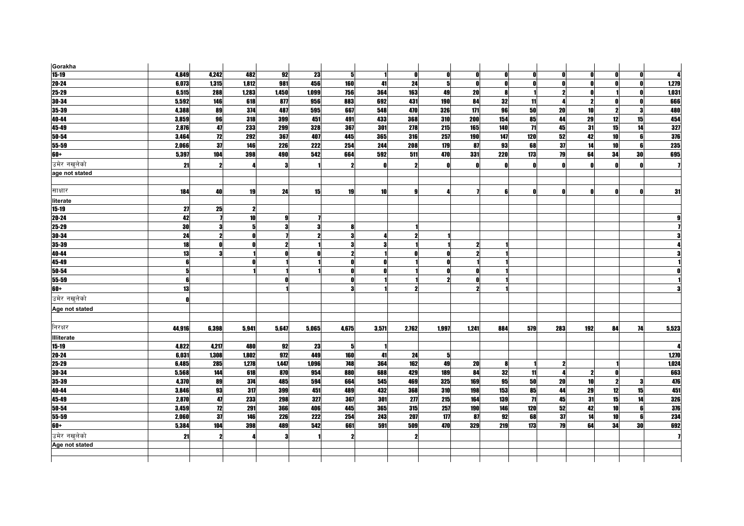| Gorakha | | | | | | | | | | | | | | | | | |
|---|---|---|---|---|---|---|---|---|---|---|---|---|---|---|---|---|---|
| 15-19 | 4,849 | 4,242 | 482 | 92 | 23 | 5 | 1 | 0 | 0 | 0 | 0 | 0 | 0 | 0 | 0 | 0 | 4 |
| 20-24 | 6,073 | 1,315 | 1,812 | 981 | 456 | 160 | 41 | 24 | 5 | 0 | 0 | 0 | 0 | 0 | 0 | 0 | 1,279 |
| 25-29 | 6,515 | 288 | 1,283 | 1,450 | 1,099 | 756 | 364 | 163 | 49 | 20 | 8 | 1 | 2 | 0 | 1 | 0 | 1,031 |
| 30-34 | 5,592 | 146 | 618 | 877 | 956 | 883 | 692 | 431 | 190 | 84 | 32 | 11 | 4 | 2 | 0 | 0 | 666 |
| 35-39 | 4,388 | 89 | 374 | 487 | 595 | 667 | 548 | 470 | 326 | 171 | 96 | 50 | 20 | 10 | 2 | 3 | 480 |
| 40-44 | 3,859 | 96 | 318 | 399 | 451 | 491 | 433 | 368 | 310 | 200 | 154 | 85 | 44 | 29 | 12 | 15 | 454 |
| 45-49 | 2,876 | 47 | 233 | 299 | 328 | 367 | 301 | 278 | 215 | 165 | 140 | 71 | 45 | 31 | 15 | 14 | 327 |
| 50-54 | 3,464 | 72 | 292 | 367 | 407 | 445 | 365 | 316 | 257 | 190 | 147 | 120 | 52 | 42 | 10 | 6 | 376 |
| 55-59 | 2,066 | 37 | 146 | 226 | 222 | 254 | 244 | 208 | 179 | 87 | 93 | 68 | 37 | 14 | 10 | 6 | 235 |
| 60+ | 5,397 | 104 | 398 | 490 | 542 | 664 | 592 | 511 | 470 | 331 | 220 | 173 | 79 | 64 | 34 | 30 | 695 |
| उमेर नखुलेको | 21 | 2 | 4 | 3 | 1 | 2 | 0 | 2 | 0 | 0 | 0 | 0 | 0 | 0 | 0 | 0 | 7 |
| age not stated | | | | | | | | | | | | | | | | | |
| | | | | | | | | | | | | | | | | | |
| साक्षार | 184 | 40 | 19 | 24 | 15 | 19 | 10 | 9 | 4 | 7 | 6 | 0 | 0 | 0 | 0 | 0 | 31 |
| literate | | | | | | | | | | | | | | | | | |
| 15-19 | 27 | 25 | 2 | | | | | | | | | | | | | | |
| 20-24 | 42 | 7 | 10 | 9 | 7 | | | | | | | | | | | | 9 |
| 25-29 | 30 | 3 | 5 | 3 | 3 | 8 | | 1 | | | | | | | | | 7 |
| 30-34 | 24 | 2 | 0 | 7 | 2 | 3 | 4 | 2 | 1 | | | | | | | | 3 |
| 35-39 | 18 | 0 | 0 | 2 | 1 | 3 | 3 | 1 | 1 | 2 | 1 | | | | | | 4 |
| 40-44 | 13 | 3 | 1 | 0 | 0 | 2 | 1 | 0 | 0 | 2 | 1 | | | | | | 3 |
| 45-49 | 6 | | 0 | 1 | 1 | 0 | 0 | 1 | 0 | 1 | 1 | | | | | | 1 |
| 50-54 | 5 | | 1 | 1 | 1 | 0 | 0 | 1 | 0 | 0 | 1 | | | | | | 0 |
| 55-59 | 6 | | | 0 | | 0 | 1 | 1 | 2 | 0 | 1 | | | | | | 1 |
| 60+ | 13 | | | 1 | | 3 | 1 | 2 | | 2 | 1 | | | | | | 3 |
| उमेर नखुलेको | 0 | | | | | | | | | | | | | | | | |
| Age not stated | | | | | | | | | | | | | | | | | |
| | | | | | | | | | | | | | | | | | |
| निरक्षर | 44,916 | 6,398 | 5,941 | 5,647 | 5,065 | 4,675 | 3,571 | 2,762 | 1,997 | 1,241 | 884 | 579 | 283 | 192 | 84 | 74 | 5,523 |
| Illiterate | | | | | | | | | | | | | | | | | |
| 15-19 | 4,822 | 4,217 | 480 | 92 | 23 | 5 | 1 | | | | | | | | | | 4 |
| 20-24 | 6,031 | 1,308 | 1,802 | 972 | 449 | 160 | 41 | 24 | 5 | | | | | | | | 1,270 |
| 25-29 | 6,485 | 285 | 1,278 | 1,447 | 1,096 | 748 | 364 | 162 | 49 | 20 | 8 | 1 | 2 | | 1 | | 1,024 |
| 30-34 | 5,568 | 144 | 618 | 870 | 954 | 880 | 688 | 429 | 189 | 84 | 32 | 11 | 4 | 2 | 0 | | 663 |
| 35-39 | 4,370 | 89 | 374 | 485 | 594 | 664 | 545 | 469 | 325 | 169 | 95 | 50 | 20 | 10 | 2 | 3 | 476 |
| 40-44 | 3,846 | 93 | 317 | 399 | 451 | 489 | 432 | 368 | 310 | 198 | 153 | 85 | 44 | 29 | 12 | 15 | 451 |
| 45-49 | 2,870 | 47 | 233 | 298 | 327 | 367 | 301 | 277 | 215 | 164 | 139 | 71 | 45 | 31 | 15 | 14 | 326 |
| 50-54 | 3,459 | 72 | 291 | 366 | 406 | 445 | 365 | 315 | 257 | 190 | 146 | 120 | 52 | 42 | 10 | 6 | 376 |
| 55-59 | 2,060 | 37 | 146 | 226 | 222 | 254 | 243 | 207 | 177 | 87 | 92 | 68 | 37 | 14 | 10 | 6 | 234 |
| 60+ | 5,384 | 104 | 398 | 489 | 542 | 661 | 591 | 509 | 470 | 329 | 219 | 173 | 79 | 64 | 34 | 30 | 692 |
| उमेर नखुलेको | 21 | 2 | 4 | 3 | 1 | 2 | | 2 | | | | | | | | | 7 |
| Age not stated | | | | | | | | | | | | | | | | | |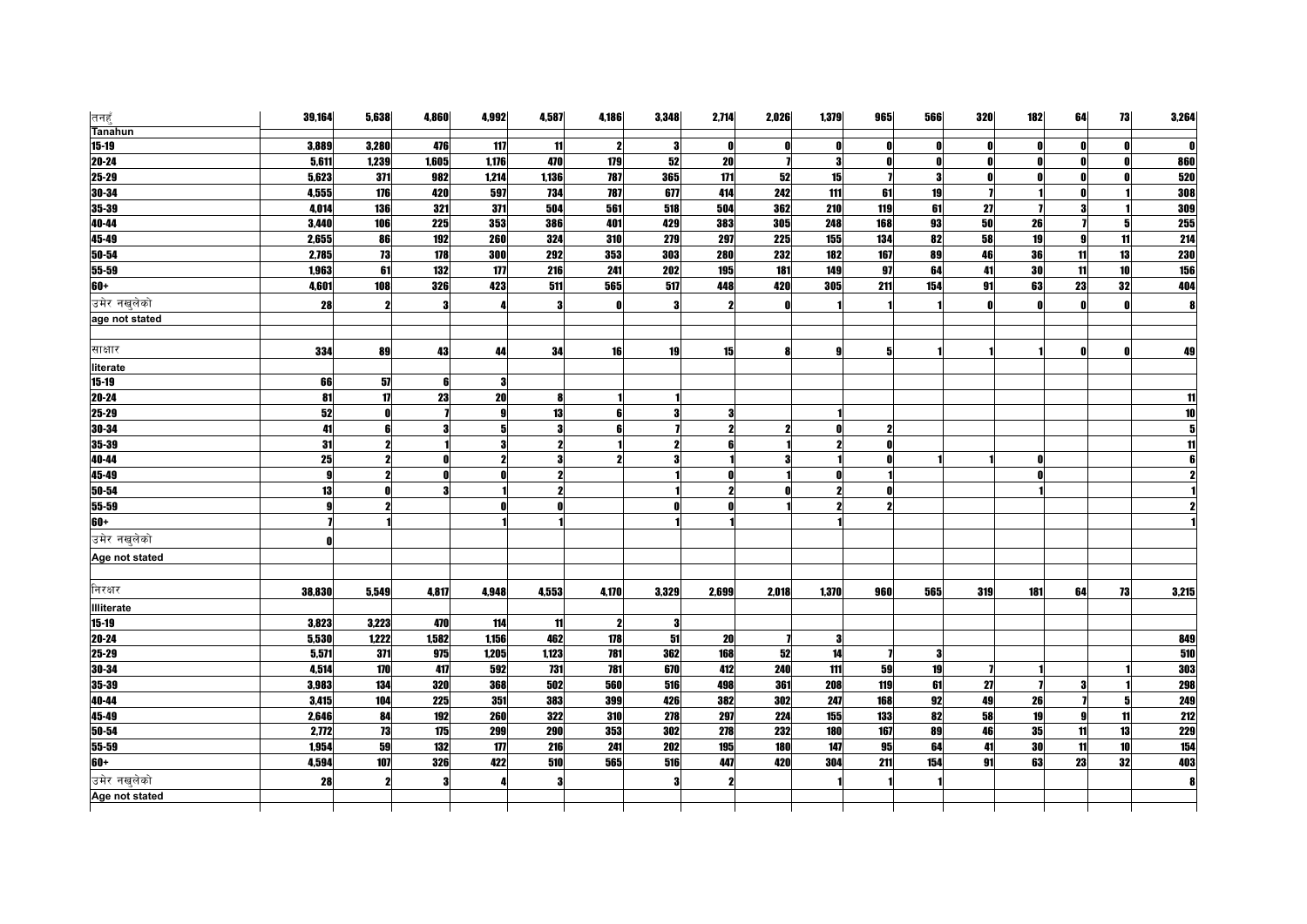| | | | | | | | | | | | | | | | | | |
|---|---|---|---|---|---|---|---|---|---|---|---|---|---|---|---|---|---|
| तनहुँ Tanahun | 39,164 | 5,638 | 4,860 | 4,992 | 4,587 | 4,186 | 3,348 | 2,714 | 2,026 | 1,379 | 965 | 566 | 320 | 182 | 64 | 73 | 3,264 |
| 15-19 | 3,889 | 3,280 | 476 | 117 | 11 | 2 | 3 | 0 | 0 | 0 | 0 | 0 | 0 | 0 | 0 | 0 | 0 |
| 20-24 | 5,611 | 1,239 | 1,605 | 1,176 | 470 | 179 | 52 | 20 | 7 | 3 | 0 | 0 | 0 | 0 | 0 | 0 | 860 |
| 25-29 | 5,623 | 371 | 982 | 1,214 | 1,136 | 787 | 365 | 171 | 52 | 15 | 7 | 3 | 0 | 0 | 0 | 0 | 520 |
| 30-34 | 4,555 | 176 | 420 | 597 | 734 | 787 | 677 | 414 | 242 | 111 | 61 | 19 | 7 | 1 | 0 | 1 | 308 |
| 35-39 | 4,014 | 136 | 321 | 371 | 504 | 561 | 518 | 504 | 362 | 210 | 119 | 61 | 27 | 7 | 3 | 1 | 309 |
| 40-44 | 3,440 | 106 | 225 | 353 | 386 | 401 | 429 | 383 | 305 | 248 | 168 | 93 | 50 | 26 | 7 | 5 | 255 |
| 45-49 | 2,655 | 86 | 192 | 260 | 324 | 310 | 279 | 297 | 225 | 155 | 134 | 82 | 58 | 19 | 9 | 11 | 214 |
| 50-54 | 2,785 | 73 | 178 | 300 | 292 | 353 | 303 | 280 | 232 | 182 | 167 | 89 | 46 | 36 | 11 | 13 | 230 |
| 55-59 | 1,963 | 61 | 132 | 177 | 216 | 241 | 202 | 195 | 181 | 149 | 97 | 64 | 41 | 30 | 11 | 10 | 156 |
| 60+ | 4,601 | 108 | 326 | 423 | 511 | 565 | 517 | 448 | 420 | 305 | 211 | 154 | 91 | 63 | 23 | 32 | 404 |
| उमेर नखुलेको age not stated | 28 | 2 | 3 | 4 | 3 | 0 | 3 | 2 | 0 | 1 | 1 | 1 | 0 | 0 | 0 | 0 | 8 |
| | | | | | | | | | | | | | | | | | |
| साक्षार literate | 334 | 89 | 43 | 44 | 34 | 16 | 19 | 15 | 8 | 9 | 5 | 1 | 1 | 1 | 0 | 0 | 49 |
| 15-19 | 66 | 57 | 6 | 3 | | | | | | | | | | | | | |
| 20-24 | 81 | 17 | 23 | 20 | 8 | 1 | 1 | | | | | | | | | | 11 |
| 25-29 | 52 | 0 | 7 | 9 | 13 | 6 | 3 | 3 | | 1 | | | | | | | 10 |
| 30-34 | 41 | 6 | 3 | 5 | 3 | 6 | 7 | 2 | 2 | 0 | 2 | | | | | | 5 |
| 35-39 | 31 | 2 | 1 | 3 | 2 | 1 | 2 | 6 | 1 | 2 | 0 | | | | | | 11 |
| 40-44 | 25 | 2 | 0 | 2 | 3 | 2 | 3 | 1 | 3 | 1 | 0 | 1 | 1 | 0 | | | 6 |
| 45-49 | 9 | 2 | 0 | 0 | 2 | | 1 | 0 | 1 | 0 | 1 | | | 0 | | | 2 |
| 50-54 | 13 | 0 | 3 | 1 | 2 | | 1 | 2 | 0 | 2 | 0 | | | 1 | | | 1 |
| 55-59 | 9 | 2 | | 0 | 0 | | 0 | 0 | 1 | 2 | 2 | | | | | | 2 |
| 60+ | 7 | 1 | | 1 | 1 | | 1 | 1 | | 1 | | | | | | | 1 |
| उमेर नखुलेको Age not stated | 0 | | | | | | | | | | | | | | | | |
| | | | | | | | | | | | | | | | | | |
| निरक्षर Illiterate | 38,830 | 5,549 | 4,817 | 4,948 | 4,553 | 4,170 | 3,329 | 2,699 | 2,018 | 1,370 | 960 | 565 | 319 | 181 | 64 | 73 | 3,215 |
| 15-19 | 3,823 | 3,223 | 470 | 114 | 11 | 2 | 3 | | | | | | | | | | |
| 20-24 | 5,530 | 1,222 | 1,582 | 1,156 | 462 | 178 | 51 | 20 | 7 | 3 | | | | | | | 849 |
| 25-29 | 5,571 | 371 | 975 | 1,205 | 1,123 | 781 | 362 | 168 | 52 | 14 | 7 | 3 | | | | | 510 |
| 30-34 | 4,514 | 170 | 417 | 592 | 731 | 781 | 670 | 412 | 240 | 111 | 59 | 19 | 7 | 1 | | 1 | 303 |
| 35-39 | 3,983 | 134 | 320 | 368 | 502 | 560 | 516 | 498 | 361 | 208 | 119 | 61 | 27 | 7 | 3 | 1 | 298 |
| 40-44 | 3,415 | 104 | 225 | 351 | 383 | 399 | 426 | 382 | 302 | 247 | 168 | 92 | 49 | 26 | 7 | 5 | 249 |
| 45-49 | 2,646 | 84 | 192 | 260 | 322 | 310 | 278 | 297 | 224 | 155 | 133 | 82 | 58 | 19 | 9 | 11 | 212 |
| 50-54 | 2,772 | 73 | 175 | 299 | 290 | 353 | 302 | 278 | 232 | 180 | 167 | 89 | 46 | 35 | 11 | 13 | 229 |
| 55-59 | 1,954 | 59 | 132 | 177 | 216 | 241 | 202 | 195 | 180 | 147 | 95 | 64 | 41 | 30 | 11 | 10 | 154 |
| 60+ | 4,594 | 107 | 326 | 422 | 510 | 565 | 516 | 447 | 420 | 304 | 211 | 154 | 91 | 63 | 23 | 32 | 403 |
| उमेर नखुलेको Age not stated | 28 | 2 | 3 | 4 | 3 | | 3 | 2 | | 1 | 1 | 1 | | | | | 8 |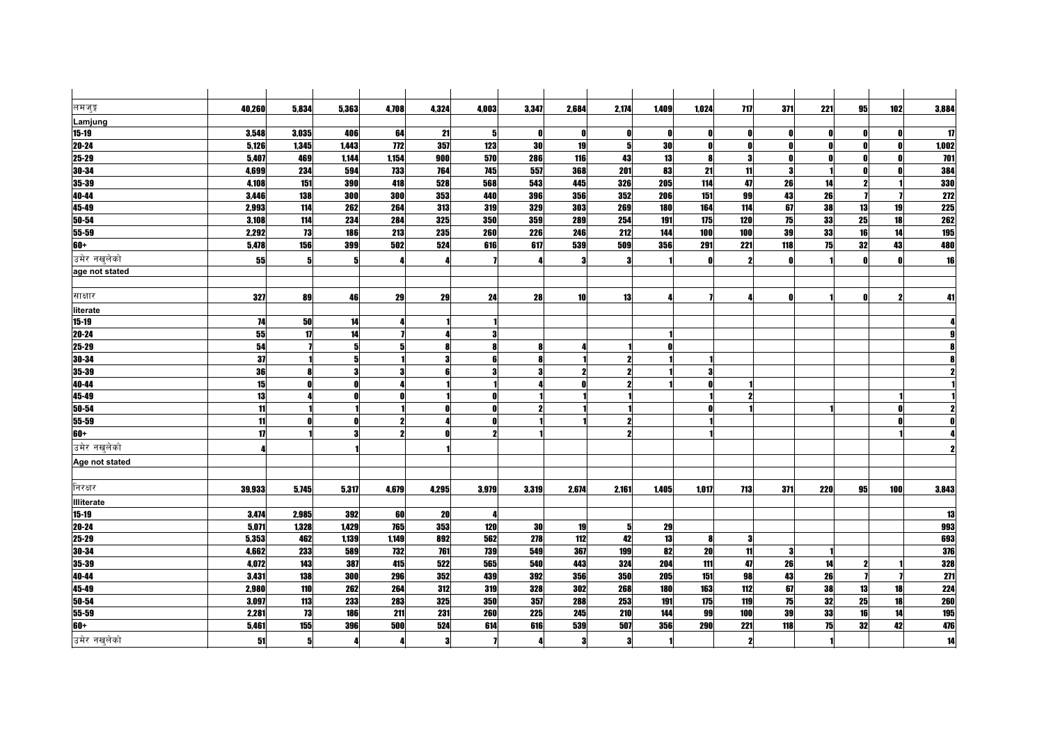| | | | | | | | | | | | | | | | | | |
|---|---|---|---|---|---|---|---|---|---|---|---|---|---|---|---|---|---|
| लमजुङ | 40,260 | 5,834 | 5,363 | 4,708 | 4,324 | 4,003 | 3,347 | 2,684 | 2,174 | 1,409 | 1,024 | 717 | 371 | 221 | 95 | 102 | 3,884 |
| Lamjung | | | | | | | | | | | | | | | | | |
| 15-19 | 3,548 | 3,035 | 406 | 64 | 21 | 5 | 0 | 0 | 0 | 0 | 0 | 0 | 0 | 0 | 0 | 0 | 17 |
| 20-24 | 5,126 | 1,345 | 1,443 | 772 | 357 | 123 | 30 | 19 | 5 | 30 | 0 | 0 | 0 | 0 | 0 | 0 | 1,002 |
| 25-29 | 5,407 | 469 | 1,144 | 1,154 | 900 | 570 | 286 | 116 | 43 | 13 | 8 | 3 | 0 | 0 | 0 | 0 | 701 |
| 30-34 | 4,699 | 234 | 594 | 733 | 764 | 745 | 557 | 368 | 201 | 83 | 21 | 11 | 3 | 1 | 0 | 0 | 384 |
| 35-39 | 4,108 | 151 | 390 | 418 | 528 | 568 | 543 | 445 | 326 | 205 | 114 | 47 | 26 | 14 | 2 | 1 | 330 |
| 40-44 | 3,446 | 138 | 300 | 300 | 353 | 440 | 396 | 356 | 352 | 206 | 151 | 99 | 43 | 26 | 7 | 7 | 272 |
| 45-49 | 2,993 | 114 | 262 | 264 | 313 | 319 | 329 | 303 | 269 | 180 | 164 | 114 | 67 | 38 | 13 | 19 | 225 |
| 50-54 | 3,108 | 114 | 234 | 284 | 325 | 350 | 359 | 289 | 254 | 191 | 175 | 120 | 75 | 33 | 25 | 18 | 262 |
| 55-59 | 2,292 | 73 | 186 | 213 | 235 | 260 | 226 | 246 | 212 | 144 | 100 | 100 | 39 | 33 | 16 | 14 | 195 |
| 60+ | 5,478 | 156 | 399 | 502 | 524 | 616 | 617 | 539 | 509 | 356 | 291 | 221 | 118 | 75 | 32 | 43 | 480 |
| उमेर नखुलेको | 55 | 5 | 5 | 4 | 4 | 7 | 4 | 3 | 3 | 1 | 0 | 2 | 0 | 1 | 0 | 0 | 16 |
| age not stated | | | | | | | | | | | | | | | | | |
| | | | | | | | | | | | | | | | | | |
| साक्षार | 327 | 89 | 46 | 29 | 29 | 24 | 28 | 10 | 13 | 4 | 7 | 4 | 0 | 1 | 0 | 2 | 41 |
| literate | | | | | | | | | | | | | | | | | |
| 15-19 | 74 | 50 | 14 | 4 | 1 | 1 | | | | | | | | | | | 4 |
| 20-24 | 55 | 17 | 14 | 7 | 4 | 3 | | | | 1 | | | | | | | 9 |
| 25-29 | 54 | 7 | 5 | 5 | 8 | 8 | 8 | 4 | 1 | 0 | | | | | | | 8 |
| 30-34 | 37 | 1 | 5 | 1 | 3 | 6 | 8 | 1 | 2 | 1 | 1 | | | | | | 8 |
| 35-39 | 36 | 8 | 3 | 3 | 6 | 3 | 3 | 2 | 2 | 1 | 3 | | | | | | 2 |
| 40-44 | 15 | 0 | 0 | 4 | 1 | 1 | 4 | 0 | 2 | 1 | 0 | 1 | | | | | 1 |
| 45-49 | 13 | 4 | 0 | 0 | 1 | 0 | 1 | 1 | 1 | | 1 | 2 | | | | 1 | 1 |
| 50-54 | 11 | 1 | 1 | 1 | 0 | 0 | 2 | 1 | 1 | | 0 | 1 | | 1 | | 0 | 2 |
| 55-59 | 11 | 0 | 0 | 2 | 4 | 0 | 1 | 1 | 2 | | 1 | | | | | 0 | 0 |
| 60+ | 17 | 1 | 3 | 2 | 0 | 2 | 1 | | 2 | | 1 | | | | | 1 | 4 |
| उमेर नखुलेको | 4 | | 1 | | 1 | | | | | | | | | | | | 2 |
| Age not stated | | | | | | | | | | | | | | | | | |
| | | | | | | | | | | | | | | | | | |
| निरक्षर | 39,933 | 5,745 | 5,317 | 4,679 | 4,295 | 3,979 | 3,319 | 2,674 | 2,161 | 1,405 | 1,017 | 713 | 371 | 220 | 95 | 100 | 3,843 |
| Illiterate | | | | | | | | | | | | | | | | | |
| 15-19 | 3,474 | 2,985 | 392 | 60 | 20 | 4 | | | | | | | | | | | 13 |
| 20-24 | 5,071 | 1,328 | 1,429 | 765 | 353 | 120 | 30 | 19 | 5 | 29 | | | | | | | 993 |
| 25-29 | 5,353 | 462 | 1,139 | 1,149 | 892 | 562 | 278 | 112 | 42 | 13 | 8 | 3 | | | | | 693 |
| 30-34 | 4,662 | 233 | 589 | 732 | 761 | 739 | 549 | 367 | 199 | 82 | 20 | 11 | 3 | 1 | | | 376 |
| 35-39 | 4,072 | 143 | 387 | 415 | 522 | 565 | 540 | 443 | 324 | 204 | 111 | 47 | 26 | 14 | 2 | 1 | 328 |
| 40-44 | 3,431 | 138 | 300 | 296 | 352 | 439 | 392 | 356 | 350 | 205 | 151 | 98 | 43 | 26 | 7 | 7 | 271 |
| 45-49 | 2,980 | 110 | 262 | 264 | 312 | 319 | 328 | 302 | 268 | 180 | 163 | 112 | 67 | 38 | 13 | 18 | 224 |
| 50-54 | 3,097 | 113 | 233 | 283 | 325 | 350 | 357 | 288 | 253 | 191 | 175 | 119 | 75 | 32 | 25 | 18 | 260 |
| 55-59 | 2,281 | 73 | 186 | 211 | 231 | 260 | 225 | 245 | 210 | 144 | 99 | 100 | 39 | 33 | 16 | 14 | 195 |
| 60+ | 5,461 | 155 | 396 | 500 | 524 | 614 | 616 | 539 | 507 | 356 | 290 | 221 | 118 | 75 | 32 | 42 | 476 |
| उमेर नखुलेको | 51 | 5 | 4 | 4 | 3 | 7 | 4 | 3 | 3 | 1 | | 2 | | 1 | | | 14 |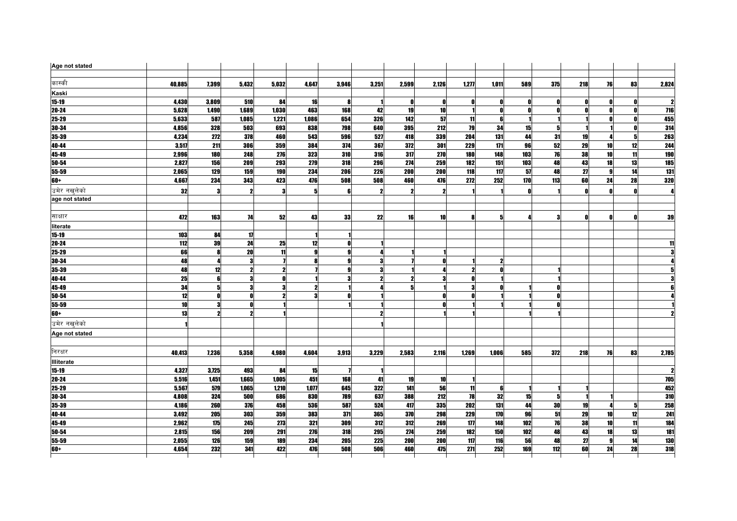| Age not stated | | | | | | | | | | | | | | | | | |
|---|---|---|---|---|---|---|---|---|---|---|---|---|---|---|---|---|---|
| | | | | | | | | | | | | | | | | | |
| कास्की | 40,885 | 7,399 | 5,432 | 5,032 | 4,647 | 3,946 | 3,251 | 2,599 | 2,126 | 1,277 | 1,011 | 589 | 375 | 218 | 76 | 83 | 2,824 |
| Kaski | | | | | | | | | | | | | | | | | |
| 15-19 | 4,430 | 3,809 | 510 | 84 | 16 | 8 | 1 | 0 | 0 | 0 | 0 | 0 | 0 | 0 | 0 | 0 | 2 |
| 20-24 | 5,628 | 1,490 | 1,689 | 1,030 | 463 | 168 | 42 | 19 | 10 | 1 | 0 | 0 | 0 | 0 | 0 | 0 | 716 |
| 25-29 | 5,633 | 587 | 1,085 | 1,221 | 1,086 | 654 | 326 | 142 | 57 | 11 | 6 | 1 | 1 | 1 | 0 | 0 | 455 |
| 30-34 | 4,856 | 328 | 503 | 693 | 838 | 798 | 640 | 395 | 212 | 79 | 34 | 15 | 5 | 1 | 1 | 0 | 314 |
| 35-39 | 4,234 | 272 | 378 | 460 | 543 | 596 | 527 | 418 | 339 | 204 | 131 | 44 | 31 | 19 | 4 | 5 | 263 |
| 40-44 | 3,517 | 211 | 306 | 359 | 384 | 374 | 367 | 372 | 301 | 229 | 171 | 96 | 52 | 29 | 10 | 12 | 244 |
| 45-49 | 2,996 | 180 | 248 | 276 | 323 | 310 | 316 | 317 | 270 | 180 | 148 | 103 | 76 | 38 | 10 | 11 | 190 |
| 50-54 | 2,827 | 156 | 209 | 293 | 279 | 318 | 296 | 274 | 259 | 182 | 151 | 103 | 48 | 43 | 18 | 13 | 185 |
| 55-59 | 2,065 | 129 | 159 | 190 | 234 | 206 | 226 | 200 | 200 | 118 | 117 | 57 | 48 | 27 | 9 | 14 | 131 |
| 60+ | 4,667 | 234 | 343 | 423 | 476 | 508 | 508 | 460 | 476 | 272 | 252 | 170 | 113 | 60 | 24 | 28 | 320 |
| उमेर नखुलेको | 32 | 3 | 2 | 3 | 5 | 6 | 2 | 2 | 2 | 1 | 1 | 0 | 1 | 0 | 0 | 0 | 4 |
| age not stated | | | | | | | | | | | | | | | | | |
| | | | | | | | | | | | | | | | | | |
| साक्षार | 472 | 163 | 74 | 52 | 43 | 33 | 22 | 16 | 10 | 8 | 5 | 4 | 3 | 0 | 0 | 0 | 39 |
| literate | | | | | | | | | | | | | | | | | |
| 15-19 | 103 | 84 | 17 | | 1 | 1 | | | | | | | | | | | |
| 20-24 | 112 | 39 | 24 | 25 | 12 | 0 | 1 | | | | | | | | | | 11 |
| 25-29 | 66 | 8 | 20 | 11 | 9 | 9 | 4 | 1 | 1 | | | | | | | | 3 |
| 30-34 | 48 | 4 | 3 | 7 | 8 | 9 | 3 | 7 | 0 | 1 | 2 | | | | | | 4 |
| 35-39 | 48 | 12 | 2 | 2 | 7 | 9 | 3 | 1 | 4 | 2 | 0 | | 1 | | | | 5 |
| 40-44 | 25 | 6 | 3 | 0 | 1 | 3 | 2 | 2 | 3 | 0 | 1 | | 1 | | | | 3 |
| 45-49 | 34 | 5 | 3 | 3 | 2 | 1 | 4 | 5 | 1 | 3 | 0 | 1 | 0 | | | | 6 |
| 50-54 | 12 | 0 | 0 | 2 | 3 | 0 | 1 | | 0 | 0 | 1 | 1 | 0 | | | | 4 |
| 55-59 | 10 | 3 | 0 | 1 | | 1 | 1 | | 0 | 1 | 1 | 1 | 0 | | | | 1 |
| 60+ | 13 | 2 | 2 | 1 | | | 2 | | 1 | 1 | | 1 | 1 | | | | 2 |
| उमेर नखुलेको | 1 | | | | | | 1 | | | | | | | | | | |
| Age not stated | | | | | | | | | | | | | | | | | |
| | | | | | | | | | | | | | | | | | |
| निरक्षर | 40,413 | 7,236 | 5,358 | 4,980 | 4,604 | 3,913 | 3,229 | 2,583 | 2,116 | 1,269 | 1,006 | 585 | 372 | 218 | 76 | 83 | 2,785 |
| Illiterate | | | | | | | | | | | | | | | | | |
| 15-19 | 4,327 | 3,725 | 493 | 84 | 15 | 7 | 1 | | | | | | | | | | 2 |
| 20-24 | 5,516 | 1,451 | 1,665 | 1,005 | 451 | 168 | 41 | 19 | 10 | 1 | | | | | | | 705 |
| 25-29 | 5,567 | 579 | 1,065 | 1,210 | 1,077 | 645 | 322 | 141 | 56 | 11 | 6 | 1 | 1 | 1 | | | 452 |
| 30-34 | 4,808 | 324 | 500 | 686 | 830 | 789 | 637 | 388 | 212 | 78 | 32 | 15 | 5 | 1 | 1 | | 310 |
| 35-39 | 4,186 | 260 | 376 | 458 | 536 | 587 | 524 | 417 | 335 | 202 | 131 | 44 | 30 | 19 | 4 | 5 | 258 |
| 40-44 | 3,492 | 205 | 303 | 359 | 383 | 371 | 365 | 370 | 298 | 229 | 170 | 96 | 51 | 29 | 10 | 12 | 241 |
| 45-49 | 2,962 | 175 | 245 | 273 | 321 | 309 | 312 | 312 | 269 | 177 | 148 | 102 | 76 | 38 | 10 | 11 | 184 |
| 50-54 | 2,815 | 156 | 209 | 291 | 276 | 318 | 295 | 274 | 259 | 182 | 150 | 102 | 48 | 43 | 18 | 13 | 181 |
| 55-59 | 2,055 | 126 | 159 | 189 | 234 | 205 | 225 | 200 | 200 | 117 | 116 | 56 | 48 | 27 | 9 | 14 | 130 |
| 60+ | 4,654 | 232 | 341 | 422 | 476 | 508 | 506 | 460 | 475 | 271 | 252 | 169 | 112 | 60 | 24 | 28 | 318 |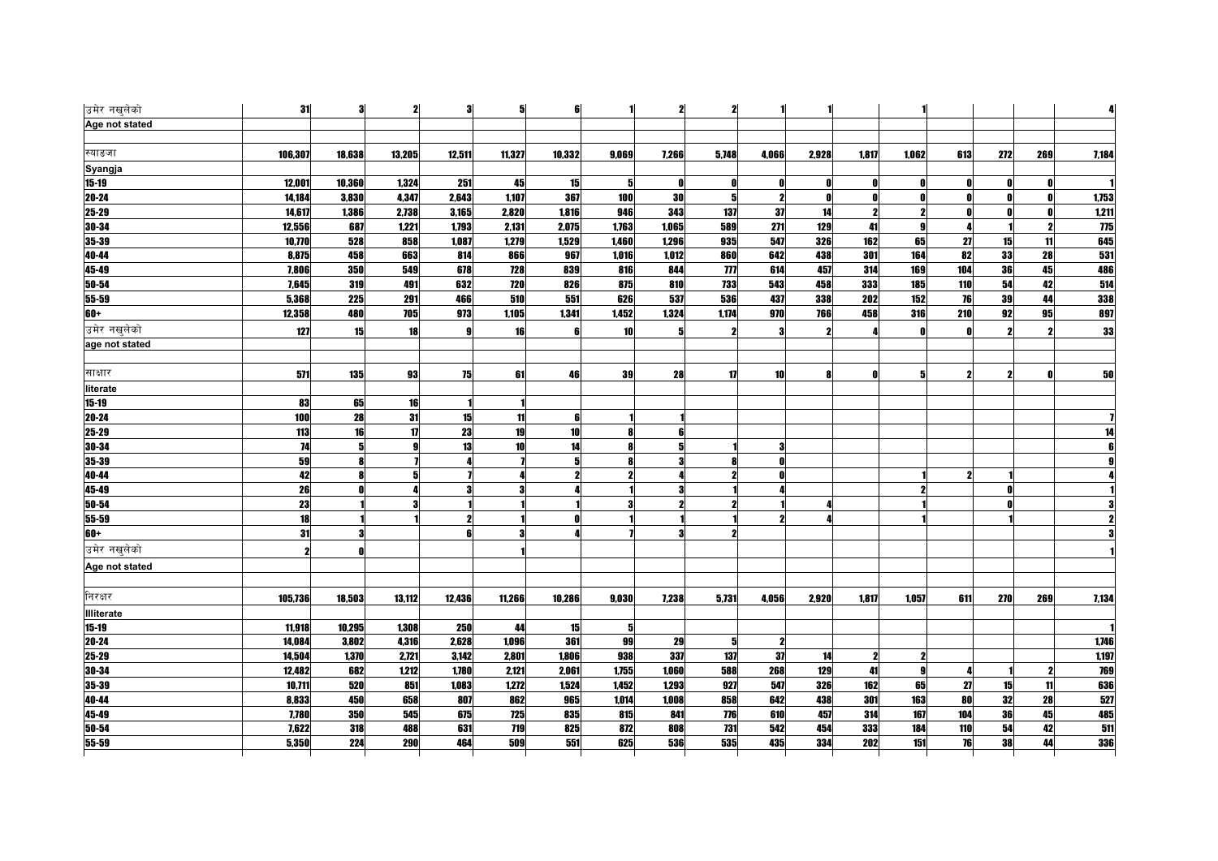| | | | | | | | | | | | | | | | | |
|---|---|---|---|---|---|---|---|---|---|---|---|---|---|---|---|---|
| उमेर नखुलेको | 31 | 3 | 2 | 3 | 5 | 6 | 1 | 2 | 2 | 1 | 1 | | 1 | | | | 4 |
| Age not stated | | | | | | | | | | | | | | | | | |
| | | | | | | | | | | | | | | | | | |
| स्याङजा | 106,307 | 18,638 | 13,205 | 12,511 | 11,327 | 10,332 | 9,069 | 7,266 | 5,748 | 4,066 | 2,928 | 1,817 | 1,062 | 613 | 272 | 269 | 7,184 |
| Syangja | | | | | | | | | | | | | | | | | |
| 15-19 | 12,001 | 10,360 | 1,324 | 251 | 45 | 15 | 5 | 0 | 0 | 0 | 0 | 0 | 0 | 0 | 0 | 0 | 1 |
| 20-24 | 14,184 | 3,830 | 4,347 | 2,643 | 1,107 | 367 | 100 | 30 | 5 | 2 | 0 | 0 | 0 | 0 | 0 | 0 | 1,753 |
| 25-29 | 14,617 | 1,386 | 2,738 | 3,165 | 2,820 | 1,816 | 946 | 343 | 137 | 37 | 14 | 2 | 2 | 0 | 0 | 0 | 1,211 |
| 30-34 | 12,556 | 687 | 1,221 | 1,793 | 2,131 | 2,075 | 1,763 | 1,065 | 589 | 271 | 129 | 41 | 9 | 4 | 1 | 2 | 775 |
| 35-39 | 10,770 | 528 | 858 | 1,087 | 1,279 | 1,529 | 1,460 | 1,296 | 935 | 547 | 326 | 162 | 65 | 27 | 15 | 11 | 645 |
| 40-44 | 8,875 | 458 | 663 | 814 | 866 | 967 | 1,016 | 1,012 | 860 | 642 | 438 | 301 | 164 | 82 | 33 | 28 | 531 |
| 45-49 | 7,806 | 350 | 549 | 678 | 728 | 839 | 816 | 844 | 777 | 614 | 457 | 314 | 169 | 104 | 36 | 45 | 486 |
| 50-54 | 7,645 | 319 | 491 | 632 | 720 | 826 | 875 | 810 | 733 | 543 | 458 | 333 | 185 | 110 | 54 | 42 | 514 |
| 55-59 | 5,368 | 225 | 291 | 466 | 510 | 551 | 626 | 537 | 536 | 437 | 338 | 202 | 152 | 76 | 39 | 44 | 338 |
| 60+ | 12,358 | 480 | 705 | 973 | 1,105 | 1,341 | 1,452 | 1,324 | 1,174 | 970 | 766 | 458 | 316 | 210 | 92 | 95 | 897 |
| उमेर नखुलेको | 127 | 15 | 18 | 9 | 16 | 6 | 10 | 5 | 2 | 3 | 2 | 4 | 0 | 0 | 2 | 2 | 33 |
| age not stated | | | | | | | | | | | | | | | | | |
| | | | | | | | | | | | | | | | | | |
| साक्षार | 571 | 135 | 93 | 75 | 61 | 46 | 39 | 28 | 17 | 10 | 8 | 0 | 5 | 2 | 2 | 0 | 50 |
| literate | | | | | | | | | | | | | | | | | |
| 15-19 | 83 | 65 | 16 | 1 | 1 | | | | | | | | | | | | |
| 20-24 | 100 | 28 | 31 | 15 | 11 | 6 | 1 | 1 | | | | | | | | | 7 |
| 25-29 | 113 | 16 | 17 | 23 | 19 | 10 | 8 | 6 | | | | | | | | | 14 |
| 30-34 | 74 | 5 | 9 | 13 | 10 | 14 | 8 | 5 | 1 | 3 | | | | | | | 6 |
| 35-39 | 59 | 8 | 7 | 4 | 7 | 5 | 8 | 3 | 8 | 0 | | | | | | | 9 |
| 40-44 | 42 | 8 | 5 | 7 | 4 | 2 | 2 | 4 | 2 | 0 | | | 1 | 2 | 1 | | 4 |
| 45-49 | 26 | 0 | 4 | 3 | 3 | 4 | 1 | 3 | 1 | 4 | | | 2 | | 0 | | 1 |
| 50-54 | 23 | 1 | 3 | 1 | 1 | 1 | 3 | 2 | 2 | 1 | 4 | | 1 | | 0 | | 3 |
| 55-59 | 18 | 1 | 1 | 2 | 1 | 0 | 1 | 1 | 1 | 2 | 4 | | 1 | | 1 | | 2 |
| 60+ | 31 | 3 | | 6 | 3 | 4 | 7 | 3 | 2 | | | | | | | | 3 |
| उमेर नखुलेको | 2 | 0 | | | 1 | | | | | | | | | | | | 1 |
| Age not stated | | | | | | | | | | | | | | | | | |
| | | | | | | | | | | | | | | | | | |
| निरक्षर | 105,736 | 18,503 | 13,112 | 12,436 | 11,266 | 10,286 | 9,030 | 7,238 | 5,731 | 4,056 | 2,920 | 1,817 | 1,057 | 611 | 270 | 269 | 7,134 |
| Illiterate | | | | | | | | | | | | | | | | | |
| 15-19 | 11,918 | 10,295 | 1,308 | 250 | 44 | 15 | 5 | | | | | | | | | | 1 |
| 20-24 | 14,084 | 3,802 | 4,316 | 2,628 | 1,096 | 361 | 99 | 29 | 5 | 2 | | | | | | | 1,746 |
| 25-29 | 14,504 | 1,370 | 2,721 | 3,142 | 2,801 | 1,806 | 938 | 337 | 137 | 37 | 14 | 2 | 2 | | | | 1,197 |
| 30-34 | 12,482 | 682 | 1,212 | 1,780 | 2,121 | 2,061 | 1,755 | 1,060 | 588 | 268 | 129 | 41 | 9 | 4 | 1 | 2 | 769 |
| 35-39 | 10,711 | 520 | 851 | 1,083 | 1,272 | 1,524 | 1,452 | 1,293 | 927 | 547 | 326 | 162 | 65 | 27 | 15 | 11 | 636 |
| 40-44 | 8,833 | 450 | 658 | 807 | 862 | 965 | 1,014 | 1,008 | 858 | 642 | 438 | 301 | 163 | 80 | 32 | 28 | 527 |
| 45-49 | 7,780 | 350 | 545 | 675 | 725 | 835 | 815 | 841 | 776 | 610 | 457 | 314 | 167 | 104 | 36 | 45 | 485 |
| 50-54 | 7,622 | 318 | 488 | 631 | 719 | 825 | 872 | 808 | 731 | 542 | 454 | 333 | 184 | 110 | 54 | 42 | 511 |
| 55-59 | 5,350 | 224 | 290 | 464 | 509 | 551 | 625 | 536 | 535 | 435 | 334 | 202 | 151 | 76 | 38 | 44 | 336 |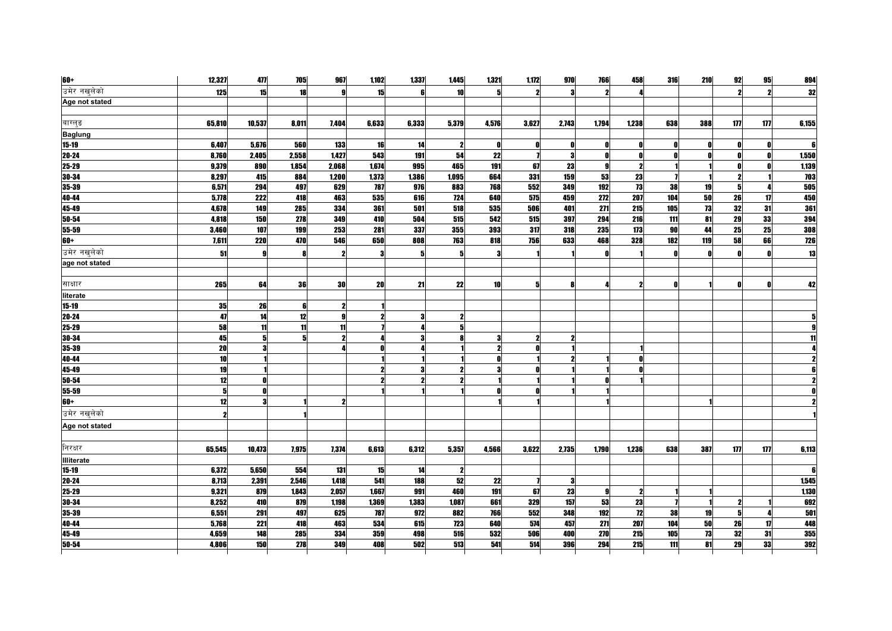| | | | | | | | | | | | | | | | | |
|---|---|---|---|---|---|---|---|---|---|---|---|---|---|---|---|---|
| 60+ | 12,327 | 477 | 705 | 967 | 1,102 | 1,337 | 1,445 | 1,321 | 1,172 | 970 | 766 | 458 | 316 | 210 | 92 | 95 | 894 |
| उमेर नखुलेको | 125 | 15 | 18 | 9 | 15 | 6 | 10 | 5 | 2 | 3 | 2 | 4 | | | 2 | 2 | 32 |
| Age not stated | | | | | | | | | | | | | | | | | |
| | | | | | | | | | | | | | | | | | |
| बाग्लुङ | 65,810 | 10,537 | 8,011 | 7,404 | 6,633 | 6,333 | 5,379 | 4,576 | 3,627 | 2,743 | 1,794 | 1,238 | 638 | 388 | 177 | 177 | 6,155 |
| Baglung | | | | | | | | | | | | | | | | | |
| 15-19 | 6,407 | 5,676 | 560 | 133 | 16 | 14 | 2 | 0 | 0 | 0 | 0 | 0 | 0 | 0 | 0 | 0 | 6 |
| 20-24 | 8,760 | 2,405 | 2,558 | 1,427 | 543 | 191 | 54 | 22 | 7 | 3 | 0 | 0 | 0 | 0 | 0 | 0 | 1,550 |
| 25-29 | 9,379 | 890 | 1,854 | 2,068 | 1,674 | 995 | 465 | 191 | 67 | 23 | 9 | 2 | 1 | 1 | 0 | 0 | 1,139 |
| 30-34 | 8,297 | 415 | 884 | 1,200 | 1,373 | 1,386 | 1,095 | 664 | 331 | 159 | 53 | 23 | 7 | 1 | 2 | 1 | 703 |
| 35-39 | 6,571 | 294 | 497 | 629 | 787 | 976 | 883 | 768 | 552 | 349 | 192 | 73 | 38 | 19 | 5 | 4 | 505 |
| 40-44 | 5,778 | 222 | 418 | 463 | 535 | 616 | 724 | 640 | 575 | 459 | 272 | 207 | 104 | 50 | 26 | 17 | 450 |
| 45-49 | 4,678 | 149 | 285 | 334 | 361 | 501 | 518 | 535 | 506 | 401 | 271 | 215 | 105 | 73 | 32 | 31 | 361 |
| 50-54 | 4,818 | 150 | 278 | 349 | 410 | 504 | 515 | 542 | 515 | 397 | 294 | 216 | 111 | 81 | 29 | 33 | 394 |
| 55-59 | 3,460 | 107 | 199 | 253 | 281 | 337 | 355 | 393 | 317 | 318 | 235 | 173 | 90 | 44 | 25 | 25 | 308 |
| 60+ | 7,611 | 220 | 470 | 546 | 650 | 808 | 763 | 818 | 756 | 633 | 468 | 328 | 182 | 119 | 58 | 66 | 726 |
| उमेर नखुलेको | 51 | 9 | 8 | 2 | 3 | 5 | 5 | 3 | 1 | 1 | 0 | 1 | 0 | 0 | 0 | 0 | 13 |
| age not stated | | | | | | | | | | | | | | | | | |
| | | | | | | | | | | | | | | | | | |
| साक्षार | 265 | 64 | 36 | 30 | 20 | 21 | 22 | 10 | 5 | 8 | 4 | 2 | 0 | 1 | 0 | 0 | 42 |
| literate | | | | | | | | | | | | | | | | | |
| 15-19 | 35 | 26 | 6 | 2 | 1 | | | | | | | | | | | | |
| 20-24 | 47 | 14 | 12 | 9 | 2 | 3 | 2 | | | | | | | | | | 5 |
| 25-29 | 58 | 11 | 11 | 11 | 7 | 4 | 5 | | | | | | | | | | 9 |
| 30-34 | 45 | 5 | 5 | 2 | 4 | 3 | 8 | 3 | 2 | 2 | | | | | | | 11 |
| 35-39 | 20 | 3 | | 4 | 0 | 4 | 1 | 2 | 0 | 1 | | 1 | | | | | 4 |
| 40-44 | 10 | 1 | | | 1 | 1 | 1 | 0 | 1 | 2 | 1 | 0 | | | | | 2 |
| 45-49 | 19 | 1 | | | 2 | 3 | 2 | 3 | 0 | 1 | 1 | 0 | | | | | 6 |
| 50-54 | 12 | 0 | | | 2 | 2 | 2 | 1 | 1 | 1 | 0 | 1 | | | | | 2 |
| 55-59 | 5 | 0 | | | 1 | 1 | 1 | 0 | 0 | 1 | 1 | | | | | | 0 |
| 60+ | 12 | 3 | 1 | 2 | | | | 1 | 1 | | 1 | | | 1 | | | 2 |
| उमेर नखुलेको | 2 | | 1 | | | | | | | | | | | | | | 1 |
| Age not stated | | | | | | | | | | | | | | | | | |
| | | | | | | | | | | | | | | | | | |
| निरक्षर | 65,545 | 10,473 | 7,975 | 7,374 | 6,613 | 6,312 | 5,357 | 4,566 | 3,622 | 2,735 | 1,790 | 1,236 | 638 | 387 | 177 | 177 | 6,113 |
| Illiterate | | | | | | | | | | | | | | | | | |
| 15-19 | 6,372 | 5,650 | 554 | 131 | 15 | 14 | 2 | | | | | | | | | | 6 |
| 20-24 | 8,713 | 2,391 | 2,546 | 1,418 | 541 | 188 | 52 | 22 | 7 | 3 | | | | | | | 1,545 |
| 25-29 | 9,321 | 879 | 1,843 | 2,057 | 1,667 | 991 | 460 | 191 | 67 | 23 | 9 | 2 | 1 | 1 | | | 1,130 |
| 30-34 | 8,252 | 410 | 879 | 1,198 | 1,369 | 1,383 | 1,087 | 661 | 329 | 157 | 53 | 23 | 7 | 1 | 2 | 1 | 692 |
| 35-39 | 6,551 | 291 | 497 | 625 | 787 | 972 | 882 | 766 | 552 | 348 | 192 | 72 | 38 | 19 | 5 | 4 | 501 |
| 40-44 | 5,768 | 221 | 418 | 463 | 534 | 615 | 723 | 640 | 574 | 457 | 271 | 207 | 104 | 50 | 26 | 17 | 448 |
| 45-49 | 4,659 | 148 | 285 | 334 | 359 | 498 | 516 | 532 | 506 | 400 | 270 | 215 | 105 | 73 | 32 | 31 | 355 |
| 50-54 | 4,806 | 150 | 278 | 349 | 408 | 502 | 513 | 541 | 514 | 396 | 294 | 215 | 111 | 81 | 29 | 33 | 392 |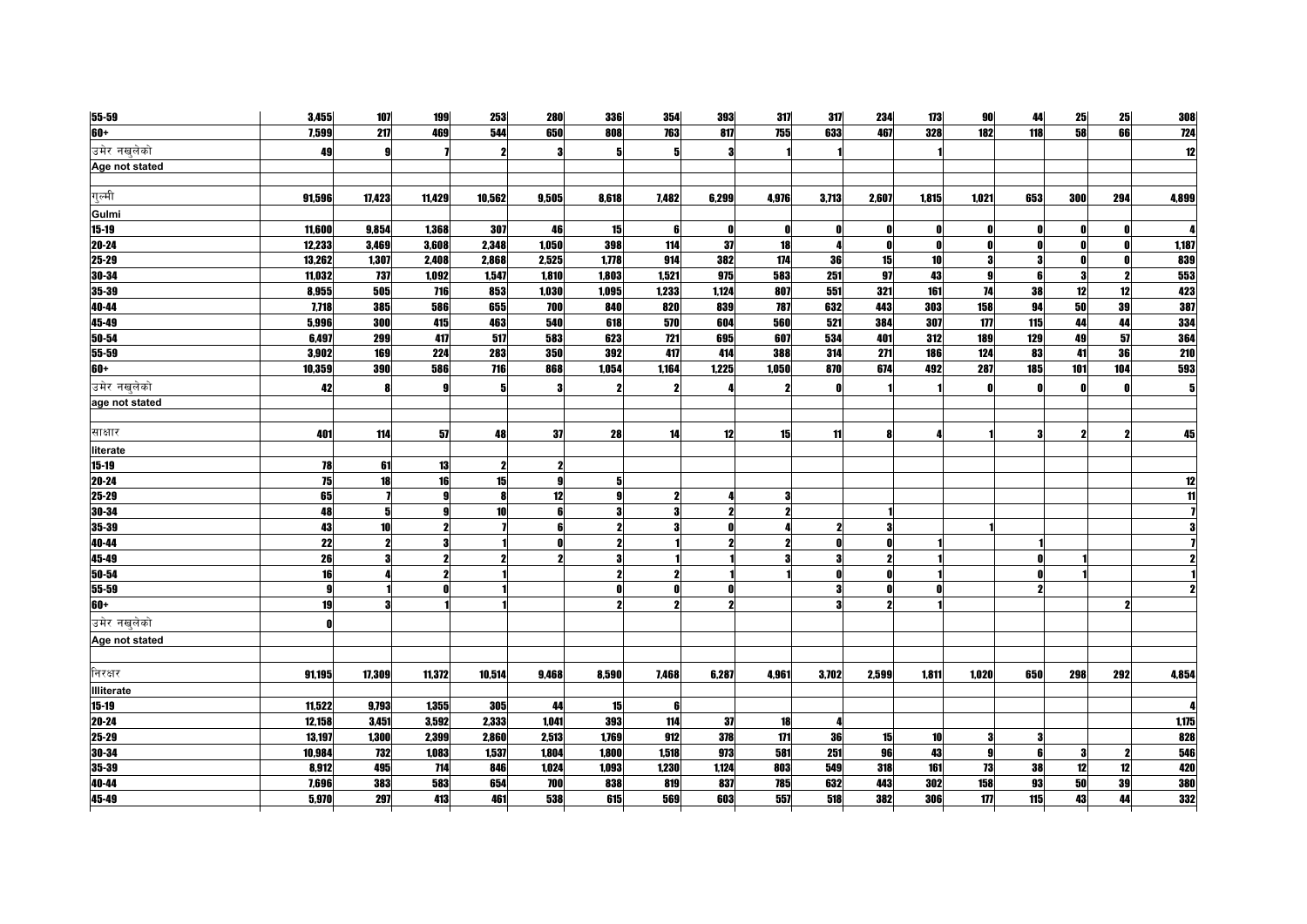| | | | | | | | | | | | | | | | | |
|---|---|---|---|---|---|---|---|---|---|---|---|---|---|---|---|---|
| 55-59 | 3,455 | 107 | 199 | 253 | 280 | 336 | 354 | 393 | 317 | 317 | 234 | 173 | 90 | 44 | 25 | 25 | 308 |
| 60+ | 7,599 | 217 | 469 | 544 | 650 | 808 | 763 | 817 | 755 | 633 | 467 | 328 | 182 | 118 | 58 | 66 | 724 |
| उमेर नखुलेको | 49 | 9 | 7 | 2 | 3 | 5 | 5 | 3 | 1 | 1 | | 1 | | | | | 12 |
| Age not stated | | | | | | | | | | | | | | | | | |
| | | | | | | | | | | | | | | | | | |
| गुल्मी | 91,596 | 17,423 | 11,429 | 10,562 | 9,505 | 8,618 | 7,482 | 6,299 | 4,976 | 3,713 | 2,607 | 1,815 | 1,021 | 653 | 300 | 294 | 4,899 |
| Gulmi | | | | | | | | | | | | | | | | | |
| 15-19 | 11,600 | 9,854 | 1,368 | 307 | 46 | 15 | 6 | 0 | 0 | 0 | 0 | 0 | 0 | 0 | 0 | 0 | 4 |
| 20-24 | 12,233 | 3,469 | 3,608 | 2,348 | 1,050 | 398 | 114 | 37 | 18 | 4 | 0 | 0 | 0 | 0 | 0 | 0 | 1,187 |
| 25-29 | 13,262 | 1,307 | 2,408 | 2,868 | 2,525 | 1,778 | 914 | 382 | 174 | 36 | 15 | 10 | 3 | 3 | 0 | 0 | 839 |
| 30-34 | 11,032 | 737 | 1,092 | 1,547 | 1,810 | 1,803 | 1,521 | 975 | 583 | 251 | 97 | 43 | 9 | 6 | 3 | 2 | 553 |
| 35-39 | 8,955 | 505 | 716 | 853 | 1,030 | 1,095 | 1,233 | 1,124 | 807 | 551 | 321 | 161 | 74 | 38 | 12 | 12 | 423 |
| 40-44 | 7,718 | 385 | 586 | 655 | 700 | 840 | 820 | 839 | 787 | 632 | 443 | 303 | 158 | 94 | 50 | 39 | 387 |
| 45-49 | 5,996 | 300 | 415 | 463 | 540 | 618 | 570 | 604 | 560 | 521 | 384 | 307 | 177 | 115 | 44 | 44 | 334 |
| 50-54 | 6,497 | 299 | 417 | 517 | 583 | 623 | 721 | 695 | 607 | 534 | 401 | 312 | 189 | 129 | 49 | 57 | 364 |
| 55-59 | 3,902 | 169 | 224 | 283 | 350 | 392 | 417 | 414 | 388 | 314 | 271 | 186 | 124 | 83 | 41 | 36 | 210 |
| 60+ | 10,359 | 390 | 586 | 716 | 868 | 1,054 | 1,164 | 1,225 | 1,050 | 870 | 674 | 492 | 287 | 185 | 101 | 104 | 593 |
| उमेर नखुलेको | 42 | 8 | 9 | 5 | 3 | 2 | 2 | 4 | 2 | 0 | 1 | 1 | 0 | 0 | 0 | 0 | 5 |
| age not stated | | | | | | | | | | | | | | | | | |
| | | | | | | | | | | | | | | | | | |
| साक्षार | 401 | 114 | 57 | 48 | 37 | 28 | 14 | 12 | 15 | 11 | 8 | 4 | 1 | 3 | 2 | 2 | 45 |
| literate | | | | | | | | | | | | | | | | | |
| 15-19 | 78 | 61 | 13 | 2 | 2 | | | | | | | | | | | | |
| 20-24 | 75 | 18 | 16 | 15 | 9 | 5 | | | | | | | | | | | 12 |
| 25-29 | 65 | 7 | 9 | 8 | 12 | 9 | 2 | 4 | 3 | | | | | | | | 11 |
| 30-34 | 48 | 5 | 9 | 10 | 6 | 3 | 3 | 2 | 2 | | 1 | | | | | | 7 |
| 35-39 | 43 | 10 | 2 | 7 | 6 | 2 | 3 | 0 | 4 | 2 | 3 | | 1 | | | | 3 |
| 40-44 | 22 | 2 | 3 | 1 | 0 | 2 | 1 | 2 | 2 | 0 | 0 | 1 | | 1 | | | 7 |
| 45-49 | 26 | 3 | 2 | 2 | 2 | 3 | 1 | 1 | 3 | 3 | 2 | 1 | | 0 | 1 | | 2 |
| 50-54 | 16 | 4 | 2 | 1 | | 2 | 2 | 1 | 1 | 0 | 0 | 1 | | 0 | 1 | | 1 |
| 55-59 | 9 | 1 | 0 | 1 | | 0 | 0 | 0 | | 3 | 0 | 0 | | 2 | | | 2 |
| 60+ | 19 | 3 | 1 | 1 | | 2 | 2 | 2 | | 3 | 2 | 1 | | | | 2 | |
| उमेर नखुलेको | 0 | | | | | | | | | | | | | | | | |
| Age not stated | | | | | | | | | | | | | | | | | |
| | | | | | | | | | | | | | | | | | |
| निरक्षर | 91,195 | 17,309 | 11,372 | 10,514 | 9,468 | 8,590 | 7,468 | 6,287 | 4,961 | 3,702 | 2,599 | 1,811 | 1,020 | 650 | 298 | 292 | 4,854 |
| Illiterate | | | | | | | | | | | | | | | | | |
| 15-19 | 11,522 | 9,793 | 1,355 | 305 | 44 | 15 | 6 | | | | | | | | | | 4 |
| 20-24 | 12,158 | 3,451 | 3,592 | 2,333 | 1,041 | 393 | 114 | 37 | 18 | 4 | | | | | | | 1,175 |
| 25-29 | 13,197 | 1,300 | 2,399 | 2,860 | 2,513 | 1,769 | 912 | 378 | 171 | 36 | 15 | 10 | 3 | 3 | | | 828 |
| 30-34 | 10,984 | 732 | 1,083 | 1,537 | 1,804 | 1,800 | 1,518 | 973 | 581 | 251 | 96 | 43 | 9 | 6 | 3 | 2 | 546 |
| 35-39 | 8,912 | 495 | 714 | 846 | 1,024 | 1,093 | 1,230 | 1,124 | 803 | 549 | 318 | 161 | 73 | 38 | 12 | 12 | 420 |
| 40-44 | 7,696 | 383 | 583 | 654 | 700 | 838 | 819 | 837 | 785 | 632 | 443 | 302 | 158 | 93 | 50 | 39 | 380 |
| 45-49 | 5,970 | 297 | 413 | 461 | 538 | 615 | 569 | 603 | 557 | 518 | 382 | 306 | 177 | 115 | 43 | 44 | 332 |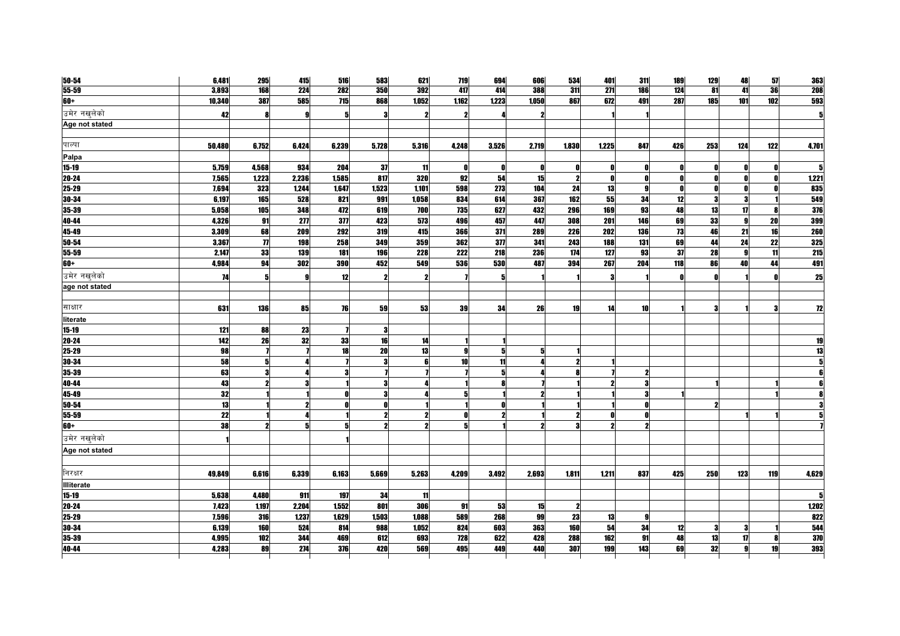| | | | | | | | | | | | | | | | | | |
|---|---|---|---|---|---|---|---|---|---|---|---|---|---|---|---|---|---|
| 50-54 | 6,481 | 295 | 415 | 516 | 583 | 621 | 719 | 694 | 606 | 534 | 401 | 311 | 189 | 129 | 48 | 57 | 363 |
| 55-59 | 3,893 | 168 | 224 | 282 | 350 | 392 | 417 | 414 | 388 | 311 | 271 | 186 | 124 | 81 | 41 | 36 | 208 |
| 60+ | 10,340 | 387 | 585 | 715 | 868 | 1,052 | 1,162 | 1,223 | 1,050 | 867 | 672 | 491 | 287 | 185 | 101 | 102 | 593 |
| उमेर नखुलेको | 42 | 8 | 9 | 5 | 3 | 2 | 2 | 4 | 2 | | 1 | 1 | | | | | 5 |
| Age not stated | | | | | | | | | | | | | | | | | |
| | | | | | | | | | | | | | | | | | |
| पाल्पा | 50,480 | 6,752 | 6,424 | 6,239 | 5,728 | 5,316 | 4,248 | 3,526 | 2,719 | 1,830 | 1,225 | 847 | 426 | 253 | 124 | 122 | 4,701 |
| Palpa | | | | | | | | | | | | | | | | | |
| 15-19 | 5,759 | 4,568 | 934 | 204 | 37 | 11 | 0 | 0 | 0 | 0 | 0 | 0 | 0 | 0 | 0 | 0 | 5 |
| 20-24 | 7,565 | 1,223 | 2,236 | 1,585 | 817 | 320 | 92 | 54 | 15 | 2 | 0 | 0 | 0 | 0 | 0 | 0 | 1,221 |
| 25-29 | 7,694 | 323 | 1,244 | 1,647 | 1,523 | 1,101 | 598 | 273 | 104 | 24 | 13 | 9 | 0 | 0 | 0 | 0 | 835 |
| 30-34 | 6,197 | 165 | 528 | 821 | 991 | 1,058 | 834 | 614 | 367 | 162 | 55 | 34 | 12 | 3 | 3 | 1 | 549 |
| 35-39 | 5,058 | 105 | 348 | 472 | 619 | 700 | 735 | 627 | 432 | 296 | 169 | 93 | 48 | 13 | 17 | 8 | 376 |
| 40-44 | 4,326 | 91 | 277 | 377 | 423 | 573 | 496 | 457 | 447 | 308 | 201 | 146 | 69 | 33 | 9 | 20 | 399 |
| 45-49 | 3,309 | 68 | 209 | 292 | 319 | 415 | 366 | 371 | 289 | 226 | 202 | 136 | 73 | 46 | 21 | 16 | 260 |
| 50-54 | 3,367 | 77 | 198 | 258 | 349 | 359 | 362 | 377 | 341 | 243 | 188 | 131 | 69 | 44 | 24 | 22 | 325 |
| 55-59 | 2,147 | 33 | 139 | 181 | 196 | 228 | 222 | 218 | 236 | 174 | 127 | 93 | 37 | 28 | 9 | 11 | 215 |
| 60+ | 4,984 | 94 | 302 | 390 | 452 | 549 | 536 | 530 | 487 | 394 | 267 | 204 | 118 | 86 | 40 | 44 | 491 |
| उमेर नखुलेको | 74 | 5 | 9 | 12 | 2 | 2 | 7 | 5 | 1 | 1 | 3 | 1 | 0 | 0 | 1 | 0 | 25 |
| age not stated | | | | | | | | | | | | | | | | | |
| | | | | | | | | | | | | | | | | | |
| साक्षार | 631 | 136 | 85 | 76 | 59 | 53 | 39 | 34 | 26 | 19 | 14 | 10 | 1 | 3 | 1 | 3 | 72 |
| literate | | | | | | | | | | | | | | | | | |
| 15-19 | 121 | 88 | 23 | 7 | 3 | | | | | | | | | | | | |
| 20-24 | 142 | 26 | 32 | 33 | 16 | 14 | 1 | 1 | | | | | | | | | 19 |
| 25-29 | 98 | 7 | 7 | 18 | 20 | 13 | 9 | 5 | 5 | 1 | | | | | | | 13 |
| 30-34 | 58 | 5 | 4 | 7 | 3 | 6 | 10 | 11 | 4 | 2 | 1 | | | | | | 5 |
| 35-39 | 63 | 3 | 4 | 3 | 7 | 7 | 7 | 5 | 4 | 8 | 7 | 2 | | | | | 6 |
| 40-44 | 43 | 2 | 3 | 1 | 3 | 4 | 1 | 8 | 7 | 1 | 2 | 3 | | 1 | | 1 | 6 |
| 45-49 | 32 | 1 | 1 | 0 | 3 | 4 | 5 | 1 | 2 | 1 | 1 | 3 | 1 | | | 1 | 8 |
| 50-54 | 13 | 1 | 2 | 0 | 0 | 1 | 1 | 0 | 1 | 1 | 1 | 0 | | 2 | | | 3 |
| 55-59 | 22 | 1 | 4 | 1 | 2 | 2 | 0 | 2 | 1 | 2 | 0 | 0 | | | 1 | 1 | 5 |
| 60+ | 38 | 2 | 5 | 5 | 2 | 2 | 5 | 1 | 2 | 3 | 2 | 2 | | | | | 7 |
| उमेर नखुलेको | 1 | | | 1 | | | | | | | | | | | | | |
| Age not stated | | | | | | | | | | | | | | | | | |
| | | | | | | | | | | | | | | | | | |
| निरक्षर | 49,849 | 6,616 | 6,339 | 6,163 | 5,669 | 5,263 | 4,209 | 3,492 | 2,693 | 1,811 | 1,211 | 837 | 425 | 250 | 123 | 119 | 4,629 |
| Illiterate | | | | | | | | | | | | | | | | | |
| 15-19 | 5,638 | 4,480 | 911 | 197 | 34 | 11 | | | | | | | | | | | 5 |
| 20-24 | 7,423 | 1,197 | 2,204 | 1,552 | 801 | 306 | 91 | 53 | 15 | 2 | | | | | | | 1,202 |
| 25-29 | 7,596 | 316 | 1,237 | 1,629 | 1,503 | 1,088 | 589 | 268 | 99 | 23 | 13 | 9 | | | | | 822 |
| 30-34 | 6,139 | 160 | 524 | 814 | 988 | 1,052 | 824 | 603 | 363 | 160 | 54 | 34 | 12 | 3 | 3 | 1 | 544 |
| 35-39 | 4,995 | 102 | 344 | 469 | 612 | 693 | 728 | 622 | 428 | 288 | 162 | 91 | 48 | 13 | 17 | 8 | 370 |
| 40-44 | 4,283 | 89 | 274 | 376 | 420 | 569 | 495 | 449 | 440 | 307 | 199 | 143 | 69 | 32 | 9 | 19 | 393 |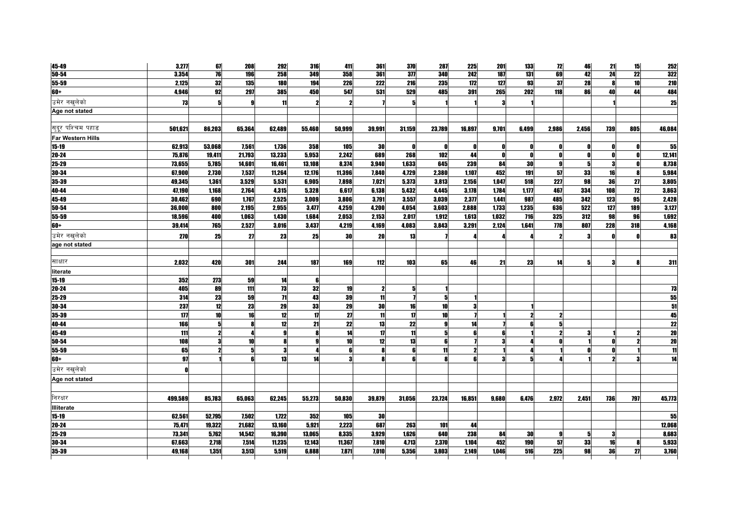| | | | | | | | | | | | | | | | | |
|---|---|---|---|---|---|---|---|---|---|---|---|---|---|---|---|---|
| 45-49 | 3,277 | 67 | 208 | 292 | 316 | 411 | 361 | 370 | 287 | 225 | 201 | 133 | 72 | 46 | 21 | 15 | 252 |
| 50-54 | 3,354 | 76 | 196 | 258 | 349 | 358 | 361 | 377 | 340 | 242 | 187 | 131 | 69 | 42 | 24 | 22 | 322 |
| 55-59 | 2,125 | 32 | 135 | 180 | 194 | 226 | 222 | 216 | 235 | 172 | 127 | 93 | 37 | 28 | 8 | 10 | 210 |
| 60+ | 4,946 | 92 | 297 | 385 | 450 | 547 | 531 | 529 | 485 | 391 | 265 | 202 | 118 | 86 | 40 | 44 | 484 |
| उमेर नखुलेको | 73 | 5 | 9 | 11 | 2 | 2 | 7 | 5 | 1 | 1 | 3 | 1 | | | 1 | | 25 |
| Age not stated | | | | | | | | | | | | | | | | | |
| | | | | | | | | | | | | | | | | | |
| सुदूर पश्चिम पहाड | 501,621 | 86,203 | 65,364 | 62,489 | 55,460 | 50,999 | 39,991 | 31,159 | 23,789 | 16,897 | 9,701 | 6,499 | 2,986 | 2,456 | 739 | 805 | 46,084 |
| Far Western Hills | | | | | | | | | | | | | | | | | |
| 15-19 | 62,913 | 53,068 | 7,561 | 1,736 | 358 | 105 | 30 | 0 | 0 | 0 | 0 | 0 | 0 | 0 | 0 | 0 | 55 |
| 20-24 | 75,876 | 19,411 | 21,793 | 13,233 | 5,953 | 2,242 | 689 | 268 | 102 | 44 | 0 | 0 | 0 | 0 | 0 | 0 | 12,141 |
| 25-29 | 73,655 | 5,785 | 14,601 | 16,461 | 13,108 | 8,374 | 3,940 | 1,633 | 645 | 239 | 84 | 30 | 9 | 5 | 3 | 0 | 8,738 |
| 30-34 | 67,900 | 2,730 | 7,537 | 11,264 | 12,176 | 11,396 | 7,840 | 4,729 | 2,380 | 1,107 | 452 | 191 | 57 | 33 | 16 | 8 | 5,984 |
| 35-39 | 49,345 | 1,361 | 3,529 | 5,531 | 6,905 | 7,898 | 7,021 | 5,373 | 3,813 | 2,156 | 1,047 | 518 | 227 | 98 | 36 | 27 | 3,805 |
| 40-44 | 47,190 | 1,168 | 2,764 | 4,315 | 5,328 | 6,617 | 6,138 | 5,432 | 4,445 | 3,178 | 1,784 | 1,177 | 467 | 334 | 108 | 72 | 3,863 |
| 45-49 | 30,462 | 690 | 1,767 | 2,525 | 3,009 | 3,806 | 3,791 | 3,557 | 3,039 | 2,377 | 1,441 | 987 | 485 | 342 | 123 | 95 | 2,428 |
| 50-54 | 36,000 | 800 | 2,195 | 2,955 | 3,477 | 4,259 | 4,200 | 4,054 | 3,603 | 2,888 | 1,733 | 1,235 | 636 | 522 | 127 | 189 | 3,127 |
| 55-59 | 18,596 | 400 | 1,063 | 1,430 | 1,684 | 2,053 | 2,153 | 2,017 | 1,912 | 1,613 | 1,032 | 716 | 325 | 312 | 98 | 96 | 1,692 |
| 60+ | 39,414 | 765 | 2,527 | 3,016 | 3,437 | 4,219 | 4,169 | 4,083 | 3,843 | 3,291 | 2,124 | 1,641 | 778 | 807 | 228 | 318 | 4,168 |
| उमेर नखुलेको | 270 | 25 | 27 | 23 | 25 | 30 | 20 | 13 | 7 | 4 | 4 | 4 | 2 | 3 | 0 | 0 | 83 |
| age not stated | | | | | | | | | | | | | | | | | |
| | | | | | | | | | | | | | | | | | |
| साक्षार | 2,032 | 420 | 301 | 244 | 187 | 169 | 112 | 103 | 65 | 46 | 21 | 23 | 14 | 5 | 3 | 8 | 311 |
| literate | | | | | | | | | | | | | | | | | |
| 15-19 | 352 | 273 | 59 | 14 | 6 | | | | | | | | | | | | |
| 20-24 | 405 | 89 | 111 | 73 | 32 | 19 | 2 | 5 | 1 | | | | | | | | 73 |
| 25-29 | 314 | 23 | 59 | 71 | 43 | 39 | 11 | 7 | 5 | 1 | | | | | | | 55 |
| 30-34 | 237 | 12 | 23 | 29 | 33 | 29 | 30 | 16 | 10 | 3 | | 1 | | | | | 51 |
| 35-39 | 177 | 10 | 16 | 12 | 17 | 27 | 11 | 17 | 10 | 7 | 1 | 2 | 2 | | | | 45 |
| 40-44 | 166 | 5 | 8 | 12 | 21 | 22 | 13 | 22 | 9 | 14 | 7 | 6 | 5 | | | | 22 |
| 45-49 | 111 | 2 | 4 | 9 | 8 | 14 | 17 | 11 | 5 | 6 | 6 | 1 | 2 | 3 | 1 | 2 | 20 |
| 50-54 | 108 | 3 | 10 | 8 | 9 | 10 | 12 | 13 | 6 | 7 | 3 | 4 | 0 | 1 | 0 | 2 | 20 |
| 55-59 | 65 | 2 | 5 | 3 | 4 | 6 | 8 | 6 | 11 | 2 | 1 | 4 | 1 | 0 | 0 | 1 | 11 |
| 60+ | 97 | 1 | 6 | 13 | 14 | 3 | 8 | 6 | 8 | 6 | 3 | 5 | 4 | 1 | 2 | 3 | 14 |
| उमेर नखुलेको | 0 | | | | | | | | | | | | | | | | |
| Age not stated | | | | | | | | | | | | | | | | | |
| | | | | | | | | | | | | | | | | | |
| निरक्षर | 499,589 | 85,783 | 65,063 | 62,245 | 55,273 | 50,830 | 39,879 | 31,056 | 23,724 | 16,851 | 9,680 | 6,476 | 2,972 | 2,451 | 736 | 797 | 45,773 |
| Illiterate | | | | | | | | | | | | | | | | | |
| 15-19 | 62,561 | 52,795 | 7,502 | 1,722 | 352 | 105 | 30 | | | | | | | | | | 55 |
| 20-24 | 75,471 | 19,322 | 21,682 | 13,160 | 5,921 | 2,223 | 687 | 263 | 101 | 44 | | | | | | | 12,068 |
| 25-29 | 73,341 | 5,762 | 14,542 | 16,390 | 13,065 | 8,335 | 3,929 | 1,626 | 640 | 238 | 84 | 30 | 9 | 5 | 3 | | 8,683 |
| 30-34 | 67,663 | 2,718 | 7,514 | 11,235 | 12,143 | 11,367 | 7,810 | 4,713 | 2,370 | 1,104 | 452 | 190 | 57 | 33 | 16 | 8 | 5,933 |
| 35-39 | 49,168 | 1,351 | 3,513 | 5,519 | 6,888 | 7,871 | 7,010 | 5,356 | 3,803 | 2,149 | 1,046 | 516 | 225 | 98 | 36 | 27 | 3,760 |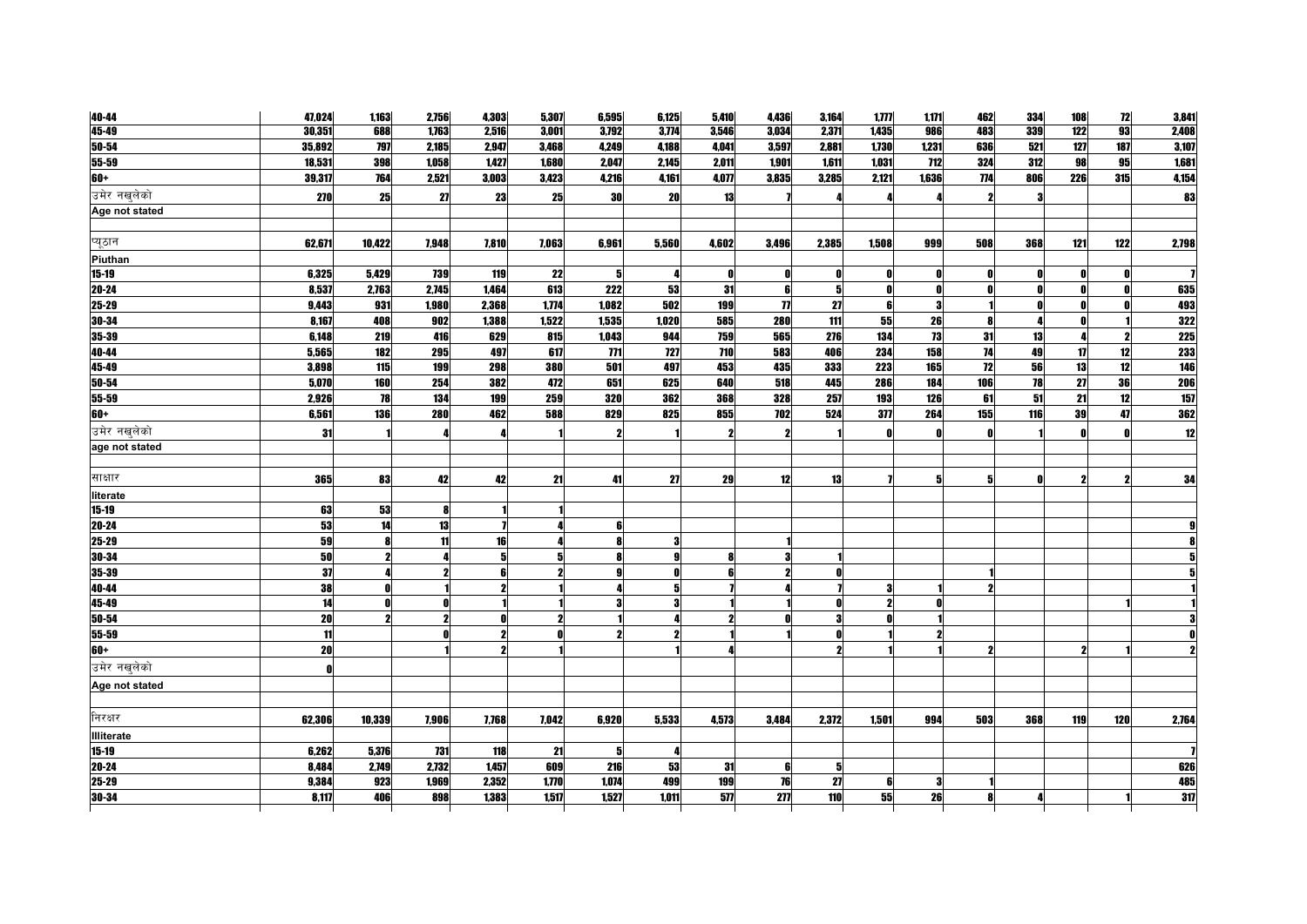| | | | | | | | | | | | | | | | | | |
|---|---|---|---|---|---|---|---|---|---|---|---|---|---|---|---|---|---|
| 40-44 | 47,024 | 1,163 | 2,756 | 4,303 | 5,307 | 6,595 | 6,125 | 5,410 | 4,436 | 3,164 | 1,777 | 1,171 | 462 | 334 | 108 | 72 | 3,841 |
| 45-49 | 30,351 | 688 | 1,763 | 2,516 | 3,001 | 3,792 | 3,774 | 3,546 | 3,034 | 2,371 | 1,435 | 986 | 483 | 339 | 122 | 93 | 2,408 |
| 50-54 | 35,892 | 797 | 2,185 | 2,947 | 3,468 | 4,249 | 4,188 | 4,041 | 3,597 | 2,881 | 1,730 | 1,231 | 636 | 521 | 127 | 187 | 3,107 |
| 55-59 | 18,531 | 398 | 1,058 | 1,427 | 1,680 | 2,047 | 2,145 | 2,011 | 1,901 | 1,611 | 1,031 | 712 | 324 | 312 | 98 | 95 | 1,681 |
| 60+ | 39,317 | 764 | 2,521 | 3,003 | 3,423 | 4,216 | 4,161 | 4,077 | 3,835 | 3,285 | 2,121 | 1,636 | 774 | 806 | 226 | 315 | 4,154 |
| उमेर नखुलेको | 270 | 25 | 27 | 23 | 25 | 30 | 20 | 13 | 7 | 4 | 4 | 4 | 2 | 3 | | | 83 |
| Age not stated | | | | | | | | | | | | | | | | | |
| | | | | | | | | | | | | | | | | | |
| प्युठान | 62,671 | 10,422 | 7,948 | 7,810 | 7,063 | 6,961 | 5,560 | 4,602 | 3,496 | 2,385 | 1,508 | 999 | 508 | 368 | 121 | 122 | 2,798 |
| Piuthan | | | | | | | | | | | | | | | | | |
| 15-19 | 6,325 | 5,429 | 739 | 119 | 22 | 5 | 4 | 0 | 0 | 0 | 0 | 0 | 0 | 0 | 0 | 0 | 7 |
| 20-24 | 8,537 | 2,763 | 2,745 | 1,464 | 613 | 222 | 53 | 31 | 6 | 5 | 0 | 0 | 0 | 0 | 0 | 0 | 635 |
| 25-29 | 9,443 | 931 | 1,980 | 2,368 | 1,774 | 1,082 | 502 | 199 | 77 | 27 | 6 | 3 | 1 | 0 | 0 | 0 | 493 |
| 30-34 | 8,167 | 408 | 902 | 1,388 | 1,522 | 1,535 | 1,020 | 585 | 280 | 111 | 55 | 26 | 8 | 4 | 0 | 1 | 322 |
| 35-39 | 6,148 | 219 | 416 | 629 | 815 | 1,043 | 944 | 759 | 565 | 276 | 134 | 73 | 31 | 13 | 4 | 2 | 225 |
| 40-44 | 5,565 | 182 | 295 | 497 | 617 | 771 | 727 | 710 | 583 | 406 | 234 | 158 | 74 | 49 | 17 | 12 | 233 |
| 45-49 | 3,898 | 115 | 199 | 298 | 380 | 501 | 497 | 453 | 435 | 333 | 223 | 165 | 72 | 56 | 13 | 12 | 146 |
| 50-54 | 5,070 | 160 | 254 | 382 | 472 | 651 | 625 | 640 | 518 | 445 | 286 | 184 | 106 | 78 | 27 | 36 | 206 |
| 55-59 | 2,926 | 78 | 134 | 199 | 259 | 320 | 362 | 368 | 328 | 257 | 193 | 126 | 61 | 51 | 21 | 12 | 157 |
| 60+ | 6,561 | 136 | 280 | 462 | 588 | 829 | 825 | 855 | 702 | 524 | 377 | 264 | 155 | 116 | 39 | 47 | 362 |
| उमेर नखुलेको | 31 | 1 | 4 | 4 | 1 | 2 | 1 | 2 | 2 | 1 | 0 | 0 | 0 | 1 | 0 | 0 | 12 |
| age not stated | | | | | | | | | | | | | | | | | |
| | | | | | | | | | | | | | | | | | |
| साक्षार | 365 | 83 | 42 | 42 | 21 | 41 | 27 | 29 | 12 | 13 | 7 | 5 | 5 | 0 | 2 | 2 | 34 |
| literate | | | | | | | | | | | | | | | | | |
| 15-19 | 63 | 53 | 8 | 1 | 1 | | | | | | | | | | | | |
| 20-24 | 53 | 14 | 13 | 7 | 4 | 6 | | | | | | | | | | | 9 |
| 25-29 | 59 | 8 | 11 | 16 | 4 | 8 | 3 | | 1 | | | | | | | | 8 |
| 30-34 | 50 | 2 | 4 | 5 | 5 | 8 | 9 | 8 | 3 | 1 | | | | | | | 5 |
| 35-39 | 37 | 4 | 2 | 6 | 2 | 9 | 0 | 6 | 2 | 0 | | | 1 | | | | 5 |
| 40-44 | 38 | 0 | 1 | 2 | 1 | 4 | 5 | 7 | 4 | 7 | 3 | 1 | 2 | | | | 1 |
| 45-49 | 14 | 0 | 0 | 1 | 1 | 3 | 3 | 1 | 1 | 0 | 2 | 0 | | | | 1 | 1 |
| 50-54 | 20 | 2 | 2 | 0 | 2 | 1 | 4 | 2 | 0 | 3 | 0 | 1 | | | | | 3 |
| 55-59 | 11 | | 0 | 2 | 0 | 2 | 2 | 1 | | 0 | 1 | 2 | | | | | 0 |
| 60+ | 20 | | 1 | 2 | 1 | | 1 | 4 | | 2 | 1 | 1 | 2 | | 2 | 1 | 2 |
| उमेर नखुलेको | 0 | | | | | | | | | | | | | | | | |
| Age not stated | | | | | | | | | | | | | | | | | |
| | | | | | | | | | | | | | | | | | |
| निरक्षर | 62,306 | 10,339 | 7,906 | 7,768 | 7,042 | 6,920 | 5,533 | 4,573 | 3,484 | 2,372 | 1,501 | 994 | 503 | 368 | 119 | 120 | 2,764 |
| Illiterate | | | | | | | | | | | | | | | | | |
| 15-19 | 6,262 | 5,376 | 731 | 118 | 21 | 5 | 4 | | | | | | | | | | 7 |
| 20-24 | 8,484 | 2,749 | 2,732 | 1,457 | 609 | 216 | 53 | 31 | 6 | 5 | | | | | | | 626 |
| 25-29 | 9,384 | 923 | 1,969 | 2,352 | 1,770 | 1,074 | 499 | 199 | 76 | 27 | 6 | 3 | 1 | | | | 485 |
| 30-34 | 8,117 | 406 | 898 | 1,383 | 1,517 | 1,527 | 1,011 | 577 | 277 | 110 | 55 | 26 | 8 | 4 | | 1 | 317 |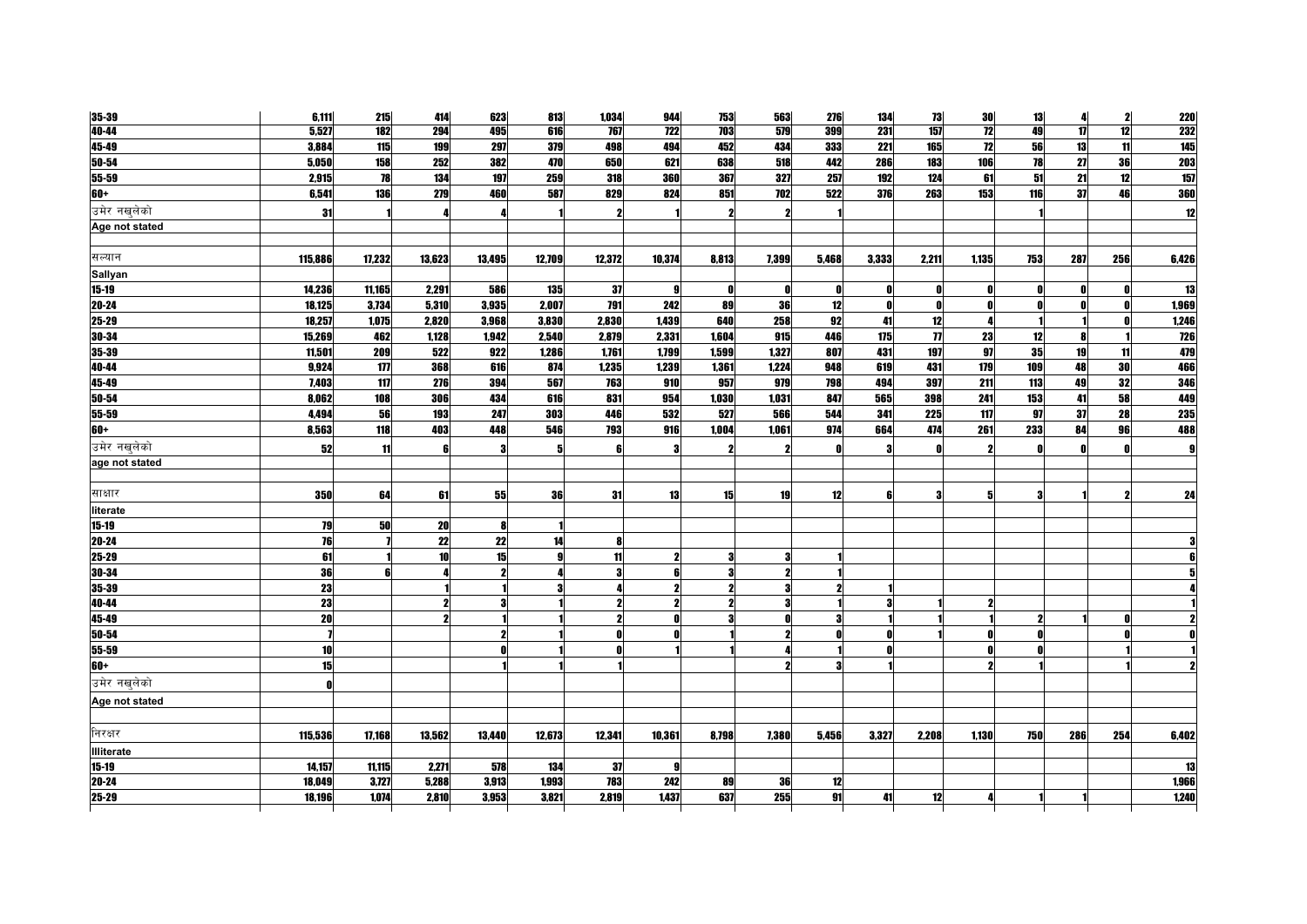| | | | | | | | | | | | | | | | | | |
|---|---|---|---|---|---|---|---|---|---|---|---|---|---|---|---|---|---|
| 35-39 | 6,111 | 215 | 414 | 623 | 813 | 1,034 | 944 | 753 | 563 | 276 | 134 | 73 | 30 | 13 | 4 | 2 | 220 |
| 40-44 | 5,527 | 182 | 294 | 495 | 616 | 767 | 722 | 703 | 579 | 399 | 231 | 157 | 72 | 49 | 17 | 12 | 232 |
| 45-49 | 3,884 | 115 | 199 | 297 | 379 | 498 | 494 | 452 | 434 | 333 | 221 | 165 | 72 | 56 | 13 | 11 | 145 |
| 50-54 | 5,050 | 158 | 252 | 382 | 470 | 650 | 621 | 638 | 518 | 442 | 286 | 183 | 106 | 78 | 27 | 36 | 203 |
| 55-59 | 2,915 | 78 | 134 | 197 | 259 | 318 | 360 | 367 | 327 | 257 | 192 | 124 | 61 | 51 | 21 | 12 | 157 |
| 60+ | 6,541 | 136 | 279 | 460 | 587 | 829 | 824 | 851 | 702 | 522 | 376 | 263 | 153 | 116 | 37 | 46 | 360 |
| उमेर नखुलेको | 31 | 1 | 4 | 4 | 1 | 2 | 1 | 2 | 2 | 1 | | | | 1 | | | 12 |
| Age not stated | | | | | | | | | | | | | | | | | |
| | | | | | | | | | | | | | | | | | |
| सल्यान | 115,886 | 17,232 | 13,623 | 13,495 | 12,709 | 12,372 | 10,374 | 8,813 | 7,399 | 5,468 | 3,333 | 2,211 | 1,135 | 753 | 287 | 256 | 6,426 |
| Sallyan | | | | | | | | | | | | | | | | | |
| 15-19 | 14,236 | 11,165 | 2,291 | 586 | 135 | 37 | 9 | 0 | 0 | 0 | 0 | 0 | 0 | 0 | 0 | 0 | 13 |
| 20-24 | 18,125 | 3,734 | 5,310 | 3,935 | 2,007 | 791 | 242 | 89 | 36 | 12 | 0 | 0 | 0 | 0 | 0 | 0 | 1,969 |
| 25-29 | 18,257 | 1,075 | 2,820 | 3,968 | 3,830 | 2,830 | 1,439 | 640 | 258 | 92 | 41 | 12 | 4 | 1 | 1 | 0 | 1,246 |
| 30-34 | 15,269 | 462 | 1,128 | 1,942 | 2,540 | 2,879 | 2,331 | 1,604 | 915 | 446 | 175 | 77 | 23 | 12 | 8 | 1 | 726 |
| 35-39 | 11,501 | 209 | 522 | 922 | 1,286 | 1,761 | 1,799 | 1,599 | 1,327 | 807 | 431 | 197 | 97 | 35 | 19 | 11 | 479 |
| 40-44 | 9,924 | 177 | 368 | 616 | 874 | 1,235 | 1,239 | 1,361 | 1,224 | 948 | 619 | 431 | 179 | 109 | 48 | 30 | 466 |
| 45-49 | 7,403 | 117 | 276 | 394 | 567 | 763 | 910 | 957 | 979 | 798 | 494 | 397 | 211 | 113 | 49 | 32 | 346 |
| 50-54 | 8,062 | 108 | 306 | 434 | 616 | 831 | 954 | 1,030 | 1,031 | 847 | 565 | 398 | 241 | 153 | 41 | 58 | 449 |
| 55-59 | 4,494 | 56 | 193 | 247 | 303 | 446 | 532 | 527 | 566 | 544 | 341 | 225 | 117 | 97 | 37 | 28 | 235 |
| 60+ | 8,563 | 118 | 403 | 448 | 546 | 793 | 916 | 1,004 | 1,061 | 974 | 664 | 474 | 261 | 233 | 84 | 96 | 488 |
| उमेर नखुलेको | 52 | 11 | 6 | 3 | 5 | 6 | 3 | 2 | 2 | 0 | 3 | 0 | 2 | 0 | 0 | 0 | 9 |
| age not stated | | | | | | | | | | | | | | | | | |
| | | | | | | | | | | | | | | | | | |
| साक्षार | 350 | 64 | 61 | 55 | 36 | 31 | 13 | 15 | 19 | 12 | 6 | 3 | 5 | 3 | 1 | 2 | 24 |
| literate | | | | | | | | | | | | | | | | | |
| 15-19 | 79 | 50 | 20 | 8 | 1 | | | | | | | | | | | | |
| 20-24 | 76 | 7 | 22 | 22 | 14 | 8 | | | | | | | | | | | 3 |
| 25-29 | 61 | 1 | 10 | 15 | 9 | 11 | 2 | 3 | 3 | 1 | | | | | | | 6 |
| 30-34 | 36 | 6 | 4 | 2 | 4 | 3 | 6 | 3 | 2 | 1 | | | | | | | 5 |
| 35-39 | 23 | | 1 | 1 | 3 | 4 | 2 | 2 | 3 | 2 | 1 | | | | | | 4 |
| 40-44 | 23 | | 2 | 3 | 1 | 2 | 2 | 2 | 3 | 1 | 3 | 1 | 2 | | | | 1 |
| 45-49 | 20 | | 2 | 1 | 1 | 2 | 0 | 3 | 0 | 3 | 1 | 1 | 1 | 2 | 1 | 0 | 2 |
| 50-54 | 7 | | | 2 | 1 | 0 | 0 | 1 | 2 | 0 | 0 | 1 | 0 | 0 | | 0 | 0 |
| 55-59 | 10 | | | 0 | 1 | 0 | 1 | 1 | 4 | 1 | 0 | | 0 | 0 | | 1 | 1 |
| 60+ | 15 | | | 1 | 1 | 1 | | | 2 | 3 | 1 | | 2 | 1 | | 1 | 2 |
| उमेर नखुलेको | 0 | | | | | | | | | | | | | | | | |
| Age not stated | | | | | | | | | | | | | | | | | |
| | | | | | | | | | | | | | | | | | |
| निरक्षर | 115,536 | 17,168 | 13,562 | 13,440 | 12,673 | 12,341 | 10,361 | 8,798 | 7,380 | 5,456 | 3,327 | 2,208 | 1,130 | 750 | 286 | 254 | 6,402 |
| Illiterate | | | | | | | | | | | | | | | | | |
| 15-19 | 14,157 | 11,115 | 2,271 | 578 | 134 | 37 | 9 | | | | | | | | | | 13 |
| 20-24 | 18,049 | 3,727 | 5,288 | 3,913 | 1,993 | 783 | 242 | 89 | 36 | 12 | | | | | | | 1,966 |
| 25-29 | 18,196 | 1,074 | 2,810 | 3,953 | 3,821 | 2,819 | 1,437 | 637 | 255 | 91 | 41 | 12 | 4 | 1 | 1 | | 1,240 |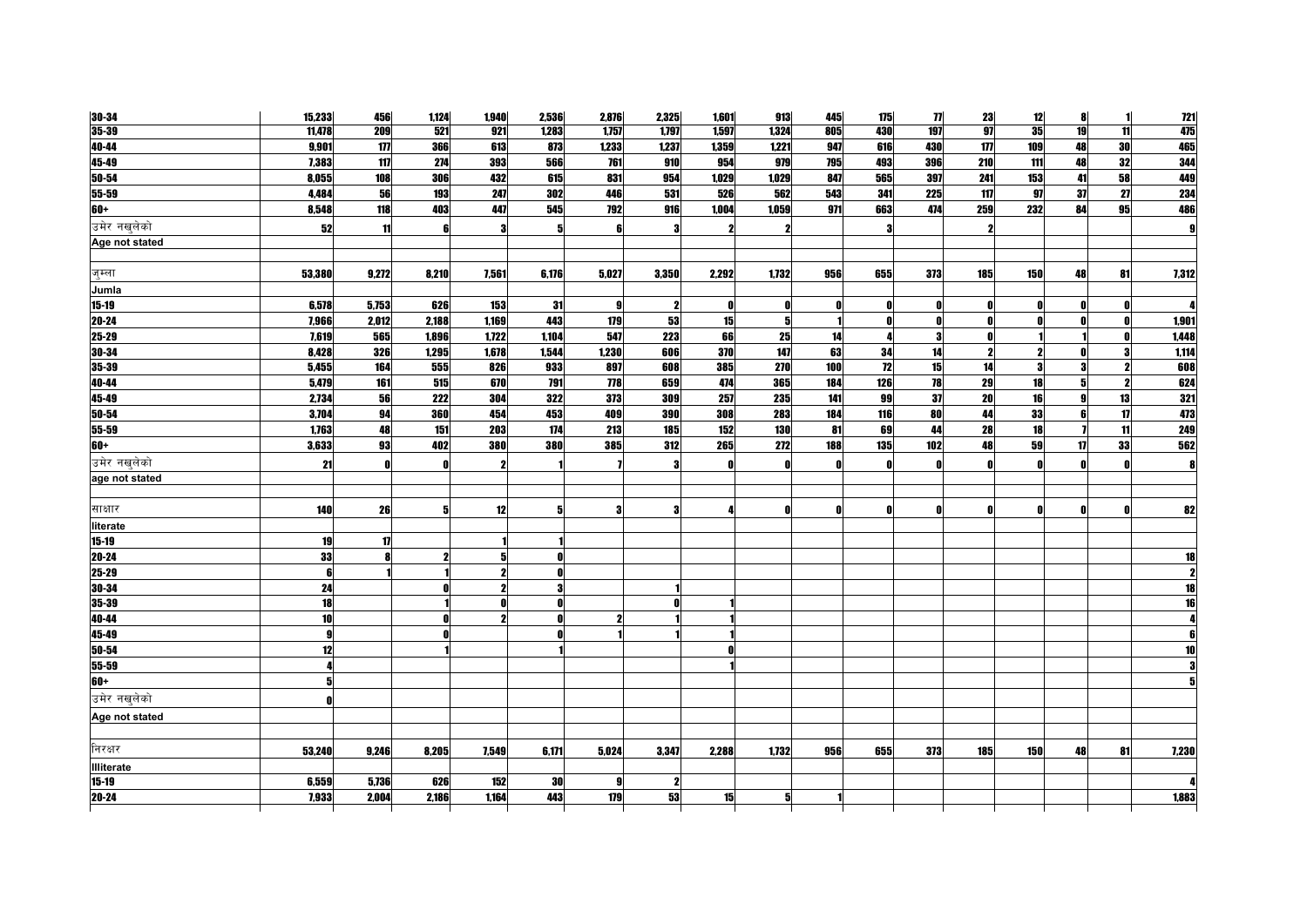| | | | | | | | | | | | | | | | | |
|---|---|---|---|---|---|---|---|---|---|---|---|---|---|---|---|---|
| 30-34 | 15,233 | 456 | 1,124 | 1,940 | 2,536 | 2,876 | 2,325 | 1,601 | 913 | 445 | 175 | 77 | 23 | 12 | 8 | 1 | 721 |
| 35-39 | 11,478 | 209 | 521 | 921 | 1,283 | 1,757 | 1,797 | 1,597 | 1,324 | 805 | 430 | 197 | 97 | 35 | 19 | 11 | 475 |
| 40-44 | 9,901 | 177 | 366 | 613 | 873 | 1,233 | 1,237 | 1,359 | 1,221 | 947 | 616 | 430 | 177 | 109 | 48 | 30 | 465 |
| 45-49 | 7,383 | 117 | 274 | 393 | 566 | 761 | 910 | 954 | 979 | 795 | 493 | 396 | 210 | 111 | 48 | 32 | 344 |
| 50-54 | 8,055 | 108 | 306 | 432 | 615 | 831 | 954 | 1,029 | 1,029 | 847 | 565 | 397 | 241 | 153 | 41 | 58 | 449 |
| 55-59 | 4,484 | 56 | 193 | 247 | 302 | 446 | 531 | 526 | 562 | 543 | 341 | 225 | 117 | 97 | 37 | 27 | 234 |
| 60+ | 8,548 | 118 | 403 | 447 | 545 | 792 | 916 | 1,004 | 1,059 | 971 | 663 | 474 | 259 | 232 | 84 | 95 | 486 |
| उमेर नखुलेको | 52 | 11 | 6 | 3 | 5 | 6 | 3 | 2 | 2 | | 3 | | 2 | | | | 9 |
| Age not stated | | | | | | | | | | | | | | | | | |
| | | | | | | | | | | | | | | | | | |
| जुम्ला | 53,380 | 9,272 | 8,210 | 7,561 | 6,176 | 5,027 | 3,350 | 2,292 | 1,732 | 956 | 655 | 373 | 185 | 150 | 48 | 81 | 7,312 |
| Jumla | | | | | | | | | | | | | | | | | |
| 15-19 | 6,578 | 5,753 | 626 | 153 | 31 | 9 | 2 | 0 | 0 | 0 | 0 | 0 | 0 | 0 | 0 | 0 | 4 |
| 20-24 | 7,966 | 2,012 | 2,188 | 1,169 | 443 | 179 | 53 | 15 | 5 | 1 | 0 | 0 | 0 | 0 | 0 | 0 | 1,901 |
| 25-29 | 7,619 | 565 | 1,896 | 1,722 | 1,104 | 547 | 223 | 66 | 25 | 14 | 4 | 3 | 0 | 1 | 1 | 0 | 1,448 |
| 30-34 | 8,428 | 326 | 1,295 | 1,678 | 1,544 | 1,230 | 606 | 370 | 147 | 63 | 34 | 14 | 2 | 2 | 0 | 3 | 1,114 |
| 35-39 | 5,455 | 164 | 555 | 826 | 933 | 897 | 608 | 385 | 270 | 100 | 72 | 15 | 14 | 3 | 3 | 2 | 608 |
| 40-44 | 5,479 | 161 | 515 | 670 | 791 | 778 | 659 | 474 | 365 | 184 | 126 | 78 | 29 | 18 | 5 | 2 | 624 |
| 45-49 | 2,734 | 56 | 222 | 304 | 322 | 373 | 309 | 257 | 235 | 141 | 99 | 37 | 20 | 16 | 9 | 13 | 321 |
| 50-54 | 3,704 | 94 | 360 | 454 | 453 | 409 | 390 | 308 | 283 | 184 | 116 | 80 | 44 | 33 | 6 | 17 | 473 |
| 55-59 | 1,763 | 48 | 151 | 203 | 174 | 213 | 185 | 152 | 130 | 81 | 69 | 44 | 28 | 18 | 7 | 11 | 249 |
| 60+ | 3,633 | 93 | 402 | 380 | 380 | 385 | 312 | 265 | 272 | 188 | 135 | 102 | 48 | 59 | 17 | 33 | 562 |
| उमेर नखुलेको | 21 | 0 | 0 | 2 | 1 | 7 | 3 | 0 | 0 | 0 | 0 | 0 | 0 | 0 | 0 | 0 | 8 |
| age not stated | | | | | | | | | | | | | | | | | |
| | | | | | | | | | | | | | | | | | |
| साक्षार | 140 | 26 | 5 | 12 | 5 | 3 | 3 | 4 | 0 | 0 | 0 | 0 | 0 | 0 | 0 | 0 | 82 |
| literate | | | | | | | | | | | | | | | | | |
| 15-19 | 19 | 17 | | 1 | 1 | | | | | | | | | | | | |
| 20-24 | 33 | 8 | 2 | 5 | 0 | | | | | | | | | | | | 18 |
| 25-29 | 6 | 1 | 1 | 2 | 0 | | | | | | | | | | | | 2 |
| 30-34 | 24 | | 0 | 2 | 3 | | 1 | | | | | | | | | | 18 |
| 35-39 | 18 | | 1 | 0 | 0 | | 0 | 1 | | | | | | | | | 16 |
| 40-44 | 10 | | 0 | 2 | 0 | 2 | 1 | 1 | | | | | | | | | 4 |
| 45-49 | 9 | | 0 | | 0 | 1 | 1 | 1 | | | | | | | | | 6 |
| 50-54 | 12 | | 1 | | 1 | | | 0 | | | | | | | | | 10 |
| 55-59 | 4 | | | | | | | 1 | | | | | | | | | 3 |
| 60+ | 5 | | | | | | | | | | | | | | | | 5 |
| उमेर नखुलेको | 0 | | | | | | | | | | | | | | | | |
| Age not stated | | | | | | | | | | | | | | | | | |
| | | | | | | | | | | | | | | | | | |
| निरक्षर | 53,240 | 9,246 | 8,205 | 7,549 | 6,171 | 5,024 | 3,347 | 2,288 | 1,732 | 956 | 655 | 373 | 185 | 150 | 48 | 81 | 7,230 |
| Illiterate | | | | | | | | | | | | | | | | | |
| 15-19 | 6,559 | 5,736 | 626 | 152 | 30 | 9 | 2 | | | | | | | | | | 4 |
| 20-24 | 7,933 | 2,004 | 2,186 | 1,164 | 443 | 179 | 53 | 15 | 5 | 1 | | | | | | | 1,883 |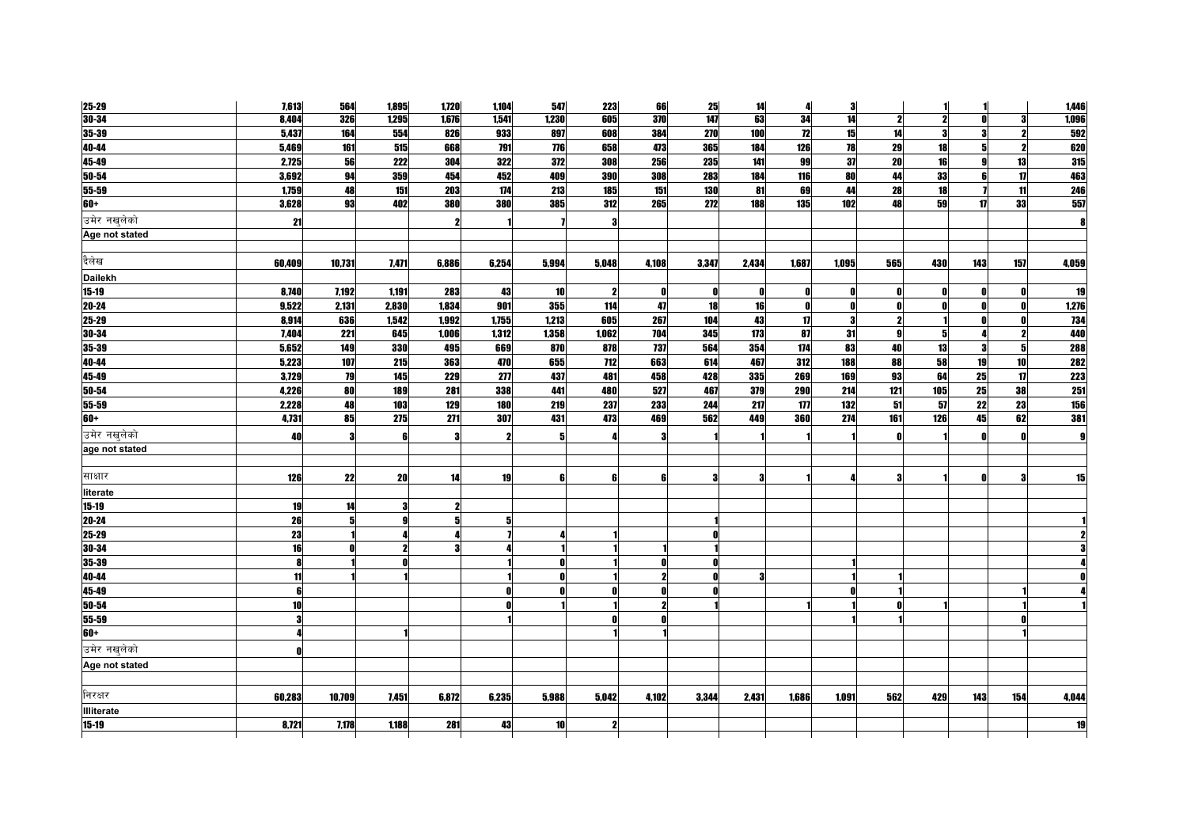| | | | | | | | | | | | | | | | | |
|---|---|---|---|---|---|---|---|---|---|---|---|---|---|---|---|---|
| 25-29 | 7,613 | 564 | 1,895 | 1,720 | 1,104 | 547 | 223 | 66 | 25 | 14 | 4 | 3 | | 1 | 1 | | 1,446 |
| 30-34 | 8,404 | 326 | 1,295 | 1,676 | 1,541 | 1,230 | 605 | 370 | 147 | 63 | 34 | 14 | 2 | 2 | 0 | 3 | 1,096 |
| 35-39 | 5,437 | 164 | 554 | 826 | 933 | 897 | 608 | 384 | 270 | 100 | 72 | 15 | 14 | 3 | 3 | 2 | 592 |
| 40-44 | 5,469 | 161 | 515 | 668 | 791 | 776 | 658 | 473 | 365 | 184 | 126 | 78 | 29 | 18 | 5 | 2 | 620 |
| 45-49 | 2,725 | 56 | 222 | 304 | 322 | 372 | 308 | 256 | 235 | 141 | 99 | 37 | 20 | 16 | 9 | 13 | 315 |
| 50-54 | 3,692 | 94 | 359 | 454 | 452 | 409 | 390 | 308 | 283 | 184 | 116 | 80 | 44 | 33 | 6 | 17 | 463 |
| 55-59 | 1,759 | 48 | 151 | 203 | 174 | 213 | 185 | 151 | 130 | 81 | 69 | 44 | 28 | 18 | 7 | 11 | 246 |
| 60+ | 3,628 | 93 | 402 | 380 | 380 | 385 | 312 | 265 | 272 | 188 | 135 | 102 | 48 | 59 | 17 | 33 | 557 |
| उमेर नखुलेको | 21 | | | 2 | 1 | 7 | 3 | | | | | | | | | | 8 |
| Age not stated | | | | | | | | | | | | | | | | | |
| | | | | | | | | | | | | | | | | | |
| दैलेख | 60,409 | 10,731 | 7,471 | 6,886 | 6,254 | 5,994 | 5,048 | 4,108 | 3,347 | 2,434 | 1,687 | 1,095 | 565 | 430 | 143 | 157 | 4,059 |
| Dailekh | | | | | | | | | | | | | | | | | |
| 15-19 | 8,740 | 7,192 | 1,191 | 283 | 43 | 10 | 2 | 0 | 0 | 0 | 0 | 0 | 0 | 0 | 0 | 0 | 19 |
| 20-24 | 9,522 | 2,131 | 2,830 | 1,834 | 901 | 355 | 114 | 47 | 18 | 16 | 0 | 0 | 0 | 0 | 0 | 0 | 1,276 |
| 25-29 | 8,914 | 636 | 1,542 | 1,992 | 1,755 | 1,213 | 605 | 267 | 104 | 43 | 17 | 3 | 2 | 1 | 0 | 0 | 734 |
| 30-34 | 7,404 | 221 | 645 | 1,006 | 1,312 | 1,358 | 1,062 | 704 | 345 | 173 | 87 | 31 | 9 | 5 | 4 | 2 | 440 |
| 35-39 | 5,652 | 149 | 330 | 495 | 669 | 870 | 878 | 737 | 564 | 354 | 174 | 83 | 40 | 13 | 3 | 5 | 288 |
| 40-44 | 5,223 | 107 | 215 | 363 | 470 | 655 | 712 | 663 | 614 | 467 | 312 | 188 | 88 | 58 | 19 | 10 | 282 |
| 45-49 | 3,729 | 79 | 145 | 229 | 277 | 437 | 481 | 458 | 428 | 335 | 269 | 169 | 93 | 64 | 25 | 17 | 223 |
| 50-54 | 4,226 | 80 | 189 | 281 | 338 | 441 | 480 | 527 | 467 | 379 | 290 | 214 | 121 | 105 | 25 | 38 | 251 |
| 55-59 | 2,228 | 48 | 103 | 129 | 180 | 219 | 237 | 233 | 244 | 217 | 177 | 132 | 51 | 57 | 22 | 23 | 156 |
| 60+ | 4,731 | 85 | 275 | 271 | 307 | 431 | 473 | 469 | 562 | 449 | 360 | 274 | 161 | 126 | 45 | 62 | 381 |
| उमेर नखुलेको | 40 | 3 | 6 | 3 | 2 | 5 | 4 | 3 | 1 | 1 | 1 | 1 | 0 | 1 | 0 | 0 | 9 |
| age not stated | | | | | | | | | | | | | | | | | |
| | | | | | | | | | | | | | | | | | |
| साक्षार | 126 | 22 | 20 | 14 | 19 | 6 | 6 | 6 | 3 | 3 | 1 | 4 | 3 | 1 | 0 | 3 | 15 |
| literate | | | | | | | | | | | | | | | | | |
| 15-19 | 19 | 14 | 3 | 2 | | | | | | | | | | | | | |
| 20-24 | 26 | 5 | 9 | 5 | 5 | | | | 1 | | | | | | | | 1 |
| 25-29 | 23 | 1 | 4 | 4 | 7 | 4 | 1 | | 0 | | | | | | | | 2 |
| 30-34 | 16 | 0 | 2 | 3 | 4 | 1 | 1 | 1 | 1 | | | | | | | | 3 |
| 35-39 | 8 | 1 | 0 | | 1 | 0 | 1 | 0 | 0 | | | 1 | | | | | 4 |
| 40-44 | 11 | 1 | 1 | | 1 | 0 | 1 | 2 | 0 | 3 | | 1 | 1 | | | | 0 |
| 45-49 | 6 | | | | 0 | 0 | 0 | 0 | 0 | | | 0 | 1 | | | 1 | 4 |
| 50-54 | 10 | | | | 0 | 1 | 1 | 2 | 1 | | 1 | 1 | 0 | 1 | | 1 | 1 |
| 55-59 | 3 | | | | 1 | | 0 | 0 | | | | 1 | 1 | | | 0 | |
| 60+ | 4 | | 1 | | | | 1 | 1 | | | | | | | | 1 | |
| उमेर नखुलेको | 0 | | | | | | | | | | | | | | | | |
| Age not stated | | | | | | | | | | | | | | | | | |
| | | | | | | | | | | | | | | | | | |
| निरक्षर | 60,283 | 10,709 | 7,451 | 6,872 | 6,235 | 5,988 | 5,042 | 4,102 | 3,344 | 2,431 | 1,686 | 1,091 | 562 | 429 | 143 | 154 | 4,044 |
| Illiterate | | | | | | | | | | | | | | | | | |
| 15-19 | 8,721 | 7,178 | 1,188 | 281 | 43 | 10 | 2 | | | | | | | | | | 19 |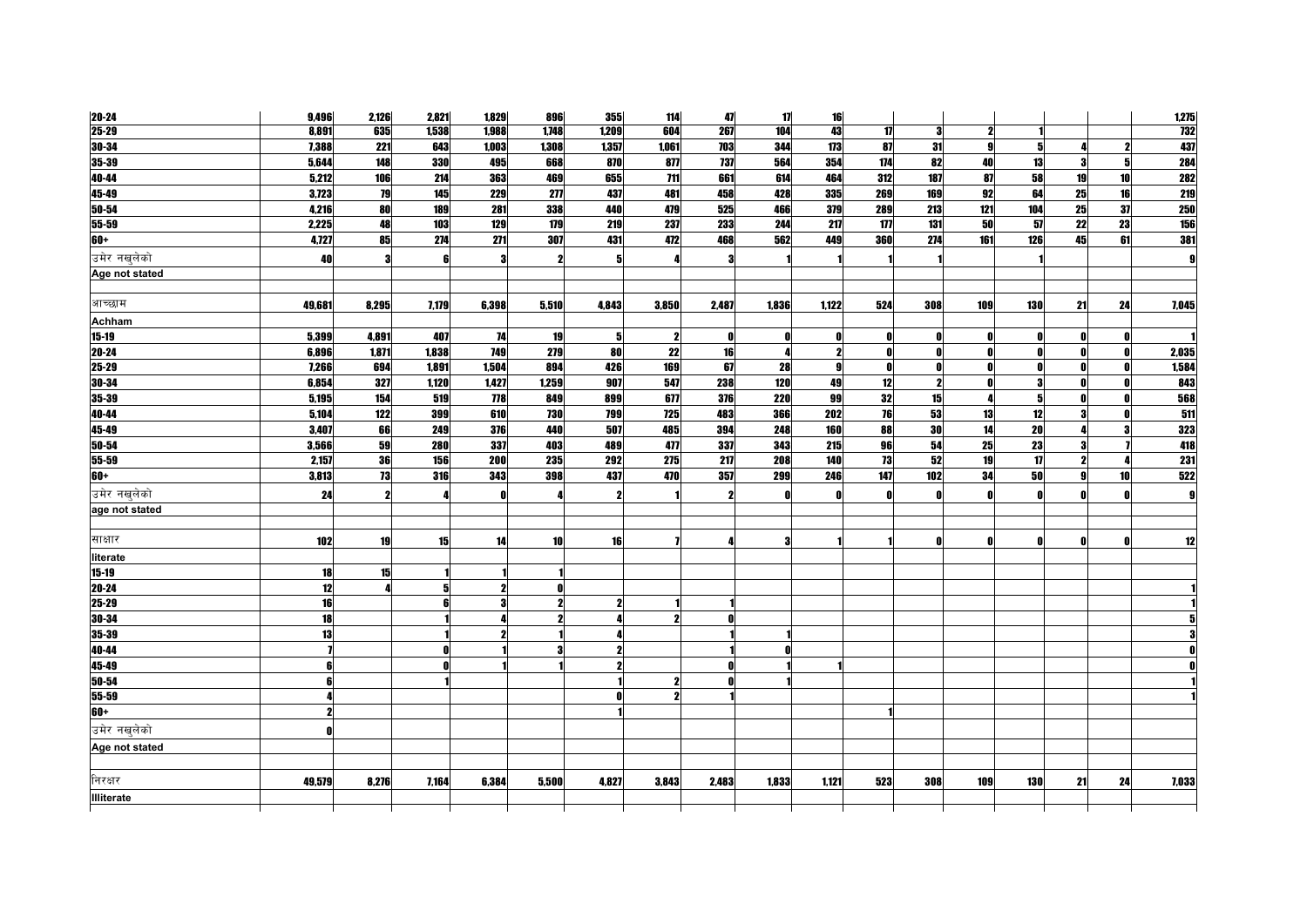| | | | | | | | | | | | | | | | | | |
|---|---|---|---|---|---|---|---|---|---|---|---|---|---|---|---|---|---|
| 20-24 | 9,496 | 2,126 | 2,821 | 1,829 | 896 | 355 | 114 | 47 | 17 | 16 | | | | | | | 1,275 |
| 25-29 | 8,891 | 635 | 1,538 | 1,988 | 1,748 | 1,209 | 604 | 267 | 104 | 43 | 17 | 3 | 2 | 1 | | | 732 |
| 30-34 | 7,388 | 221 | 643 | 1,003 | 1,308 | 1,357 | 1,061 | 703 | 344 | 173 | 87 | 31 | 9 | 5 | 4 | 2 | 437 |
| 35-39 | 5,644 | 148 | 330 | 495 | 668 | 870 | 877 | 737 | 564 | 354 | 174 | 82 | 40 | 13 | 3 | 5 | 284 |
| 40-44 | 5,212 | 106 | 214 | 363 | 469 | 655 | 711 | 661 | 614 | 464 | 312 | 187 | 87 | 58 | 19 | 10 | 282 |
| 45-49 | 3,723 | 79 | 145 | 229 | 277 | 437 | 481 | 458 | 428 | 335 | 269 | 169 | 92 | 64 | 25 | 16 | 219 |
| 50-54 | 4,216 | 80 | 189 | 281 | 338 | 440 | 479 | 525 | 466 | 379 | 289 | 213 | 121 | 104 | 25 | 37 | 250 |
| 55-59 | 2,225 | 48 | 103 | 129 | 179 | 219 | 237 | 233 | 244 | 217 | 177 | 131 | 50 | 57 | 22 | 23 | 156 |
| 60+ | 4,727 | 85 | 274 | 271 | 307 | 431 | 472 | 468 | 562 | 449 | 360 | 274 | 161 | 126 | 45 | 61 | 381 |
| उमेर नखुलेको | 40 | 3 | 6 | 3 | 2 | 5 | 4 | 3 | 1 | 1 | 1 | 1 | | 1 | | | 9 |
| Age not stated | | | | | | | | | | | | | | | | | |
| | | | | | | | | | | | | | | | | | |
| आच्छाम | 49,681 | 8,295 | 7,179 | 6,398 | 5,510 | 4,843 | 3,850 | 2,487 | 1,836 | 1,122 | 524 | 308 | 109 | 130 | 21 | 24 | 7,045 |
| Achham | | | | | | | | | | | | | | | | | |
| 15-19 | 5,399 | 4,891 | 407 | 74 | 19 | 5 | 2 | 0 | 0 | 0 | 0 | 0 | 0 | 0 | 0 | 0 | 1 |
| 20-24 | 6,896 | 1,871 | 1,838 | 749 | 279 | 80 | 22 | 16 | 4 | 2 | 0 | 0 | 0 | 0 | 0 | 0 | 2,035 |
| 25-29 | 7,266 | 694 | 1,891 | 1,504 | 894 | 426 | 169 | 67 | 28 | 9 | 0 | 0 | 0 | 0 | 0 | 0 | 1,584 |
| 30-34 | 6,854 | 327 | 1,120 | 1,427 | 1,259 | 907 | 547 | 238 | 120 | 49 | 12 | 2 | 0 | 3 | 0 | 0 | 843 |
| 35-39 | 5,195 | 154 | 519 | 778 | 849 | 899 | 677 | 376 | 220 | 99 | 32 | 15 | 4 | 5 | 0 | 0 | 568 |
| 40-44 | 5,104 | 122 | 399 | 610 | 730 | 799 | 725 | 483 | 366 | 202 | 76 | 53 | 13 | 12 | 3 | 0 | 511 |
| 45-49 | 3,407 | 66 | 249 | 376 | 440 | 507 | 485 | 394 | 248 | 160 | 88 | 30 | 14 | 20 | 4 | 3 | 323 |
| 50-54 | 3,566 | 59 | 280 | 337 | 403 | 489 | 477 | 337 | 343 | 215 | 96 | 54 | 25 | 23 | 3 | 7 | 418 |
| 55-59 | 2,157 | 36 | 156 | 200 | 235 | 292 | 275 | 217 | 208 | 140 | 73 | 52 | 19 | 17 | 2 | 4 | 231 |
| 60+ | 3,813 | 73 | 316 | 343 | 398 | 437 | 470 | 357 | 299 | 246 | 147 | 102 | 34 | 50 | 9 | 10 | 522 |
| उमेर नखुलेको | 24 | 2 | 4 | 0 | 4 | 2 | 1 | 2 | 0 | 0 | 0 | 0 | 0 | 0 | 0 | 0 | 9 |
| age not stated | | | | | | | | | | | | | | | | | |
| | | | | | | | | | | | | | | | | | |
| साक्षार | 102 | 19 | 15 | 14 | 10 | 16 | 7 | 4 | 3 | 1 | 1 | 0 | 0 | 0 | 0 | 0 | 12 |
| literate | | | | | | | | | | | | | | | | | |
| 15-19 | 18 | 15 | 1 | 1 | 1 | | | | | | | | | | | | |
| 20-24 | 12 | 4 | 5 | 2 | 0 | | | | | | | | | | | | 1 |
| 25-29 | 16 | | 6 | 3 | 2 | 2 | 1 | 1 | | | | | | | | | 1 |
| 30-34 | 18 | | 1 | 4 | 2 | 4 | 2 | 0 | | | | | | | | | 5 |
| 35-39 | 13 | | 1 | 2 | 1 | 4 | | 1 | 1 | | | | | | | | 3 |
| 40-44 | 7 | | 0 | 1 | 3 | 2 | | 1 | 0 | | | | | | | | 0 |
| 45-49 | 6 | | 0 | 1 | 1 | 2 | | 0 | 1 | 1 | | | | | | | 0 |
| 50-54 | 6 | | 1 | | | 1 | 2 | 0 | 1 | | | | | | | | 1 |
| 55-59 | 4 | | | | | 0 | 2 | 1 | | | | | | | | | 1 |
| 60+ | 2 | | | | | 1 | | | | | 1 | | | | | | |
| उमेर नखुलेको | 0 | | | | | | | | | | | | | | | | |
| Age not stated | | | | | | | | | | | | | | | | | |
| | | | | | | | | | | | | | | | | | |
| निरक्षर | 49,579 | 8,276 | 7,164 | 6,384 | 5,500 | 4,827 | 3,843 | 2,483 | 1,833 | 1,121 | 523 | 308 | 109 | 130 | 21 | 24 | 7,033 |
| Illiterate | | | | | | | | | | | | | | | | | |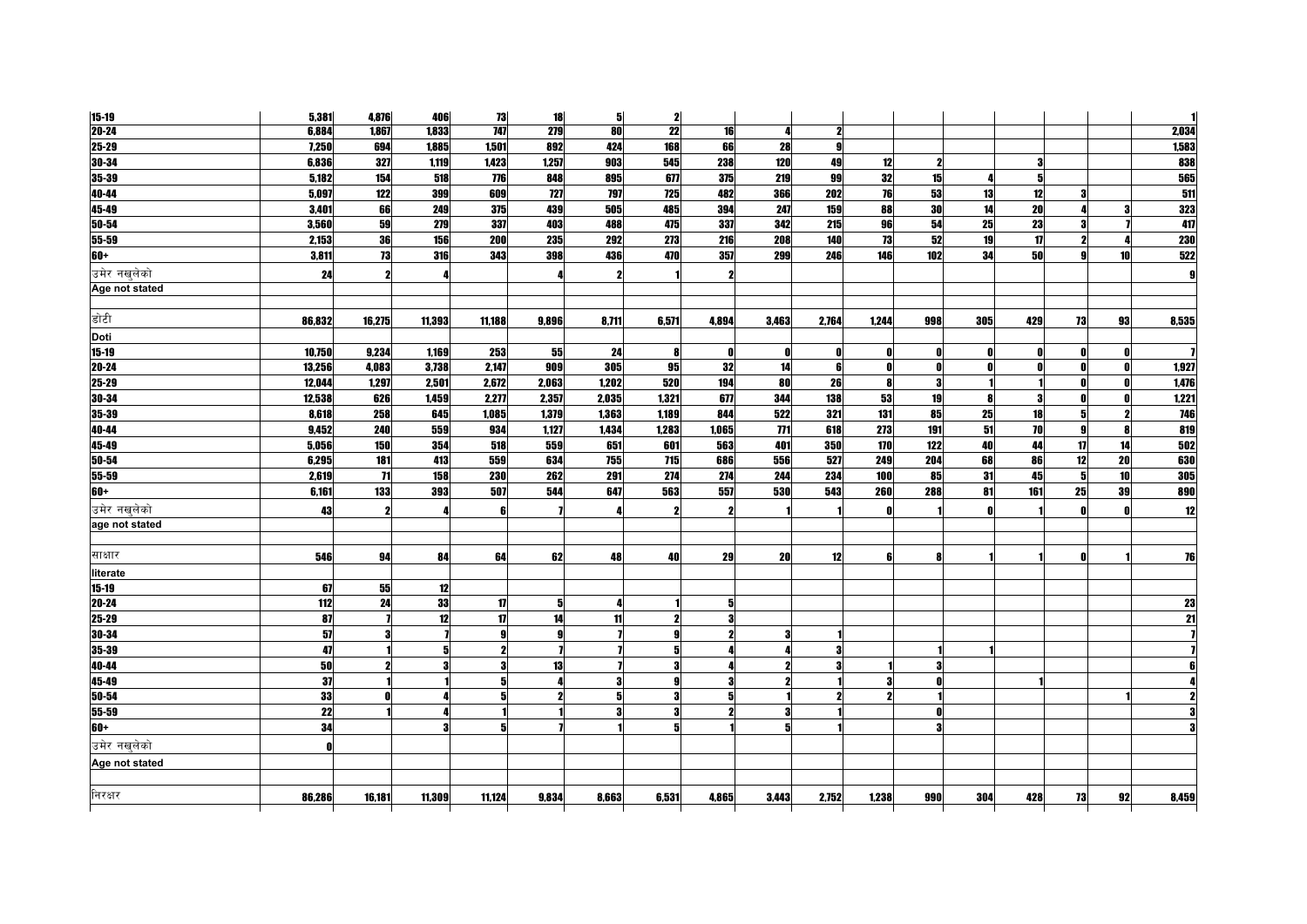| | | | | | | | | | | | | | | | | | |
|---|---|---|---|---|---|---|---|---|---|---|---|---|---|---|---|---|---|
| 15-19 | 5,381 | 4,876 | 406 | 73 | 18 | 5 | 2 | | | | | | | | | | 1 |
| 20-24 | 6,884 | 1,867 | 1,833 | 747 | 279 | 80 | 22 | 16 | 4 | 2 | | | | | | | 2,034 |
| 25-29 | 7,250 | 694 | 1,885 | 1,501 | 892 | 424 | 168 | 66 | 28 | 9 | | | | | | | 1,583 |
| 30-34 | 6,836 | 327 | 1,119 | 1,423 | 1,257 | 903 | 545 | 238 | 120 | 49 | 12 | 2 | | 3 | | | 838 |
| 35-39 | 5,182 | 154 | 518 | 776 | 848 | 895 | 677 | 375 | 219 | 99 | 32 | 15 | 4 | 5 | | | 565 |
| 40-44 | 5,097 | 122 | 399 | 609 | 727 | 797 | 725 | 482 | 366 | 202 | 76 | 53 | 13 | 12 | 3 | | 511 |
| 45-49 | 3,401 | 66 | 249 | 375 | 439 | 505 | 485 | 394 | 247 | 159 | 88 | 30 | 14 | 20 | 4 | 3 | 323 |
| 50-54 | 3,560 | 59 | 279 | 337 | 403 | 488 | 475 | 337 | 342 | 215 | 96 | 54 | 25 | 23 | 3 | 7 | 417 |
| 55-59 | 2,153 | 36 | 156 | 200 | 235 | 292 | 273 | 216 | 208 | 140 | 73 | 52 | 19 | 17 | 2 | 4 | 230 |
| 60+ | 3,811 | 73 | 316 | 343 | 398 | 436 | 470 | 357 | 299 | 246 | 146 | 102 | 34 | 50 | 9 | 10 | 522 |
| उमेर नखुलेको | 24 | 2 | 4 | | 4 | 2 | 1 | 2 | | | | | | | | | 9 |
| Age not stated | | | | | | | | | | | | | | | | | |
| | | | | | | | | | | | | | | | | | |
| डोटी | 86,832 | 16,275 | 11,393 | 11,188 | 9,896 | 8,711 | 6,571 | 4,894 | 3,463 | 2,764 | 1,244 | 998 | 305 | 429 | 73 | 93 | 8,535 |
| Doti | | | | | | | | | | | | | | | | | |
| 15-19 | 10,750 | 9,234 | 1,169 | 253 | 55 | 24 | 8 | 0 | 0 | 0 | 0 | 0 | 0 | 0 | 0 | 0 | 7 |
| 20-24 | 13,256 | 4,083 | 3,738 | 2,147 | 909 | 305 | 95 | 32 | 14 | 6 | 0 | 0 | 0 | 0 | 0 | 0 | 1,927 |
| 25-29 | 12,044 | 1,297 | 2,501 | 2,672 | 2,063 | 1,202 | 520 | 194 | 80 | 26 | 8 | 3 | 1 | 1 | 0 | 0 | 1,476 |
| 30-34 | 12,538 | 626 | 1,459 | 2,277 | 2,357 | 2,035 | 1,321 | 677 | 344 | 138 | 53 | 19 | 8 | 3 | 0 | 0 | 1,221 |
| 35-39 | 8,618 | 258 | 645 | 1,085 | 1,379 | 1,363 | 1,189 | 844 | 522 | 321 | 131 | 85 | 25 | 18 | 5 | 2 | 746 |
| 40-44 | 9,452 | 240 | 559 | 934 | 1,127 | 1,434 | 1,283 | 1,065 | 771 | 618 | 273 | 191 | 51 | 70 | 9 | 8 | 819 |
| 45-49 | 5,056 | 150 | 354 | 518 | 559 | 651 | 601 | 563 | 401 | 350 | 170 | 122 | 40 | 44 | 17 | 14 | 502 |
| 50-54 | 6,295 | 181 | 413 | 559 | 634 | 755 | 715 | 686 | 556 | 527 | 249 | 204 | 68 | 86 | 12 | 20 | 630 |
| 55-59 | 2,619 | 71 | 158 | 230 | 262 | 291 | 274 | 274 | 244 | 234 | 100 | 85 | 31 | 45 | 5 | 10 | 305 |
| 60+ | 6,161 | 133 | 393 | 507 | 544 | 647 | 563 | 557 | 530 | 543 | 260 | 288 | 81 | 161 | 25 | 39 | 890 |
| उमेर नखुलेको | 43 | 2 | 4 | 6 | 7 | 4 | 2 | 2 | 1 | 1 | 0 | 1 | 0 | 1 | 0 | 0 | 12 |
| age not stated | | | | | | | | | | | | | | | | | |
| | | | | | | | | | | | | | | | | | |
| साक्षार | 546 | 94 | 84 | 64 | 62 | 48 | 40 | 29 | 20 | 12 | 6 | 8 | 1 | 1 | 0 | 1 | 76 |
| literate | | | | | | | | | | | | | | | | | |
| 15-19 | 67 | 55 | 12 | | | | | | | | | | | | | | |
| 20-24 | 112 | 24 | 33 | 17 | 5 | 4 | 1 | 5 | | | | | | | | | 23 |
| 25-29 | 87 | 7 | 12 | 17 | 14 | 11 | 2 | 3 | | | | | | | | | 21 |
| 30-34 | 57 | 3 | 7 | 9 | 9 | 7 | 9 | 2 | 3 | 1 | | | | | | | 7 |
| 35-39 | 47 | 1 | 5 | 2 | 7 | 7 | 5 | 4 | 4 | 3 | | 1 | 1 | | | | 7 |
| 40-44 | 50 | 2 | 3 | 3 | 13 | 7 | 3 | 4 | 2 | 3 | 1 | 3 | | | | | 6 |
| 45-49 | 37 | 1 | 1 | 5 | 4 | 3 | 9 | 3 | 2 | 1 | 3 | 0 | | 1 | | | 4 |
| 50-54 | 33 | 0 | 4 | 5 | 2 | 5 | 3 | 5 | 1 | 2 | 2 | 1 | | | | 1 | 2 |
| 55-59 | 22 | 1 | 4 | 1 | 1 | 3 | 3 | 2 | 3 | 1 | | 0 | | | | | 3 |
| 60+ | 34 | | 3 | 5 | 7 | 1 | 5 | 1 | 5 | 1 | | 3 | | | | | 3 |
| उमेर नखुलेको | 0 | | | | | | | | | | | | | | | | |
| Age not stated | | | | | | | | | | | | | | | | | |
| | | | | | | | | | | | | | | | | | |
| निरक्षर | 86,286 | 16,181 | 11,309 | 11,124 | 9,834 | 8,663 | 6,531 | 4,865 | 3,443 | 2,752 | 1,238 | 990 | 304 | 428 | 73 | 92 | 8,459 |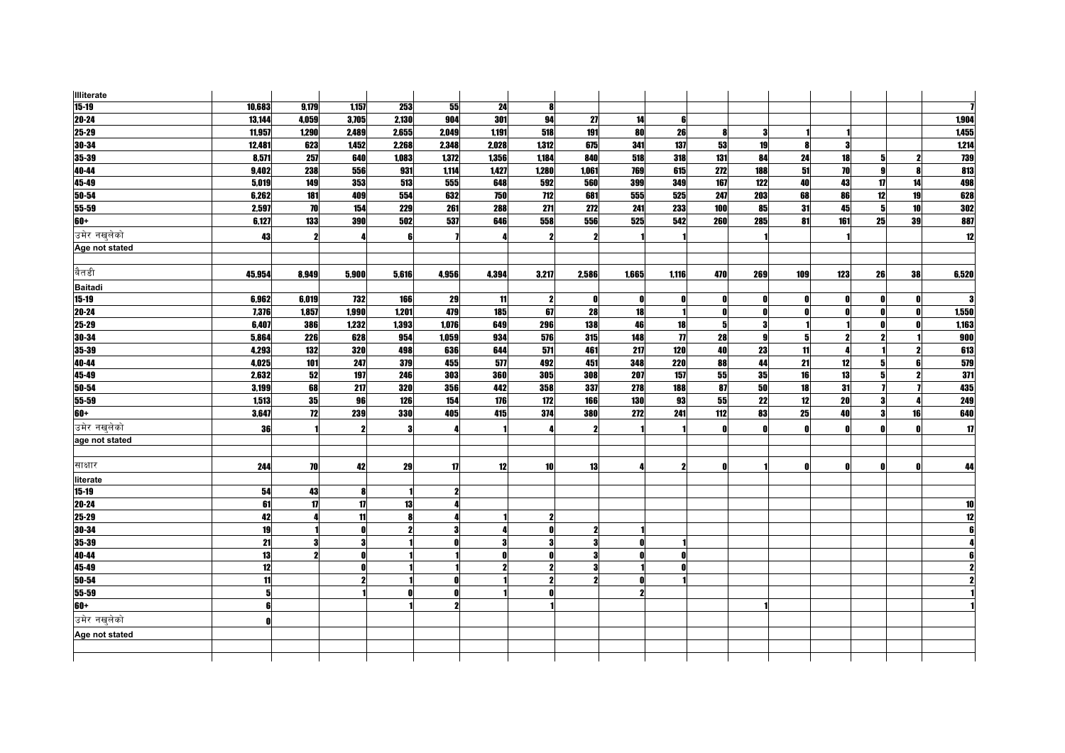| | | | | | | | | | | | | | | | | |
|---|---|---|---|---|---|---|---|---|---|---|---|---|---|---|---|---|
| **Illiterate** | | | | | | | | | | | | | | | | | |
| 15-19 | 10,683 | 9,179 | 1,157 | 253 | 55 | 24 | 8 | | | | | | | | | | 7 |
| 20-24 | 13,144 | 4,059 | 3,705 | 2,130 | 904 | 301 | 94 | 27 | 14 | 6 | | | | | | | 1,904 |
| 25-29 | 11,957 | 1,290 | 2,489 | 2,655 | 2,049 | 1,191 | 518 | 191 | 80 | 26 | 8 | 3 | 1 | 1 | | | 1,455 |
| 30-34 | 12,481 | 623 | 1,452 | 2,268 | 2,348 | 2,028 | 1,312 | 675 | 341 | 137 | 53 | 19 | 8 | 3 | | | 1,214 |
| 35-39 | 8,571 | 257 | 640 | 1,083 | 1,372 | 1,356 | 1,184 | 840 | 518 | 318 | 131 | 84 | 24 | 18 | 5 | 2 | 739 |
| 40-44 | 9,402 | 238 | 556 | 931 | 1,114 | 1,427 | 1,280 | 1,061 | 769 | 615 | 272 | 188 | 51 | 70 | 9 | 8 | 813 |
| 45-49 | 5,019 | 149 | 353 | 513 | 555 | 648 | 592 | 560 | 399 | 349 | 167 | 122 | 40 | 43 | 17 | 14 | 498 |
| 50-54 | 6,262 | 181 | 409 | 554 | 632 | 750 | 712 | 681 | 555 | 525 | 247 | 203 | 68 | 86 | 12 | 19 | 628 |
| 55-59 | 2,597 | 70 | 154 | 229 | 261 | 288 | 271 | 272 | 241 | 233 | 100 | 85 | 31 | 45 | 5 | 10 | 302 |
| 60+ | 6,127 | 133 | 390 | 502 | 537 | 646 | 558 | 556 | 525 | 542 | 260 | 285 | 81 | 161 | 25 | 39 | 887 |
| उमेर नखुलेको | 43 | 2 | 4 | 6 | 7 | 4 | 2 | 2 | 1 | 1 | | 1 | | 1 | | | 12 |
| **Age not stated** | | | | | | | | | | | | | | | | | |
| | | | | | | | | | | | | | | | | | |
| बैतडी | 45,954 | 8,949 | 5,900 | 5,616 | 4,956 | 4,394 | 3,217 | 2,586 | 1,665 | 1,116 | 470 | 269 | 109 | 123 | 26 | 38 | 6,520 |
| **Baitadi** | | | | | | | | | | | | | | | | | |
| 15-19 | 6,962 | 6,019 | 732 | 166 | 29 | 11 | 2 | 0 | 0 | 0 | 0 | 0 | 0 | 0 | 0 | 0 | 3 |
| 20-24 | 7,376 | 1,857 | 1,990 | 1,201 | 479 | 185 | 67 | 28 | 18 | 1 | 0 | 0 | 0 | 0 | 0 | 0 | 1,550 |
| 25-29 | 6,407 | 386 | 1,232 | 1,393 | 1,076 | 649 | 296 | 138 | 46 | 18 | 5 | 3 | 1 | 1 | 0 | 0 | 1,163 |
| 30-34 | 5,864 | 226 | 628 | 954 | 1,059 | 934 | 576 | 315 | 148 | 77 | 28 | 9 | 5 | 2 | 2 | 1 | 900 |
| 35-39 | 4,293 | 132 | 320 | 498 | 636 | 644 | 571 | 461 | 217 | 120 | 40 | 23 | 11 | 4 | 1 | 2 | 613 |
| 40-44 | 4,025 | 101 | 247 | 379 | 455 | 577 | 492 | 451 | 348 | 220 | 88 | 44 | 21 | 12 | 5 | 6 | 579 |
| 45-49 | 2,632 | 52 | 197 | 246 | 303 | 360 | 305 | 308 | 207 | 157 | 55 | 35 | 16 | 13 | 5 | 2 | 371 |
| 50-54 | 3,199 | 68 | 217 | 320 | 356 | 442 | 358 | 337 | 278 | 188 | 87 | 50 | 18 | 31 | 7 | 7 | 435 |
| 55-59 | 1,513 | 35 | 96 | 126 | 154 | 176 | 172 | 166 | 130 | 93 | 55 | 22 | 12 | 20 | 3 | 4 | 249 |
| 60+ | 3,647 | 72 | 239 | 330 | 405 | 415 | 374 | 380 | 272 | 241 | 112 | 83 | 25 | 40 | 3 | 16 | 640 |
| उमेर नखुलेको | 36 | 1 | 2 | 3 | 4 | 1 | 4 | 2 | 1 | 1 | 0 | 0 | 0 | 0 | 0 | 0 | 17 |
| **age not stated** | | | | | | | | | | | | | | | | | |
| | | | | | | | | | | | | | | | | | |
| साक्षार | 244 | 70 | 42 | 29 | 17 | 12 | 10 | 13 | 4 | 2 | 0 | 1 | 0 | 0 | 0 | 0 | 44 |
| **literate** | | | | | | | | | | | | | | | | | |
| 15-19 | 54 | 43 | 8 | 1 | 2 | | | | | | | | | | | | |
| 20-24 | 61 | 17 | 17 | 13 | 4 | | | | | | | | | | | | 10 |
| 25-29 | 42 | 4 | 11 | 8 | 4 | 1 | 2 | | | | | | | | | | 12 |
| 30-34 | 19 | 1 | 0 | 2 | 3 | 4 | 0 | 2 | 1 | | | | | | | | 6 |
| 35-39 | 21 | 3 | 3 | 1 | 0 | 3 | 3 | 3 | 0 | 1 | | | | | | | 4 |
| 40-44 | 13 | 2 | 0 | 1 | 1 | 0 | 0 | 3 | 0 | 0 | | | | | | | 6 |
| 45-49 | 12 | | 0 | 1 | 1 | 2 | 2 | 3 | 1 | 0 | | | | | | | 2 |
| 50-54 | 11 | | 2 | 1 | 0 | 1 | 2 | 2 | 0 | 1 | | | | | | | 2 |
| 55-59 | 5 | | 1 | 0 | 0 | 1 | 0 | | 2 | | | | | | | | 1 |
| 60+ | 6 | | | 1 | 2 | | 1 | | | | | 1 | | | | | 1 |
| उमेर नखुलेको | 0 | | | | | | | | | | | | | | | | |
| **Age not stated** | | | | | | | | | | | | | | | | | |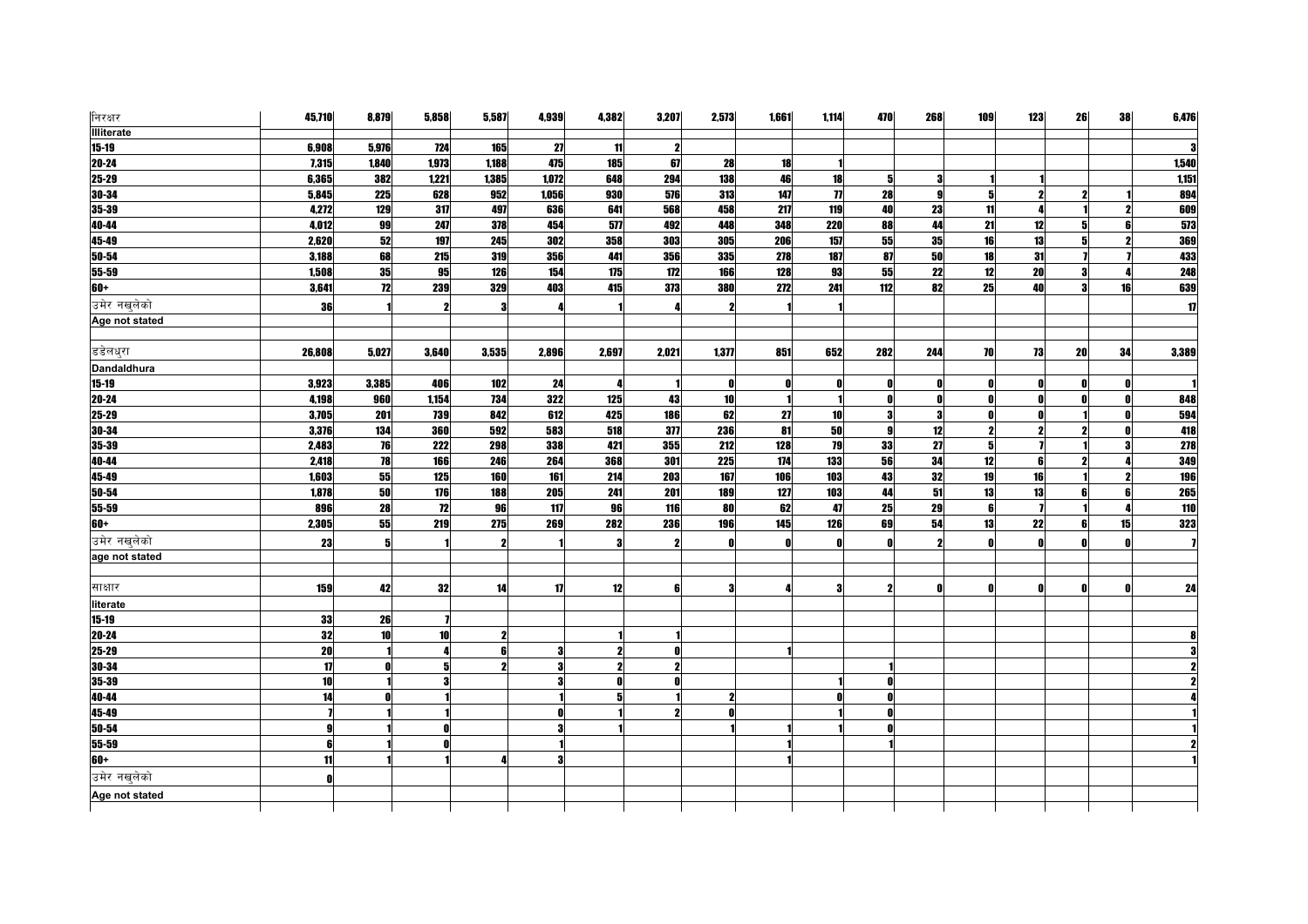| | | | | | | | | | | | | | | | | | |
|---|---|---|---|---|---|---|---|---|---|---|---|---|---|---|---|---|---|
| निरक्षर | 45,710 | 8,879 | 5,858 | 5,587 | 4,939 | 4,382 | 3,207 | 2,573 | 1,661 | 1,114 | 470 | 268 | 109 | 123 | 26 | 38 | 6,476 |
| Illiterate | | | | | | | | | | | | | | | | | |
| 15-19 | 6,908 | 5,976 | 724 | 165 | 27 | 11 | 2 | | | | | | | | | | 3 |
| 20-24 | 7,315 | 1,840 | 1,973 | 1,188 | 475 | 185 | 67 | 28 | 18 | 1 | | | | | | | 1,540 |
| 25-29 | 6,365 | 382 | 1,221 | 1,385 | 1,072 | 648 | 294 | 138 | 46 | 18 | 5 | 3 | 1 | 1 | | | 1,151 |
| 30-34 | 5,845 | 225 | 628 | 952 | 1,056 | 930 | 576 | 313 | 147 | 77 | 28 | 9 | 5 | 2 | 2 | 1 | 894 |
| 35-39 | 4,272 | 129 | 317 | 497 | 636 | 641 | 568 | 458 | 217 | 119 | 40 | 23 | 11 | 4 | 1 | 2 | 609 |
| 40-44 | 4,012 | 99 | 247 | 378 | 454 | 577 | 492 | 448 | 348 | 220 | 88 | 44 | 21 | 12 | 5 | 6 | 573 |
| 45-49 | 2,620 | 52 | 197 | 245 | 302 | 358 | 303 | 305 | 206 | 157 | 55 | 35 | 16 | 13 | 5 | 2 | 369 |
| 50-54 | 3,188 | 68 | 215 | 319 | 356 | 441 | 356 | 335 | 278 | 187 | 87 | 50 | 18 | 31 | 7 | 7 | 433 |
| 55-59 | 1,508 | 35 | 95 | 126 | 154 | 175 | 172 | 166 | 128 | 93 | 55 | 22 | 12 | 20 | 3 | 4 | 248 |
| 60+ | 3,641 | 72 | 239 | 329 | 403 | 415 | 373 | 380 | 272 | 241 | 112 | 82 | 25 | 40 | 3 | 16 | 639 |
| उमेर नखुलेको | 36 | 1 | 2 | 3 | 4 | 1 | 4 | 2 | 1 | 1 | | | | | | | 17 |
| Age not stated | | | | | | | | | | | | | | | | | |
| | | | | | | | | | | | | | | | | | |
| डडेलधुरा | 26,808 | 5,027 | 3,640 | 3,535 | 2,896 | 2,697 | 2,021 | 1,377 | 851 | 652 | 282 | 244 | 70 | 73 | 20 | 34 | 3,389 |
| Dandaldhura | | | | | | | | | | | | | | | | | |
| 15-19 | 3,923 | 3,385 | 406 | 102 | 24 | 4 | 1 | 0 | 0 | 0 | 0 | 0 | 0 | 0 | 0 | 0 | 1 |
| 20-24 | 4,198 | 960 | 1,154 | 734 | 322 | 125 | 43 | 10 | 1 | 1 | 0 | 0 | 0 | 0 | 0 | 0 | 848 |
| 25-29 | 3,705 | 201 | 739 | 842 | 612 | 425 | 186 | 62 | 27 | 10 | 3 | 3 | 0 | 0 | 1 | 0 | 594 |
| 30-34 | 3,376 | 134 | 360 | 592 | 583 | 518 | 377 | 236 | 81 | 50 | 9 | 12 | 2 | 2 | 2 | 0 | 418 |
| 35-39 | 2,483 | 76 | 222 | 298 | 338 | 421 | 355 | 212 | 128 | 79 | 33 | 27 | 5 | 7 | 1 | 3 | 278 |
| 40-44 | 2,418 | 78 | 166 | 246 | 264 | 368 | 301 | 225 | 174 | 133 | 56 | 34 | 12 | 6 | 2 | 4 | 349 |
| 45-49 | 1,603 | 55 | 125 | 160 | 161 | 214 | 203 | 167 | 106 | 103 | 43 | 32 | 19 | 16 | 1 | 2 | 196 |
| 50-54 | 1,878 | 50 | 176 | 188 | 205 | 241 | 201 | 189 | 127 | 103 | 44 | 51 | 13 | 13 | 6 | 6 | 265 |
| 55-59 | 896 | 28 | 72 | 96 | 117 | 96 | 116 | 80 | 62 | 47 | 25 | 29 | 6 | 7 | 1 | 4 | 110 |
| 60+ | 2,305 | 55 | 219 | 275 | 269 | 282 | 236 | 196 | 145 | 126 | 69 | 54 | 13 | 22 | 6 | 15 | 323 |
| उमेर नखुलेको | 23 | 5 | 1 | 2 | 1 | 3 | 2 | 0 | 0 | 0 | 0 | 2 | 0 | 0 | 0 | 0 | 7 |
| age not stated | | | | | | | | | | | | | | | | | |
| | | | | | | | | | | | | | | | | | |
| साक्षार | 159 | 42 | 32 | 14 | 17 | 12 | 6 | 3 | 4 | 3 | 2 | 0 | 0 | 0 | 0 | 0 | 24 |
| literate | | | | | | | | | | | | | | | | | |
| 15-19 | 33 | 26 | 7 | | | | | | | | | | | | | | |
| 20-24 | 32 | 10 | 10 | 2 | | 1 | 1 | | | | | | | | | | 8 |
| 25-29 | 20 | 1 | 4 | 6 | 3 | 2 | 0 | | 1 | | | | | | | | 3 |
| 30-34 | 17 | 0 | 5 | 2 | 3 | 2 | 2 | | | | 1 | | | | | | 2 |
| 35-39 | 10 | 1 | 3 | | 3 | 0 | 0 | | | 1 | 0 | | | | | | 2 |
| 40-44 | 14 | 0 | 1 | | 1 | 5 | 1 | 2 | | 0 | 0 | | | | | | 4 |
| 45-49 | 7 | 1 | 1 | | 0 | 1 | 2 | 0 | | 1 | 0 | | | | | | 1 |
| 50-54 | 9 | 1 | 0 | | 3 | 1 | | 1 | 1 | 1 | 0 | | | | | | 1 |
| 55-59 | 6 | 1 | 0 | | 1 | | | | 1 | | 1 | | | | | | 2 |
| 60+ | 11 | 1 | 1 | 4 | 3 | | | | 1 | | | | | | | | 1 |
| उमेर नखुलेको | 0 | | | | | | | | | | | | | | | | |
| Age not stated | | | | | | | | | | | | | | | | | |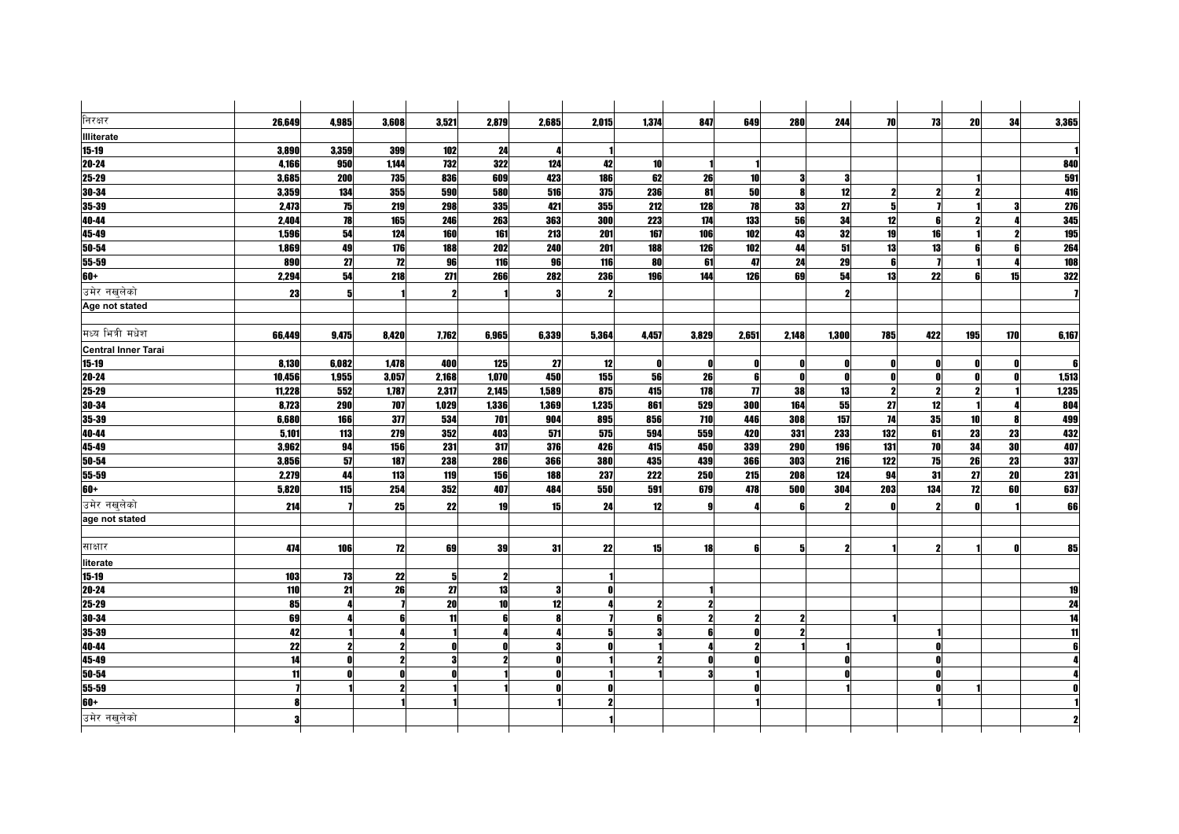| | | | | | | | | | | | | | | | | |
|---|---|---|---|---|---|---|---|---|---|---|---|---|---|---|---|---|
| निरक्षर | 26,649 | 4,985 | 3,608 | 3,521 | 2,879 | 2,685 | 2,015 | 1,374 | 847 | 649 | 280 | 244 | 70 | 73 | 20 | 34 | 3,365 |
| Illiterate | | | | | | | | | | | | | | | | | |
| 15-19 | 3,890 | 3,359 | 399 | 102 | 24 | 4 | 1 | | | | | | | | | | 1 |
| 20-24 | 4,166 | 950 | 1,144 | 732 | 322 | 124 | 42 | 10 | 1 | 1 | | | | | | | 840 |
| 25-29 | 3,685 | 200 | 735 | 836 | 609 | 423 | 186 | 62 | 26 | 10 | 3 | 3 | | | 1 | | 591 |
| 30-34 | 3,359 | 134 | 355 | 590 | 580 | 516 | 375 | 236 | 81 | 50 | 8 | 12 | 2 | 2 | 2 | | 416 |
| 35-39 | 2,473 | 75 | 219 | 298 | 335 | 421 | 355 | 212 | 128 | 78 | 33 | 27 | 5 | 7 | 1 | 3 | 276 |
| 40-44 | 2,404 | 78 | 165 | 246 | 263 | 363 | 300 | 223 | 174 | 133 | 56 | 34 | 12 | 6 | 2 | 4 | 345 |
| 45-49 | 1,596 | 54 | 124 | 160 | 161 | 213 | 201 | 167 | 106 | 102 | 43 | 32 | 19 | 16 | 1 | 2 | 195 |
| 50-54 | 1,869 | 49 | 176 | 188 | 202 | 240 | 201 | 188 | 126 | 102 | 44 | 51 | 13 | 13 | 6 | 6 | 264 |
| 55-59 | 890 | 27 | 72 | 96 | 116 | 96 | 116 | 80 | 61 | 47 | 24 | 29 | 6 | 7 | 1 | 4 | 108 |
| 60+ | 2,294 | 54 | 218 | 271 | 266 | 282 | 236 | 196 | 144 | 126 | 69 | 54 | 13 | 22 | 6 | 15 | 322 |
| उमेर नखुलेको | 23 | 5 | 1 | 2 | 1 | 3 | 2 | | | | | 2 | | | | | 7 |
| Age not stated | | | | | | | | | | | | | | | | | |
| | | | | | | | | | | | | | | | | | |
| मध्य भित्री मधेश | 66,449 | 9,475 | 8,420 | 7,762 | 6,965 | 6,339 | 5,364 | 4,457 | 3,829 | 2,651 | 2,148 | 1,300 | 785 | 422 | 195 | 170 | 6,167 |
| Central Inner Tarai | | | | | | | | | | | | | | | | | |
| 15-19 | 8,130 | 6,082 | 1,478 | 400 | 125 | 27 | 12 | 0 | 0 | 0 | 0 | 0 | 0 | 0 | 0 | 0 | 6 |
| 20-24 | 10,456 | 1,955 | 3,057 | 2,168 | 1,070 | 450 | 155 | 56 | 26 | 6 | 0 | 0 | 0 | 0 | 0 | 0 | 1,513 |
| 25-29 | 11,228 | 552 | 1,787 | 2,317 | 2,145 | 1,589 | 875 | 415 | 178 | 77 | 38 | 13 | 2 | 2 | 2 | 1 | 1,235 |
| 30-34 | 8,723 | 290 | 707 | 1,029 | 1,336 | 1,369 | 1,235 | 861 | 529 | 300 | 164 | 55 | 27 | 12 | 1 | 4 | 804 |
| 35-39 | 6,680 | 166 | 377 | 534 | 701 | 904 | 895 | 856 | 710 | 446 | 308 | 157 | 74 | 35 | 10 | 8 | 499 |
| 40-44 | 5,101 | 113 | 279 | 352 | 403 | 571 | 575 | 594 | 559 | 420 | 331 | 233 | 132 | 61 | 23 | 23 | 432 |
| 45-49 | 3,962 | 94 | 156 | 231 | 317 | 376 | 426 | 415 | 450 | 339 | 290 | 196 | 131 | 70 | 34 | 30 | 407 |
| 50-54 | 3,856 | 57 | 187 | 238 | 286 | 366 | 380 | 435 | 439 | 366 | 303 | 216 | 122 | 75 | 26 | 23 | 337 |
| 55-59 | 2,279 | 44 | 113 | 119 | 156 | 188 | 237 | 222 | 250 | 215 | 208 | 124 | 94 | 31 | 27 | 20 | 231 |
| 60+ | 5,820 | 115 | 254 | 352 | 407 | 484 | 550 | 591 | 679 | 478 | 500 | 304 | 203 | 134 | 72 | 60 | 637 |
| उमेर नखुलेको | 214 | 7 | 25 | 22 | 19 | 15 | 24 | 12 | 9 | 4 | 6 | 2 | 0 | 2 | 0 | 1 | 66 |
| age not stated | | | | | | | | | | | | | | | | | |
| | | | | | | | | | | | | | | | | | |
| साक्षार | 474 | 106 | 72 | 69 | 39 | 31 | 22 | 15 | 18 | 6 | 5 | 2 | 1 | 2 | 1 | 0 | 85 |
| literate | | | | | | | | | | | | | | | | | |
| 15-19 | 103 | 73 | 22 | 5 | 2 | | 1 | | | | | | | | | | |
| 20-24 | 110 | 21 | 26 | 27 | 13 | 3 | 0 | | 1 | | | | | | | | 19 |
| 25-29 | 85 | 4 | 7 | 20 | 10 | 12 | 4 | 2 | 2 | | | | | | | | 24 |
| 30-34 | 69 | 4 | 6 | 11 | 6 | 8 | 7 | 6 | 2 | 2 | 2 | | 1 | | | | 14 |
| 35-39 | 42 | 1 | 4 | 1 | 4 | 4 | 5 | 3 | 6 | 0 | 2 | | | 1 | | | 11 |
| 40-44 | 22 | 2 | 2 | 0 | 0 | 3 | 0 | 1 | 4 | 2 | 1 | 1 | | 0 | | | 6 |
| 45-49 | 14 | 0 | 2 | 3 | 2 | 0 | 1 | 2 | 0 | 0 | | 0 | | 0 | | | 4 |
| 50-54 | 11 | 0 | 0 | 0 | 1 | 0 | 1 | 1 | 3 | 1 | | 0 | | 0 | | | 4 |
| 55-59 | 7 | 1 | 2 | 1 | 1 | 0 | 0 | | | 0 | | 1 | | 0 | 1 | | 0 |
| 60+ | 8 | | 1 | 1 | | 1 | 2 | | | 1 | | | | 1 | | | 1 |
| उमेर नखुलेको | 3 | | | | | | 1 | | | | | | | | | | 2 |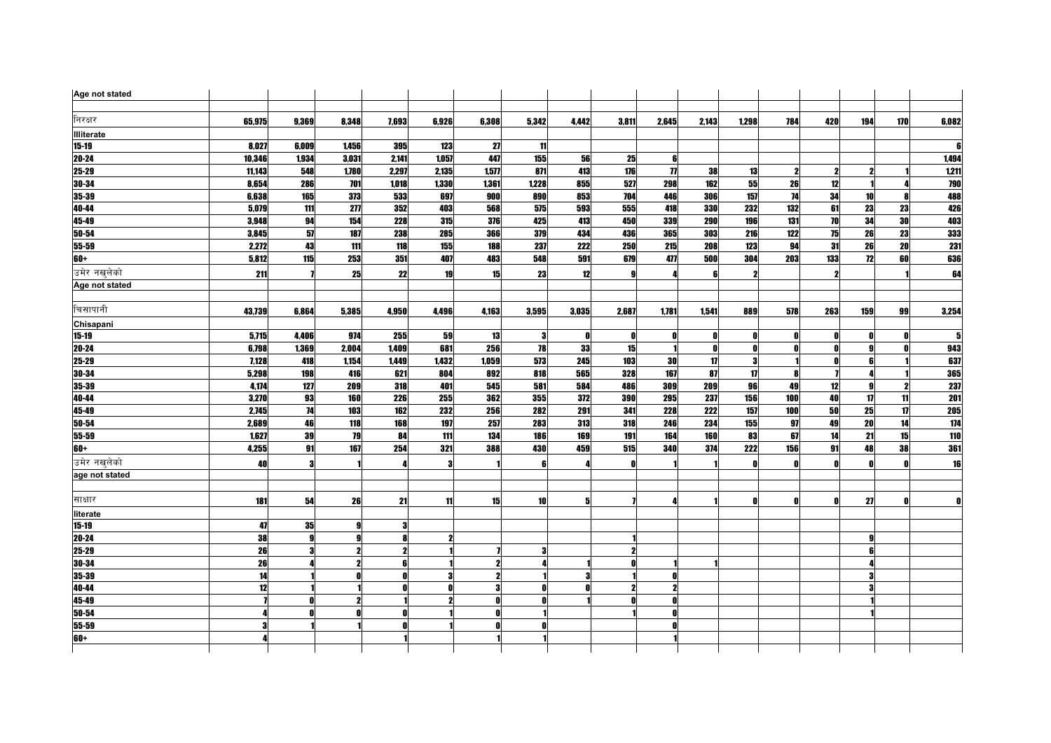| | | | | | | | | | | | | | | | | | |
|---|---|---|---|---|---|---|---|---|---|---|---|---|---|---|---|---|---|
| Age not stated | | | | | | | | | | | | | | | | | |
| निरक्षर | 65,975 | 9,369 | 8,348 | 7,693 | 6,926 | 6,308 | 5,342 | 4,442 | 3,811 | 2,645 | 2,143 | 1,298 | 784 | 420 | 194 | 170 | 6,082 |
| Illiterate | | | | | | | | | | | | | | | | | |
| 15-19 | 8,027 | 6,009 | 1,456 | 395 | 123 | 27 | 11 | | | | | | | | | | 6 |
| 20-24 | 10,346 | 1,934 | 3,031 | 2,141 | 1,057 | 447 | 155 | 56 | 25 | 6 | | | | | | | 1,494 |
| 25-29 | 11,143 | 548 | 1,780 | 2,297 | 2,135 | 1,577 | 871 | 413 | 176 | 77 | 38 | 13 | 2 | 2 | 2 | 1 | 1,211 |
| 30-34 | 8,654 | 286 | 701 | 1,018 | 1,330 | 1,361 | 1,228 | 855 | 527 | 298 | 162 | 55 | 26 | 12 | 1 | 4 | 790 |
| 35-39 | 6,638 | 165 | 373 | 533 | 697 | 900 | 890 | 853 | 704 | 446 | 306 | 157 | 74 | 34 | 10 | 8 | 488 |
| 40-44 | 5,079 | 111 | 277 | 352 | 403 | 568 | 575 | 593 | 555 | 418 | 330 | 232 | 132 | 61 | 23 | 23 | 426 |
| 45-49 | 3,948 | 94 | 154 | 228 | 315 | 376 | 425 | 413 | 450 | 339 | 290 | 196 | 131 | 70 | 34 | 30 | 403 |
| 50-54 | 3,845 | 57 | 187 | 238 | 285 | 366 | 379 | 434 | 436 | 365 | 303 | 216 | 122 | 75 | 26 | 23 | 333 |
| 55-59 | 2,272 | 43 | 111 | 118 | 155 | 188 | 237 | 222 | 250 | 215 | 208 | 123 | 94 | 31 | 26 | 20 | 231 |
| 60+ | 5,812 | 115 | 253 | 351 | 407 | 483 | 548 | 591 | 679 | 477 | 500 | 304 | 203 | 133 | 72 | 60 | 636 |
| उमेर नखुलेको | 211 | 7 | 25 | 22 | 19 | 15 | 23 | 12 | 9 | 4 | 6 | 2 | | 2 | | 1 | 64 |
| Age not stated | | | | | | | | | | | | | | | | | |
| चिसापानी | 43,739 | 6,864 | 5,385 | 4,950 | 4,496 | 4,163 | 3,595 | 3,035 | 2,687 | 1,781 | 1,541 | 889 | 578 | 263 | 159 | 99 | 3,254 |
| Chisapani | | | | | | | | | | | | | | | | | |
| 15-19 | 5,715 | 4,406 | 974 | 255 | 59 | 13 | 3 | 0 | 0 | 0 | 0 | 0 | 0 | 0 | 0 | 0 | 5 |
| 20-24 | 6,798 | 1,369 | 2,004 | 1,409 | 681 | 256 | 78 | 33 | 15 | 1 | 0 | 0 | 0 | 0 | 9 | 0 | 943 |
| 25-29 | 7,128 | 418 | 1,154 | 1,449 | 1,432 | 1,059 | 573 | 245 | 103 | 30 | 17 | 3 | 1 | 0 | 6 | 1 | 637 |
| 30-34 | 5,298 | 198 | 416 | 621 | 804 | 892 | 818 | 565 | 328 | 167 | 87 | 17 | 8 | 7 | 4 | 1 | 365 |
| 35-39 | 4,174 | 127 | 209 | 318 | 401 | 545 | 581 | 584 | 486 | 309 | 209 | 96 | 49 | 12 | 9 | 2 | 237 |
| 40-44 | 3,270 | 93 | 160 | 226 | 255 | 362 | 355 | 372 | 390 | 295 | 237 | 156 | 100 | 40 | 17 | 11 | 201 |
| 45-49 | 2,745 | 74 | 103 | 162 | 232 | 256 | 282 | 291 | 341 | 228 | 222 | 157 | 100 | 50 | 25 | 17 | 205 |
| 50-54 | 2,689 | 46 | 118 | 168 | 197 | 257 | 283 | 313 | 318 | 246 | 234 | 155 | 97 | 49 | 20 | 14 | 174 |
| 55-59 | 1,627 | 39 | 79 | 84 | 111 | 134 | 186 | 169 | 191 | 164 | 160 | 83 | 67 | 14 | 21 | 15 | 110 |
| 60+ | 4,255 | 91 | 167 | 254 | 321 | 388 | 430 | 459 | 515 | 340 | 374 | 222 | 156 | 91 | 48 | 38 | 361 |
| उमेर नखुलेको | 40 | 3 | 1 | 4 | 3 | 1 | 6 | 4 | 0 | 1 | 1 | 0 | 0 | 0 | 0 | 0 | 16 |
| age not stated | | | | | | | | | | | | | | | | | |
| साक्षार | 181 | 54 | 26 | 21 | 11 | 15 | 10 | 5 | 7 | 4 | 1 | 0 | 0 | 0 | 27 | 0 | 0 |
| literate | | | | | | | | | | | | | | | | | |
| 15-19 | 47 | 35 | 9 | 3 | | | | | | | | | | | | | |
| 20-24 | 38 | 9 | 9 | 8 | 2 | | | | 1 | | | | | | 9 | | |
| 25-29 | 26 | 3 | 2 | 2 | 1 | 7 | 3 | | 2 | | | | | | 6 | | |
| 30-34 | 26 | 4 | 2 | 6 | 1 | 2 | 4 | 1 | 0 | 1 | 1 | | | | 4 | | |
| 35-39 | 14 | 1 | 0 | 0 | 3 | 2 | 1 | 3 | 1 | 0 | | | | | 3 | | |
| 40-44 | 12 | 1 | 1 | 0 | 0 | 3 | 0 | 0 | 2 | 2 | | | | | 3 | | |
| 45-49 | 7 | 0 | 2 | 1 | 2 | 0 | 0 | 1 | 0 | 0 | | | | | 1 | | |
| 50-54 | 4 | 0 | 0 | 0 | 1 | 0 | 1 | | 1 | 0 | | | | | 1 | | |
| 55-59 | 3 | 1 | 1 | 0 | 1 | 0 | 0 | | | 0 | | | | | | | |
| 60+ | 4 | | | 1 | | 1 | 1 | | | 1 | | | | | | | |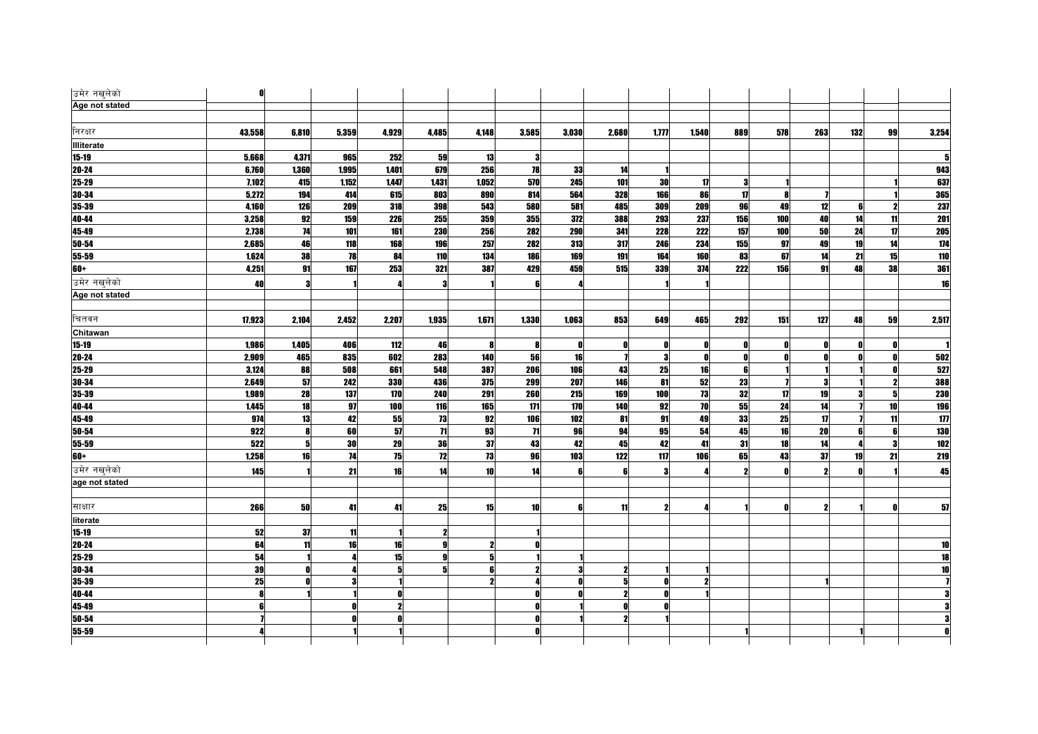| | | | | | | | | | | | | | | | | | |
|---|---|---|---|---|---|---|---|---|---|---|---|---|---|---|---|---|---|
| उमेर नखुलेको | 0 | | | | | | | | | | | | | | | | |
| Age not stated | | | | | | | | | | | | | | | | | |
| | | | | | | | | | | | | | | | | | |
| निरक्षर | 43,558 | 6,810 | 5,359 | 4,929 | 4,485 | 4,148 | 3,585 | 3,030 | 2,680 | 1,777 | 1,540 | 889 | 578 | 263 | 132 | 99 | 3,254 |
| Illiterate | | | | | | | | | | | | | | | | | |
| 15-19 | 5,668 | 4,371 | 965 | 252 | 59 | 13 | 3 | | | | | | | | | | 5 |
| 20-24 | 6,760 | 1,360 | 1,995 | 1,401 | 679 | 256 | 78 | 33 | 14 | 1 | | | | | | | 943 |
| 25-29 | 7,102 | 415 | 1,152 | 1,447 | 1,431 | 1,052 | 570 | 245 | 101 | 30 | 17 | 3 | 1 | | | 1 | 637 |
| 30-34 | 5,272 | 194 | 414 | 615 | 803 | 890 | 814 | 564 | 328 | 166 | 86 | 17 | 8 | 7 | | 1 | 365 |
| 35-39 | 4,160 | 126 | 209 | 318 | 398 | 543 | 580 | 581 | 485 | 309 | 209 | 96 | 49 | 12 | 6 | 2 | 237 |
| 40-44 | 3,258 | 92 | 159 | 226 | 255 | 359 | 355 | 372 | 388 | 293 | 237 | 156 | 100 | 40 | 14 | 11 | 201 |
| 45-49 | 2,738 | 74 | 101 | 161 | 230 | 256 | 282 | 290 | 341 | 228 | 222 | 157 | 100 | 50 | 24 | 17 | 205 |
| 50-54 | 2,685 | 46 | 118 | 168 | 196 | 257 | 282 | 313 | 317 | 246 | 234 | 155 | 97 | 49 | 19 | 14 | 174 |
| 55-59 | 1,624 | 38 | 78 | 84 | 110 | 134 | 186 | 169 | 191 | 164 | 160 | 83 | 67 | 14 | 21 | 15 | 110 |
| 60+ | 4,251 | 91 | 167 | 253 | 321 | 387 | 429 | 459 | 515 | 339 | 374 | 222 | 156 | 91 | 48 | 38 | 361 |
| उमेर नखुलेको | 40 | 3 | 1 | 4 | 3 | 1 | 6 | 4 | | 1 | 1 | | | | | | 16 |
| Age not stated | | | | | | | | | | | | | | | | | |
| | | | | | | | | | | | | | | | | | |
| चितवन | 17,923 | 2,104 | 2,452 | 2,207 | 1,935 | 1,671 | 1,330 | 1,063 | 853 | 649 | 465 | 292 | 151 | 127 | 48 | 59 | 2,517 |
| Chitawan | | | | | | | | | | | | | | | | | |
| 15-19 | 1,986 | 1,405 | 406 | 112 | 46 | 8 | 8 | 0 | 0 | 0 | 0 | 0 | 0 | 0 | 0 | 0 | 1 |
| 20-24 | 2,909 | 465 | 835 | 602 | 283 | 140 | 56 | 16 | 7 | 3 | 0 | 0 | 0 | 0 | 0 | 0 | 502 |
| 25-29 | 3,124 | 88 | 508 | 661 | 548 | 387 | 206 | 106 | 43 | 25 | 16 | 6 | 1 | 1 | 1 | 0 | 527 |
| 30-34 | 2,649 | 57 | 242 | 330 | 436 | 375 | 299 | 207 | 146 | 81 | 52 | 23 | 7 | 3 | 1 | 2 | 388 |
| 35-39 | 1,989 | 28 | 137 | 170 | 240 | 291 | 260 | 215 | 169 | 100 | 73 | 32 | 17 | 19 | 3 | 5 | 230 |
| 40-44 | 1,445 | 18 | 97 | 100 | 116 | 165 | 171 | 170 | 140 | 92 | 70 | 55 | 24 | 14 | 7 | 10 | 196 |
| 45-49 | 974 | 13 | 42 | 55 | 73 | 92 | 106 | 102 | 81 | 91 | 49 | 33 | 25 | 17 | 7 | 11 | 177 |
| 50-54 | 922 | 8 | 60 | 57 | 71 | 93 | 71 | 96 | 94 | 95 | 54 | 45 | 16 | 20 | 6 | 6 | 130 |
| 55-59 | 522 | 5 | 30 | 29 | 36 | 37 | 43 | 42 | 45 | 42 | 41 | 31 | 18 | 14 | 4 | 3 | 102 |
| 60+ | 1,258 | 16 | 74 | 75 | 72 | 73 | 96 | 103 | 122 | 117 | 106 | 65 | 43 | 37 | 19 | 21 | 219 |
| उमेर नखुलेको | 145 | 1 | 21 | 16 | 14 | 10 | 14 | 6 | 6 | 3 | 4 | 2 | 0 | 2 | 0 | 1 | 45 |
| age not stated | | | | | | | | | | | | | | | | | |
| | | | | | | | | | | | | | | | | | |
| साक्षार | 266 | 50 | 41 | 41 | 25 | 15 | 10 | 6 | 11 | 2 | 4 | 1 | 0 | 2 | 1 | 0 | 57 |
| literate | | | | | | | | | | | | | | | | | |
| 15-19 | 52 | 37 | 11 | 1 | 2 | | 1 | | | | | | | | | | |
| 20-24 | 64 | 11 | 16 | 16 | 9 | 2 | 0 | | | | | | | | | | 10 |
| 25-29 | 54 | 1 | 4 | 15 | 9 | 5 | 1 | 1 | | | | | | | | | 18 |
| 30-34 | 39 | 0 | 4 | 5 | 5 | 6 | 2 | 3 | 2 | 1 | 1 | | | | | | 10 |
| 35-39 | 25 | 0 | 3 | 1 | | 2 | 4 | 0 | 5 | 0 | 2 | | | 1 | | | 7 |
| 40-44 | 8 | 1 | 1 | 0 | | | 0 | 0 | 2 | 0 | 1 | | | | | | 3 |
| 45-49 | 6 | | 0 | 2 | | | 0 | 1 | 0 | 0 | | | | | | | 3 |
| 50-54 | 7 | | 0 | 0 | | | 0 | 1 | 2 | 1 | | | | | | | 3 |
| 55-59 | 4 | | 1 | 1 | | | 0 | | | | | 1 | | | 1 | | 0 |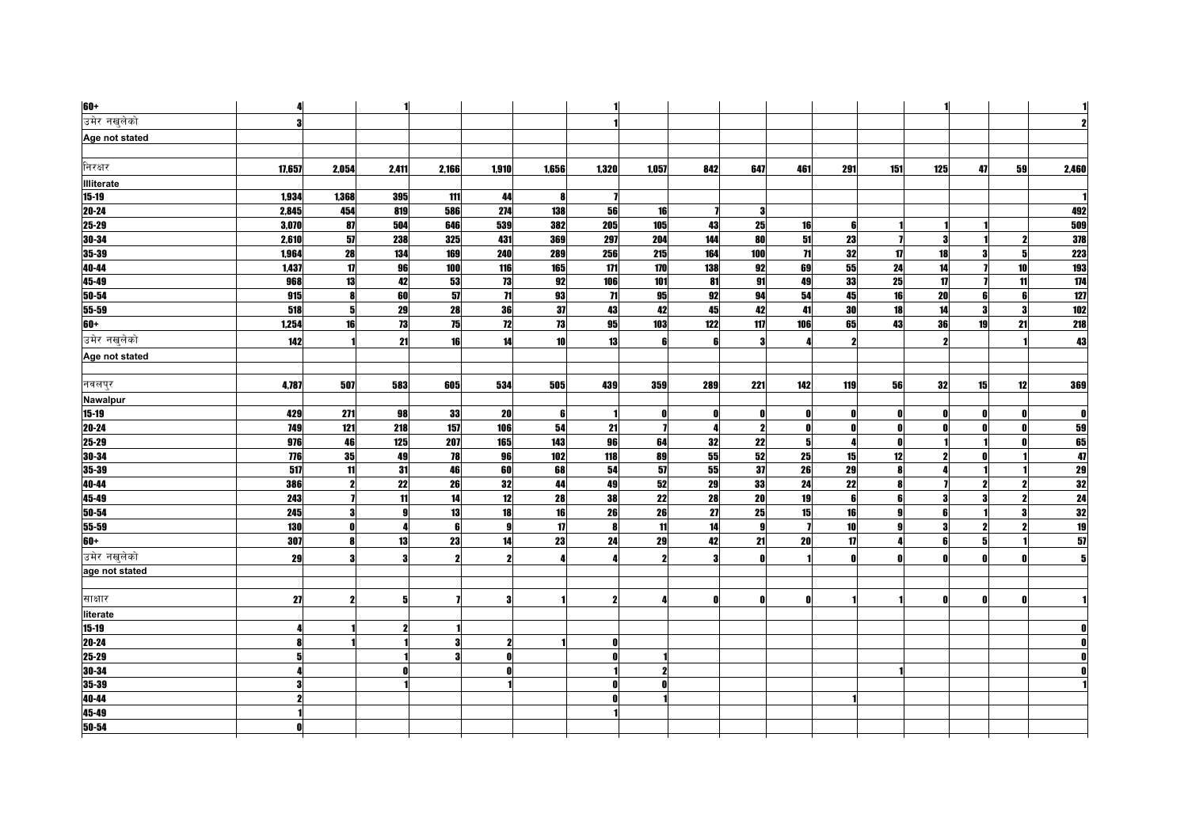| | | | | | | | | | | | | | | | | | |
|---|---|---|---|---|---|---|---|---|---|---|---|---|---|---|---|---|---|
| 60+ | 4 | | 1 | | | | 1 | | | | | | | 1 | | | 1 |
| उमेर नखुलेको | 3 | | | | | | 1 | | | | | | | | | | 2 |
| Age not stated | | | | | | | | | | | | | | | | | |
| | | | | | | | | | | | | | | | | | |
| निरक्षर | 17,657 | 2,054 | 2,411 | 2,166 | 1,910 | 1,656 | 1,320 | 1,057 | 842 | 647 | 461 | 291 | 151 | 125 | 47 | 59 | 2,460 |
| Illiterate | | | | | | | | | | | | | | | | | |
| 15-19 | 1,934 | 1,368 | 395 | 111 | 44 | 8 | 7 | | | | | | | | | | 1 |
| 20-24 | 2,845 | 454 | 819 | 586 | 274 | 138 | 56 | 16 | 7 | 3 | | | | | | | 492 |
| 25-29 | 3,070 | 87 | 504 | 646 | 539 | 382 | 205 | 105 | 43 | 25 | 16 | 6 | 1 | 1 | 1 | | 509 |
| 30-34 | 2,610 | 57 | 238 | 325 | 431 | 369 | 297 | 204 | 144 | 80 | 51 | 23 | 7 | 3 | 1 | 2 | 378 |
| 35-39 | 1,964 | 28 | 134 | 169 | 240 | 289 | 256 | 215 | 164 | 100 | 71 | 32 | 17 | 18 | 3 | 5 | 223 |
| 40-44 | 1,437 | 17 | 96 | 100 | 116 | 165 | 171 | 170 | 138 | 92 | 69 | 55 | 24 | 14 | 7 | 10 | 193 |
| 45-49 | 968 | 13 | 42 | 53 | 73 | 92 | 106 | 101 | 81 | 91 | 49 | 33 | 25 | 17 | 7 | 11 | 174 |
| 50-54 | 915 | 8 | 60 | 57 | 71 | 93 | 71 | 95 | 92 | 94 | 54 | 45 | 16 | 20 | 6 | 6 | 127 |
| 55-59 | 518 | 5 | 29 | 28 | 36 | 37 | 43 | 42 | 45 | 42 | 41 | 30 | 18 | 14 | 3 | 3 | 102 |
| 60+ | 1,254 | 16 | 73 | 75 | 72 | 73 | 95 | 103 | 122 | 117 | 106 | 65 | 43 | 36 | 19 | 21 | 218 |
| उमेर नखुलेको | 142 | 1 | 21 | 16 | 14 | 10 | 13 | 6 | 6 | 3 | 4 | 2 | | 2 | | 1 | 43 |
| Age not stated | | | | | | | | | | | | | | | | | |
| | | | | | | | | | | | | | | | | | |
| नवलपुर | 4,787 | 507 | 583 | 605 | 534 | 505 | 439 | 359 | 289 | 221 | 142 | 119 | 56 | 32 | 15 | 12 | 369 |
| Nawalpur | | | | | | | | | | | | | | | | | |
| 15-19 | 429 | 271 | 98 | 33 | 20 | 6 | 1 | 0 | 0 | 0 | 0 | 0 | 0 | 0 | 0 | 0 | 0 |
| 20-24 | 749 | 121 | 218 | 157 | 106 | 54 | 21 | 7 | 4 | 2 | 0 | 0 | 0 | 0 | 0 | 0 | 59 |
| 25-29 | 976 | 46 | 125 | 207 | 165 | 143 | 96 | 64 | 32 | 22 | 5 | 4 | 0 | 1 | 1 | 0 | 65 |
| 30-34 | 776 | 35 | 49 | 78 | 96 | 102 | 118 | 89 | 55 | 52 | 25 | 15 | 12 | 2 | 0 | 1 | 47 |
| 35-39 | 517 | 11 | 31 | 46 | 60 | 68 | 54 | 57 | 55 | 37 | 26 | 29 | 8 | 4 | 1 | 1 | 29 |
| 40-44 | 386 | 2 | 22 | 26 | 32 | 44 | 49 | 52 | 29 | 33 | 24 | 22 | 8 | 7 | 2 | 2 | 32 |
| 45-49 | 243 | 7 | 11 | 14 | 12 | 28 | 38 | 22 | 28 | 20 | 19 | 6 | 6 | 3 | 3 | 2 | 24 |
| 50-54 | 245 | 3 | 9 | 13 | 18 | 16 | 26 | 26 | 27 | 25 | 15 | 16 | 9 | 6 | 1 | 3 | 32 |
| 55-59 | 130 | 0 | 4 | 6 | 9 | 17 | 8 | 11 | 14 | 9 | 7 | 10 | 9 | 3 | 2 | 2 | 19 |
| 60+ | 307 | 8 | 13 | 23 | 14 | 23 | 24 | 29 | 42 | 21 | 20 | 17 | 4 | 6 | 5 | 1 | 57 |
| उमेर नखुलेको | 29 | 3 | 3 | 2 | 2 | 4 | 4 | 2 | 3 | 0 | 1 | 0 | 0 | 0 | 0 | 0 | 5 |
| age not stated | | | | | | | | | | | | | | | | | |
| | | | | | | | | | | | | | | | | | |
| साक्षार | 27 | 2 | 5 | 7 | 3 | 1 | 2 | 4 | 0 | 0 | 0 | 1 | 1 | 0 | 0 | 0 | 1 |
| literate | | | | | | | | | | | | | | | | | |
| 15-19 | 4 | 1 | 2 | 1 | | | | | | | | | | | | | 0 |
| 20-24 | 8 | 1 | 1 | 3 | 2 | 1 | 0 | | | | | | | | | | 0 |
| 25-29 | 5 | | 1 | 3 | 0 | | 0 | 1 | | | | | | | | | 0 |
| 30-34 | 4 | | 0 | | 0 | | 1 | 2 | | | | | 1 | | | | 0 |
| 35-39 | 3 | | 1 | | 1 | | 0 | 0 | | | | | | | | | 1 |
| 40-44 | 2 | | | | | | 0 | 1 | | | | 1 | | | | | |
| 45-49 | 1 | | | | | | 1 | | | | | | | | | | |
| 50-54 | 0 | | | | | | | | | | | | | | | | |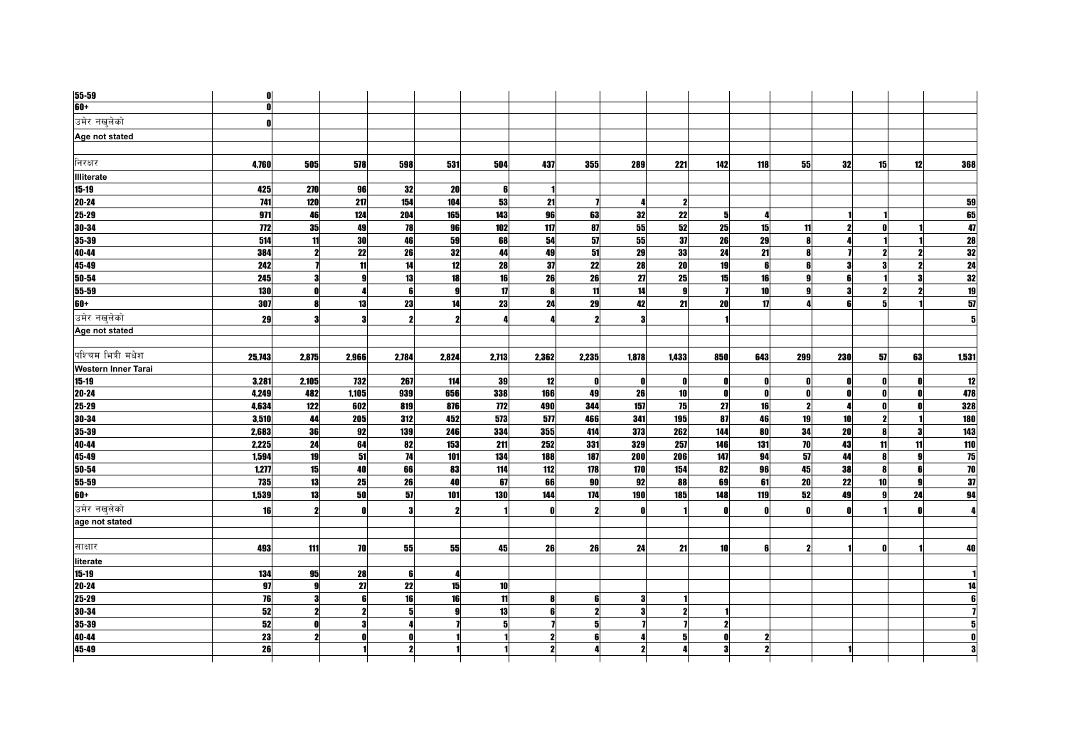| | | | | | | | | | | | | | | | | |
|---|---|---|---|---|---|---|---|---|---|---|---|---|---|---|---|---|
| **55-59** | **0** | | | | | | | | | | | | | | | |
| **60+** | **0** | | | | | | | | | | | | | | | |
| उमेर नखुलेको | **0** | | | | | | | | | | | | | | | |
| **Age not stated** | | | | | | | | | | | | | | | | |
| | | | | | | | | | | | | | | | | |
| निरक्षर | **4,760** | **505** | **578** | **598** | **531** | **504** | **437** | **355** | **289** | **221** | **142** | **118** | **55** | **32** | **15** | **12** | **368** |
| **Illiterate** | | | | | | | | | | | | | | | | |
| **15-19** | **425** | **270** | **96** | **32** | **20** | **6** | **1** | | | | | | | | | | |
| **20-24** | **741** | **120** | **217** | **154** | **104** | **53** | **21** | **7** | **4** | **2** | | | | | | | **59** |
| **25-29** | **971** | **46** | **124** | **204** | **165** | **143** | **96** | **63** | **32** | **22** | **5** | **4** | | **1** | **1** | | **65** |
| **30-34** | **772** | **35** | **49** | **78** | **96** | **102** | **117** | **87** | **55** | **52** | **25** | **15** | **11** | **2** | **0** | **1** | **47** |
| **35-39** | **514** | **11** | **30** | **46** | **59** | **68** | **54** | **57** | **55** | **37** | **26** | **29** | **8** | **4** | **1** | **1** | **28** |
| **40-44** | **384** | **2** | **22** | **26** | **32** | **44** | **49** | **51** | **29** | **33** | **24** | **21** | **8** | **7** | **2** | **2** | **32** |
| **45-49** | **242** | **7** | **11** | **14** | **12** | **28** | **37** | **22** | **28** | **20** | **19** | **6** | **6** | **3** | **3** | **2** | **24** |
| **50-54** | **245** | **3** | **9** | **13** | **18** | **16** | **26** | **26** | **27** | **25** | **15** | **16** | **9** | **6** | **1** | **3** | **32** |
| **55-59** | **130** | **0** | **4** | **6** | **9** | **17** | **8** | **11** | **14** | **9** | **7** | **10** | **9** | **3** | **2** | **2** | **19** |
| **60+** | **307** | **8** | **13** | **23** | **14** | **23** | **24** | **29** | **42** | **21** | **20** | **17** | **4** | **6** | **5** | **1** | **57** |
| उमेर नखुलेको | **29** | **3** | **3** | **2** | **2** | **4** | **4** | **2** | **3** | | **1** | | | | | | **5** |
| **Age not stated** | | | | | | | | | | | | | | | | |
| | | | | | | | | | | | | | | | | |
| पश्चिम भित्री मधेश | **25,743** | **2,875** | **2,966** | **2,784** | **2,824** | **2,713** | **2,362** | **2,235** | **1,878** | **1,433** | **850** | **643** | **299** | **230** | **57** | **63** | **1,531** |
| **Western Inner Tarai** | | | | | | | | | | | | | | | | |
| **15-19** | **3,281** | **2,105** | **732** | **267** | **114** | **39** | **12** | **0** | **0** | **0** | **0** | **0** | **0** | **0** | **0** | **0** | **12** |
| **20-24** | **4,249** | **482** | **1,105** | **939** | **656** | **338** | **166** | **49** | **26** | **10** | **0** | **0** | **0** | **0** | **0** | **0** | **478** |
| **25-29** | **4,634** | **122** | **602** | **819** | **876** | **772** | **490** | **344** | **157** | **75** | **27** | **16** | **2** | **4** | **0** | **0** | **328** |
| **30-34** | **3,510** | **44** | **205** | **312** | **452** | **573** | **577** | **466** | **341** | **195** | **87** | **46** | **19** | **10** | **2** | **1** | **180** |
| **35-39** | **2,683** | **36** | **92** | **139** | **246** | **334** | **355** | **414** | **373** | **262** | **144** | **80** | **34** | **20** | **8** | **3** | **143** |
| **40-44** | **2,225** | **24** | **64** | **82** | **153** | **211** | **252** | **331** | **329** | **257** | **146** | **131** | **70** | **43** | **11** | **11** | **110** |
| **45-49** | **1,594** | **19** | **51** | **74** | **101** | **134** | **188** | **187** | **200** | **206** | **147** | **94** | **57** | **44** | **8** | **9** | **75** |
| **50-54** | **1,277** | **15** | **40** | **66** | **83** | **114** | **112** | **178** | **170** | **154** | **82** | **96** | **45** | **38** | **8** | **6** | **70** |
| **55-59** | **735** | **13** | **25** | **26** | **40** | **67** | **66** | **90** | **92** | **88** | **69** | **61** | **20** | **22** | **10** | **9** | **37** |
| **60+** | **1,539** | **13** | **50** | **57** | **101** | **130** | **144** | **174** | **190** | **185** | **148** | **119** | **52** | **49** | **9** | **24** | **94** |
| उमेर नखुलेको | **16** | **2** | **0** | **3** | **2** | **1** | **0** | **2** | **0** | **1** | **0** | **0** | **0** | **0** | **1** | **0** | **4** |
| **age not stated** | | | | | | | | | | | | | | | | |
| | | | | | | | | | | | | | | | | |
| साक्षार | **493** | **111** | **70** | **55** | **55** | **45** | **26** | **26** | **24** | **21** | **10** | **6** | **2** | **1** | **0** | **1** | **40** |
| **literate** | | | | | | | | | | | | | | | | |
| **15-19** | **134** | **95** | **28** | **6** | **4** | | | | | | | | | | | | **1** |
| **20-24** | **97** | **9** | **27** | **22** | **15** | **10** | | | | | | | | | | | **14** |
| **25-29** | **76** | **3** | **6** | **16** | **16** | **11** | **8** | **6** | **3** | **1** | | | | | | | **6** |
| **30-34** | **52** | **2** | **2** | **5** | **9** | **13** | **6** | **2** | **3** | **2** | **1** | | | | | | **7** |
| **35-39** | **52** | **0** | **3** | **4** | **7** | **5** | **7** | **5** | **7** | **7** | **2** | | | | | | **5** |
| **40-44** | **23** | **2** | **0** | **0** | **1** | **1** | **2** | **6** | **4** | **5** | **0** | **2** | | | | | **0** |
| **45-49** | **26** | | **1** | **2** | **1** | **1** | **2** | **4** | **2** | **4** | **3** | **2** | | **1** | | | **3** |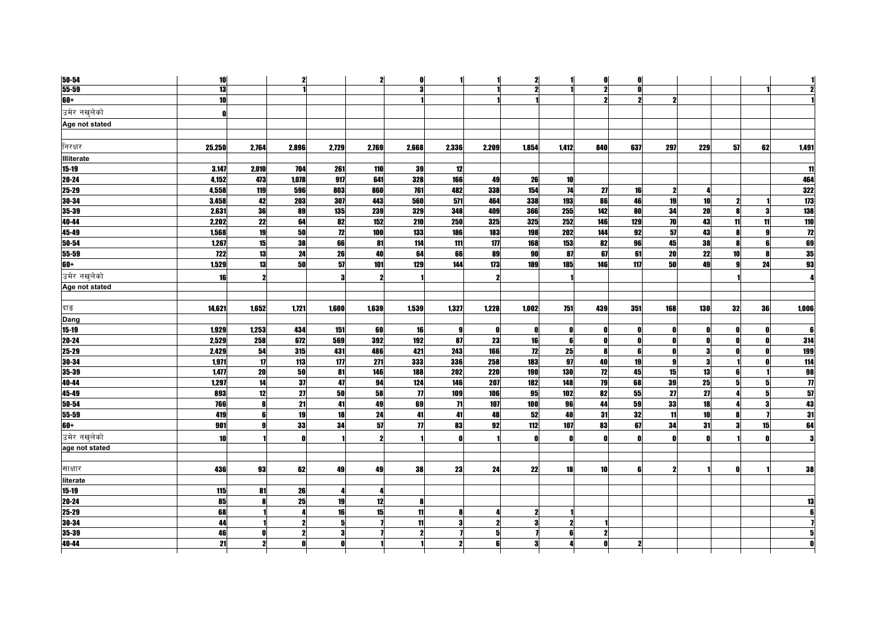| | | | | | | | | | | | | | | | | | |
|---|---|---|---|---|---|---|---|---|---|---|---|---|---|---|---|---|---|
| 50-54 | 10 | | 2 | | 2 | 0 | 1 | 1 | 2 | 1 | 0 | 0 | | | | | 1 |
| 55-59 | 13 | | 1 | | | 3 | | 1 | 2 | 1 | 2 | 0 | | | | 1 | 2 |
| 60+ | 10 | | | | | 1 | | 1 | 1 | | 2 | 2 | 2 | | | | 1 |
| उमेर नखुलेको | 0 | | | | | | | | | | | | | | | | |
| Age not stated | | | | | | | | | | | | | | | | | |
| | | | | | | | | | | | | | | | | | |
| निरक्षर | 25,250 | 2,764 | 2,896 | 2,729 | 2,769 | 2,668 | 2,336 | 2,209 | 1,854 | 1,412 | 840 | 637 | 297 | 229 | 57 | 62 | 1,491 |
| Illiterate | | | | | | | | | | | | | | | | | |
| 15-19 | 3,147 | 2,010 | 704 | 261 | 110 | 39 | 12 | | | | | | | | | | 11 |
| 20-24 | 4,152 | 473 | 1,078 | 917 | 641 | 328 | 166 | 49 | 26 | 10 | | | | | | | 464 |
| 25-29 | 4,558 | 119 | 596 | 803 | 860 | 761 | 482 | 338 | 154 | 74 | 27 | 16 | 2 | 4 | | | 322 |
| 30-34 | 3,458 | 42 | 203 | 307 | 443 | 560 | 571 | 464 | 338 | 193 | 86 | 46 | 19 | 10 | 2 | 1 | 173 |
| 35-39 | 2,631 | 36 | 89 | 135 | 239 | 329 | 348 | 409 | 366 | 255 | 142 | 80 | 34 | 20 | 8 | 3 | 138 |
| 40-44 | 2,202 | 22 | 64 | 82 | 152 | 210 | 250 | 325 | 325 | 252 | 146 | 129 | 70 | 43 | 11 | 11 | 110 |
| 45-49 | 1,568 | 19 | 50 | 72 | 100 | 133 | 186 | 183 | 198 | 202 | 144 | 92 | 57 | 43 | 8 | 9 | 72 |
| 50-54 | 1,267 | 15 | 38 | 66 | 81 | 114 | 111 | 177 | 168 | 153 | 82 | 96 | 45 | 38 | 8 | 6 | 69 |
| 55-59 | 722 | 13 | 24 | 26 | 40 | 64 | 66 | 89 | 90 | 87 | 67 | 61 | 20 | 22 | 10 | 8 | 35 |
| 60+ | 1,529 | 13 | 50 | 57 | 101 | 129 | 144 | 173 | 189 | 185 | 146 | 117 | 50 | 49 | 9 | 24 | 93 |
| उमेर नखुलेको | 16 | 2 | | 3 | 2 | 1 | | 2 | | 1 | | | | | 1 | | 4 |
| Age not stated | | | | | | | | | | | | | | | | | |
| | | | | | | | | | | | | | | | | | |
| दाङ | 14,621 | 1,652 | 1,721 | 1,600 | 1,639 | 1,539 | 1,327 | 1,228 | 1,002 | 751 | 439 | 351 | 168 | 130 | 32 | 36 | 1,006 |
| Dang | | | | | | | | | | | | | | | | | |
| 15-19 | 1,929 | 1,253 | 434 | 151 | 60 | 16 | 9 | 0 | 0 | 0 | 0 | 0 | 0 | 0 | 0 | 0 | 6 |
| 20-24 | 2,529 | 258 | 672 | 569 | 392 | 192 | 87 | 23 | 16 | 6 | 0 | 0 | 0 | 0 | 0 | 0 | 314 |
| 25-29 | 2,429 | 54 | 315 | 431 | 486 | 421 | 243 | 166 | 72 | 25 | 8 | 6 | 0 | 3 | 0 | 0 | 199 |
| 30-34 | 1,971 | 17 | 113 | 177 | 271 | 333 | 336 | 258 | 183 | 97 | 40 | 19 | 9 | 3 | 1 | 0 | 114 |
| 35-39 | 1,477 | 20 | 50 | 81 | 146 | 188 | 202 | 220 | 190 | 130 | 72 | 45 | 15 | 13 | 6 | 1 | 98 |
| 40-44 | 1,297 | 14 | 37 | 47 | 94 | 124 | 146 | 207 | 182 | 148 | 79 | 68 | 39 | 25 | 5 | 5 | 77 |
| 45-49 | 893 | 12 | 27 | 50 | 58 | 77 | 109 | 106 | 95 | 102 | 82 | 55 | 27 | 27 | 4 | 5 | 57 |
| 50-54 | 766 | 8 | 21 | 41 | 49 | 69 | 71 | 107 | 100 | 96 | 44 | 59 | 33 | 18 | 4 | 3 | 43 |
| 55-59 | 419 | 6 | 19 | 18 | 24 | 41 | 41 | 48 | 52 | 40 | 31 | 32 | 11 | 10 | 8 | 7 | 31 |
| 60+ | 901 | 9 | 33 | 34 | 57 | 77 | 83 | 92 | 112 | 107 | 83 | 67 | 34 | 31 | 3 | 15 | 64 |
| उमेर नखुलेको | 10 | 1 | 0 | 1 | 2 | 1 | 0 | 1 | 0 | 0 | 0 | 0 | 0 | 0 | 1 | 0 | 3 |
| age not stated | | | | | | | | | | | | | | | | | |
| | | | | | | | | | | | | | | | | | |
| साक्षार | 436 | 93 | 62 | 49 | 49 | 38 | 23 | 24 | 22 | 18 | 10 | 6 | 2 | 1 | 0 | 1 | 38 |
| literate | | | | | | | | | | | | | | | | | |
| 15-19 | 115 | 81 | 26 | 4 | 4 | | | | | | | | | | | | |
| 20-24 | 85 | 8 | 25 | 19 | 12 | 8 | | | | | | | | | | | 13 |
| 25-29 | 68 | 1 | 4 | 16 | 15 | 11 | 8 | 4 | 2 | 1 | | | | | | | 6 |
| 30-34 | 44 | 1 | 2 | 5 | 7 | 11 | 3 | 2 | 3 | 2 | 1 | | | | | | 7 |
| 35-39 | 46 | 0 | 2 | 3 | 7 | 2 | 7 | 5 | 7 | 6 | 2 | | | | | | 5 |
| 40-44 | 21 | 2 | 0 | 0 | 1 | 1 | 2 | 6 | 3 | 4 | 0 | 2 | | | | | 0 |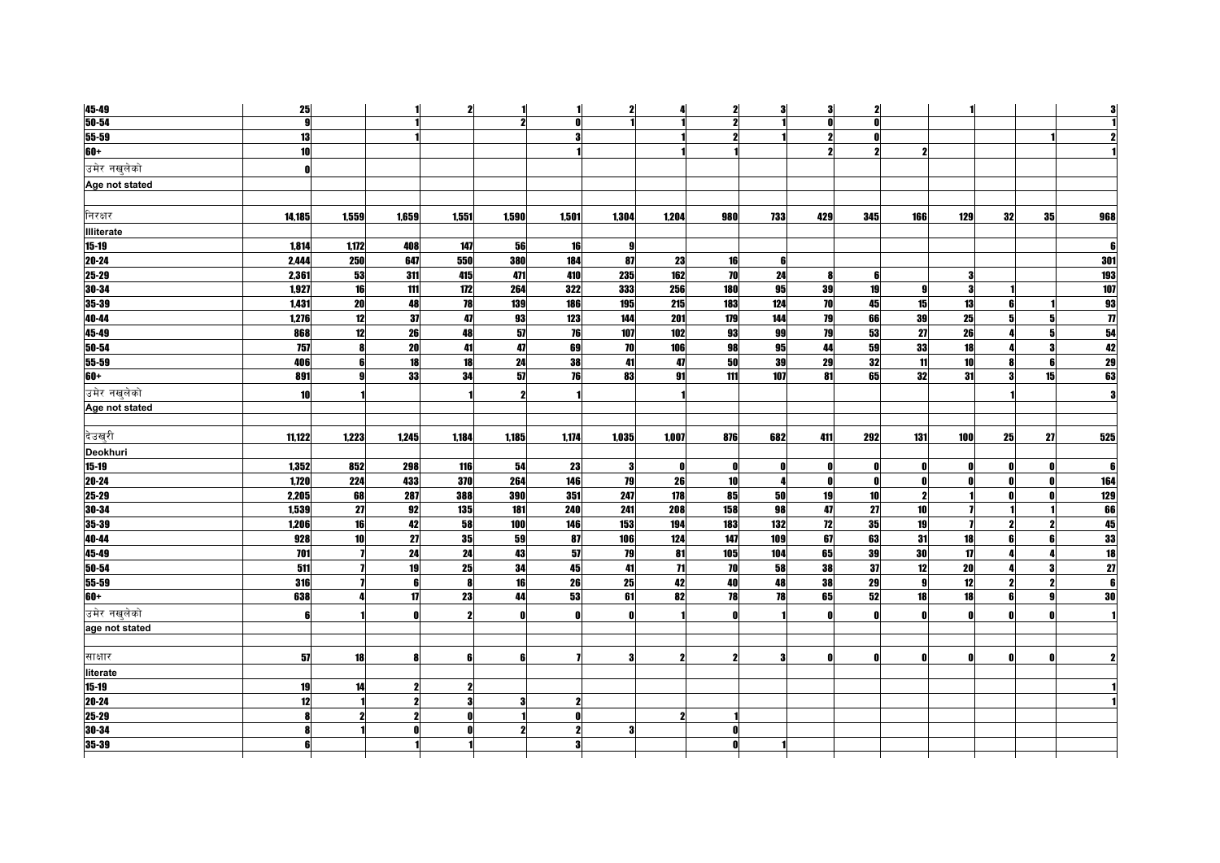| | | | | | | | | | | | | | | | | | |
|---|---|---|---|---|---|---|---|---|---|---|---|---|---|---|---|---|---|
| 45-49 | 25 | | 1 | 2 | 1 | 1 | 2 | 4 | 2 | 3 | 3 | 2 | | 1 | | | 3 |
| 50-54 | 9 | | 1 | | 2 | 0 | 1 | 1 | 2 | 1 | 0 | 0 | | | | | 1 |
| 55-59 | 13 | | 1 | | | 3 | | 1 | 2 | 1 | 2 | 0 | | | | 1 | 2 |
| 60+ | 10 | | | | | 1 | | 1 | 1 | | 2 | 2 | 2 | | | | 1 |
| उमेर नखुलेको | 0 | | | | | | | | | | | | | | | | |
| Age not stated | | | | | | | | | | | | | | | | | |
| | | | | | | | | | | | | | | | | | |
| निरक्षर | 14,185 | 1,559 | 1,659 | 1,551 | 1,590 | 1,501 | 1,304 | 1,204 | 980 | 733 | 429 | 345 | 166 | 129 | 32 | 35 | 968 |
| Illiterate | | | | | | | | | | | | | | | | | |
| 15-19 | 1,814 | 1,172 | 408 | 147 | 56 | 16 | 9 | | | | | | | | | | 6 |
| 20-24 | 2,444 | 250 | 647 | 550 | 380 | 184 | 87 | 23 | 16 | 6 | | | | | | | 301 |
| 25-29 | 2,361 | 53 | 311 | 415 | 471 | 410 | 235 | 162 | 70 | 24 | 8 | 6 | | 3 | | | 193 |
| 30-34 | 1,927 | 16 | 111 | 172 | 264 | 322 | 333 | 256 | 180 | 95 | 39 | 19 | 9 | 3 | 1 | | 107 |
| 35-39 | 1,431 | 20 | 48 | 78 | 139 | 186 | 195 | 215 | 183 | 124 | 70 | 45 | 15 | 13 | 6 | 1 | 93 |
| 40-44 | 1,276 | 12 | 37 | 47 | 93 | 123 | 144 | 201 | 179 | 144 | 79 | 66 | 39 | 25 | 5 | 5 | 77 |
| 45-49 | 868 | 12 | 26 | 48 | 57 | 76 | 107 | 102 | 93 | 99 | 79 | 53 | 27 | 26 | 4 | 5 | 54 |
| 50-54 | 757 | 8 | 20 | 41 | 47 | 69 | 70 | 106 | 98 | 95 | 44 | 59 | 33 | 18 | 4 | 3 | 42 |
| 55-59 | 406 | 6 | 18 | 18 | 24 | 38 | 41 | 47 | 50 | 39 | 29 | 32 | 11 | 10 | 8 | 6 | 29 |
| 60+ | 891 | 9 | 33 | 34 | 57 | 76 | 83 | 91 | 111 | 107 | 81 | 65 | 32 | 31 | 3 | 15 | 63 |
| उमेर नखुलेको | 10 | 1 | | 1 | 2 | 1 | | 1 | | | | | | | 1 | | 3 |
| Age not stated | | | | | | | | | | | | | | | | | |
| | | | | | | | | | | | | | | | | | |
| देउखुरी | 11,122 | 1,223 | 1,245 | 1,184 | 1,185 | 1,174 | 1,035 | 1,007 | 876 | 682 | 411 | 292 | 131 | 100 | 25 | 27 | 525 |
| Deokhuri | | | | | | | | | | | | | | | | | |
| 15-19 | 1,352 | 852 | 298 | 116 | 54 | 23 | 3 | 0 | 0 | 0 | 0 | 0 | 0 | 0 | 0 | 0 | 6 |
| 20-24 | 1,720 | 224 | 433 | 370 | 264 | 146 | 79 | 26 | 10 | 4 | 0 | 0 | 0 | 0 | 0 | 0 | 164 |
| 25-29 | 2,205 | 68 | 287 | 388 | 390 | 351 | 247 | 178 | 85 | 50 | 19 | 10 | 2 | 1 | 0 | 0 | 129 |
| 30-34 | 1,539 | 27 | 92 | 135 | 181 | 240 | 241 | 208 | 158 | 98 | 47 | 27 | 10 | 7 | 1 | 1 | 66 |
| 35-39 | 1,206 | 16 | 42 | 58 | 100 | 146 | 153 | 194 | 183 | 132 | 72 | 35 | 19 | 7 | 2 | 2 | 45 |
| 40-44 | 928 | 10 | 27 | 35 | 59 | 87 | 106 | 124 | 147 | 109 | 67 | 63 | 31 | 18 | 6 | 6 | 33 |
| 45-49 | 701 | 7 | 24 | 24 | 43 | 57 | 79 | 81 | 105 | 104 | 65 | 39 | 30 | 17 | 4 | 4 | 18 |
| 50-54 | 511 | 7 | 19 | 25 | 34 | 45 | 41 | 71 | 70 | 58 | 38 | 37 | 12 | 20 | 4 | 3 | 27 |
| 55-59 | 316 | 7 | 6 | 8 | 16 | 26 | 25 | 42 | 40 | 48 | 38 | 29 | 9 | 12 | 2 | 2 | 6 |
| 60+ | 638 | 4 | 17 | 23 | 44 | 53 | 61 | 82 | 78 | 78 | 65 | 52 | 18 | 18 | 6 | 9 | 30 |
| उमेर नखुलेको | 6 | 1 | 0 | 2 | 0 | 0 | 0 | 1 | 0 | 1 | 0 | 0 | 0 | 0 | 0 | 0 | 1 |
| age not stated | | | | | | | | | | | | | | | | | |
| | | | | | | | | | | | | | | | | | |
| साक्षार | 57 | 18 | 8 | 6 | 6 | 7 | 3 | 2 | 2 | 3 | 0 | 0 | 0 | 0 | 0 | 0 | 2 |
| literate | | | | | | | | | | | | | | | | | |
| 15-19 | 19 | 14 | 2 | 2 | | | | | | | | | | | | | 1 |
| 20-24 | 12 | 1 | 2 | 3 | 3 | 2 | | | | | | | | | | | 1 |
| 25-29 | 8 | 2 | 2 | 0 | 1 | 0 | | 2 | 1 | | | | | | | | |
| 30-34 | 8 | 1 | 0 | 0 | 2 | 2 | 3 | | 0 | | | | | | | | |
| 35-39 | 6 | | 1 | 1 | | 3 | | | 0 | 1 | | | | | | | |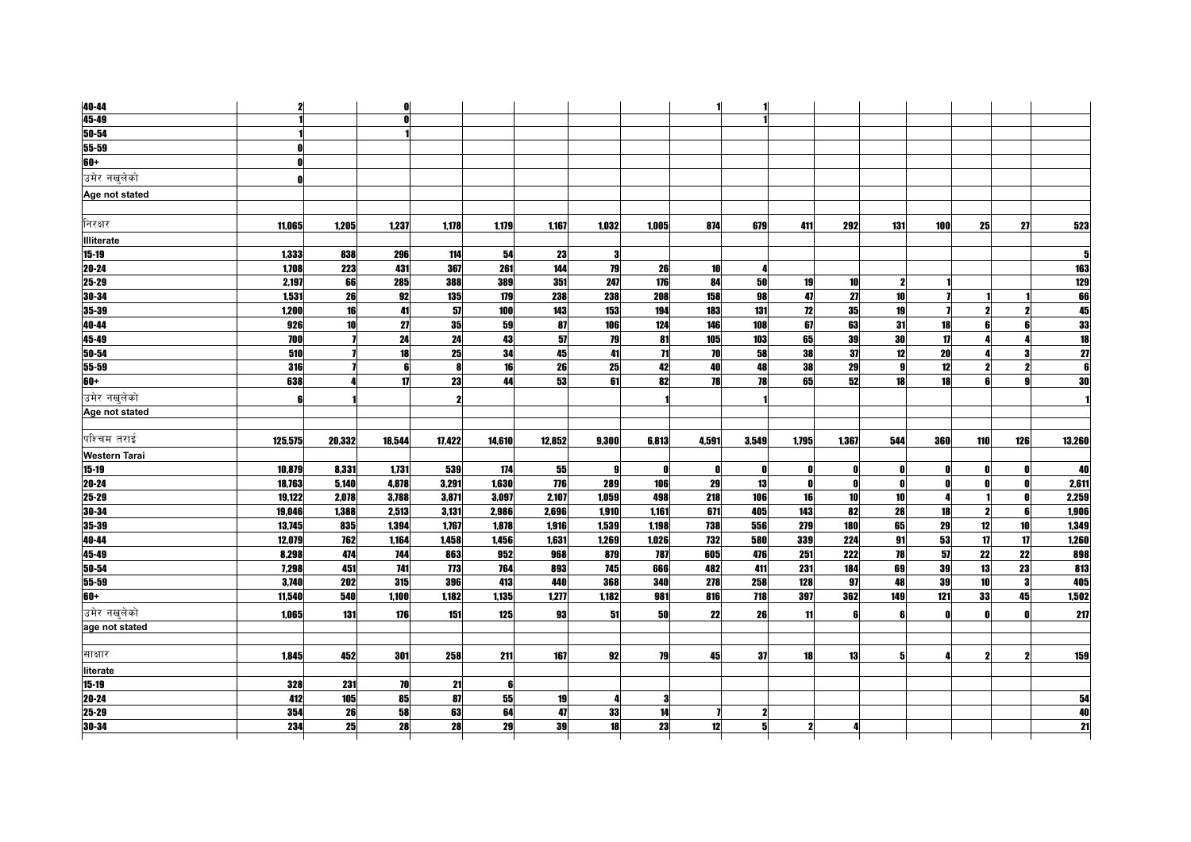| | | | | | | | | | | | | | | | | | |
|---|---|---|---|---|---|---|---|---|---|---|---|---|---|---|---|---|---|
| 40-44 | 2 | | 0 | | | | | | 1 | 1 | | | | | | | |
| 45-49 | 1 | | 0 | | | | | | | 1 | | | | | | | |
| 50-54 | 1 | | 1 | | | | | | | | | | | | | | |
| 55-59 | 0 | | | | | | | | | | | | | | | | |
| 60+ | 0 | | | | | | | | | | | | | | | | |
| उमेर नखुलेको | 0 | | | | | | | | | | | | | | | | |
| Age not stated | | | | | | | | | | | | | | | | | |
| | | | | | | | | | | | | | | | | | |
| निरक्षर | 11,065 | 1,205 | 1,237 | 1,178 | 1,179 | 1,167 | 1,032 | 1,005 | 874 | 679 | 411 | 292 | 131 | 100 | 25 | 27 | 523 |
| Illiterate | | | | | | | | | | | | | | | | | |
| 15-19 | 1,333 | 838 | 296 | 114 | 54 | 23 | 3 | | | | | | | | | | 5 |
| 20-24 | 1,708 | 223 | 431 | 367 | 261 | 144 | 79 | 26 | 10 | 4 | | | | | | | 163 |
| 25-29 | 2,197 | 66 | 285 | 388 | 389 | 351 | 247 | 176 | 84 | 50 | 19 | 10 | 2 | 1 | | | 129 |
| 30-34 | 1,531 | 26 | 92 | 135 | 179 | 238 | 238 | 208 | 158 | 98 | 47 | 27 | 10 | 7 | 1 | 1 | 66 |
| 35-39 | 1,200 | 16 | 41 | 57 | 100 | 143 | 153 | 194 | 183 | 131 | 72 | 35 | 19 | 7 | 2 | 2 | 45 |
| 40-44 | 926 | 10 | 27 | 35 | 59 | 87 | 106 | 124 | 146 | 108 | 67 | 63 | 31 | 18 | 6 | 6 | 33 |
| 45-49 | 700 | 7 | 24 | 24 | 43 | 57 | 79 | 81 | 105 | 103 | 65 | 39 | 30 | 17 | 4 | 4 | 18 |
| 50-54 | 510 | 7 | 18 | 25 | 34 | 45 | 41 | 71 | 70 | 58 | 38 | 37 | 12 | 20 | 4 | 3 | 27 |
| 55-59 | 316 | 7 | 6 | 8 | 16 | 26 | 25 | 42 | 40 | 48 | 38 | 29 | 9 | 12 | 2 | 2 | 6 |
| 60+ | 638 | 4 | 17 | 23 | 44 | 53 | 61 | 82 | 78 | 78 | 65 | 52 | 18 | 18 | 6 | 9 | 30 |
| उमेर नखुलेको | 6 | 1 | | 2 | | | | 1 | | 1 | | | | | | | 1 |
| Age not stated | | | | | | | | | | | | | | | | | |
| | | | | | | | | | | | | | | | | | |
| पश्चिम तराई | 125,575 | 20,332 | 18,544 | 17,422 | 14,610 | 12,852 | 9,300 | 6,813 | 4,591 | 3,549 | 1,795 | 1,367 | 544 | 360 | 110 | 126 | 13,260 |
| Western Tarai | | | | | | | | | | | | | | | | | |
| 15-19 | 10,879 | 8,331 | 1,731 | 539 | 174 | 55 | 9 | 0 | 0 | 0 | 0 | 0 | 0 | 0 | 0 | 0 | 40 |
| 20-24 | 18,763 | 5,140 | 4,878 | 3,291 | 1,630 | 776 | 289 | 106 | 29 | 13 | 0 | 0 | 0 | 0 | 0 | 0 | 2,611 |
| 25-29 | 19,122 | 2,078 | 3,788 | 3,871 | 3,097 | 2,107 | 1,059 | 498 | 218 | 106 | 16 | 10 | 10 | 4 | 1 | 0 | 2,259 |
| 30-34 | 19,046 | 1,388 | 2,513 | 3,131 | 2,986 | 2,696 | 1,910 | 1,161 | 671 | 405 | 143 | 82 | 28 | 18 | 2 | 6 | 1,906 |
| 35-39 | 13,745 | 835 | 1,394 | 1,767 | 1,878 | 1,916 | 1,539 | 1,198 | 738 | 556 | 279 | 180 | 65 | 29 | 12 | 10 | 1,349 |
| 40-44 | 12,079 | 762 | 1,164 | 1,458 | 1,456 | 1,631 | 1,269 | 1,026 | 732 | 580 | 339 | 224 | 91 | 53 | 17 | 17 | 1,260 |
| 45-49 | 8,298 | 474 | 744 | 863 | 952 | 968 | 879 | 787 | 605 | 476 | 251 | 222 | 78 | 57 | 22 | 22 | 898 |
| 50-54 | 7,298 | 451 | 741 | 773 | 764 | 893 | 745 | 666 | 482 | 411 | 231 | 184 | 69 | 39 | 13 | 23 | 813 |
| 55-59 | 3,740 | 202 | 315 | 396 | 413 | 440 | 368 | 340 | 278 | 258 | 128 | 97 | 48 | 39 | 10 | 3 | 405 |
| 60+ | 11,540 | 540 | 1,100 | 1,182 | 1,135 | 1,277 | 1,182 | 981 | 816 | 718 | 397 | 362 | 149 | 121 | 33 | 45 | 1,502 |
| उमेर नखुलेको | 1,065 | 131 | 176 | 151 | 125 | 93 | 51 | 50 | 22 | 26 | 11 | 6 | 6 | 0 | 0 | 0 | 217 |
| age not stated | | | | | | | | | | | | | | | | | |
| | | | | | | | | | | | | | | | | | |
| साक्षर | 1,845 | 452 | 301 | 258 | 211 | 167 | 92 | 79 | 45 | 37 | 18 | 13 | 5 | 4 | 2 | 2 | 159 |
| literate | | | | | | | | | | | | | | | | | |
| 15-19 | 328 | 231 | 70 | 21 | 6 | | | | | | | | | | | | |
| 20-24 | 412 | 105 | 85 | 87 | 55 | 19 | 4 | 3 | | | | | | | | | 54 |
| 25-29 | 354 | 26 | 58 | 63 | 64 | 47 | 33 | 14 | 7 | 2 | | | | | | | 40 |
| 30-34 | 234 | 25 | 28 | 28 | 29 | 39 | 18 | 23 | 12 | 5 | 2 | 4 | | | | | 21 |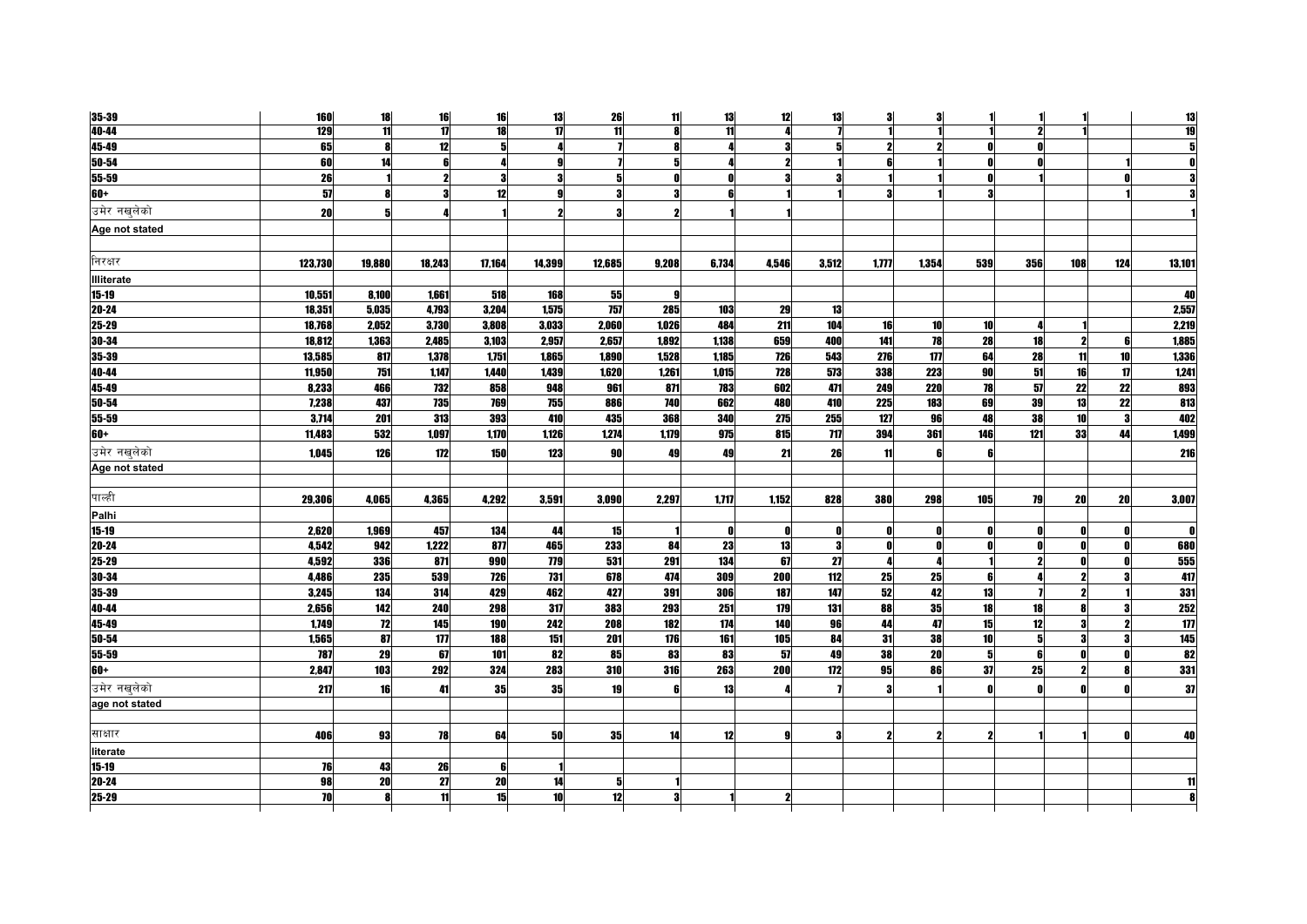| | | | | | | | | | | | | | | | | |
|---|---|---|---|---|---|---|---|---|---|---|---|---|---|---|---|---|
| 35-39 | 160 | 18 | 16 | 16 | 13 | 26 | 11 | 13 | 12 | 13 | 3 | 3 | 1 | 1 | 1 | | 13 |
| 40-44 | 129 | 11 | 17 | 18 | 17 | 11 | 8 | 11 | 4 | 7 | 1 | 1 | 1 | 2 | 1 | | 19 |
| 45-49 | 65 | 8 | 12 | 5 | 4 | 7 | 8 | 4 | 3 | 5 | 2 | 2 | 0 | 0 | | | 5 |
| 50-54 | 60 | 14 | 6 | 4 | 9 | 7 | 5 | 4 | 2 | 1 | 6 | 1 | 0 | 0 | | 1 | 0 |
| 55-59 | 26 | 1 | 2 | 3 | 3 | 5 | 0 | 0 | 3 | 3 | 1 | 1 | 0 | 1 | | 0 | 3 |
| 60+ | 57 | 8 | 3 | 12 | 9 | 3 | 3 | 6 | 1 | 1 | 3 | 1 | 3 | | | 1 | 3 |
| उमेर नखुलेको | 20 | 5 | 4 | 1 | 2 | 3 | 2 | 1 | 1 | | | | | | | | 1 |
| Age not stated | | | | | | | | | | | | | | | | | |
| | | | | | | | | | | | | | | | | | |
| निरक्षर | 123,730 | 19,880 | 18,243 | 17,164 | 14,399 | 12,685 | 9,208 | 6,734 | 4,546 | 3,512 | 1,777 | 1,354 | 539 | 356 | 108 | 124 | 13,101 |
| Illiterate | | | | | | | | | | | | | | | | | |
| 15-19 | 10,551 | 8,100 | 1,661 | 518 | 168 | 55 | 9 | | | | | | | | | | 40 |
| 20-24 | 18,351 | 5,035 | 4,793 | 3,204 | 1,575 | 757 | 285 | 103 | 29 | 13 | | | | | | | 2,557 |
| 25-29 | 18,768 | 2,052 | 3,730 | 3,808 | 3,033 | 2,060 | 1,026 | 484 | 211 | 104 | 16 | 10 | 10 | 4 | 1 | | 2,219 |
| 30-34 | 18,812 | 1,363 | 2,485 | 3,103 | 2,957 | 2,657 | 1,892 | 1,138 | 659 | 400 | 141 | 78 | 28 | 18 | 2 | 6 | 1,885 |
| 35-39 | 13,585 | 817 | 1,378 | 1,751 | 1,865 | 1,890 | 1,528 | 1,185 | 726 | 543 | 276 | 177 | 64 | 28 | 11 | 10 | 1,336 |
| 40-44 | 11,950 | 751 | 1,147 | 1,440 | 1,439 | 1,620 | 1,261 | 1,015 | 728 | 573 | 338 | 223 | 90 | 51 | 16 | 17 | 1,241 |
| 45-49 | 8,233 | 466 | 732 | 858 | 948 | 961 | 871 | 783 | 602 | 471 | 249 | 220 | 78 | 57 | 22 | 22 | 893 |
| 50-54 | 7,238 | 437 | 735 | 769 | 755 | 886 | 740 | 662 | 480 | 410 | 225 | 183 | 69 | 39 | 13 | 22 | 813 |
| 55-59 | 3,714 | 201 | 313 | 393 | 410 | 435 | 368 | 340 | 275 | 255 | 127 | 96 | 48 | 38 | 10 | 3 | 402 |
| 60+ | 11,483 | 532 | 1,097 | 1,170 | 1,126 | 1,274 | 1,179 | 975 | 815 | 717 | 394 | 361 | 146 | 121 | 33 | 44 | 1,499 |
| उमेर नखुलेको | 1,045 | 126 | 172 | 150 | 123 | 90 | 49 | 49 | 21 | 26 | 11 | 6 | 6 | | | | 216 |
| Age not stated | | | | | | | | | | | | | | | | | |
| | | | | | | | | | | | | | | | | | |
| पाल्ही | 29,306 | 4,065 | 4,365 | 4,292 | 3,591 | 3,090 | 2,297 | 1,717 | 1,152 | 828 | 380 | 298 | 105 | 79 | 20 | 20 | 3,007 |
| Palhi | | | | | | | | | | | | | | | | | |
| 15-19 | 2,620 | 1,969 | 457 | 134 | 44 | 15 | 1 | 0 | 0 | 0 | 0 | 0 | 0 | 0 | 0 | 0 | 0 |
| 20-24 | 4,542 | 942 | 1,222 | 877 | 465 | 233 | 84 | 23 | 13 | 3 | 0 | 0 | 0 | 0 | 0 | 0 | 680 |
| 25-29 | 4,592 | 336 | 871 | 990 | 779 | 531 | 291 | 134 | 67 | 27 | 4 | 4 | 1 | 2 | 0 | 0 | 555 |
| 30-34 | 4,486 | 235 | 539 | 726 | 731 | 678 | 474 | 309 | 200 | 112 | 25 | 25 | 6 | 4 | 2 | 3 | 417 |
| 35-39 | 3,245 | 134 | 314 | 429 | 462 | 427 | 391 | 306 | 187 | 147 | 52 | 42 | 13 | 7 | 2 | 1 | 331 |
| 40-44 | 2,656 | 142 | 240 | 298 | 317 | 383 | 293 | 251 | 179 | 131 | 88 | 35 | 18 | 18 | 8 | 3 | 252 |
| 45-49 | 1,749 | 72 | 145 | 190 | 242 | 208 | 182 | 174 | 140 | 96 | 44 | 47 | 15 | 12 | 3 | 2 | 177 |
| 50-54 | 1,565 | 87 | 177 | 188 | 151 | 201 | 176 | 161 | 105 | 84 | 31 | 38 | 10 | 5 | 3 | 3 | 145 |
| 55-59 | 787 | 29 | 67 | 101 | 82 | 85 | 83 | 83 | 57 | 49 | 38 | 20 | 5 | 6 | 0 | 0 | 82 |
| 60+ | 2,847 | 103 | 292 | 324 | 283 | 310 | 316 | 263 | 200 | 172 | 95 | 86 | 37 | 25 | 2 | 8 | 331 |
| उमेर नखुलेको | 217 | 16 | 41 | 35 | 35 | 19 | 6 | 13 | 4 | 7 | 3 | 1 | 0 | 0 | 0 | 0 | 37 |
| age not stated | | | | | | | | | | | | | | | | | |
| | | | | | | | | | | | | | | | | | |
| साक्षार | 406 | 93 | 78 | 64 | 50 | 35 | 14 | 12 | 9 | 3 | 2 | 2 | 2 | 1 | 1 | 0 | 40 |
| literate | | | | | | | | | | | | | | | | | |
| 15-19 | 76 | 43 | 26 | 6 | 1 | | | | | | | | | | | | |
| 20-24 | 98 | 20 | 27 | 20 | 14 | 5 | 1 | | | | | | | | | | 11 |
| 25-29 | 70 | 8 | 11 | 15 | 10 | 12 | 3 | 1 | 2 | | | | | | | | 8 |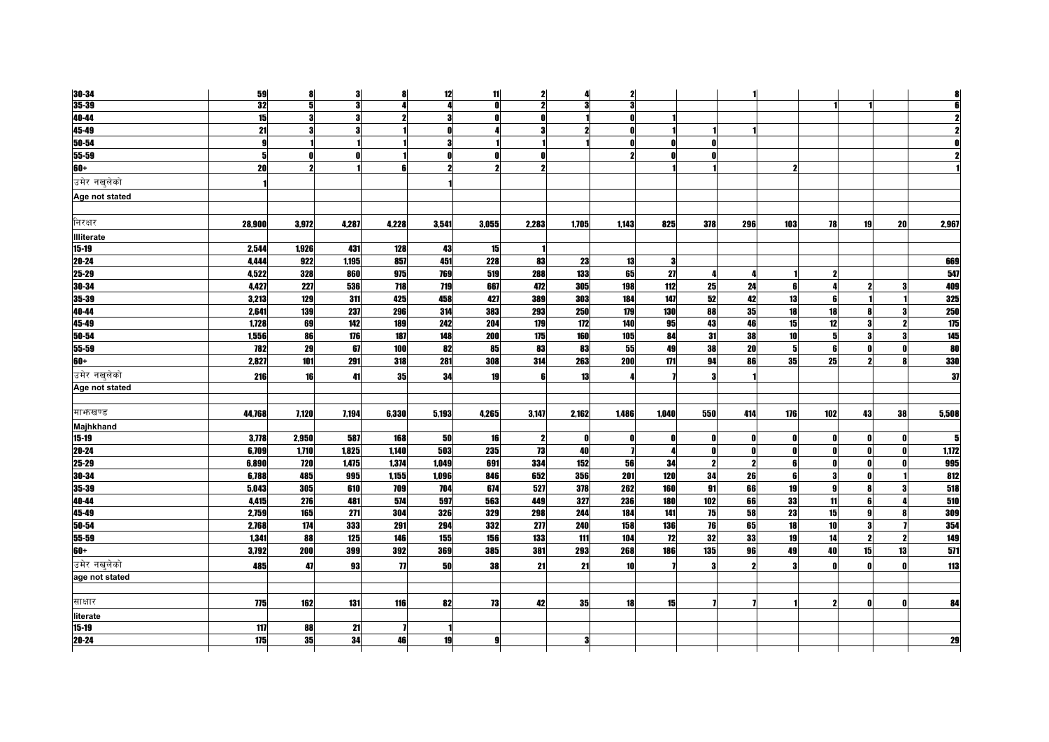| | | | | | | | | | | | | | | | | | |
|---|---|---|---|---|---|---|---|---|---|---|---|---|---|---|---|---|---|
| 30-34 | 59 | 8 | 3 | 8 | 12 | 11 | 2 | 4 | 2 | | | | 1 | | | | 8 |
| 35-39 | 32 | 5 | 3 | 4 | 4 | 0 | 2 | 3 | 3 | | | | | 1 | 1 | | 6 |
| 40-44 | 15 | 3 | 3 | 2 | 3 | 0 | 0 | 1 | 0 | 1 | | | | | | | 2 |
| 45-49 | 21 | 3 | 3 | 1 | 0 | 4 | 3 | 2 | 0 | 1 | 1 | 1 | | | | | 2 |
| 50-54 | 9 | 1 | 1 | 1 | 3 | 1 | 1 | 1 | 0 | 0 | 0 | | | | | | 0 |
| 55-59 | 5 | 0 | 0 | 1 | 0 | 0 | 0 | | 2 | 0 | 0 | | | | | | 2 |
| 60+ | 20 | 2 | 1 | 6 | 2 | 2 | 2 | | | 1 | 1 | | 2 | | | | 1 |
| उमेर नखुलेको | 1 | | | | 1 | | | | | | | | | | | | |
| Age not stated | | | | | | | | | | | | | | | | | |
| | | | | | | | | | | | | | | | | | |
| निरक्षर | 28,900 | 3,972 | 4,287 | 4,228 | 3,541 | 3,055 | 2,283 | 1,705 | 1,143 | 825 | 378 | 296 | 103 | 78 | 19 | 20 | 2,967 |
| Illiterate | | | | | | | | | | | | | | | | | |
| 15-19 | 2,544 | 1,926 | 431 | 128 | 43 | 15 | 1 | | | | | | | | | | |
| 20-24 | 4,444 | 922 | 1,195 | 857 | 451 | 228 | 83 | 23 | 13 | 3 | | | | | | | 669 |
| 25-29 | 4,522 | 328 | 860 | 975 | 769 | 519 | 288 | 133 | 65 | 27 | 4 | 4 | 1 | 2 | | | 547 |
| 30-34 | 4,427 | 227 | 536 | 718 | 719 | 667 | 472 | 305 | 198 | 112 | 25 | 24 | 6 | 4 | 2 | 3 | 409 |
| 35-39 | 3,213 | 129 | 311 | 425 | 458 | 427 | 389 | 303 | 184 | 147 | 52 | 42 | 13 | 6 | 1 | 1 | 325 |
| 40-44 | 2,641 | 139 | 237 | 296 | 314 | 383 | 293 | 250 | 179 | 130 | 88 | 35 | 18 | 18 | 8 | 3 | 250 |
| 45-49 | 1,728 | 69 | 142 | 189 | 242 | 204 | 179 | 172 | 140 | 95 | 43 | 46 | 15 | 12 | 3 | 2 | 175 |
| 50-54 | 1,556 | 86 | 176 | 187 | 148 | 200 | 175 | 160 | 105 | 84 | 31 | 38 | 10 | 5 | 3 | 3 | 145 |
| 55-59 | 782 | 29 | 67 | 100 | 82 | 85 | 83 | 83 | 55 | 49 | 38 | 20 | 5 | 6 | 0 | 0 | 80 |
| 60+ | 2,827 | 101 | 291 | 318 | 281 | 308 | 314 | 263 | 200 | 171 | 94 | 86 | 35 | 25 | 2 | 8 | 330 |
| उमेर नखुलेको | 216 | 16 | 41 | 35 | 34 | 19 | 6 | 13 | 4 | 7 | 3 | 1 | | | | | 37 |
| Age not stated | | | | | | | | | | | | | | | | | |
| | | | | | | | | | | | | | | | | | |
| माझखण्ड | 44,768 | 7,120 | 7,194 | 6,330 | 5,193 | 4,265 | 3,147 | 2,162 | 1,486 | 1,040 | 550 | 414 | 176 | 102 | 43 | 38 | 5,508 |
| Majhkhand | | | | | | | | | | | | | | | | | |
| 15-19 | 3,778 | 2,950 | 587 | 168 | 50 | 16 | 2 | 0 | 0 | 0 | 0 | 0 | 0 | 0 | 0 | 0 | 5 |
| 20-24 | 6,709 | 1,710 | 1,825 | 1,140 | 503 | 235 | 73 | 40 | 7 | 4 | 0 | 0 | 0 | 0 | 0 | 0 | 1,172 |
| 25-29 | 6,890 | 720 | 1,475 | 1,374 | 1,049 | 691 | 334 | 152 | 56 | 34 | 2 | 2 | 6 | 0 | 0 | 0 | 995 |
| 30-34 | 6,788 | 485 | 995 | 1,155 | 1,096 | 846 | 652 | 356 | 201 | 120 | 34 | 26 | 6 | 3 | 0 | 1 | 812 |
| 35-39 | 5,043 | 305 | 610 | 709 | 704 | 674 | 527 | 378 | 262 | 160 | 91 | 66 | 19 | 9 | 8 | 3 | 518 |
| 40-44 | 4,415 | 276 | 481 | 574 | 597 | 563 | 449 | 327 | 236 | 180 | 102 | 66 | 33 | 11 | 6 | 4 | 510 |
| 45-49 | 2,759 | 165 | 271 | 304 | 326 | 329 | 298 | 244 | 184 | 141 | 75 | 58 | 23 | 15 | 9 | 8 | 309 |
| 50-54 | 2,768 | 174 | 333 | 291 | 294 | 332 | 277 | 240 | 158 | 136 | 76 | 65 | 18 | 10 | 3 | 7 | 354 |
| 55-59 | 1,341 | 88 | 125 | 146 | 155 | 156 | 133 | 111 | 104 | 72 | 32 | 33 | 19 | 14 | 2 | 2 | 149 |
| 60+ | 3,792 | 200 | 399 | 392 | 369 | 385 | 381 | 293 | 268 | 186 | 135 | 96 | 49 | 40 | 15 | 13 | 571 |
| उमेर नखुलेको | 485 | 47 | 93 | 77 | 50 | 38 | 21 | 21 | 10 | 7 | 3 | 2 | 3 | 0 | 0 | 0 | 113 |
| age not stated | | | | | | | | | | | | | | | | | |
| | | | | | | | | | | | | | | | | | |
| साक्षार | 775 | 162 | 131 | 116 | 82 | 73 | 42 | 35 | 18 | 15 | 7 | 7 | 1 | 2 | 0 | 0 | 84 |
| literate | | | | | | | | | | | | | | | | | |
| 15-19 | 117 | 88 | 21 | 7 | 1 | | | | | | | | | | | | |
| 20-24 | 175 | 35 | 34 | 46 | 19 | 9 | | 3 | | | | | | | | | 29 |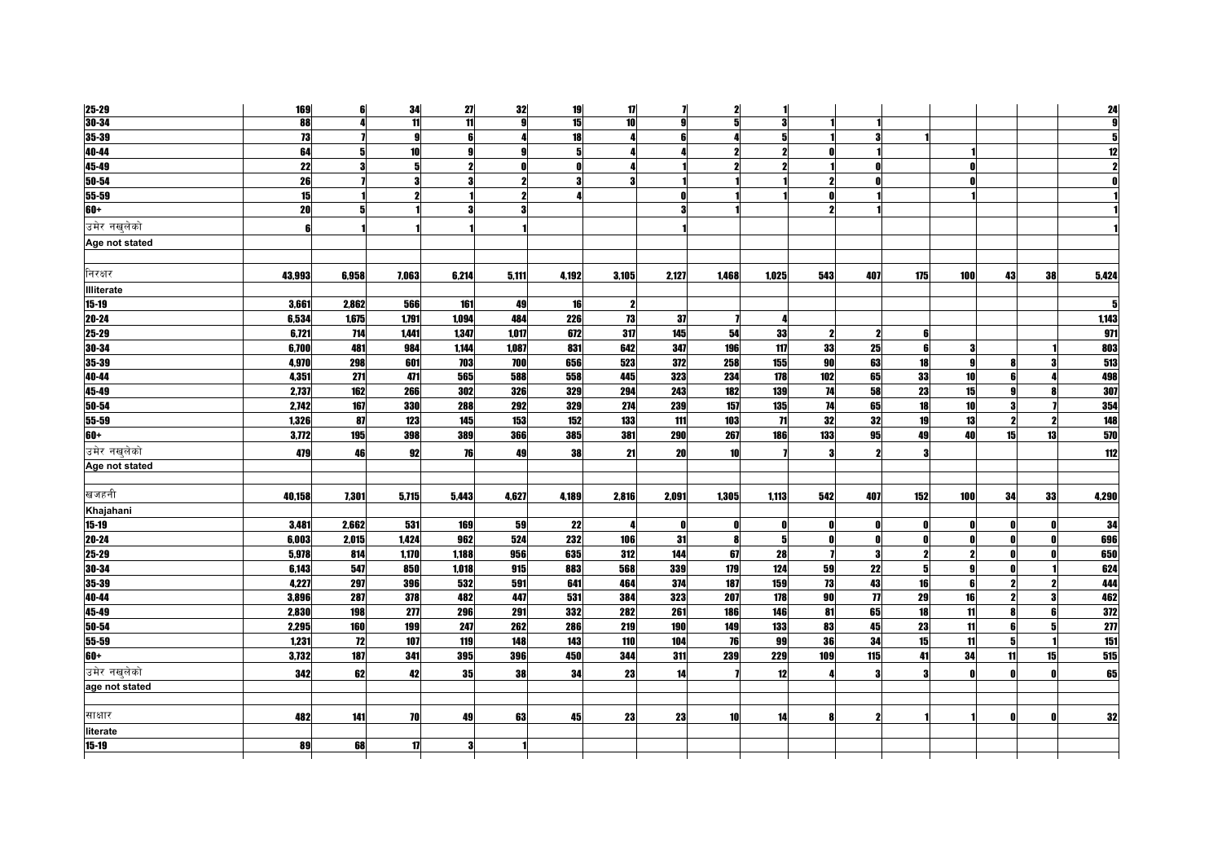| | | | | | | | | | | | | | | | | | |
|---|---|---|---|---|---|---|---|---|---|---|---|---|---|---|---|---|---|
| 25-29 | 169 | 6 | 34 | 27 | 32 | 19 | 17 | 7 | 2 | 1 | | 1 | | | | | 24 |
| 30-34 | 88 | 4 | 11 | 11 | 9 | 15 | 10 | 9 | 5 | 3 | 1 | 1 | | | | | 9 |
| 35-39 | 73 | 7 | 9 | 6 | 4 | 18 | 4 | 6 | 4 | 5 | 1 | 3 | 1 | | | | 5 |
| 40-44 | 64 | 5 | 10 | 9 | 9 | 5 | 4 | 4 | 2 | 2 | 0 | 1 | | 1 | | | 12 |
| 45-49 | 22 | 3 | 5 | 2 | 0 | 0 | 4 | 1 | 2 | 2 | 1 | 0 | | 0 | | | 2 |
| 50-54 | 26 | 7 | 3 | 3 | 2 | 3 | 3 | 1 | 1 | 1 | 2 | 0 | | 0 | | | 0 |
| 55-59 | 15 | 1 | 2 | 1 | 2 | 4 | | 0 | 1 | 1 | 0 | 1 | | 1 | | | 1 |
| 60+ | 20 | 5 | 1 | 3 | 3 | | | 3 | 1 | | 2 | 1 | | | | | 1 |
| उमेर नखुलेको | 6 | 1 | 1 | 1 | 1 | | | 1 | | | | | | | | | 1 |
| Age not stated | | | | | | | | | | | | | | | | | |
| | | | | | | | | | | | | | | | | | |
| निरक्षर | 43,993 | 6,958 | 7,063 | 6,214 | 5,111 | 4,192 | 3,105 | 2,127 | 1,468 | 1,025 | 543 | 407 | 175 | 100 | 43 | 38 | 5,424 |
| Illiterate | | | | | | | | | | | | | | | | | |
| 15-19 | 3,661 | 2,862 | 566 | 161 | 49 | 16 | 2 | | | | | | | | | | 5 |
| 20-24 | 6,534 | 1,675 | 1,791 | 1,094 | 484 | 226 | 73 | 37 | 7 | 4 | | | | | | | 1,143 |
| 25-29 | 6,721 | 714 | 1,441 | 1,347 | 1,017 | 672 | 317 | 145 | 54 | 33 | 2 | 2 | 6 | | | | 971 |
| 30-34 | 6,700 | 481 | 984 | 1,144 | 1,087 | 831 | 642 | 347 | 196 | 117 | 33 | 25 | 6 | 3 | | 1 | 803 |
| 35-39 | 4,970 | 298 | 601 | 703 | 700 | 656 | 523 | 372 | 258 | 155 | 90 | 63 | 18 | 9 | 8 | 3 | 513 |
| 40-44 | 4,351 | 271 | 471 | 565 | 588 | 558 | 445 | 323 | 234 | 178 | 102 | 65 | 33 | 10 | 6 | 4 | 498 |
| 45-49 | 2,737 | 162 | 266 | 302 | 326 | 329 | 294 | 243 | 182 | 139 | 74 | 58 | 23 | 15 | 9 | 8 | 307 |
| 50-54 | 2,742 | 167 | 330 | 288 | 292 | 329 | 274 | 239 | 157 | 135 | 74 | 65 | 18 | 10 | 3 | 7 | 354 |
| 55-59 | 1,326 | 87 | 123 | 145 | 153 | 152 | 133 | 111 | 103 | 71 | 32 | 32 | 19 | 13 | 2 | 2 | 148 |
| 60+ | 3,772 | 195 | 398 | 389 | 366 | 385 | 381 | 290 | 267 | 186 | 133 | 95 | 49 | 40 | 15 | 13 | 570 |
| उमेर नखुलेको | 479 | 46 | 92 | 76 | 49 | 38 | 21 | 20 | 10 | 7 | 3 | 2 | 3 | | | | 112 |
| Age not stated | | | | | | | | | | | | | | | | | |
| | | | | | | | | | | | | | | | | | |
| खजहनी | 40,158 | 7,301 | 5,715 | 5,443 | 4,627 | 4,189 | 2,816 | 2,091 | 1,305 | 1,113 | 542 | 407 | 152 | 100 | 34 | 33 | 4,290 |
| Khajahani | | | | | | | | | | | | | | | | | |
| 15-19 | 3,481 | 2,662 | 531 | 169 | 59 | 22 | 4 | 0 | 0 | 0 | 0 | 0 | 0 | 0 | 0 | 0 | 34 |
| 20-24 | 6,003 | 2,015 | 1,424 | 962 | 524 | 232 | 106 | 31 | 8 | 5 | 0 | 0 | 0 | 0 | 0 | 0 | 696 |
| 25-29 | 5,978 | 814 | 1,170 | 1,188 | 956 | 635 | 312 | 144 | 67 | 28 | 7 | 3 | 2 | 2 | 0 | 0 | 650 |
| 30-34 | 6,143 | 547 | 850 | 1,018 | 915 | 883 | 568 | 339 | 179 | 124 | 59 | 22 | 5 | 9 | 0 | 1 | 624 |
| 35-39 | 4,227 | 297 | 396 | 532 | 591 | 641 | 464 | 374 | 187 | 159 | 73 | 43 | 16 | 6 | 2 | 2 | 444 |
| 40-44 | 3,896 | 287 | 378 | 482 | 447 | 531 | 384 | 323 | 207 | 178 | 90 | 77 | 29 | 16 | 2 | 3 | 462 |
| 45-49 | 2,830 | 198 | 277 | 296 | 291 | 332 | 282 | 261 | 186 | 146 | 81 | 65 | 18 | 11 | 8 | 6 | 372 |
| 50-54 | 2,295 | 160 | 199 | 247 | 262 | 286 | 219 | 190 | 149 | 133 | 83 | 45 | 23 | 11 | 6 | 5 | 277 |
| 55-59 | 1,231 | 72 | 107 | 119 | 148 | 143 | 110 | 104 | 76 | 99 | 36 | 34 | 15 | 11 | 5 | 1 | 151 |
| 60+ | 3,732 | 187 | 341 | 395 | 396 | 450 | 344 | 311 | 239 | 229 | 109 | 115 | 41 | 34 | 11 | 15 | 515 |
| उमेर नखुलेको | 342 | 62 | 42 | 35 | 38 | 34 | 23 | 14 | 7 | 12 | 4 | 3 | 3 | 0 | 0 | 0 | 65 |
| age not stated | | | | | | | | | | | | | | | | | |
| | | | | | | | | | | | | | | | | | |
| साक्षार | 482 | 141 | 70 | 49 | 63 | 45 | 23 | 23 | 10 | 14 | 8 | 2 | 1 | 1 | 0 | 0 | 32 |
| literate | | | | | | | | | | | | | | | | | |
| 15-19 | 89 | 68 | 17 | 3 | 1 | | | | | | | | | | | | |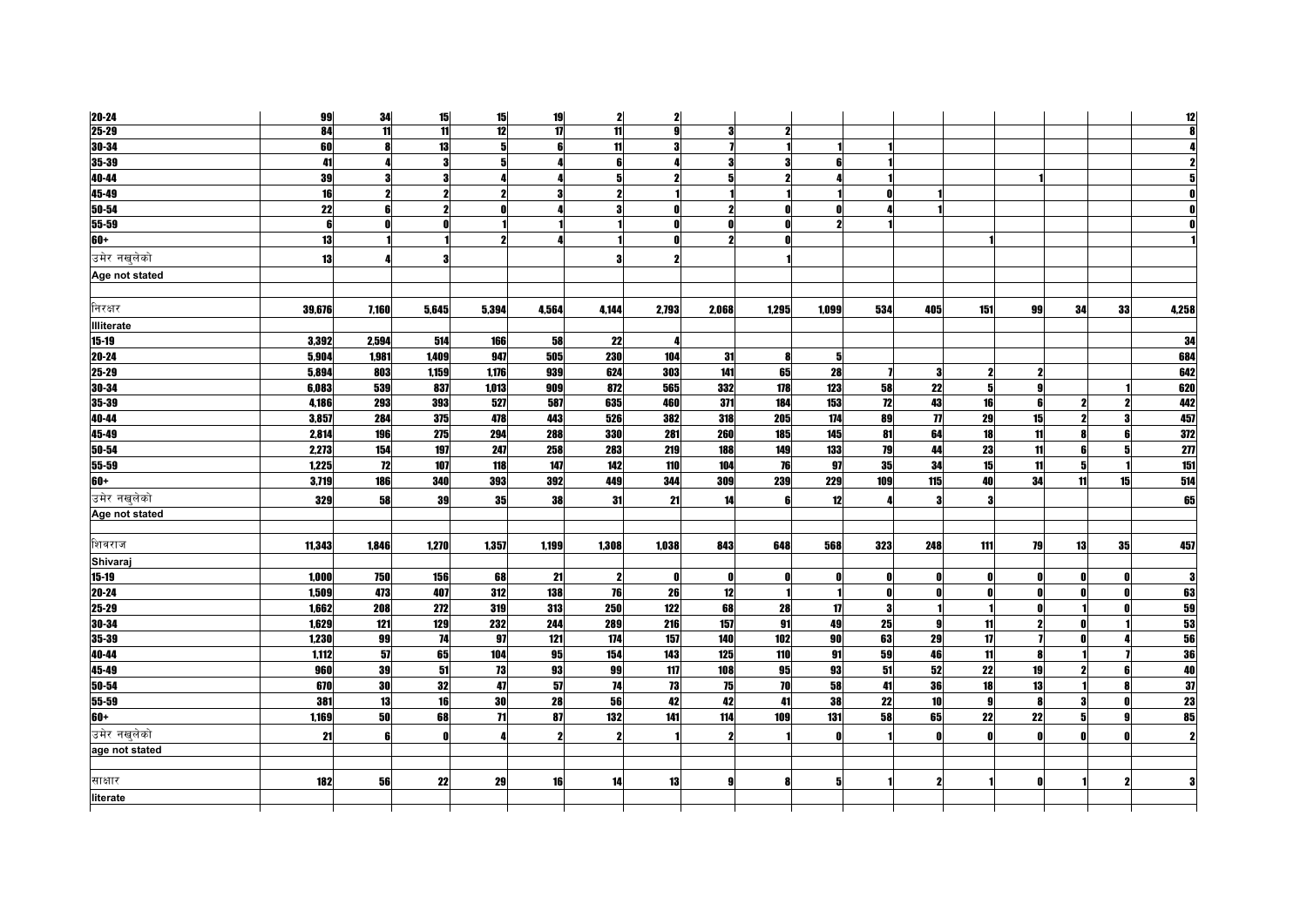| | | | | | | | | | | | | | | | | |
|---|---|---|---|---|---|---|---|---|---|---|---|---|---|---|---|---|
| 20-24 | 99 | 34 | 15 | 15 | 19 | 2 | 2 | | | | | | | | | 12 |
| 25-29 | 84 | 11 | 11 | 12 | 17 | 11 | 9 | 3 | 2 | | | | | | | 8 |
| 30-34 | 60 | 8 | 13 | 5 | 6 | 11 | 3 | 7 | 1 | 1 | 1 | | | | | 4 |
| 35-39 | 41 | 4 | 3 | 5 | 4 | 6 | 4 | 3 | 3 | 6 | 1 | | | | | 2 |
| 40-44 | 39 | 3 | 3 | 4 | 4 | 5 | 2 | 5 | 2 | 4 | 1 | | | 1 | | 5 |
| 45-49 | 16 | 2 | 2 | 2 | 3 | 2 | 1 | 1 | 1 | 1 | 0 | 1 | | | | 0 |
| 50-54 | 22 | 6 | 2 | 0 | 4 | 3 | 0 | 2 | 0 | 0 | 4 | 1 | | | | 0 |
| 55-59 | 6 | 0 | 0 | 1 | 1 | 1 | 0 | 0 | 0 | 2 | 1 | | | | | 0 |
| 60+ | 13 | 1 | 1 | 2 | 4 | 1 | 0 | 2 | 0 | | | | 1 | | | 1 |
| उमेर नखुलेको | 13 | 4 | 3 | | | 3 | 2 | | 1 | | | | | | | |
| Age not stated | | | | | | | | | | | | | | | | |
| | | | | | | | | | | | | | | | | |
| निरक्षर | 39,676 | 7,160 | 5,645 | 5,394 | 4,564 | 4,144 | 2,793 | 2,068 | 1,295 | 1,099 | 534 | 405 | 151 | 99 | 34 | 33 | 4,258 |
| Illiterate | | | | | | | | | | | | | | | | |
| 15-19 | 3,392 | 2,594 | 514 | 166 | 58 | 22 | 4 | | | | | | | | | 34 |
| 20-24 | 5,904 | 1,981 | 1,409 | 947 | 505 | 230 | 104 | 31 | 8 | 5 | | | | | | 684 |
| 25-29 | 5,894 | 803 | 1,159 | 1,176 | 939 | 624 | 303 | 141 | 65 | 28 | 7 | 3 | 2 | 2 | | | 642 |
| 30-34 | 6,083 | 539 | 837 | 1,013 | 909 | 872 | 565 | 332 | 178 | 123 | 58 | 22 | 5 | 9 | | 1 | 620 |
| 35-39 | 4,186 | 293 | 393 | 527 | 587 | 635 | 460 | 371 | 184 | 153 | 72 | 43 | 16 | 6 | 2 | 2 | 442 |
| 40-44 | 3,857 | 284 | 375 | 478 | 443 | 526 | 382 | 318 | 205 | 174 | 89 | 77 | 29 | 15 | 2 | 3 | 457 |
| 45-49 | 2,814 | 196 | 275 | 294 | 288 | 330 | 281 | 260 | 185 | 145 | 81 | 64 | 18 | 11 | 8 | 6 | 372 |
| 50-54 | 2,273 | 154 | 197 | 247 | 258 | 283 | 219 | 188 | 149 | 133 | 79 | 44 | 23 | 11 | 6 | 5 | 277 |
| 55-59 | 1,225 | 72 | 107 | 118 | 147 | 142 | 110 | 104 | 76 | 97 | 35 | 34 | 15 | 11 | 5 | 1 | 151 |
| 60+ | 3,719 | 186 | 340 | 393 | 392 | 449 | 344 | 309 | 239 | 229 | 109 | 115 | 40 | 34 | 11 | 15 | 514 |
| उमेर नखुलेको | 329 | 58 | 39 | 35 | 38 | 31 | 21 | 14 | 6 | 12 | 4 | 3 | 3 | | | | 65 |
| Age not stated | | | | | | | | | | | | | | | | |
| | | | | | | | | | | | | | | | | |
| शिवराज | 11,343 | 1,846 | 1,270 | 1,357 | 1,199 | 1,308 | 1,038 | 843 | 648 | 568 | 323 | 248 | 111 | 79 | 13 | 35 | 457 |
| Shivaraj | | | | | | | | | | | | | | | | |
| 15-19 | 1,000 | 750 | 156 | 68 | 21 | 2 | 0 | 0 | 0 | 0 | 0 | 0 | 0 | 0 | 0 | 0 | 3 |
| 20-24 | 1,509 | 473 | 407 | 312 | 138 | 76 | 26 | 12 | 1 | 1 | 0 | 0 | 0 | 0 | 0 | 0 | 63 |
| 25-29 | 1,662 | 208 | 272 | 319 | 313 | 250 | 122 | 68 | 28 | 17 | 3 | 1 | 1 | 0 | 1 | 0 | 59 |
| 30-34 | 1,629 | 121 | 129 | 232 | 244 | 289 | 216 | 157 | 91 | 49 | 25 | 9 | 11 | 2 | 0 | 1 | 53 |
| 35-39 | 1,230 | 99 | 74 | 97 | 121 | 174 | 157 | 140 | 102 | 90 | 63 | 29 | 17 | 7 | 0 | 4 | 56 |
| 40-44 | 1,112 | 57 | 65 | 104 | 95 | 154 | 143 | 125 | 110 | 91 | 59 | 46 | 11 | 8 | 1 | 7 | 36 |
| 45-49 | 960 | 39 | 51 | 73 | 93 | 99 | 117 | 108 | 95 | 93 | 51 | 52 | 22 | 19 | 2 | 6 | 40 |
| 50-54 | 670 | 30 | 32 | 47 | 57 | 74 | 73 | 75 | 70 | 58 | 41 | 36 | 18 | 13 | 1 | 8 | 37 |
| 55-59 | 381 | 13 | 16 | 30 | 28 | 56 | 42 | 42 | 41 | 38 | 22 | 10 | 9 | 8 | 3 | 0 | 23 |
| 60+ | 1,169 | 50 | 68 | 71 | 87 | 132 | 141 | 114 | 109 | 131 | 58 | 65 | 22 | 22 | 5 | 9 | 85 |
| उमेर नखुलेको | 21 | 6 | 0 | 4 | 2 | 2 | 1 | 2 | 1 | 0 | 1 | 0 | 0 | 0 | 0 | 0 | 2 |
| age not stated | | | | | | | | | | | | | | | | |
| | | | | | | | | | | | | | | | | |
| साक्षर | 182 | 56 | 22 | 29 | 16 | 14 | 13 | 9 | 8 | 5 | 1 | 2 | 1 | 0 | 1 | 2 | 3 |
| literate | | | | | | | | | | | | | | | | |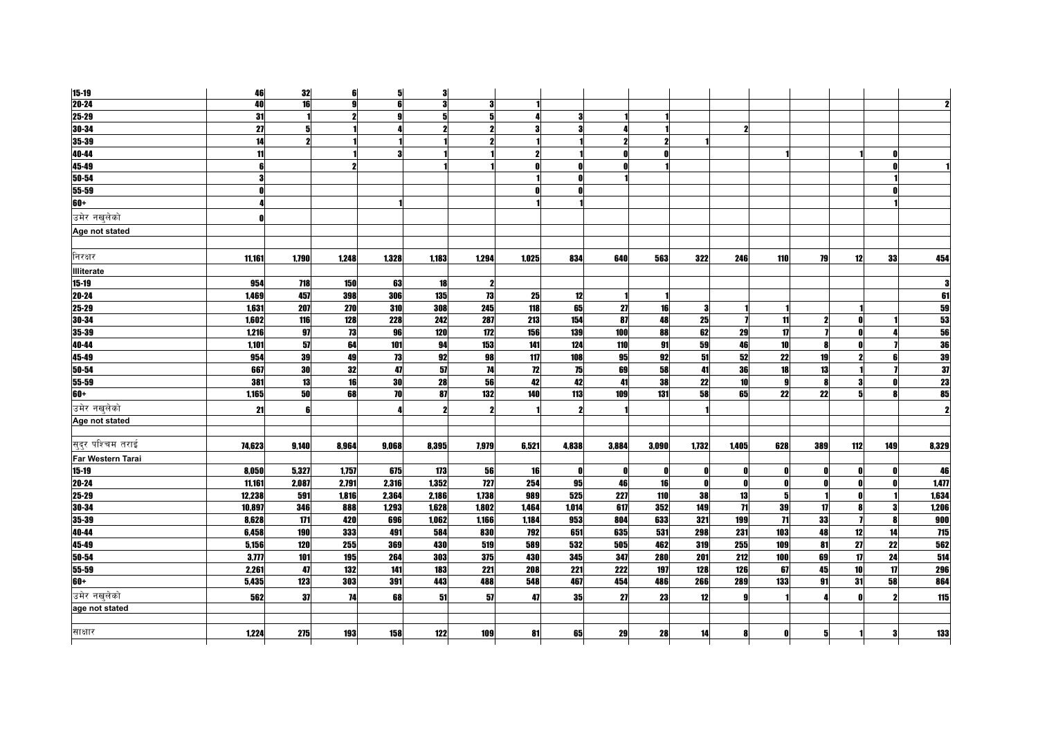| | | | | | | | | | | | | | | | | | |
|---|---|---|---|---|---|---|---|---|---|---|---|---|---|---|---|---|---|
| 15-19 | 46 | 32 | 6 | 5 | 3 | | | | | | | | | | | | |
| 20-24 | 40 | 16 | 9 | 6 | 3 | 3 | 1 | | | | | | | | | | 2 |
| 25-29 | 31 | 1 | 2 | 9 | 5 | 5 | 4 | 3 | 1 | 1 | | | | | | | |
| 30-34 | 27 | 5 | 1 | 4 | 2 | 2 | 3 | 3 | 4 | 1 | | 2 | | | | | |
| 35-39 | 14 | 2 | 1 | 1 | 1 | 2 | 1 | 1 | 2 | 2 | 1 | | | | | | |
| 40-44 | 11 | | 1 | 3 | 1 | 1 | 2 | 1 | 0 | 0 | | | 1 | | 1 | 0 | |
| 45-49 | 6 | | 2 | | 1 | 1 | 0 | 0 | 0 | 1 | | | | | | 0 | 1 |
| 50-54 | 3 | | | | | | 1 | 0 | 1 | | | | | | | 1 | |
| 55-59 | 0 | | | | | | 0 | 0 | | | | | | | | 0 | |
| 60+ | 4 | | | 1 | | | 1 | 1 | | | | | | | | 1 | |
| उमेर नखुलेको | 0 | | | | | | | | | | | | | | | | |
| Age not stated | | | | | | | | | | | | | | | | | |
| | | | | | | | | | | | | | | | | | |
| निरक्षर | 11,161 | 1,790 | 1,248 | 1,328 | 1,183 | 1,294 | 1,025 | 834 | 640 | 563 | 322 | 246 | 110 | 79 | 12 | 33 | 454 |
| Illiterate | | | | | | | | | | | | | | | | | |
| 15-19 | 954 | 718 | 150 | 63 | 18 | 2 | | | | | | | | | | | 3 |
| 20-24 | 1,469 | 457 | 398 | 306 | 135 | 73 | 25 | 12 | 1 | 1 | | | | | | | 61 |
| 25-29 | 1,631 | 207 | 270 | 310 | 308 | 245 | 118 | 65 | 27 | 16 | 3 | 1 | 1 | | 1 | | 59 |
| 30-34 | 1,602 | 116 | 128 | 228 | 242 | 287 | 213 | 154 | 87 | 48 | 25 | 7 | 11 | 2 | 0 | 1 | 53 |
| 35-39 | 1,216 | 97 | 73 | 96 | 120 | 172 | 156 | 139 | 100 | 88 | 62 | 29 | 17 | 7 | 0 | 4 | 56 |
| 40-44 | 1,101 | 57 | 64 | 101 | 94 | 153 | 141 | 124 | 110 | 91 | 59 | 46 | 10 | 8 | 0 | 7 | 36 |
| 45-49 | 954 | 39 | 49 | 73 | 92 | 98 | 117 | 108 | 95 | 92 | 51 | 52 | 22 | 19 | 2 | 6 | 39 |
| 50-54 | 667 | 30 | 32 | 47 | 57 | 74 | 72 | 75 | 69 | 58 | 41 | 36 | 18 | 13 | 1 | 7 | 37 |
| 55-59 | 381 | 13 | 16 | 30 | 28 | 56 | 42 | 42 | 41 | 38 | 22 | 10 | 9 | 8 | 3 | 0 | 23 |
| 60+ | 1,165 | 50 | 68 | 70 | 87 | 132 | 140 | 113 | 109 | 131 | 58 | 65 | 22 | 22 | 5 | 8 | 85 |
| उमेर नखुलेको | 21 | 6 | | 4 | 2 | 2 | 1 | 2 | 1 | | 1 | | | | | | 2 |
| Age not stated | | | | | | | | | | | | | | | | | |
| | | | | | | | | | | | | | | | | | |
| सुदुर पश्चिम तराई | 74,623 | 9,140 | 8,964 | 9,068 | 8,395 | 7,979 | 6,521 | 4,838 | 3,884 | 3,090 | 1,732 | 1,405 | 628 | 389 | 112 | 149 | 8,329 |
| Far Western Tarai | | | | | | | | | | | | | | | | | |
| 15-19 | 8,050 | 5,327 | 1,757 | 675 | 173 | 56 | 16 | 0 | 0 | 0 | 0 | 0 | 0 | 0 | 0 | 0 | 46 |
| 20-24 | 11,161 | 2,087 | 2,791 | 2,316 | 1,352 | 727 | 254 | 95 | 46 | 16 | 0 | 0 | 0 | 0 | 0 | 0 | 1,477 |
| 25-29 | 12,238 | 591 | 1,816 | 2,364 | 2,186 | 1,738 | 989 | 525 | 227 | 110 | 38 | 13 | 5 | 1 | 0 | 1 | 1,634 |
| 30-34 | 10,897 | 346 | 888 | 1,293 | 1,628 | 1,802 | 1,464 | 1,014 | 617 | 352 | 149 | 71 | 39 | 17 | 8 | 3 | 1,206 |
| 35-39 | 8,628 | 171 | 420 | 696 | 1,062 | 1,166 | 1,184 | 953 | 804 | 633 | 321 | 199 | 71 | 33 | 7 | 8 | 900 |
| 40-44 | 6,458 | 190 | 333 | 491 | 584 | 830 | 792 | 651 | 635 | 531 | 298 | 231 | 103 | 48 | 12 | 14 | 715 |
| 45-49 | 5,156 | 120 | 255 | 369 | 430 | 519 | 589 | 532 | 505 | 462 | 319 | 255 | 109 | 81 | 27 | 22 | 562 |
| 50-54 | 3,777 | 101 | 195 | 264 | 303 | 375 | 430 | 345 | 347 | 280 | 201 | 212 | 100 | 69 | 17 | 24 | 514 |
| 55-59 | 2,261 | 47 | 132 | 141 | 183 | 221 | 208 | 221 | 222 | 197 | 128 | 126 | 67 | 45 | 10 | 17 | 296 |
| 60+ | 5,435 | 123 | 303 | 391 | 443 | 488 | 548 | 467 | 454 | 486 | 266 | 289 | 133 | 91 | 31 | 58 | 864 |
| उमेर नखुलेको | 562 | 37 | 74 | 68 | 51 | 57 | 47 | 35 | 27 | 23 | 12 | 9 | 1 | 4 | 0 | 2 | 115 |
| age not stated | | | | | | | | | | | | | | | | | |
| | | | | | | | | | | | | | | | | | |
| साक्षार | 1,224 | 275 | 193 | 158 | 122 | 109 | 81 | 65 | 29 | 28 | 14 | 8 | 0 | 5 | 1 | 3 | 133 |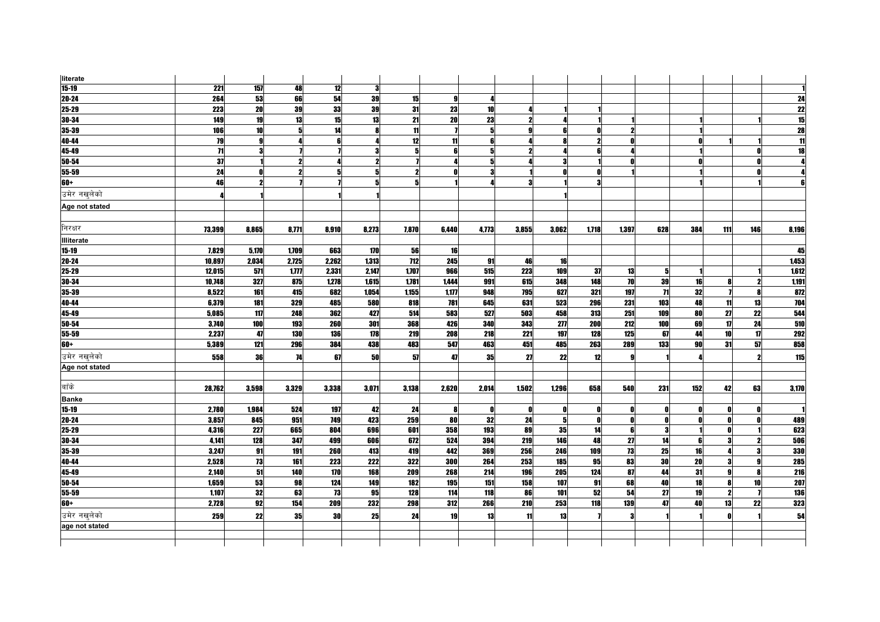| | | | | | | | | | | | | | | | | | |
|---|---|---|---|---|---|---|---|---|---|---|---|---|---|---|---|---|---|
| literate | | | | | | | | | | | | | | | | | |
| 15-19 | 221 | 157 | 48 | 12 | 3 | | | | | | | | | | | | 1 |
| 20-24 | 264 | 53 | 66 | 54 | 39 | 15 | 9 | 4 | | | | | | | | | 24 |
| 25-29 | 223 | 20 | 39 | 33 | 39 | 31 | 23 | 10 | 4 | 1 | 1 | | | | | | 22 |
| 30-34 | 149 | 19 | 13 | 15 | 13 | 21 | 20 | 23 | 2 | 4 | 1 | 1 | | 1 | | 1 | 15 |
| 35-39 | 106 | 10 | 5 | 14 | 8 | 11 | 7 | 5 | 9 | 6 | 0 | 2 | | 1 | | | 28 |
| 40-44 | 79 | 9 | 4 | 6 | 4 | 12 | 11 | 6 | 4 | 8 | 2 | 0 | | 0 | 1 | 1 | 11 |
| 45-49 | 71 | 3 | 7 | 7 | 3 | 5 | 6 | 5 | 2 | 4 | 6 | 4 | | 1 | | 0 | 18 |
| 50-54 | 37 | 1 | 2 | 4 | 2 | 7 | 4 | 5 | 4 | 3 | 1 | 0 | | 0 | | 0 | 4 |
| 55-59 | 24 | 0 | 2 | 5 | 5 | 2 | 0 | 3 | 1 | 0 | 0 | 1 | | 1 | | 0 | 4 |
| 60+ | 46 | 2 | 7 | 7 | 5 | 5 | 1 | 4 | 3 | 1 | 3 | | | 1 | | 1 | 6 |
| उमेर नखुलेको | 4 | 1 | | 1 | 1 | | | | | 1 | | | | | | | |
| Age not stated | | | | | | | | | | | | | | | | | |
| | | | | | | | | | | | | | | | | | |
| निरक्षर | 73,399 | 8,865 | 8,771 | 8,910 | 8,273 | 7,870 | 6,440 | 4,773 | 3,855 | 3,062 | 1,718 | 1,397 | 628 | 384 | 111 | 146 | 8,196 |
| Illiterate | | | | | | | | | | | | | | | | | |
| 15-19 | 7,829 | 5,170 | 1,709 | 663 | 170 | 56 | 16 | | | | | | | | | | 45 |
| 20-24 | 10,897 | 2,034 | 2,725 | 2,262 | 1,313 | 712 | 245 | 91 | 46 | 16 | | | | | | | 1,453 |
| 25-29 | 12,015 | 571 | 1,777 | 2,331 | 2,147 | 1,707 | 966 | 515 | 223 | 109 | 37 | 13 | 5 | 1 | | 1 | 1,612 |
| 30-34 | 10,748 | 327 | 875 | 1,278 | 1,615 | 1,781 | 1,444 | 991 | 615 | 348 | 148 | 70 | 39 | 16 | 8 | 2 | 1,191 |
| 35-39 | 8,522 | 161 | 415 | 682 | 1,054 | 1,155 | 1,177 | 948 | 795 | 627 | 321 | 197 | 71 | 32 | 7 | 8 | 872 |
| 40-44 | 6,379 | 181 | 329 | 485 | 580 | 818 | 781 | 645 | 631 | 523 | 296 | 231 | 103 | 48 | 11 | 13 | 704 |
| 45-49 | 5,085 | 117 | 248 | 362 | 427 | 514 | 583 | 527 | 503 | 458 | 313 | 251 | 109 | 80 | 27 | 22 | 544 |
| 50-54 | 3,740 | 100 | 193 | 260 | 301 | 368 | 426 | 340 | 343 | 277 | 200 | 212 | 100 | 69 | 17 | 24 | 510 |
| 55-59 | 2,237 | 47 | 130 | 136 | 178 | 219 | 208 | 218 | 221 | 197 | 128 | 125 | 67 | 44 | 10 | 17 | 292 |
| 60+ | 5,389 | 121 | 296 | 384 | 438 | 483 | 547 | 463 | 451 | 485 | 263 | 289 | 133 | 90 | 31 | 57 | 858 |
| उमेर नखुलेको | 558 | 36 | 74 | 67 | 50 | 57 | 47 | 35 | 27 | 22 | 12 | 9 | 1 | 4 | | 2 | 115 |
| Age not stated | | | | | | | | | | | | | | | | | |
| | | | | | | | | | | | | | | | | | |
| बाँके | 28,762 | 3,598 | 3,329 | 3,338 | 3,071 | 3,138 | 2,620 | 2,014 | 1,502 | 1,296 | 658 | 540 | 231 | 152 | 42 | 63 | 3,170 |
| Banke | | | | | | | | | | | | | | | | | |
| 15-19 | 2,780 | 1,984 | 524 | 197 | 42 | 24 | 8 | 0 | 0 | 0 | 0 | 0 | 0 | 0 | 0 | 0 | 1 |
| 20-24 | 3,857 | 845 | 951 | 749 | 423 | 259 | 80 | 32 | 24 | 5 | 0 | 0 | 0 | 0 | 0 | 0 | 489 |
| 25-29 | 4,316 | 227 | 665 | 804 | 696 | 601 | 358 | 193 | 89 | 35 | 14 | 6 | 3 | 1 | 0 | 1 | 623 |
| 30-34 | 4,141 | 128 | 347 | 499 | 606 | 672 | 524 | 394 | 219 | 146 | 48 | 27 | 14 | 6 | 3 | 2 | 506 |
| 35-39 | 3,247 | 91 | 191 | 260 | 413 | 419 | 442 | 369 | 256 | 246 | 109 | 73 | 25 | 16 | 4 | 3 | 330 |
| 40-44 | 2,528 | 73 | 161 | 223 | 222 | 322 | 300 | 264 | 253 | 185 | 95 | 83 | 30 | 20 | 3 | 9 | 285 |
| 45-49 | 2,140 | 51 | 140 | 170 | 168 | 209 | 268 | 214 | 196 | 205 | 124 | 87 | 44 | 31 | 9 | 8 | 216 |
| 50-54 | 1,659 | 53 | 98 | 124 | 149 | 182 | 195 | 151 | 158 | 107 | 91 | 68 | 40 | 18 | 8 | 10 | 207 |
| 55-59 | 1,107 | 32 | 63 | 73 | 95 | 128 | 114 | 118 | 86 | 101 | 52 | 54 | 27 | 19 | 2 | 7 | 136 |
| 60+ | 2,728 | 92 | 154 | 209 | 232 | 298 | 312 | 266 | 210 | 253 | 118 | 139 | 47 | 40 | 13 | 22 | 323 |
| उमेर नखुलेको | 259 | 22 | 35 | 30 | 25 | 24 | 19 | 13 | 11 | 13 | 7 | 3 | 1 | 1 | 0 | 1 | 54 |
| age not stated | | | | | | | | | | | | | | | | | |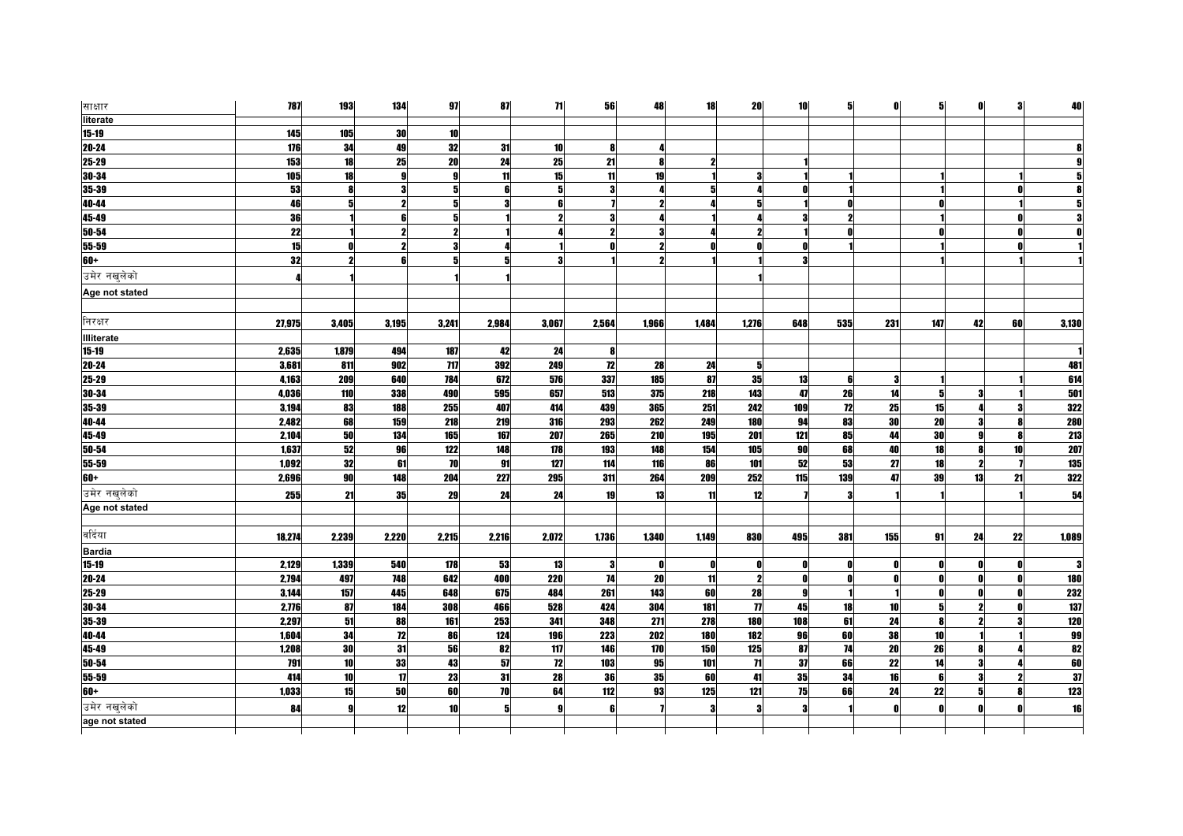| | | | | | | | | | | | | | | | | | |
|---|---|---|---|---|---|---|---|---|---|---|---|---|---|---|---|---|---|
| साक्षार | 787 | 193 | 134 | 97 | 87 | 71 | 56 | 48 | 18 | 20 | 10 | 5 | 0 | 5 | 0 | 3 | 40 |
| literate | | | | | | | | | | | | | | | | | |
| 15-19 | 145 | 105 | 30 | 10 | | | | | | | | | | | | | |
| 20-24 | 176 | 34 | 49 | 32 | 31 | 10 | 8 | 4 | | | | | | | | | 8 |
| 25-29 | 153 | 18 | 25 | 20 | 24 | 25 | 21 | 8 | 2 | | 1 | | | | | | 9 |
| 30-34 | 105 | 18 | 9 | 9 | 11 | 15 | 11 | 19 | 1 | 3 | 1 | 1 | | 1 | | 1 | 5 |
| 35-39 | 53 | 8 | 3 | 5 | 6 | 5 | 3 | 4 | 5 | 4 | 0 | 1 | | 1 | | 0 | 8 |
| 40-44 | 46 | 5 | 2 | 5 | 3 | 6 | 7 | 2 | 4 | 5 | 1 | 0 | | 0 | | 1 | 5 |
| 45-49 | 36 | 1 | 6 | 5 | 1 | 2 | 3 | 4 | 1 | 4 | 3 | 2 | | 1 | | 0 | 3 |
| 50-54 | 22 | 1 | 2 | 2 | 1 | 4 | 2 | 3 | 4 | 2 | 1 | 0 | | 0 | | 0 | 0 |
| 55-59 | 15 | 0 | 2 | 3 | 4 | 1 | 0 | 2 | 0 | 0 | 0 | 1 | | 1 | | 0 | 1 |
| 60+ | 32 | 2 | 6 | 5 | 5 | 3 | 1 | 2 | 1 | 1 | 3 | | | 1 | | 1 | 1 |
| उमेर नखुलेको | 4 | 1 | | 1 | 1 | | | | | 1 | | | | | | | |
| Age not stated | | | | | | | | | | | | | | | | | |
| निरक्षर | 27,975 | 3,405 | 3,195 | 3,241 | 2,984 | 3,067 | 2,564 | 1,966 | 1,484 | 1,276 | 648 | 535 | 231 | 147 | 42 | 60 | 3,130 |
| Illiterate | | | | | | | | | | | | | | | | | |
| 15-19 | 2,635 | 1,879 | 494 | 187 | 42 | 24 | 8 | | | | | | | | | | 1 |
| 20-24 | 3,681 | 811 | 902 | 717 | 392 | 249 | 72 | 28 | 24 | 5 | | | | | | | 481 |
| 25-29 | 4,163 | 209 | 640 | 784 | 672 | 576 | 337 | 185 | 87 | 35 | 13 | 6 | 3 | 1 | | 1 | 614 |
| 30-34 | 4,036 | 110 | 338 | 490 | 595 | 657 | 513 | 375 | 218 | 143 | 47 | 26 | 14 | 5 | 3 | 1 | 501 |
| 35-39 | 3,194 | 83 | 188 | 255 | 407 | 414 | 439 | 365 | 251 | 242 | 109 | 72 | 25 | 15 | 4 | 3 | 322 |
| 40-44 | 2,482 | 68 | 159 | 218 | 219 | 316 | 293 | 262 | 249 | 180 | 94 | 83 | 30 | 20 | 3 | 8 | 280 |
| 45-49 | 2,104 | 50 | 134 | 165 | 167 | 207 | 265 | 210 | 195 | 201 | 121 | 85 | 44 | 30 | 9 | 8 | 213 |
| 50-54 | 1,637 | 52 | 96 | 122 | 148 | 178 | 193 | 148 | 154 | 105 | 90 | 68 | 40 | 18 | 8 | 10 | 207 |
| 55-59 | 1,092 | 32 | 61 | 70 | 91 | 127 | 114 | 116 | 86 | 101 | 52 | 53 | 27 | 18 | 2 | 7 | 135 |
| 60+ | 2,696 | 90 | 148 | 204 | 227 | 295 | 311 | 264 | 209 | 252 | 115 | 139 | 47 | 39 | 13 | 21 | 322 |
| उमेर नखुलेको | 255 | 21 | 35 | 29 | 24 | 24 | 19 | 13 | 11 | 12 | 7 | 3 | 1 | 1 | | 1 | 54 |
| Age not stated | | | | | | | | | | | | | | | | | |
| बर्दिया | 18,274 | 2,239 | 2,220 | 2,215 | 2,216 | 2,072 | 1,736 | 1,340 | 1,149 | 830 | 495 | 381 | 155 | 91 | 24 | 22 | 1,089 |
| Bardia | | | | | | | | | | | | | | | | | |
| 15-19 | 2,129 | 1,339 | 540 | 178 | 53 | 13 | 3 | 0 | 0 | 0 | 0 | 0 | 0 | 0 | 0 | 0 | 3 |
| 20-24 | 2,794 | 497 | 748 | 642 | 400 | 220 | 74 | 20 | 11 | 2 | 0 | 0 | 0 | 0 | 0 | 0 | 180 |
| 25-29 | 3,144 | 157 | 445 | 648 | 675 | 484 | 261 | 143 | 60 | 28 | 9 | 1 | 1 | 0 | 0 | 0 | 232 |
| 30-34 | 2,776 | 87 | 184 | 308 | 466 | 528 | 424 | 304 | 181 | 77 | 45 | 18 | 10 | 5 | 2 | 0 | 137 |
| 35-39 | 2,297 | 51 | 88 | 161 | 253 | 341 | 348 | 271 | 278 | 180 | 108 | 61 | 24 | 8 | 2 | 3 | 120 |
| 40-44 | 1,604 | 34 | 72 | 86 | 124 | 196 | 223 | 202 | 180 | 182 | 96 | 60 | 38 | 10 | 1 | 1 | 99 |
| 45-49 | 1,208 | 30 | 31 | 56 | 82 | 117 | 146 | 170 | 150 | 125 | 87 | 74 | 20 | 26 | 8 | 4 | 82 |
| 50-54 | 791 | 10 | 33 | 43 | 57 | 72 | 103 | 95 | 101 | 71 | 37 | 66 | 22 | 14 | 3 | 4 | 60 |
| 55-59 | 414 | 10 | 17 | 23 | 31 | 28 | 36 | 35 | 60 | 41 | 35 | 34 | 16 | 6 | 3 | 2 | 37 |
| 60+ | 1,033 | 15 | 50 | 60 | 70 | 64 | 112 | 93 | 125 | 121 | 75 | 66 | 24 | 22 | 5 | 8 | 123 |
| उमेर नखुलेको | 84 | 9 | 12 | 10 | 5 | 9 | 6 | 7 | 3 | 3 | 3 | 1 | 0 | 0 | 0 | 0 | 16 |
| age not stated | | | | | | | | | | | | | | | | | |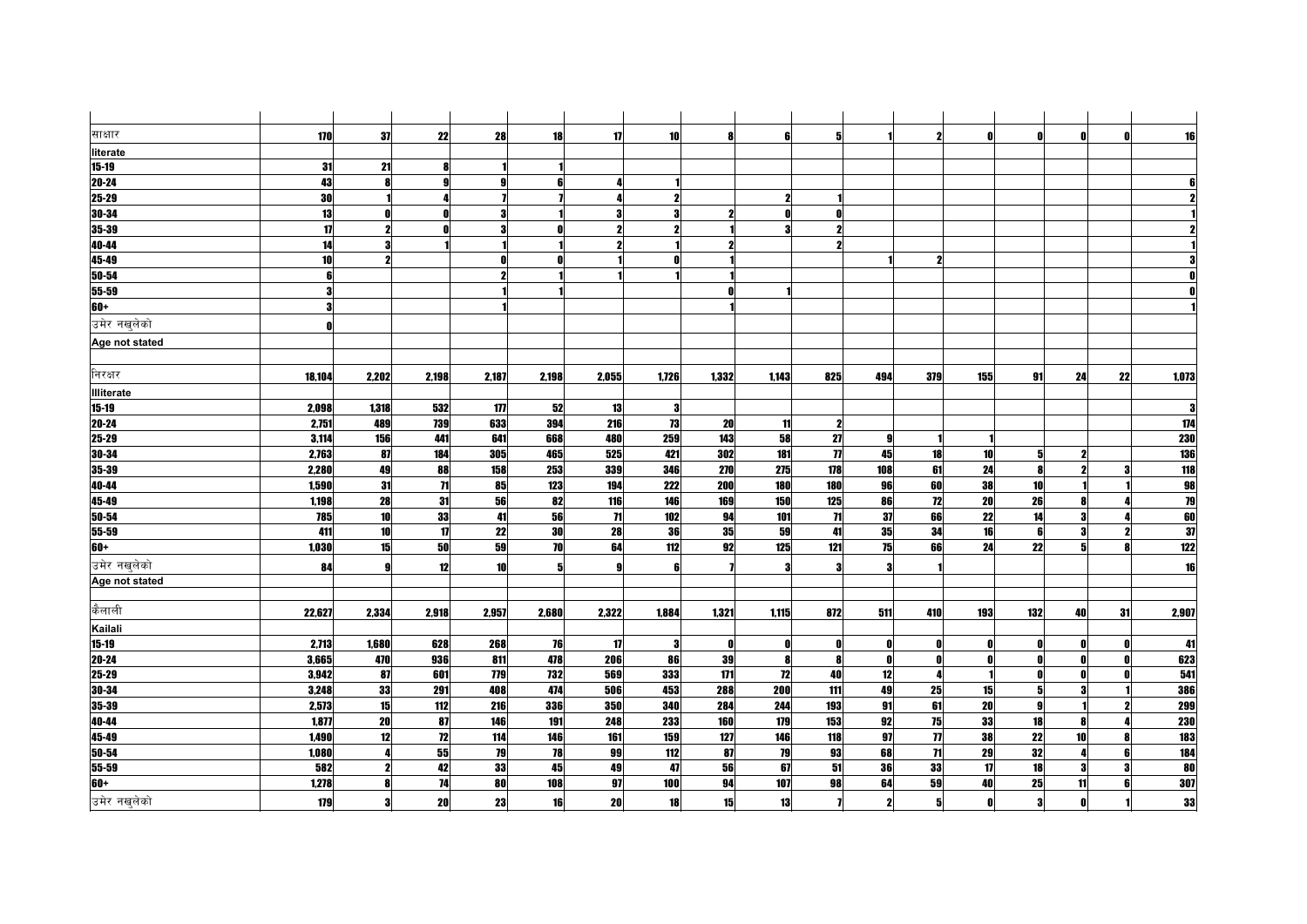| | | | | | | | | | | | | | | | | | |
|---|---|---|---|---|---|---|---|---|---|---|---|---|---|---|---|---|---|
| साक्षार | 170 | 37 | 22 | 28 | 18 | 17 | 10 | 8 | 6 | 5 | 1 | 2 | 0 | 0 | 0 | 0 | 16 |
| literate | | | | | | | | | | | | | | | | | |
| 15-19 | 31 | 21 | 8 | 1 | 1 | | | | | | | | | | | | |
| 20-24 | 43 | 8 | 9 | 9 | 6 | 4 | 1 | | | | | | | | | | 6 |
| 25-29 | 30 | 1 | 4 | 7 | 7 | 4 | 2 | | 2 | 1 | | | | | | | 2 |
| 30-34 | 13 | 0 | 0 | 3 | 1 | 3 | 3 | 2 | 0 | 0 | | | | | | | 1 |
| 35-39 | 17 | 2 | 0 | 3 | 0 | 2 | 2 | 1 | 3 | 2 | | | | | | | 2 |
| 40-44 | 14 | 3 | 1 | 1 | 1 | 2 | 1 | 2 | | 2 | | | | | | | 1 |
| 45-49 | 10 | 2 | | 0 | 0 | 1 | 0 | 1 | | | 1 | 2 | | | | | 3 |
| 50-54 | 6 | | | 2 | 1 | 1 | 1 | 1 | | | | | | | | | 0 |
| 55-59 | 3 | | | 1 | 1 | | | 0 | 1 | | | | | | | | 0 |
| 60+ | 3 | | | 1 | | | | 1 | | | | | | | | | 1 |
| उमेर नखुलेको | 0 | | | | | | | | | | | | | | | | |
| Age not stated | | | | | | | | | | | | | | | | | |
| | | | | | | | | | | | | | | | | | |
| निरक्षर | 18,104 | 2,202 | 2,198 | 2,187 | 2,198 | 2,055 | 1,726 | 1,332 | 1,143 | 825 | 494 | 379 | 155 | 91 | 24 | 22 | 1,073 |
| Illiterate | | | | | | | | | | | | | | | | | |
| 15-19 | 2,098 | 1,318 | 532 | 177 | 52 | 13 | 3 | | | | | | | | | | 3 |
| 20-24 | 2,751 | 489 | 739 | 633 | 394 | 216 | 73 | 20 | 11 | 2 | | | | | | | 174 |
| 25-29 | 3,114 | 156 | 441 | 641 | 668 | 480 | 259 | 143 | 58 | 27 | 9 | 1 | 1 | | | | 230 |
| 30-34 | 2,763 | 87 | 184 | 305 | 465 | 525 | 421 | 302 | 181 | 77 | 45 | 18 | 10 | 5 | 2 | | 136 |
| 35-39 | 2,280 | 49 | 88 | 158 | 253 | 339 | 346 | 270 | 275 | 178 | 108 | 61 | 24 | 8 | 2 | 3 | 118 |
| 40-44 | 1,590 | 31 | 71 | 85 | 123 | 194 | 222 | 200 | 180 | 180 | 96 | 60 | 38 | 10 | 1 | 1 | 98 |
| 45-49 | 1,198 | 28 | 31 | 56 | 82 | 116 | 146 | 169 | 150 | 125 | 86 | 72 | 20 | 26 | 8 | 4 | 79 |
| 50-54 | 785 | 10 | 33 | 41 | 56 | 71 | 102 | 94 | 101 | 71 | 37 | 66 | 22 | 14 | 3 | 4 | 60 |
| 55-59 | 411 | 10 | 17 | 22 | 30 | 28 | 36 | 35 | 59 | 41 | 35 | 34 | 16 | 6 | 3 | 2 | 37 |
| 60+ | 1,030 | 15 | 50 | 59 | 70 | 64 | 112 | 92 | 125 | 121 | 75 | 66 | 24 | 22 | 5 | 8 | 122 |
| उमेर नखुलेको | 84 | 9 | 12 | 10 | 5 | 9 | 6 | 7 | 3 | 3 | 3 | 1 | | | | | 16 |
| Age not stated | | | | | | | | | | | | | | | | | |
| | | | | | | | | | | | | | | | | | |
| कैलाली | 22,627 | 2,334 | 2,918 | 2,957 | 2,680 | 2,322 | 1,884 | 1,321 | 1,115 | 872 | 511 | 410 | 193 | 132 | 40 | 31 | 2,907 |
| Kailali | | | | | | | | | | | | | | | | | |
| 15-19 | 2,713 | 1,680 | 628 | 268 | 76 | 17 | 3 | 0 | 0 | 0 | 0 | 0 | 0 | 0 | 0 | 0 | 41 |
| 20-24 | 3,665 | 470 | 936 | 811 | 478 | 206 | 86 | 39 | 8 | 8 | 0 | 0 | 0 | 0 | 0 | 0 | 623 |
| 25-29 | 3,942 | 87 | 601 | 779 | 732 | 569 | 333 | 171 | 72 | 40 | 12 | 4 | 1 | 0 | 0 | 0 | 541 |
| 30-34 | 3,248 | 33 | 291 | 408 | 474 | 506 | 453 | 288 | 200 | 111 | 49 | 25 | 15 | 5 | 3 | 1 | 386 |
| 35-39 | 2,573 | 15 | 112 | 216 | 336 | 350 | 340 | 284 | 244 | 193 | 91 | 61 | 20 | 9 | 1 | 2 | 299 |
| 40-44 | 1,877 | 20 | 87 | 146 | 191 | 248 | 233 | 160 | 179 | 153 | 92 | 75 | 33 | 18 | 8 | 4 | 230 |
| 45-49 | 1,490 | 12 | 72 | 114 | 146 | 161 | 159 | 127 | 146 | 118 | 97 | 77 | 38 | 22 | 10 | 8 | 183 |
| 50-54 | 1,080 | 4 | 55 | 79 | 78 | 99 | 112 | 87 | 79 | 93 | 68 | 71 | 29 | 32 | 4 | 6 | 184 |
| 55-59 | 582 | 2 | 42 | 33 | 45 | 49 | 47 | 56 | 67 | 51 | 36 | 33 | 17 | 18 | 3 | 3 | 80 |
| 60+ | 1,278 | 8 | 74 | 80 | 108 | 97 | 100 | 94 | 107 | 98 | 64 | 59 | 40 | 25 | 11 | 6 | 307 |
| उमेर नखुलेको | 179 | 3 | 20 | 23 | 16 | 20 | 18 | 15 | 13 | 7 | 2 | 5 | 0 | 3 | 0 | 1 | 33 |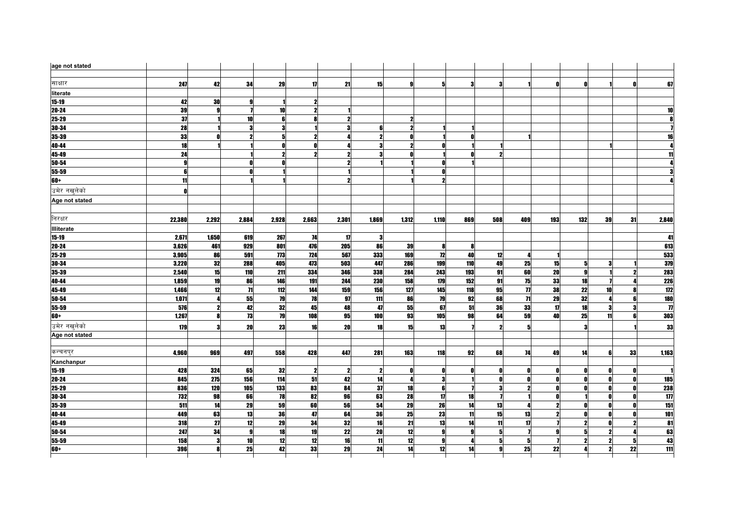| age not stated | | | | | | | | | | | | | | | | | |
|---|---|---|---|---|---|---|---|---|---|---|---|---|---|---|---|---|---|
| साक्षार | 247 | 42 | 34 | 29 | 17 | 21 | 15 | 9 | 5 | 3 | 3 | 1 | 0 | 0 | 1 | 0 | 67 |
| literate | | | | | | | | | | | | | | | | | |
| 15-19 | 42 | 30 | 9 | 1 | 2 | | | | | | | | | | | | |
| 20-24 | 39 | 9 | 7 | 10 | 2 | 1 | | | | | | | | | | | 10 |
| 25-29 | 37 | 1 | 10 | 6 | 8 | 2 | | 2 | | | | | | | | | 8 |
| 30-34 | 28 | 1 | 3 | 3 | 1 | 3 | 6 | 2 | 1 | 1 | | | | | | | 7 |
| 35-39 | 33 | 0 | 2 | 5 | 2 | 4 | 2 | 0 | 1 | 0 | | 1 | | | | | 16 |
| 40-44 | 18 | 1 | 1 | 0 | 0 | 4 | 3 | 2 | 0 | 1 | 1 | | | | 1 | | 4 |
| 45-49 | 24 | | 1 | 2 | 2 | 2 | 3 | 0 | 1 | 0 | 2 | | | | | | 11 |
| 50-54 | 9 | | 0 | 0 | | 2 | 1 | 1 | 0 | 1 | | | | | | | 4 |
| 55-59 | 6 | | 0 | 1 | | 1 | | 1 | 0 | | | | | | | | 3 |
| 60+ | 11 | | 1 | 1 | | 2 | | 1 | 2 | | | | | | | | 4 |
| उमेर नखुलेको | 0 | | | | | | | | | | | | | | | | |
| Age not stated | | | | | | | | | | | | | | | | | |
| निरक्षर | 22,380 | 2,292 | 2,884 | 2,928 | 2,663 | 2,301 | 1,869 | 1,312 | 1,110 | 869 | 508 | 409 | 193 | 132 | 39 | 31 | 2,840 |
| Illiterate | | | | | | | | | | | | | | | | | |
| 15-19 | 2,671 | 1,650 | 619 | 267 | 74 | 17 | 3 | | | | | | | | | | 41 |
| 20-24 | 3,626 | 461 | 929 | 801 | 476 | 205 | 86 | 39 | 8 | 8 | | | | | | | 613 |
| 25-29 | 3,905 | 86 | 591 | 773 | 724 | 567 | 333 | 169 | 72 | 40 | 12 | 4 | 1 | | | | 533 |
| 30-34 | 3,220 | 32 | 288 | 405 | 473 | 503 | 447 | 286 | 199 | 110 | 49 | 25 | 15 | 5 | 3 | 1 | 379 |
| 35-39 | 2,540 | 15 | 110 | 211 | 334 | 346 | 338 | 284 | 243 | 193 | 91 | 60 | 20 | 9 | 1 | 2 | 283 |
| 40-44 | 1,859 | 19 | 86 | 146 | 191 | 244 | 230 | 158 | 179 | 152 | 91 | 75 | 33 | 18 | 7 | 4 | 226 |
| 45-49 | 1,466 | 12 | 71 | 112 | 144 | 159 | 156 | 127 | 145 | 118 | 95 | 77 | 38 | 22 | 10 | 8 | 172 |
| 50-54 | 1,071 | 4 | 55 | 79 | 78 | 97 | 111 | 86 | 79 | 92 | 68 | 71 | 29 | 32 | 4 | 6 | 180 |
| 55-59 | 576 | 2 | 42 | 32 | 45 | 48 | 47 | 55 | 67 | 51 | 36 | 33 | 17 | 18 | 3 | 3 | 77 |
| 60+ | 1,267 | 8 | 73 | 79 | 108 | 95 | 100 | 93 | 105 | 98 | 64 | 59 | 40 | 25 | 11 | 6 | 303 |
| उमेर नखुलेको | 179 | 3 | 20 | 23 | 16 | 20 | 18 | 15 | 13 | 7 | 2 | 5 | | 3 | | 1 | 33 |
| Age not stated | | | | | | | | | | | | | | | | | |
| कन्चनपुर | 4,960 | 969 | 497 | 558 | 428 | 447 | 281 | 163 | 118 | 92 | 68 | 74 | 49 | 14 | 6 | 33 | 1,163 |
| Kanchanpur | | | | | | | | | | | | | | | | | |
| 15-19 | 428 | 324 | 65 | 32 | 2 | 2 | 2 | 0 | 0 | 0 | 0 | 0 | 0 | 0 | 0 | 0 | 1 |
| 20-24 | 845 | 275 | 156 | 114 | 51 | 42 | 14 | 4 | 3 | 1 | 0 | 0 | 0 | 0 | 0 | 0 | 185 |
| 25-29 | 836 | 120 | 105 | 133 | 83 | 84 | 37 | 18 | 6 | 7 | 3 | 2 | 0 | 0 | 0 | 0 | 238 |
| 30-34 | 732 | 98 | 66 | 78 | 82 | 96 | 63 | 28 | 17 | 18 | 7 | 1 | 0 | 1 | 0 | 0 | 177 |
| 35-39 | 511 | 14 | 29 | 59 | 60 | 56 | 54 | 29 | 26 | 14 | 13 | 4 | 2 | 0 | 0 | 0 | 151 |
| 40-44 | 449 | 63 | 13 | 36 | 47 | 64 | 36 | 25 | 23 | 11 | 15 | 13 | 2 | 0 | 0 | 0 | 101 |
| 45-49 | 318 | 27 | 12 | 29 | 34 | 32 | 16 | 21 | 13 | 14 | 11 | 17 | 7 | 2 | 0 | 2 | 81 |
| 50-54 | 247 | 34 | 9 | 18 | 19 | 22 | 20 | 12 | 9 | 9 | 5 | 7 | 9 | 5 | 2 | 4 | 63 |
| 55-59 | 158 | 3 | 10 | 12 | 12 | 16 | 11 | 12 | 9 | 4 | 5 | 5 | 7 | 2 | 2 | 5 | 43 |
| 60+ | 396 | 8 | 25 | 42 | 33 | 29 | 24 | 14 | 12 | 14 | 9 | 25 | 22 | 4 | 2 | 22 | 111 |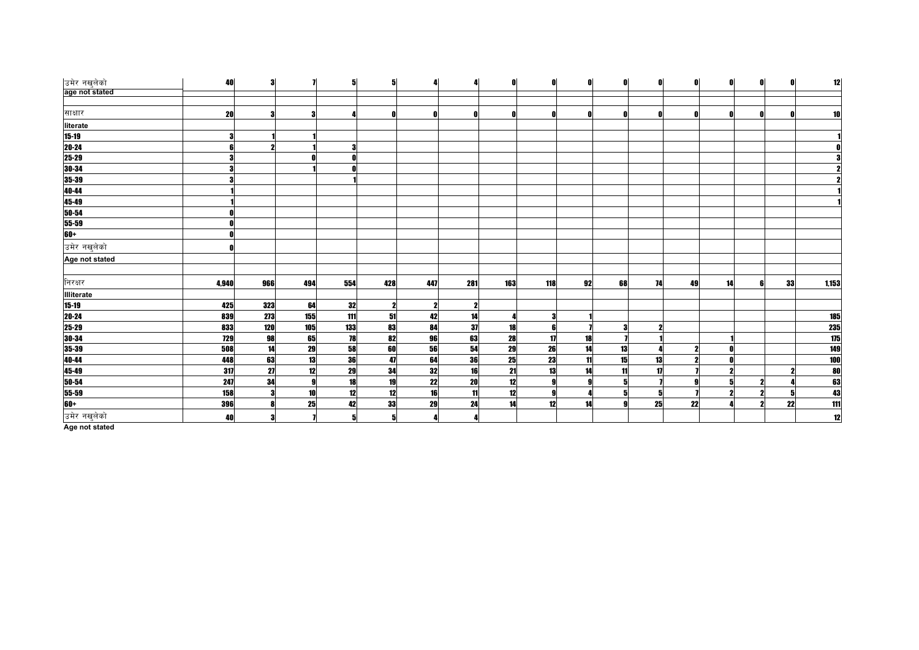| | | | | | | | | | | | | | | | | | |
|---|---|---|---|---|---|---|---|---|---|---|---|---|---|---|---|---|---|
| उमेर नखुलेको<br>age not stated | 40 | 3 | 7 | 5 | 5 | 4 | 4 | 0 | 0 | 0 | 0 | 0 | 0 | 0 | 0 | 0 | 12 |
| | | | | | | | | | | | | | | | | | |
| साक्षर | 20 | 3 | 3 | 4 | 0 | 0 | 0 | 0 | 0 | 0 | 0 | 0 | 0 | 0 | 0 | 0 | 10 |
| literate | | | | | | | | | | | | | | | | | |
| 15-19 | 3 | 1 | 1 | | | | | | | | | | | | | | 1 |
| 20-24 | 6 | 2 | 1 | 3 | | | | | | | | | | | | | 0 |
| 25-29 | 3 | | 0 | 0 | | | | | | | | | | | | | 3 |
| 30-34 | 3 | | 1 | 0 | | | | | | | | | | | | | 2 |
| 35-39 | 3 | | | 1 | | | | | | | | | | | | | 2 |
| 40-44 | 1 | | | | | | | | | | | | | | | | 1 |
| 45-49 | 1 | | | | | | | | | | | | | | | | 1 |
| 50-54 | 0 | | | | | | | | | | | | | | | | |
| 55-59 | 0 | | | | | | | | | | | | | | | | |
| 60+ | 0 | | | | | | | | | | | | | | | | |
| उमेर नखुलेको<br>Age not stated | 0 | | | | | | | | | | | | | | | | |
| | | | | | | | | | | | | | | | | | |
| निरक्षर | 4,940 | 966 | 494 | 554 | 428 | 447 | 281 | 163 | 118 | 92 | 68 | 74 | 49 | 14 | 6 | 33 | 1,153 |
| Illiterate | | | | | | | | | | | | | | | | | |
| 15-19 | 425 | 323 | 64 | 32 | 2 | 2 | 2 | | | | | | | | | | |
| 20-24 | 839 | 273 | 155 | 111 | 51 | 42 | 14 | 4 | 3 | 1 | | | | | | | 185 |
| 25-29 | 833 | 120 | 105 | 133 | 83 | 84 | 37 | 18 | 6 | 7 | 3 | 2 | | | | | 235 |
| 30-34 | 729 | 98 | 65 | 78 | 82 | 96 | 63 | 28 | 17 | 18 | 7 | 1 | | 1 | | | 175 |
| 35-39 | 508 | 14 | 29 | 58 | 60 | 56 | 54 | 29 | 26 | 14 | 13 | 4 | 2 | 0 | | | 149 |
| 40-44 | 448 | 63 | 13 | 36 | 47 | 64 | 36 | 25 | 23 | 11 | 15 | 13 | 2 | 0 | | | 100 |
| 45-49 | 317 | 27 | 12 | 29 | 34 | 32 | 16 | 21 | 13 | 14 | 11 | 17 | 7 | 2 | | 2 | 80 |
| 50-54 | 247 | 34 | 9 | 18 | 19 | 22 | 20 | 12 | 9 | 9 | 5 | 7 | 9 | 5 | 2 | 4 | 63 |
| 55-59 | 158 | 3 | 10 | 12 | 12 | 16 | 11 | 12 | 9 | 4 | 5 | 5 | 7 | 2 | 2 | 5 | 43 |
| 60+ | 396 | 8 | 25 | 42 | 33 | 29 | 24 | 14 | 12 | 14 | 9 | 25 | 22 | 4 | 2 | 22 | 111 |
| उमेर नखुलेको<br>Age not stated | 40 | 3 | 7 | 5 | 5 | 4 | 4 | | | | | | | | | | 12 |